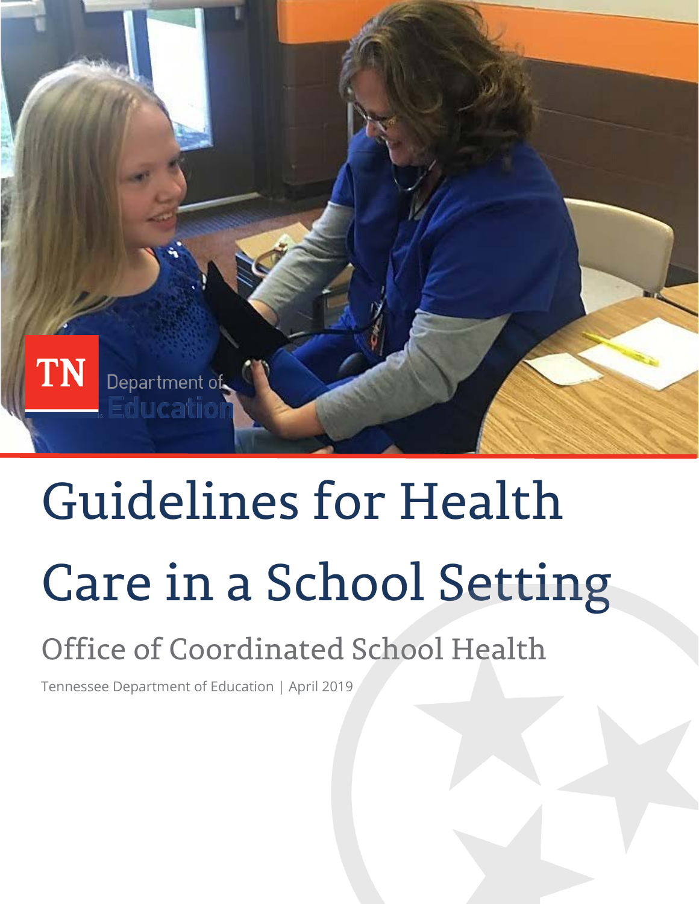TN Department of Education

# Guidelines for Health Care in a School Setting

## Office of Coordinated School Health

Tennessee Department of Education | April 2019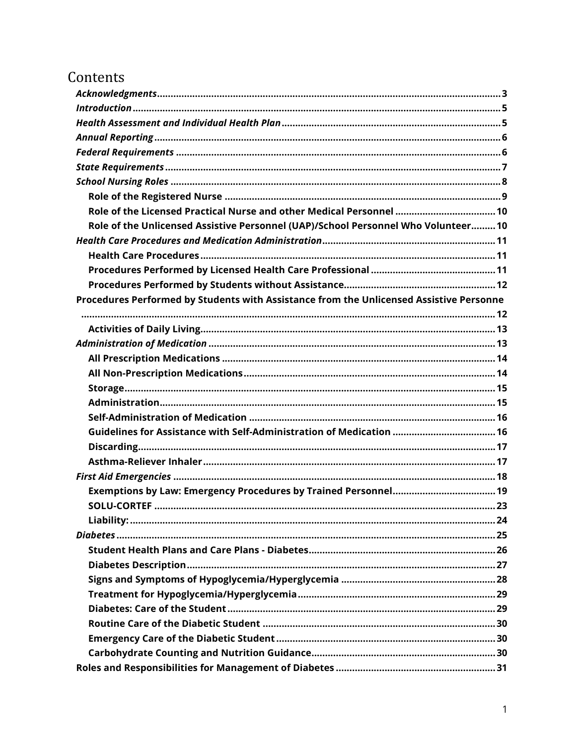# Contents

*Acknowledgments* ..... 3
*Introduction* ..... 5
*Health Assessment and Individual Health Plan* ..... 5
*Annual Reporting* ..... 6
*Federal Requirements* ..... 6
*State Requirements* ..... 7
*School Nursing Roles* ..... 8
- **Role of the Registered Nurse** ..... 9
- **Role of the Licensed Practical Nurse and other Medical Personnel** ..... 10
- **Role of the Unlicensed Assistive Personnel (UAP)/School Personnel Who Volunteer** ..... 10

*Health Care Procedures and Medication Administration* ..... 11
- **Health Care Procedures** ..... 11
- **Procedures Performed by Licensed Health Care Professional** ..... 11
- **Procedures Performed by Students without Assistance** ..... 12

**Procedures Performed by Students with Assistance from the Unlicensed Assistive Personne** ..... 12
- **Activities of Daily Living** ..... 13

*Administration of Medication* ..... 13
- **All Prescription Medications** ..... 14
- **All Non-Prescription Medications** ..... 14
- **Storage** ..... 15
- **Administration** ..... 15
- **Self-Administration of Medication** ..... 16
- **Guidelines for Assistance with Self-Administration of Medication** ..... 16
- **Discarding** ..... 17
- **Asthma-Reliever Inhaler** ..... 17

*First Aid Emergencies* ..... 18
- **Exemptions by Law: Emergency Procedures by Trained Personnel** ..... 19
- **SOLU-CORTEF** ..... 23
- **Liability:** ..... 24

*Diabetes* ..... 25
- **Student Health Plans and Care Plans - Diabetes** ..... 26
- **Diabetes Description** ..... 27
- **Signs and Symptoms of Hypoglycemia/Hyperglycemia** ..... 28
- **Treatment for Hypoglycemia/Hyperglycemia** ..... 29
- **Diabetes: Care of the Student** ..... 29
- **Routine Care of the Diabetic Student** ..... 30
- **Emergency Care of the Diabetic Student** ..... 30
- **Carbohydrate Counting and Nutrition Guidance** ..... 30

**Roles and Responsibilities for Management of Diabetes** ..... 31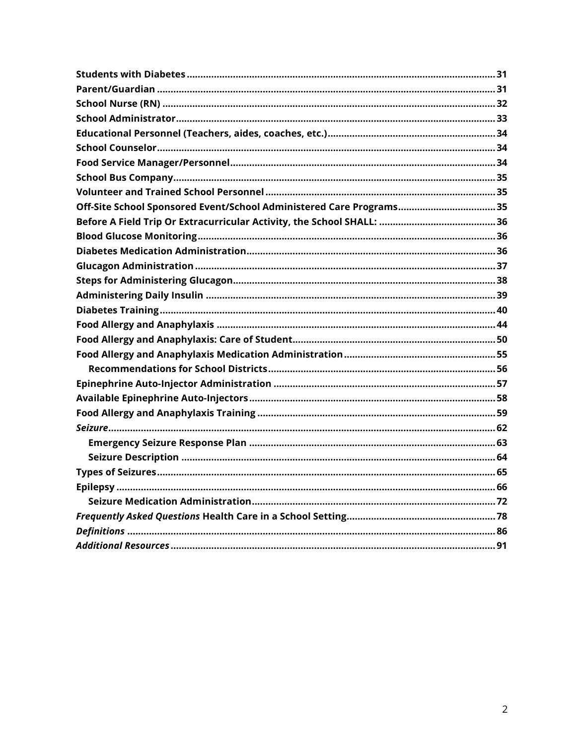**Students with Diabetes** ............ 31
**Parent/Guardian** ............ 31
**School Nurse (RN)** ............ 32
**School Administrator** ............ 33
**Educational Personnel (Teachers, aides, coaches, etc.)** ............ 34
**School Counselor** ............ 34
**Food Service Manager/Personnel** ............ 34
**School Bus Company** ............ 35
**Volunteer and Trained School Personnel** ............ 35
**Off-Site School Sponsored Event/School Administered Care Programs** ............ 35
**Before A Field Trip Or Extracurricular Activity, the School SHALL:** ............ 36
**Blood Glucose Monitoring** ............ 36
**Diabetes Medication Administration** ............ 36
**Glucagon Administration** ............ 37
**Steps for Administering Glucagon** ............ 38
**Administering Daily Insulin** ............ 39
**Diabetes Training** ............ 40
**Food Allergy and Anaphylaxis** ............ 44
**Food Allergy and Anaphylaxis: Care of Student** ............ 50
**Food Allergy and Anaphylaxis Medication Administration** ............ 55
- **Recommendations for School Districts** ............ 56

**Epinephrine Auto-Injector Administration** ............ 57
**Available Epinephrine Auto-Injectors** ............ 58
**Food Allergy and Anaphylaxis Training** ............ 59
***Seizure*** ............ 62
- **Emergency Seizure Response Plan** ............ 63
- **Seizure Description** ............ 64

**Types of Seizures** ............ 65
**Epilepsy** ............ 66
- **Seizure Medication Administration** ............ 72

***Frequently Asked Questions* Health Care in a School Setting** ............ 78
***Definitions*** ............ 86
***Additional Resources*** ............ 91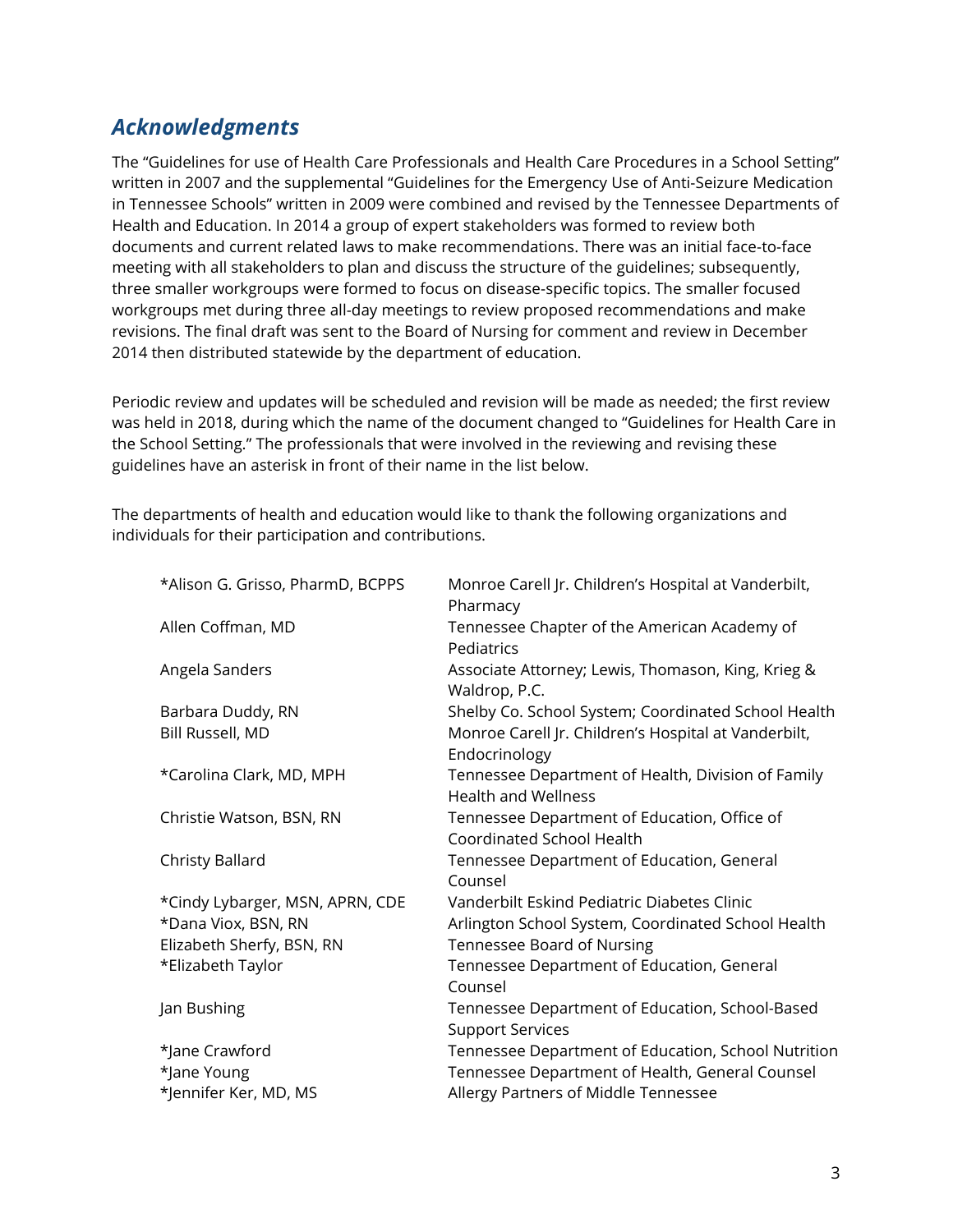## *Acknowledgments*

The "Guidelines for use of Health Care Professionals and Health Care Procedures in a School Setting" written in 2007 and the supplemental "Guidelines for the Emergency Use of Anti-Seizure Medication in Tennessee Schools" written in 2009 were combined and revised by the Tennessee Departments of Health and Education. In 2014 a group of expert stakeholders was formed to review both documents and current related laws to make recommendations. There was an initial face-to-face meeting with all stakeholders to plan and discuss the structure of the guidelines; subsequently, three smaller workgroups were formed to focus on disease-specific topics. The smaller focused workgroups met during three all-day meetings to review proposed recommendations and make revisions. The final draft was sent to the Board of Nursing for comment and review in December 2014 then distributed statewide by the department of education.

Periodic review and updates will be scheduled and revision will be made as needed; the first review was held in 2018, during which the name of the document changed to "Guidelines for Health Care in the School Setting." The professionals that were involved in the reviewing and revising these guidelines have an asterisk in front of their name in the list below.

The departments of health and education would like to thank the following organizations and individuals for their participation and contributions.

| | |
|---|---|
| *Alison G. Grisso, PharmD, BCPPS | Monroe Carell Jr. Children's Hospital at Vanderbilt, Pharmacy |
| Allen Coffman, MD | Tennessee Chapter of the American Academy of Pediatrics |
| Angela Sanders | Associate Attorney; Lewis, Thomason, King, Krieg & Waldrop, P.C. |
| Barbara Duddy, RN | Shelby Co. School System; Coordinated School Health |
| Bill Russell, MD | Monroe Carell Jr. Children's Hospital at Vanderbilt, Endocrinology |
| *Carolina Clark, MD, MPH | Tennessee Department of Health, Division of Family Health and Wellness |
| Christie Watson, BSN, RN | Tennessee Department of Education, Office of Coordinated School Health |
| Christy Ballard | Tennessee Department of Education, General Counsel |
| *Cindy Lybarger, MSN, APRN, CDE | Vanderbilt Eskind Pediatric Diabetes Clinic |
| *Dana Viox, BSN, RN | Arlington School System, Coordinated School Health |
| Elizabeth Sherfy, BSN, RN | Tennessee Board of Nursing |
| *Elizabeth Taylor | Tennessee Department of Education, General Counsel |
| Jan Bushing | Tennessee Department of Education, School-Based Support Services |
| *Jane Crawford | Tennessee Department of Education, School Nutrition |
| *Jane Young | Tennessee Department of Health, General Counsel |
| *Jennifer Ker, MD, MS | Allergy Partners of Middle Tennessee |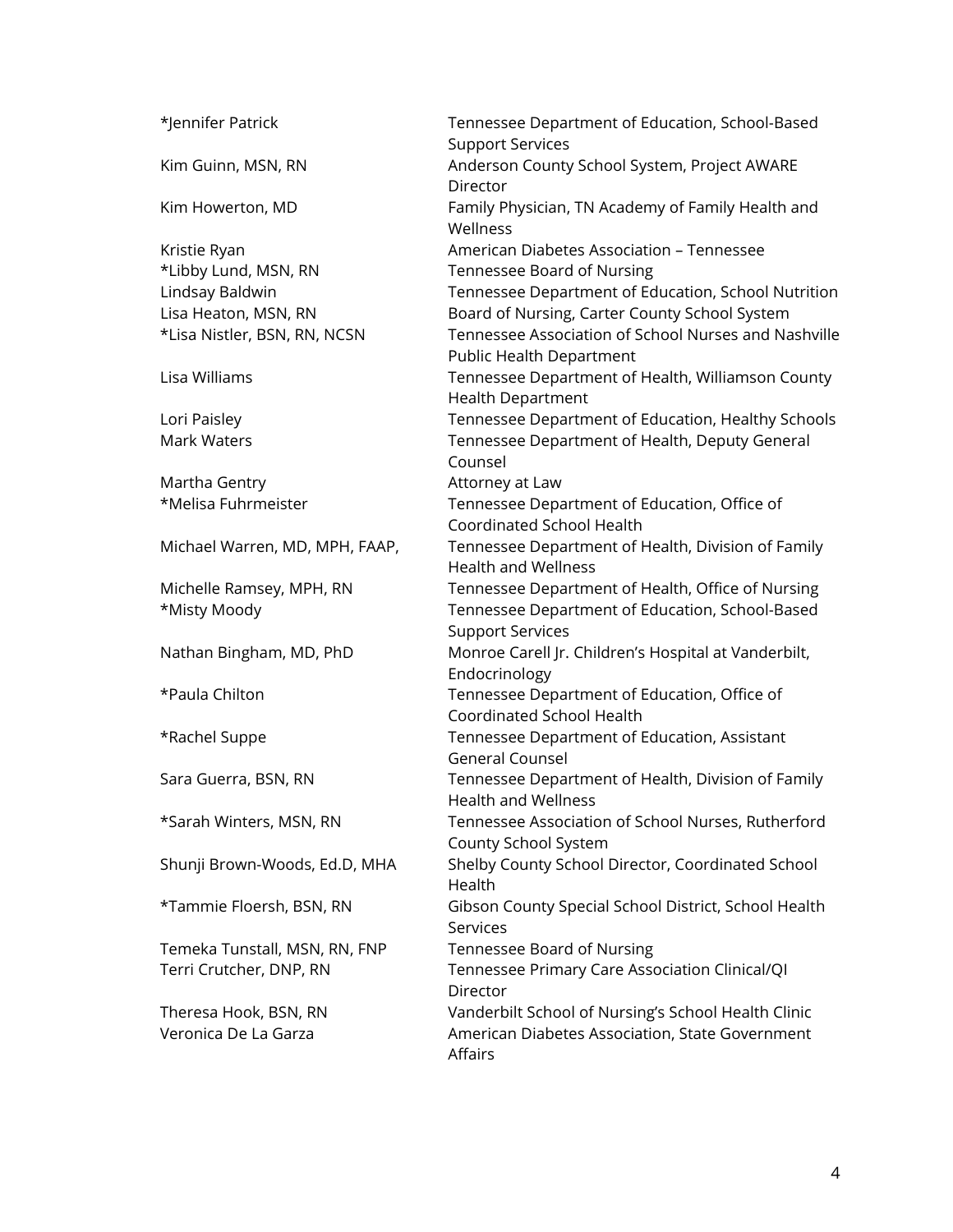| | |
|---|---|
| *Jennifer Patrick | Tennessee Department of Education, School-Based Support Services |
| Kim Guinn, MSN, RN | Anderson County School System, Project AWARE Director |
| Kim Howerton, MD | Family Physician, TN Academy of Family Health and Wellness |
| Kristie Ryan | American Diabetes Association – Tennessee |
| *Libby Lund, MSN, RN | Tennessee Board of Nursing |
| Lindsay Baldwin | Tennessee Department of Education, School Nutrition |
| Lisa Heaton, MSN, RN | Board of Nursing, Carter County School System |
| *Lisa Nistler, BSN, RN, NCSN | Tennessee Association of School Nurses and Nashville Public Health Department |
| Lisa Williams | Tennessee Department of Health, Williamson County Health Department |
| Lori Paisley | Tennessee Department of Education, Healthy Schools |
| Mark Waters | Tennessee Department of Health, Deputy General Counsel |
| Martha Gentry | Attorney at Law |
| *Melisa Fuhrmeister | Tennessee Department of Education, Office of Coordinated School Health |
| Michael Warren, MD, MPH, FAAP, | Tennessee Department of Health, Division of Family Health and Wellness |
| Michelle Ramsey, MPH, RN | Tennessee Department of Health, Office of Nursing |
| *Misty Moody | Tennessee Department of Education, School-Based Support Services |
| Nathan Bingham, MD, PhD | Monroe Carell Jr. Children's Hospital at Vanderbilt, Endocrinology |
| *Paula Chilton | Tennessee Department of Education, Office of Coordinated School Health |
| *Rachel Suppe | Tennessee Department of Education, Assistant General Counsel |
| Sara Guerra, BSN, RN | Tennessee Department of Health, Division of Family Health and Wellness |
| *Sarah Winters, MSN, RN | Tennessee Association of School Nurses, Rutherford County School System |
| Shunji Brown-Woods, Ed.D, MHA | Shelby County School Director, Coordinated School Health |
| *Tammie Floersh, BSN, RN | Gibson County Special School District, School Health Services |
| Temeka Tunstall, MSN, RN, FNP | Tennessee Board of Nursing |
| Terri Crutcher, DNP, RN | Tennessee Primary Care Association Clinical/QI Director |
| Theresa Hook, BSN, RN | Vanderbilt School of Nursing's School Health Clinic |
| Veronica De La Garza | American Diabetes Association, State Government Affairs |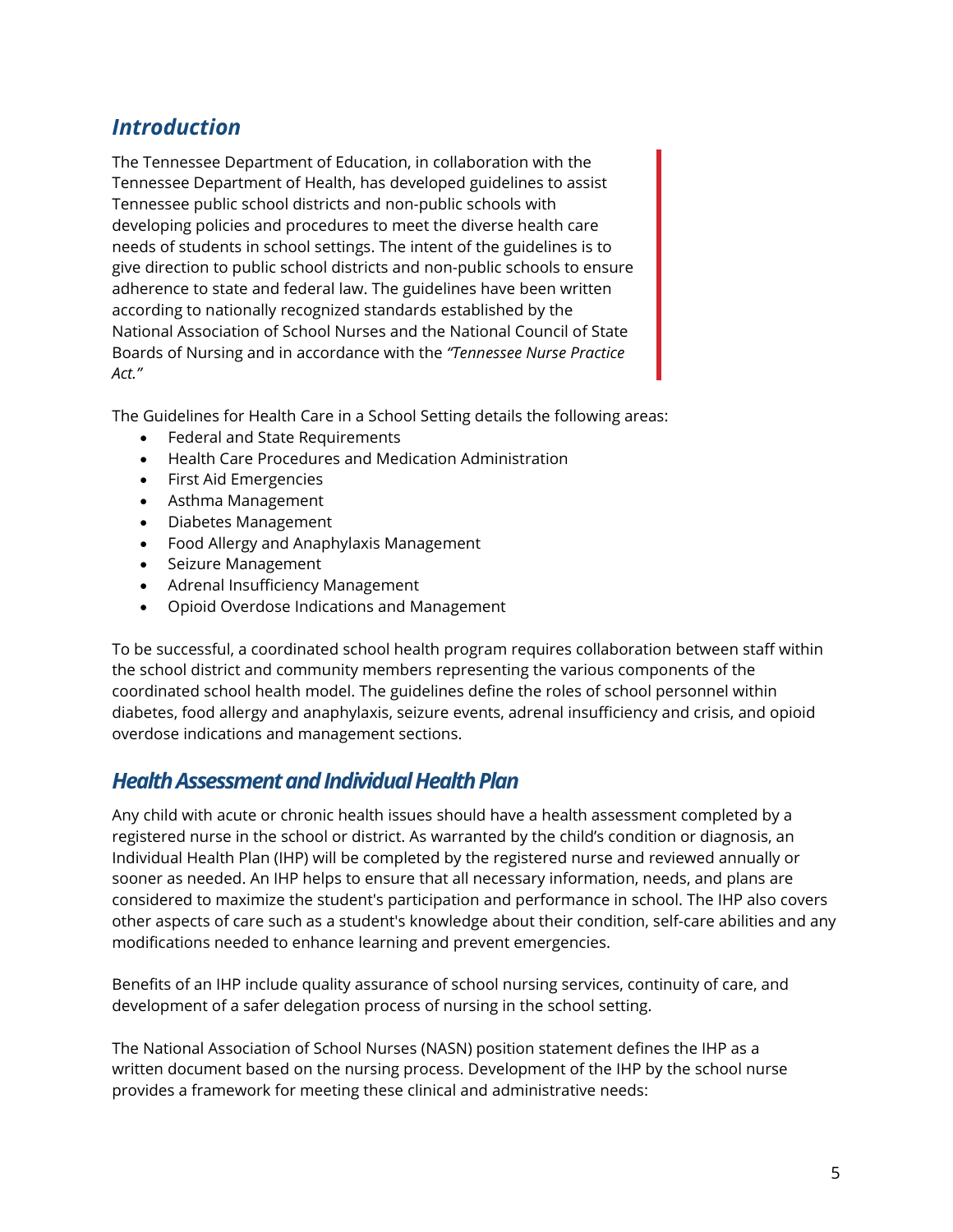## *Introduction*

The Tennessee Department of Education, in collaboration with the Tennessee Department of Health, has developed guidelines to assist Tennessee public school districts and non-public schools with developing policies and procedures to meet the diverse health care needs of students in school settings. The intent of the guidelines is to give direction to public school districts and non-public schools to ensure adherence to state and federal law. The guidelines have been written according to nationally recognized standards established by the National Association of School Nurses and the National Council of State Boards of Nursing and in accordance with the *"Tennessee Nurse Practice Act."*

The Guidelines for Health Care in a School Setting details the following areas:

- Federal and State Requirements
- Health Care Procedures and Medication Administration
- First Aid Emergencies
- Asthma Management
- Diabetes Management
- Food Allergy and Anaphylaxis Management
- Seizure Management
- Adrenal Insufficiency Management
- Opioid Overdose Indications and Management

To be successful, a coordinated school health program requires collaboration between staff within the school district and community members representing the various components of the coordinated school health model. The guidelines define the roles of school personnel within diabetes, food allergy and anaphylaxis, seizure events, adrenal insufficiency and crisis, and opioid overdose indications and management sections.

## *Health Assessment and Individual Health Plan*

Any child with acute or chronic health issues should have a health assessment completed by a registered nurse in the school or district. As warranted by the child's condition or diagnosis, an Individual Health Plan (IHP) will be completed by the registered nurse and reviewed annually or sooner as needed. An IHP helps to ensure that all necessary information, needs, and plans are considered to maximize the student's participation and performance in school. The IHP also covers other aspects of care such as a student's knowledge about their condition, self-care abilities and any modifications needed to enhance learning and prevent emergencies.

Benefits of an IHP include quality assurance of school nursing services, continuity of care, and development of a safer delegation process of nursing in the school setting.

The National Association of School Nurses (NASN) position statement defines the IHP as a written document based on the nursing process. Development of the IHP by the school nurse provides a framework for meeting these clinical and administrative needs: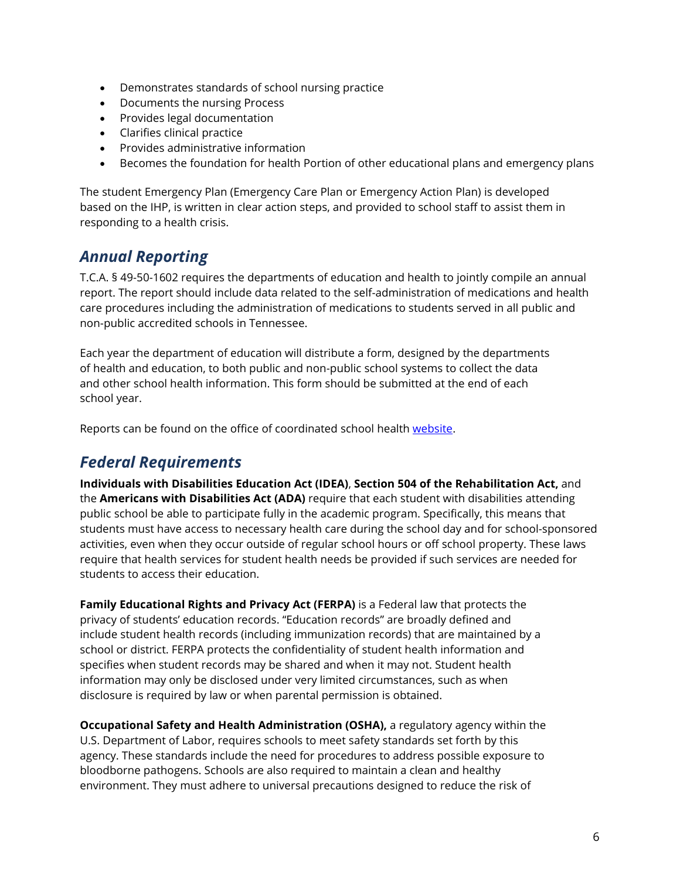- Demonstrates standards of school nursing practice
- Documents the nursing Process
- Provides legal documentation
- Clarifies clinical practice
- Provides administrative information
- Becomes the foundation for health Portion of other educational plans and emergency plans

The student Emergency Plan (Emergency Care Plan or Emergency Action Plan) is developed based on the IHP, is written in clear action steps, and provided to school staff to assist them in responding to a health crisis.

## *Annual Reporting*

T.C.A. § 49-50-1602 requires the departments of education and health to jointly compile an annual report. The report should include data related to the self-administration of medications and health care procedures including the administration of medications to students served in all public and non-public accredited schools in Tennessee.

Each year the department of education will distribute a form, designed by the departments of health and education, to both public and non-public school systems to collect the data and other school health information. This form should be submitted at the end of each school year.

Reports can be found on the office of coordinated school health website.

## *Federal Requirements*

**Individuals with Disabilities Education Act (IDEA)**, **Section 504 of the Rehabilitation Act,** and the **Americans with Disabilities Act (ADA)** require that each student with disabilities attending public school be able to participate fully in the academic program. Specifically, this means that students must have access to necessary health care during the school day and for school-sponsored activities, even when they occur outside of regular school hours or off school property. These laws require that health services for student health needs be provided if such services are needed for students to access their education.

**Family Educational Rights and Privacy Act (FERPA)** is a Federal law that protects the privacy of students' education records. "Education records" are broadly defined and include student health records (including immunization records) that are maintained by a school or district. FERPA protects the confidentiality of student health information and specifies when student records may be shared and when it may not. Student health information may only be disclosed under very limited circumstances, such as when disclosure is required by law or when parental permission is obtained.

**Occupational Safety and Health Administration (OSHA),** a regulatory agency within the U.S. Department of Labor, requires schools to meet safety standards set forth by this agency. These standards include the need for procedures to address possible exposure to bloodborne pathogens. Schools are also required to maintain a clean and healthy environment. They must adhere to universal precautions designed to reduce the risk of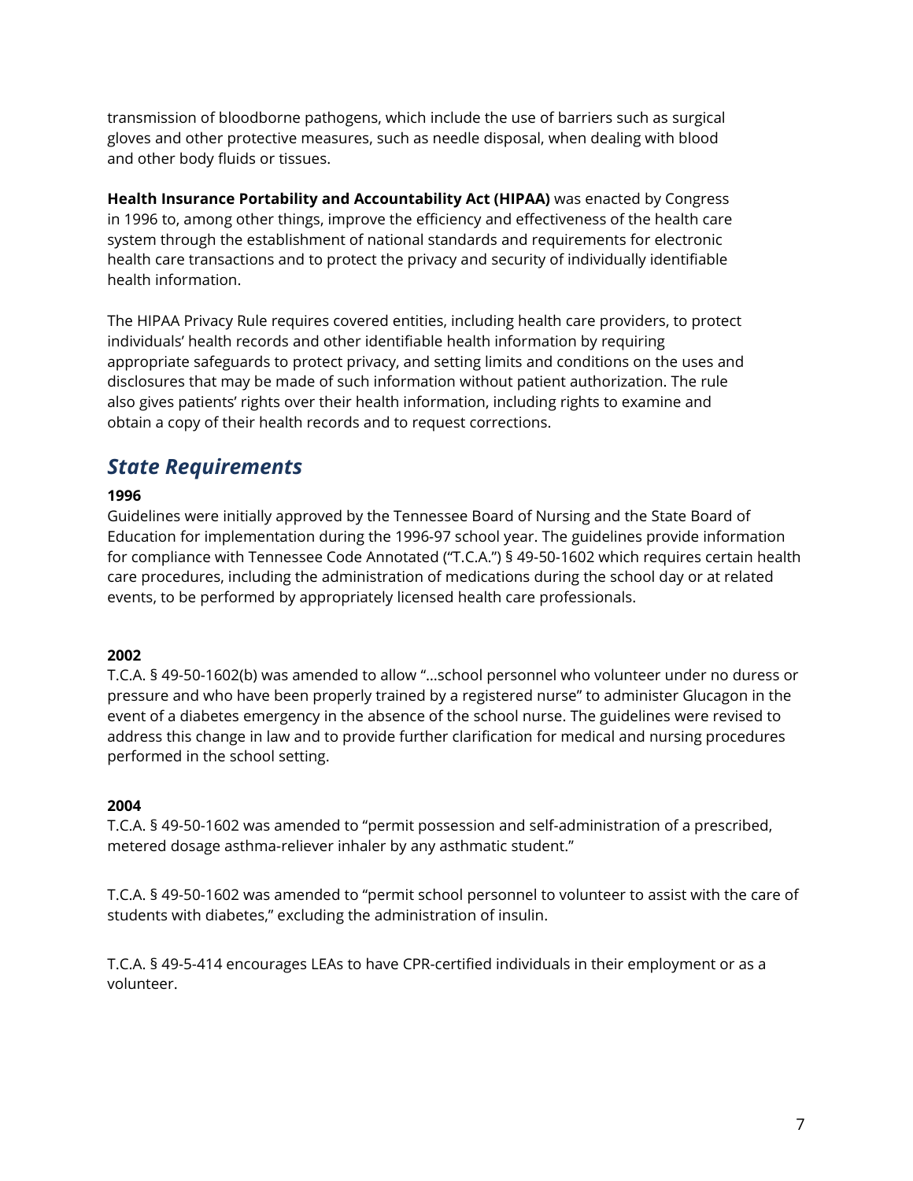transmission of bloodborne pathogens, which include the use of barriers such as surgical gloves and other protective measures, such as needle disposal, when dealing with blood and other body fluids or tissues.

**Health Insurance Portability and Accountability Act (HIPAA)** was enacted by Congress in 1996 to, among other things, improve the efficiency and effectiveness of the health care system through the establishment of national standards and requirements for electronic health care transactions and to protect the privacy and security of individually identifiable health information.

The HIPAA Privacy Rule requires covered entities, including health care providers, to protect individuals' health records and other identifiable health information by requiring appropriate safeguards to protect privacy, and setting limits and conditions on the uses and disclosures that may be made of such information without patient authorization. The rule also gives patients' rights over their health information, including rights to examine and obtain a copy of their health records and to request corrections.

## *State Requirements*

**1996**

Guidelines were initially approved by the Tennessee Board of Nursing and the State Board of Education for implementation during the 1996-97 school year. The guidelines provide information for compliance with Tennessee Code Annotated ("T.C.A.") § 49-50-1602 which requires certain health care procedures, including the administration of medications during the school day or at related events, to be performed by appropriately licensed health care professionals.

**2002**

T.C.A. § 49-50-1602(b) was amended to allow "…school personnel who volunteer under no duress or pressure and who have been properly trained by a registered nurse" to administer Glucagon in the event of a diabetes emergency in the absence of the school nurse. The guidelines were revised to address this change in law and to provide further clarification for medical and nursing procedures performed in the school setting.

**2004**

T.C.A. § 49-50-1602 was amended to "permit possession and self-administration of a prescribed, metered dosage asthma-reliever inhaler by any asthmatic student."

T.C.A. § 49-50-1602 was amended to "permit school personnel to volunteer to assist with the care of students with diabetes," excluding the administration of insulin.

T.C.A. § 49-5-414 encourages LEAs to have CPR-certified individuals in their employment or as a volunteer.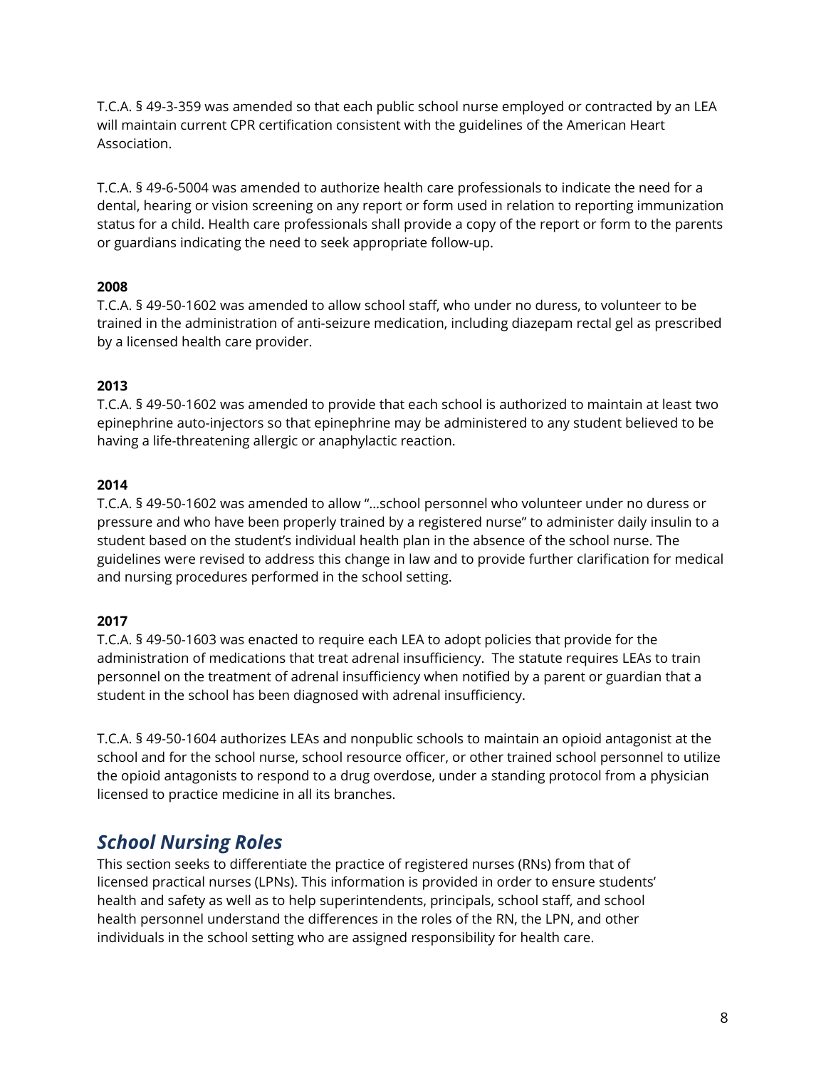T.C.A. § 49-3-359 was amended so that each public school nurse employed or contracted by an LEA will maintain current CPR certification consistent with the guidelines of the American Heart Association.

T.C.A. § 49-6-5004 was amended to authorize health care professionals to indicate the need for a dental, hearing or vision screening on any report or form used in relation to reporting immunization status for a child. Health care professionals shall provide a copy of the report or form to the parents or guardians indicating the need to seek appropriate follow-up.

**2008**

T.C.A. § 49-50-1602 was amended to allow school staff, who under no duress, to volunteer to be trained in the administration of anti-seizure medication, including diazepam rectal gel as prescribed by a licensed health care provider.

**2013**

T.C.A. § 49-50-1602 was amended to provide that each school is authorized to maintain at least two epinephrine auto-injectors so that epinephrine may be administered to any student believed to be having a life-threatening allergic or anaphylactic reaction.

**2014**

T.C.A. § 49-50-1602 was amended to allow "...school personnel who volunteer under no duress or pressure and who have been properly trained by a registered nurse" to administer daily insulin to a student based on the student's individual health plan in the absence of the school nurse. The guidelines were revised to address this change in law and to provide further clarification for medical and nursing procedures performed in the school setting.

**2017**

T.C.A. § 49-50-1603 was enacted to require each LEA to adopt policies that provide for the administration of medications that treat adrenal insufficiency. The statute requires LEAs to train personnel on the treatment of adrenal insufficiency when notified by a parent or guardian that a student in the school has been diagnosed with adrenal insufficiency.

T.C.A. § 49-50-1604 authorizes LEAs and nonpublic schools to maintain an opioid antagonist at the school and for the school nurse, school resource officer, or other trained school personnel to utilize the opioid antagonists to respond to a drug overdose, under a standing protocol from a physician licensed to practice medicine in all its branches.

## *School Nursing Roles*

This section seeks to differentiate the practice of registered nurses (RNs) from that of licensed practical nurses (LPNs). This information is provided in order to ensure students' health and safety as well as to help superintendents, principals, school staff, and school health personnel understand the differences in the roles of the RN, the LPN, and other individuals in the school setting who are assigned responsibility for health care.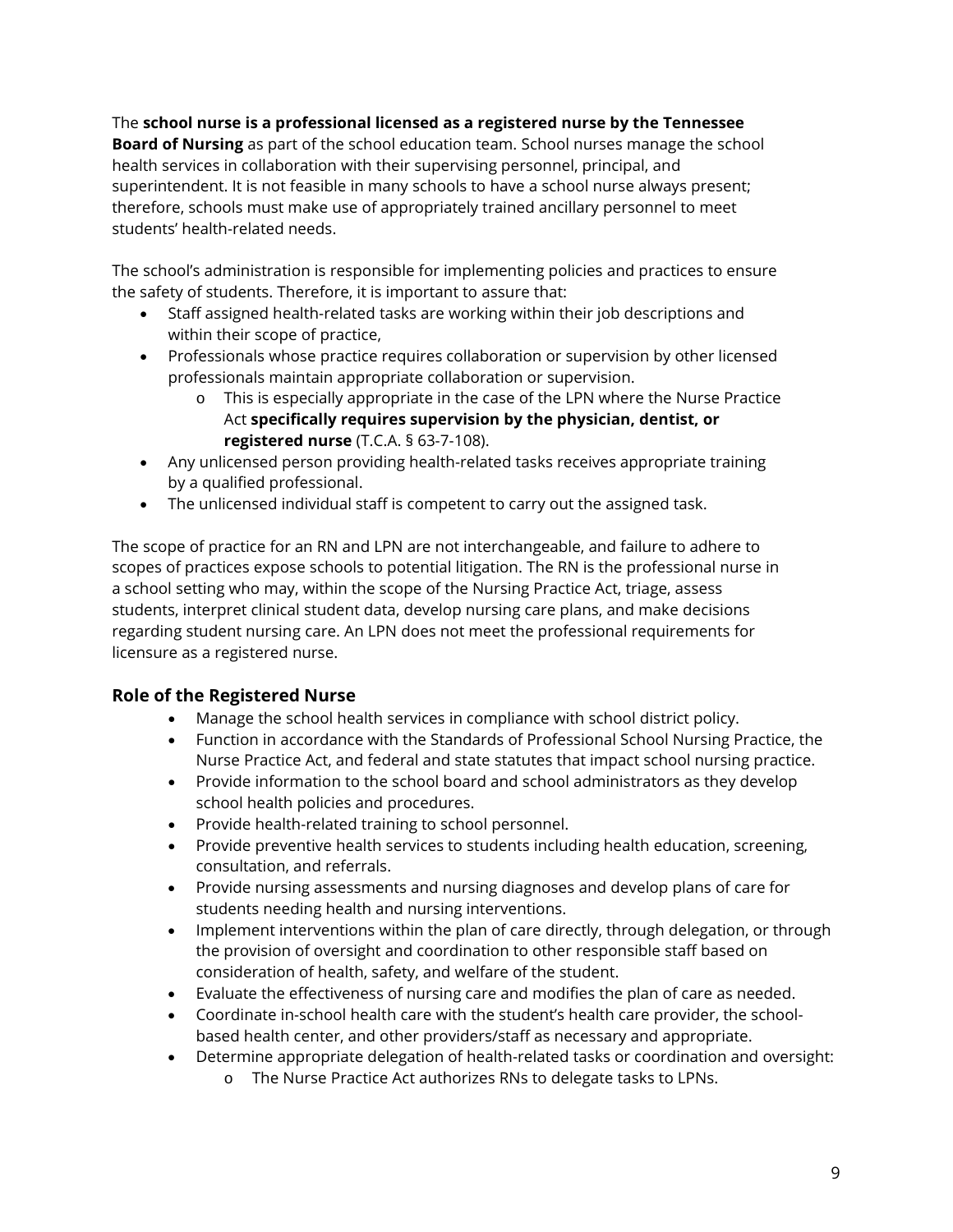The **school nurse is a professional licensed as a registered nurse by the Tennessee Board of Nursing** as part of the school education team. School nurses manage the school health services in collaboration with their supervising personnel, principal, and superintendent. It is not feasible in many schools to have a school nurse always present; therefore, schools must make use of appropriately trained ancillary personnel to meet students' health-related needs.

The school's administration is responsible for implementing policies and practices to ensure the safety of students. Therefore, it is important to assure that:

- Staff assigned health-related tasks are working within their job descriptions and within their scope of practice,
- Professionals whose practice requires collaboration or supervision by other licensed professionals maintain appropriate collaboration or supervision.
    - This is especially appropriate in the case of the LPN where the Nurse Practice Act **specifically requires supervision by the physician, dentist, or registered nurse** (T.C.A. § 63-7-108).
- Any unlicensed person providing health-related tasks receives appropriate training by a qualified professional.
- The unlicensed individual staff is competent to carry out the assigned task.

The scope of practice for an RN and LPN are not interchangeable, and failure to adhere to scopes of practices expose schools to potential litigation. The RN is the professional nurse in a school setting who may, within the scope of the Nursing Practice Act, triage, assess students, interpret clinical student data, develop nursing care plans, and make decisions regarding student nursing care. An LPN does not meet the professional requirements for licensure as a registered nurse.

## Role of the Registered Nurse

- Manage the school health services in compliance with school district policy.
- Function in accordance with the Standards of Professional School Nursing Practice, the Nurse Practice Act, and federal and state statutes that impact school nursing practice.
- Provide information to the school board and school administrators as they develop school health policies and procedures.
- Provide health-related training to school personnel.
- Provide preventive health services to students including health education, screening, consultation, and referrals.
- Provide nursing assessments and nursing diagnoses and develop plans of care for students needing health and nursing interventions.
- Implement interventions within the plan of care directly, through delegation, or through the provision of oversight and coordination to other responsible staff based on consideration of health, safety, and welfare of the student.
- Evaluate the effectiveness of nursing care and modifies the plan of care as needed.
- Coordinate in-school health care with the student's health care provider, the school-based health center, and other providers/staff as necessary and appropriate.
- Determine appropriate delegation of health-related tasks or coordination and oversight:
    - The Nurse Practice Act authorizes RNs to delegate tasks to LPNs.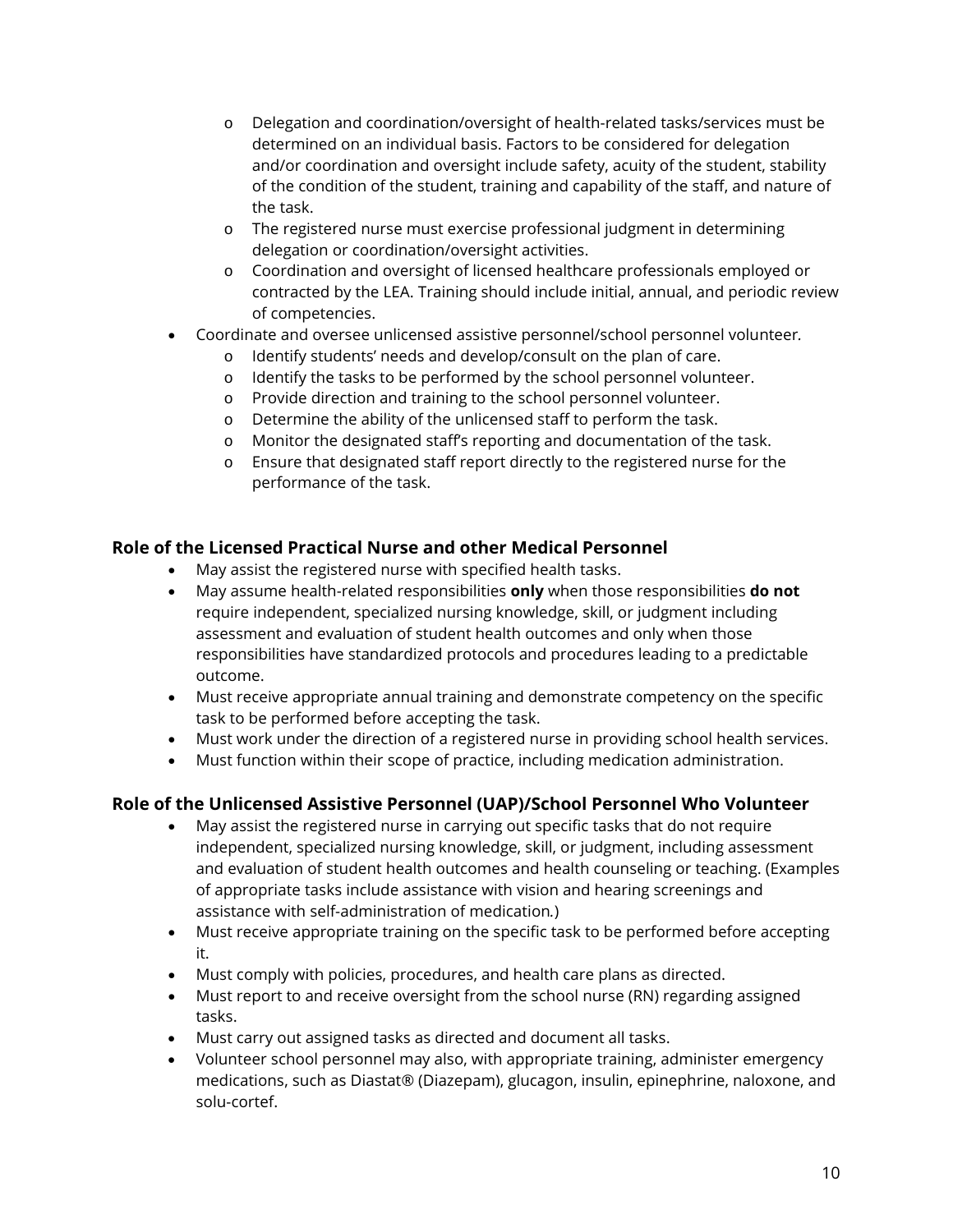- Delegation and coordination/oversight of health-related tasks/services must be determined on an individual basis. Factors to be considered for delegation and/or coordination and oversight include safety, acuity of the student, stability of the condition of the student, training and capability of the staff, and nature of the task.
  - The registered nurse must exercise professional judgment in determining delegation or coordination/oversight activities.
  - Coordination and oversight of licensed healthcare professionals employed or contracted by the LEA. Training should include initial, annual, and periodic review of competencies.
- Coordinate and oversee unlicensed assistive personnel/school personnel volunteer.
  - Identify students' needs and develop/consult on the plan of care.
  - Identify the tasks to be performed by the school personnel volunteer.
  - Provide direction and training to the school personnel volunteer.
  - Determine the ability of the unlicensed staff to perform the task.
  - Monitor the designated staff's reporting and documentation of the task.
  - Ensure that designated staff report directly to the registered nurse for the performance of the task.

### Role of the Licensed Practical Nurse and other Medical Personnel

- May assist the registered nurse with specified health tasks.
- May assume health-related responsibilities **only** when those responsibilities **do not** require independent, specialized nursing knowledge, skill, or judgment including assessment and evaluation of student health outcomes and only when those responsibilities have standardized protocols and procedures leading to a predictable outcome.
- Must receive appropriate annual training and demonstrate competency on the specific task to be performed before accepting the task.
- Must work under the direction of a registered nurse in providing school health services.
- Must function within their scope of practice, including medication administration.

### Role of the Unlicensed Assistive Personnel (UAP)/School Personnel Who Volunteer

- May assist the registered nurse in carrying out specific tasks that do not require independent, specialized nursing knowledge, skill, or judgment, including assessment and evaluation of student health outcomes and health counseling or teaching. (Examples of appropriate tasks include assistance with vision and hearing screenings and assistance with self-administration of medication.)
- Must receive appropriate training on the specific task to be performed before accepting it.
- Must comply with policies, procedures, and health care plans as directed.
- Must report to and receive oversight from the school nurse (RN) regarding assigned tasks.
- Must carry out assigned tasks as directed and document all tasks.
- Volunteer school personnel may also, with appropriate training, administer emergency medications, such as Diastat® (Diazepam), glucagon, insulin, epinephrine, naloxone, and solu-cortef.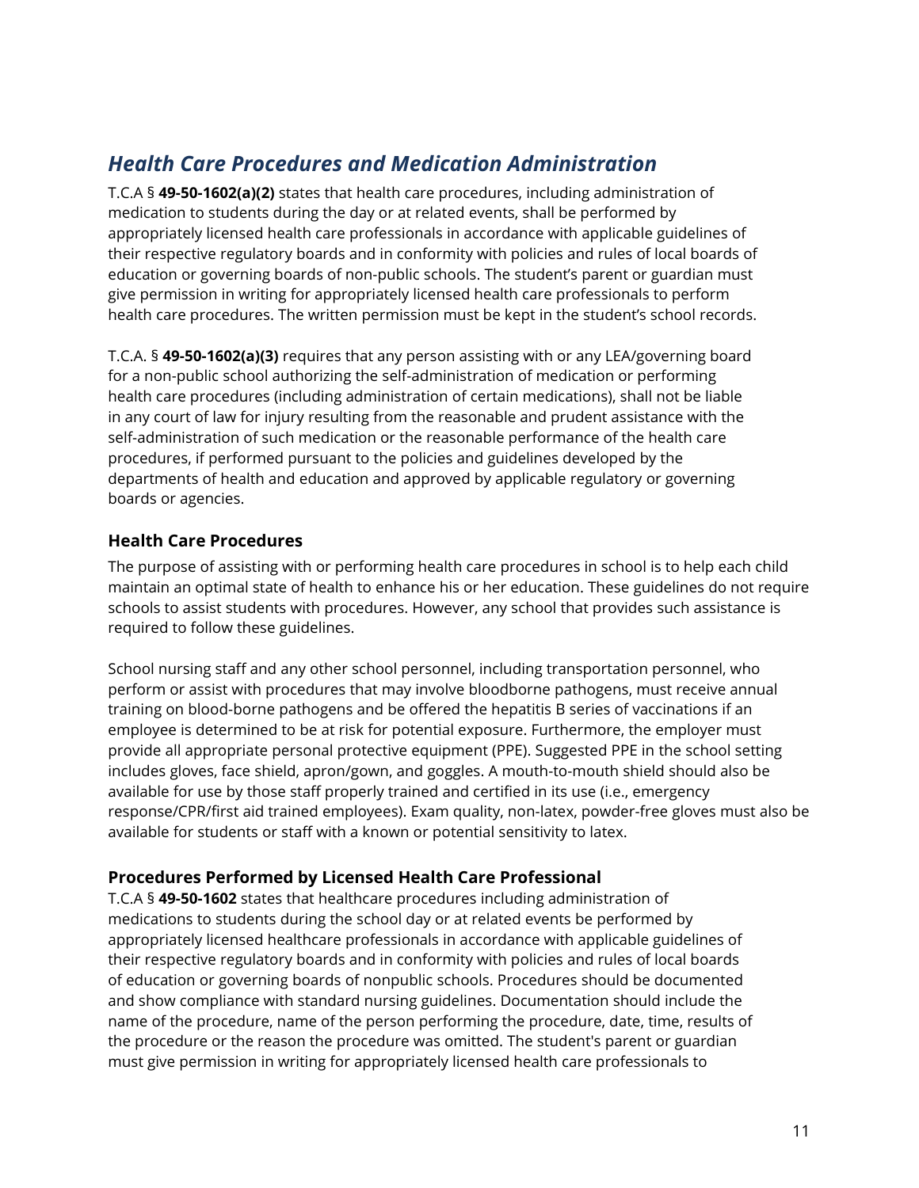## *Health Care Procedures and Medication Administration*

T.C.A § **49-50-1602(a)(2)** states that health care procedures, including administration of medication to students during the day or at related events, shall be performed by appropriately licensed health care professionals in accordance with applicable guidelines of their respective regulatory boards and in conformity with policies and rules of local boards of education or governing boards of non-public schools. The student's parent or guardian must give permission in writing for appropriately licensed health care professionals to perform health care procedures. The written permission must be kept in the student's school records.

T.C.A. § **49-50-1602(a)(3)** requires that any person assisting with or any LEA/governing board for a non-public school authorizing the self-administration of medication or performing health care procedures (including administration of certain medications), shall not be liable in any court of law for injury resulting from the reasonable and prudent assistance with the self-administration of such medication or the reasonable performance of the health care procedures, if performed pursuant to the policies and guidelines developed by the departments of health and education and approved by applicable regulatory or governing boards or agencies.

### Health Care Procedures

The purpose of assisting with or performing health care procedures in school is to help each child maintain an optimal state of health to enhance his or her education. These guidelines do not require schools to assist students with procedures. However, any school that provides such assistance is required to follow these guidelines.

School nursing staff and any other school personnel, including transportation personnel, who perform or assist with procedures that may involve bloodborne pathogens, must receive annual training on blood-borne pathogens and be offered the hepatitis B series of vaccinations if an employee is determined to be at risk for potential exposure. Furthermore, the employer must provide all appropriate personal protective equipment (PPE). Suggested PPE in the school setting includes gloves, face shield, apron/gown, and goggles. A mouth-to-mouth shield should also be available for use by those staff properly trained and certified in its use (i.e., emergency response/CPR/first aid trained employees). Exam quality, non-latex, powder-free gloves must also be available for students or staff with a known or potential sensitivity to latex.

### Procedures Performed by Licensed Health Care Professional

T.C.A § **49-50-1602** states that healthcare procedures including administration of medications to students during the school day or at related events be performed by appropriately licensed healthcare professionals in accordance with applicable guidelines of their respective regulatory boards and in conformity with policies and rules of local boards of education or governing boards of nonpublic schools. Procedures should be documented and show compliance with standard nursing guidelines. Documentation should include the name of the procedure, name of the person performing the procedure, date, time, results of the procedure or the reason the procedure was omitted. The student's parent or guardian must give permission in writing for appropriately licensed health care professionals to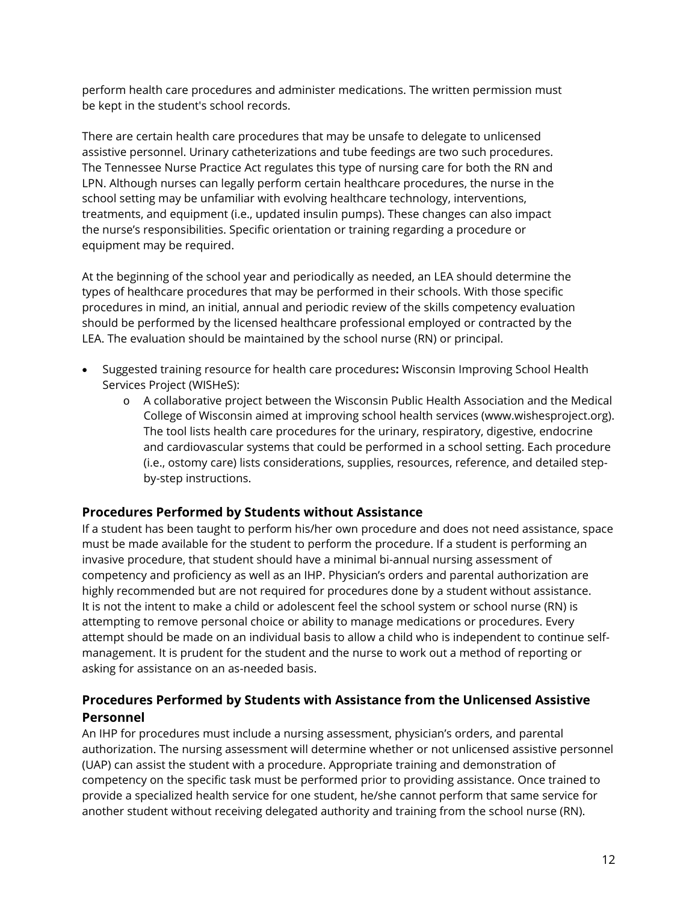perform health care procedures and administer medications. The written permission must be kept in the student's school records.

There are certain health care procedures that may be unsafe to delegate to unlicensed assistive personnel. Urinary catheterizations and tube feedings are two such procedures. The Tennessee Nurse Practice Act regulates this type of nursing care for both the RN and LPN. Although nurses can legally perform certain healthcare procedures, the nurse in the school setting may be unfamiliar with evolving healthcare technology, interventions, treatments, and equipment (i.e., updated insulin pumps). These changes can also impact the nurse's responsibilities. Specific orientation or training regarding a procedure or equipment may be required.

At the beginning of the school year and periodically as needed, an LEA should determine the types of healthcare procedures that may be performed in their schools. With those specific procedures in mind, an initial, annual and periodic review of the skills competency evaluation should be performed by the licensed healthcare professional employed or contracted by the LEA. The evaluation should be maintained by the school nurse (RN) or principal.

- Suggested training resource for health care procedures**:** Wisconsin Improving School Health Services Project (WISHeS):
    - A collaborative project between the Wisconsin Public Health Association and the Medical College of Wisconsin aimed at improving school health services (www.wishesproject.org). The tool lists health care procedures for the urinary, respiratory, digestive, endocrine and cardiovascular systems that could be performed in a school setting. Each procedure (i.e., ostomy care) lists considerations, supplies, resources, reference, and detailed step-by-step instructions.

### Procedures Performed by Students without Assistance

If a student has been taught to perform his/her own procedure and does not need assistance, space must be made available for the student to perform the procedure. If a student is performing an invasive procedure, that student should have a minimal bi-annual nursing assessment of competency and proficiency as well as an IHP. Physician's orders and parental authorization are highly recommended but are not required for procedures done by a student without assistance. It is not the intent to make a child or adolescent feel the school system or school nurse (RN) is attempting to remove personal choice or ability to manage medications or procedures. Every attempt should be made on an individual basis to allow a child who is independent to continue self-management. It is prudent for the student and the nurse to work out a method of reporting or asking for assistance on an as-needed basis.

### Procedures Performed by Students with Assistance from the Unlicensed Assistive Personnel

An IHP for procedures must include a nursing assessment, physician's orders, and parental authorization. The nursing assessment will determine whether or not unlicensed assistive personnel (UAP) can assist the student with a procedure. Appropriate training and demonstration of competency on the specific task must be performed prior to providing assistance. Once trained to provide a specialized health service for one student, he/she cannot perform that same service for another student without receiving delegated authority and training from the school nurse (RN).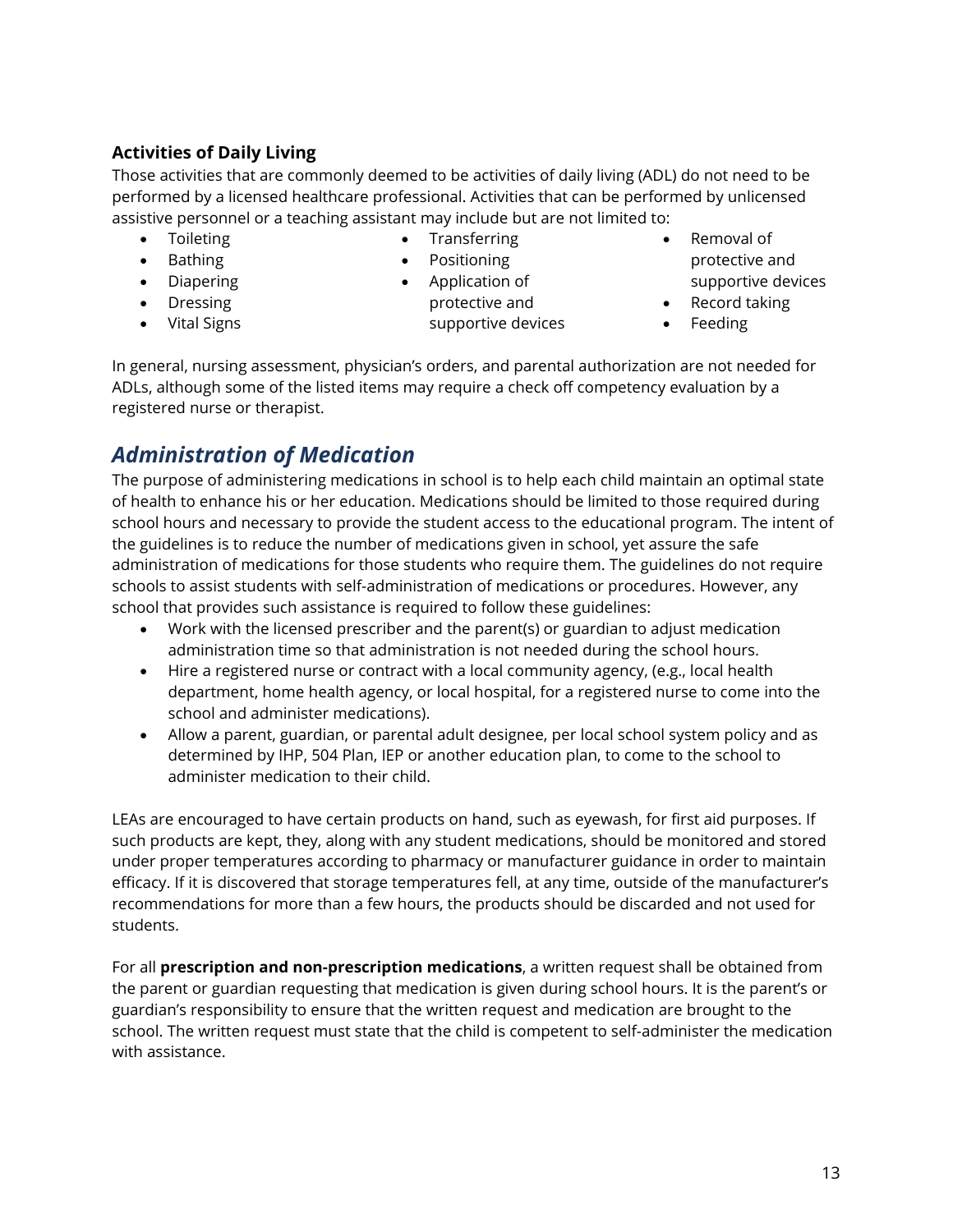### Activities of Daily Living

Those activities that are commonly deemed to be activities of daily living (ADL) do not need to be performed by a licensed healthcare professional. Activities that can be performed by unlicensed assistive personnel or a teaching assistant may include but are not limited to:

- Toileting
- Bathing
- Diapering
- Dressing
- Vital Signs
- Transferring
- Positioning
- Application of protective and supportive devices
- Removal of protective and supportive devices
- Record taking
- Feeding

In general, nursing assessment, physician's orders, and parental authorization are not needed for ADLs, although some of the listed items may require a check off competency evaluation by a registered nurse or therapist.

## *Administration of Medication*

The purpose of administering medications in school is to help each child maintain an optimal state of health to enhance his or her education. Medications should be limited to those required during school hours and necessary to provide the student access to the educational program. The intent of the guidelines is to reduce the number of medications given in school, yet assure the safe administration of medications for those students who require them. The guidelines do not require schools to assist students with self-administration of medications or procedures. However, any school that provides such assistance is required to follow these guidelines:

- Work with the licensed prescriber and the parent(s) or guardian to adjust medication administration time so that administration is not needed during the school hours.
- Hire a registered nurse or contract with a local community agency, (e.g., local health department, home health agency, or local hospital, for a registered nurse to come into the school and administer medications).
- Allow a parent, guardian, or parental adult designee, per local school system policy and as determined by IHP, 504 Plan, IEP or another education plan, to come to the school to administer medication to their child.

LEAs are encouraged to have certain products on hand, such as eyewash, for first aid purposes. If such products are kept, they, along with any student medications, should be monitored and stored under proper temperatures according to pharmacy or manufacturer guidance in order to maintain efficacy. If it is discovered that storage temperatures fell, at any time, outside of the manufacturer's recommendations for more than a few hours, the products should be discarded and not used for students.

For all **prescription and non-prescription medications**, a written request shall be obtained from the parent or guardian requesting that medication is given during school hours. It is the parent's or guardian's responsibility to ensure that the written request and medication are brought to the school. The written request must state that the child is competent to self-administer the medication with assistance.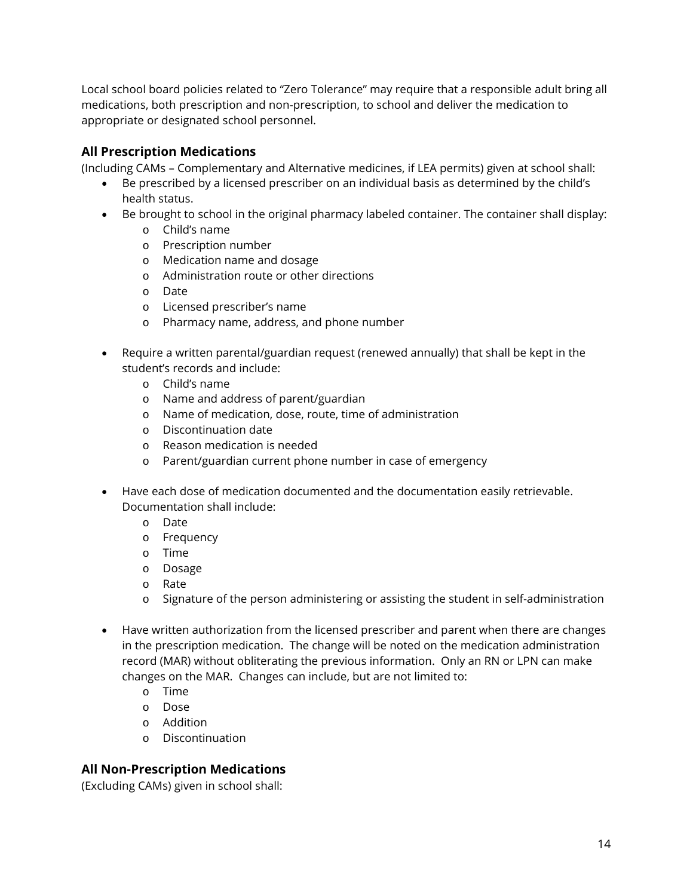Local school board policies related to "Zero Tolerance" may require that a responsible adult bring all medications, both prescription and non-prescription, to school and deliver the medication to appropriate or designated school personnel.

### All Prescription Medications

(Including CAMs – Complementary and Alternative medicines, if LEA permits) given at school shall:

- Be prescribed by a licensed prescriber on an individual basis as determined by the child's health status.
- Be brought to school in the original pharmacy labeled container. The container shall display:
    - Child's name
    - Prescription number
    - Medication name and dosage
    - Administration route or other directions
    - Date
    - Licensed prescriber's name
    - Pharmacy name, address, and phone number
- Require a written parental/guardian request (renewed annually) that shall be kept in the student's records and include:
    - Child's name
    - Name and address of parent/guardian
    - Name of medication, dose, route, time of administration
    - Discontinuation date
    - Reason medication is needed
    - Parent/guardian current phone number in case of emergency
- Have each dose of medication documented and the documentation easily retrievable. Documentation shall include:
    - Date
    - Frequency
    - Time
    - Dosage
    - Rate
    - Signature of the person administering or assisting the student in self-administration
- Have written authorization from the licensed prescriber and parent when there are changes in the prescription medication. The change will be noted on the medication administration record (MAR) without obliterating the previous information. Only an RN or LPN can make changes on the MAR. Changes can include, but are not limited to:
    - Time
    - Dose
    - Addition
    - Discontinuation

### All Non-Prescription Medications

(Excluding CAMs) given in school shall: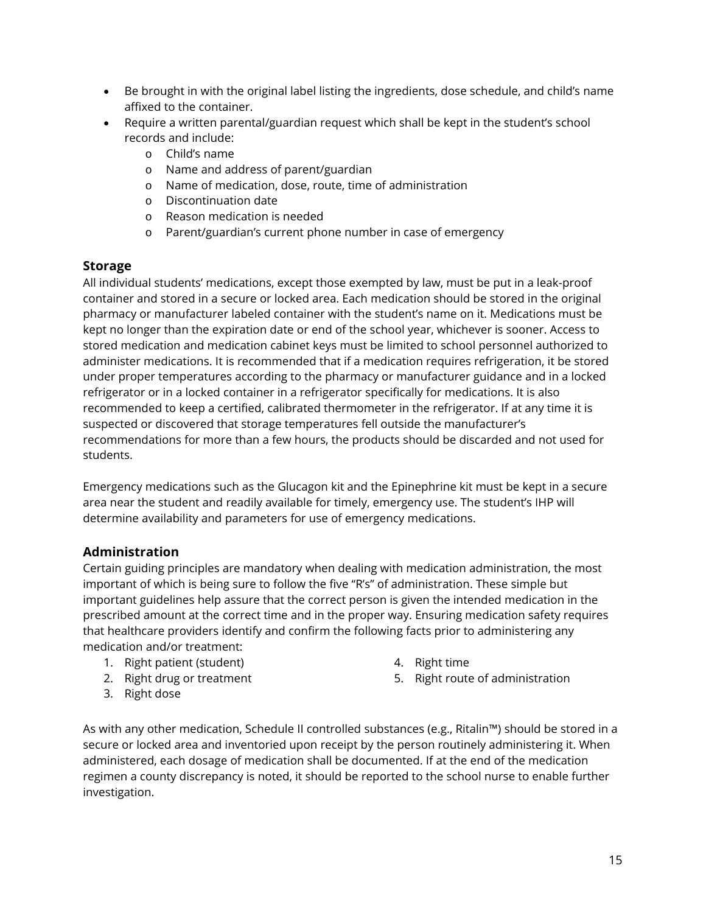- Be brought in with the original label listing the ingredients, dose schedule, and child's name affixed to the container.
- Require a written parental/guardian request which shall be kept in the student's school records and include:
  - Child's name
  - Name and address of parent/guardian
  - Name of medication, dose, route, time of administration
  - Discontinuation date
  - Reason medication is needed
  - Parent/guardian's current phone number in case of emergency

## Storage

All individual students' medications, except those exempted by law, must be put in a leak-proof container and stored in a secure or locked area. Each medication should be stored in the original pharmacy or manufacturer labeled container with the student's name on it. Medications must be kept no longer than the expiration date or end of the school year, whichever is sooner. Access to stored medication and medication cabinet keys must be limited to school personnel authorized to administer medications. It is recommended that if a medication requires refrigeration, it be stored under proper temperatures according to the pharmacy or manufacturer guidance and in a locked refrigerator or in a locked container in a refrigerator specifically for medications. It is also recommended to keep a certified, calibrated thermometer in the refrigerator. If at any time it is suspected or discovered that storage temperatures fell outside the manufacturer's recommendations for more than a few hours, the products should be discarded and not used for students.

Emergency medications such as the Glucagon kit and the Epinephrine kit must be kept in a secure area near the student and readily available for timely, emergency use. The student's IHP will determine availability and parameters for use of emergency medications.

## Administration

Certain guiding principles are mandatory when dealing with medication administration, the most important of which is being sure to follow the five "R's" of administration. These simple but important guidelines help assure that the correct person is given the intended medication in the prescribed amount at the correct time and in the proper way. Ensuring medication safety requires that healthcare providers identify and confirm the following facts prior to administering any medication and/or treatment:

1. Right patient (student)
2. Right drug or treatment
3. Right dose
4. Right time
5. Right route of administration

As with any other medication, Schedule II controlled substances (e.g., Ritalin™) should be stored in a secure or locked area and inventoried upon receipt by the person routinely administering it. When administered, each dosage of medication shall be documented. If at the end of the medication regimen a county discrepancy is noted, it should be reported to the school nurse to enable further investigation.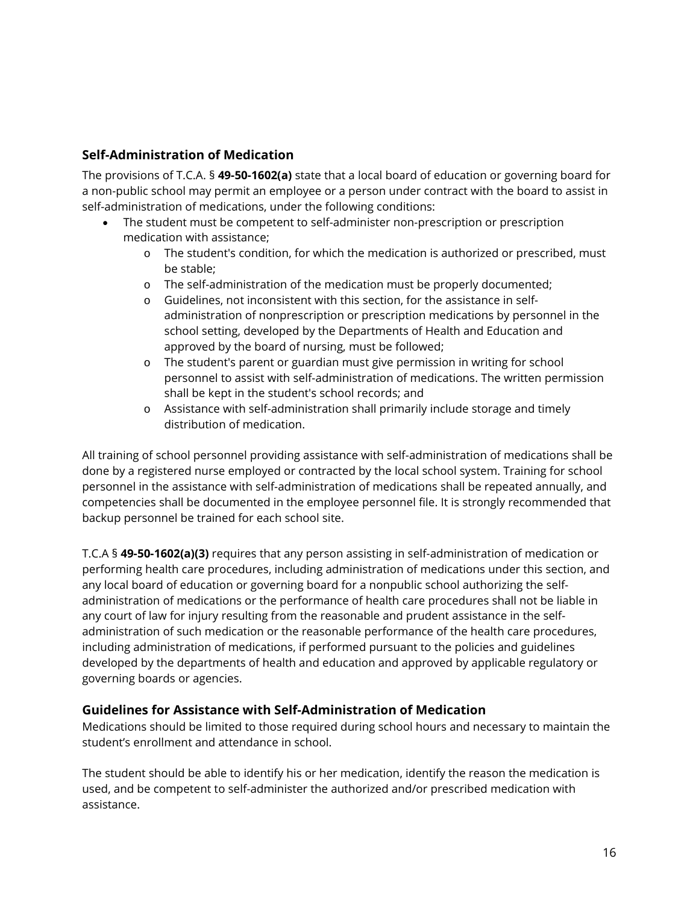## Self-Administration of Medication

The provisions of T.C.A. § **49-50-1602(a)** state that a local board of education or governing board for a non-public school may permit an employee or a person under contract with the board to assist in self-administration of medications, under the following conditions:

- The student must be competent to self-administer non-prescription or prescription medication with assistance;
  - The student's condition, for which the medication is authorized or prescribed, must be stable;
  - The self-administration of the medication must be properly documented;
  - Guidelines, not inconsistent with this section, for the assistance in self-administration of nonprescription or prescription medications by personnel in the school setting, developed by the Departments of Health and Education and approved by the board of nursing, must be followed;
  - The student's parent or guardian must give permission in writing for school personnel to assist with self-administration of medications. The written permission shall be kept in the student's school records; and
  - Assistance with self-administration shall primarily include storage and timely distribution of medication.

All training of school personnel providing assistance with self-administration of medications shall be done by a registered nurse employed or contracted by the local school system. Training for school personnel in the assistance with self-administration of medications shall be repeated annually, and competencies shall be documented in the employee personnel file. It is strongly recommended that backup personnel be trained for each school site.

T.C.A § **49-50-1602(a)(3)** requires that any person assisting in self-administration of medication or performing health care procedures, including administration of medications under this section, and any local board of education or governing board for a nonpublic school authorizing the self-administration of medications or the performance of health care procedures shall not be liable in any court of law for injury resulting from the reasonable and prudent assistance in the self-administration of such medication or the reasonable performance of the health care procedures, including administration of medications, if performed pursuant to the policies and guidelines developed by the departments of health and education and approved by applicable regulatory or governing boards or agencies.

## Guidelines for Assistance with Self-Administration of Medication

Medications should be limited to those required during school hours and necessary to maintain the student's enrollment and attendance in school.

The student should be able to identify his or her medication, identify the reason the medication is used, and be competent to self-administer the authorized and/or prescribed medication with assistance.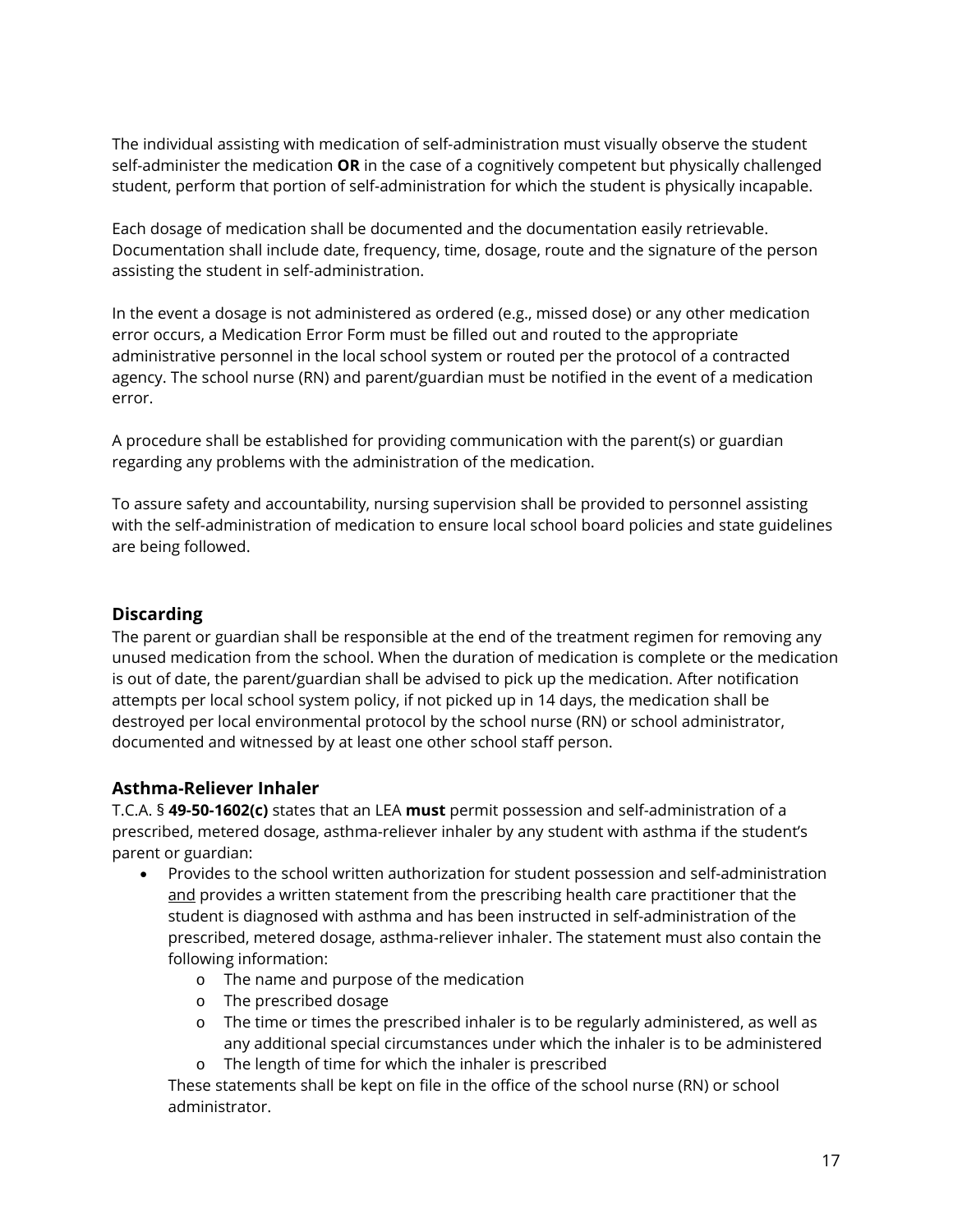The individual assisting with medication of self-administration must visually observe the student self-administer the medication **OR** in the case of a cognitively competent but physically challenged student, perform that portion of self-administration for which the student is physically incapable.

Each dosage of medication shall be documented and the documentation easily retrievable. Documentation shall include date, frequency, time, dosage, route and the signature of the person assisting the student in self-administration.

In the event a dosage is not administered as ordered (e.g., missed dose) or any other medication error occurs, a Medication Error Form must be filled out and routed to the appropriate administrative personnel in the local school system or routed per the protocol of a contracted agency. The school nurse (RN) and parent/guardian must be notified in the event of a medication error.

A procedure shall be established for providing communication with the parent(s) or guardian regarding any problems with the administration of the medication.

To assure safety and accountability, nursing supervision shall be provided to personnel assisting with the self-administration of medication to ensure local school board policies and state guidelines are being followed.

### Discarding

The parent or guardian shall be responsible at the end of the treatment regimen for removing any unused medication from the school. When the duration of medication is complete or the medication is out of date, the parent/guardian shall be advised to pick up the medication. After notification attempts per local school system policy, if not picked up in 14 days, the medication shall be destroyed per local environmental protocol by the school nurse (RN) or school administrator, documented and witnessed by at least one other school staff person.

### Asthma-Reliever Inhaler

T.C.A. § **49-50-1602(c)** states that an LEA **must** permit possession and self-administration of a prescribed, metered dosage, asthma-reliever inhaler by any student with asthma if the student's parent or guardian:

- Provides to the school written authorization for student possession and self-administration <u>and</u> provides a written statement from the prescribing health care practitioner that the student is diagnosed with asthma and has been instructed in self-administration of the prescribed, metered dosage, asthma-reliever inhaler. The statement must also contain the following information:
    - The name and purpose of the medication
    - The prescribed dosage
    - The time or times the prescribed inhaler is to be regularly administered, as well as any additional special circumstances under which the inhaler is to be administered
    - The length of time for which the inhaler is prescribed

  These statements shall be kept on file in the office of the school nurse (RN) or school administrator.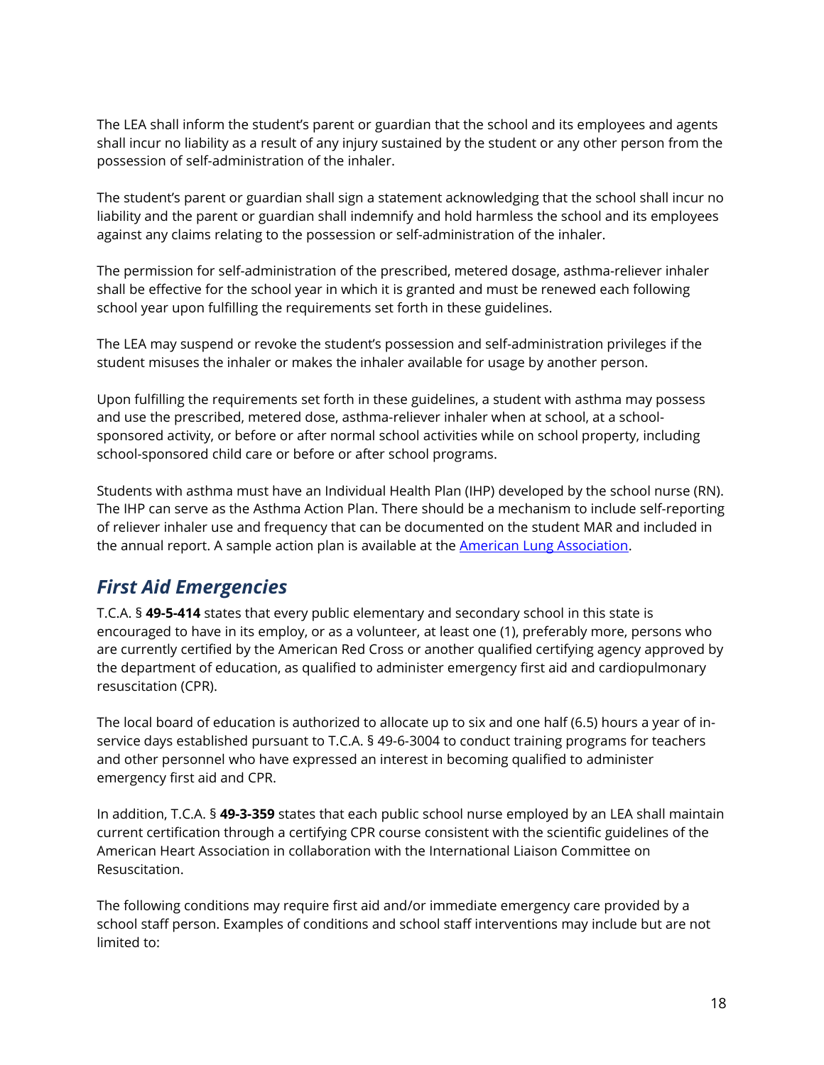The LEA shall inform the student's parent or guardian that the school and its employees and agents shall incur no liability as a result of any injury sustained by the student or any other person from the possession of self-administration of the inhaler.

The student's parent or guardian shall sign a statement acknowledging that the school shall incur no liability and the parent or guardian shall indemnify and hold harmless the school and its employees against any claims relating to the possession or self-administration of the inhaler.

The permission for self-administration of the prescribed, metered dosage, asthma-reliever inhaler shall be effective for the school year in which it is granted and must be renewed each following school year upon fulfilling the requirements set forth in these guidelines.

The LEA may suspend or revoke the student's possession and self-administration privileges if the student misuses the inhaler or makes the inhaler available for usage by another person.

Upon fulfilling the requirements set forth in these guidelines, a student with asthma may possess and use the prescribed, metered dose, asthma-reliever inhaler when at school, at a school-sponsored activity, or before or after normal school activities while on school property, including school-sponsored child care or before or after school programs.

Students with asthma must have an Individual Health Plan (IHP) developed by the school nurse (RN). The IHP can serve as the Asthma Action Plan. There should be a mechanism to include self-reporting of reliever inhaler use and frequency that can be documented on the student MAR and included in the annual report. A sample action plan is available at the [American Lung Association](#).

## *First Aid Emergencies*

T.C.A. § **49-5-414** states that every public elementary and secondary school in this state is encouraged to have in its employ, or as a volunteer, at least one (1), preferably more, persons who are currently certified by the American Red Cross or another qualified certifying agency approved by the department of education, as qualified to administer emergency first aid and cardiopulmonary resuscitation (CPR).

The local board of education is authorized to allocate up to six and one half (6.5) hours a year of in-service days established pursuant to T.C.A. § 49-6-3004 to conduct training programs for teachers and other personnel who have expressed an interest in becoming qualified to administer emergency first aid and CPR.

In addition, T.C.A. § **49-3-359** states that each public school nurse employed by an LEA shall maintain current certification through a certifying CPR course consistent with the scientific guidelines of the American Heart Association in collaboration with the International Liaison Committee on Resuscitation.

The following conditions may require first aid and/or immediate emergency care provided by a school staff person. Examples of conditions and school staff interventions may include but are not limited to: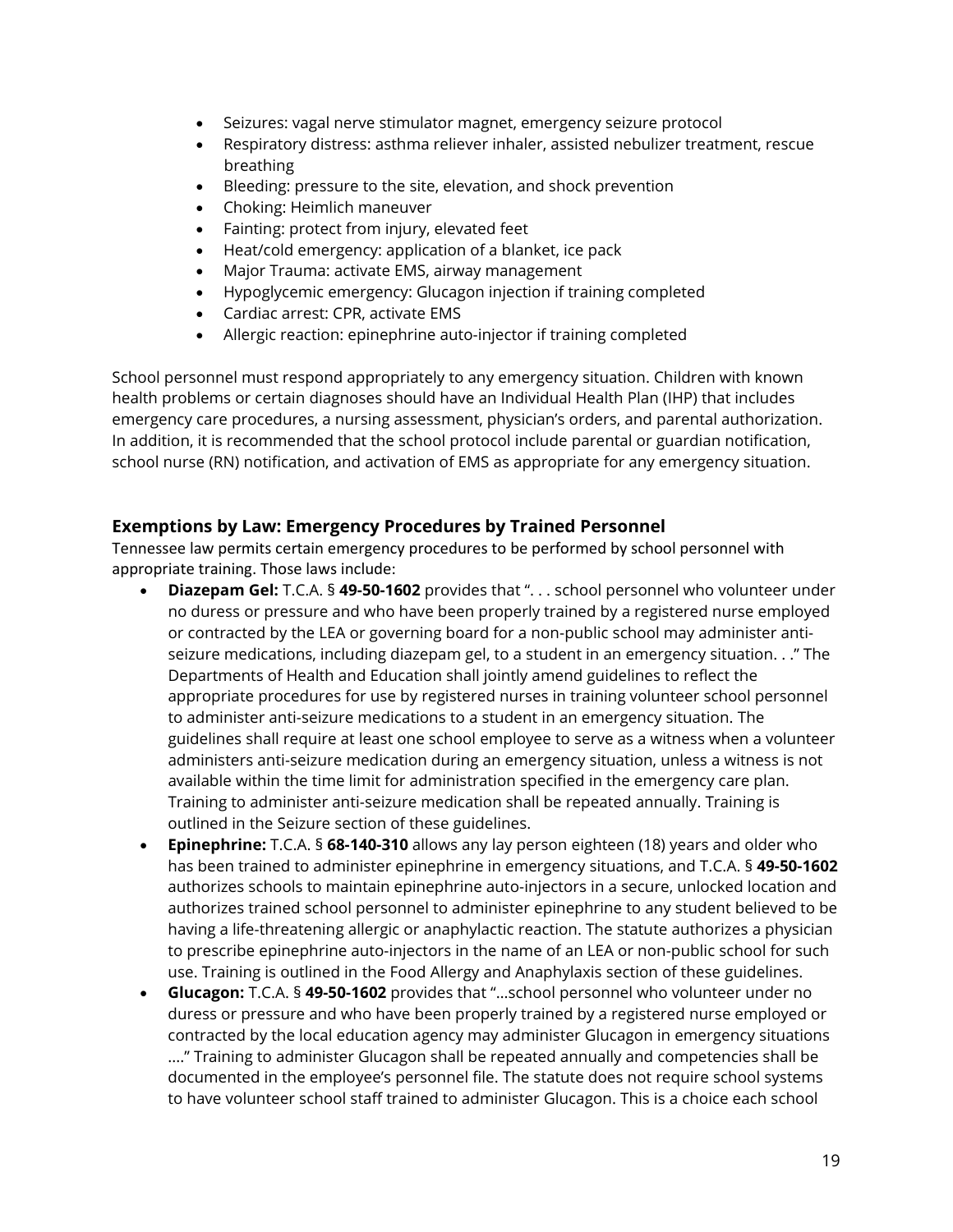- Seizures: vagal nerve stimulator magnet, emergency seizure protocol
- Respiratory distress: asthma reliever inhaler, assisted nebulizer treatment, rescue breathing
- Bleeding: pressure to the site, elevation, and shock prevention
- Choking: Heimlich maneuver
- Fainting: protect from injury, elevated feet
- Heat/cold emergency: application of a blanket, ice pack
- Major Trauma: activate EMS, airway management
- Hypoglycemic emergency: Glucagon injection if training completed
- Cardiac arrest: CPR, activate EMS
- Allergic reaction: epinephrine auto-injector if training completed

School personnel must respond appropriately to any emergency situation. Children with known health problems or certain diagnoses should have an Individual Health Plan (IHP) that includes emergency care procedures, a nursing assessment, physician's orders, and parental authorization. In addition, it is recommended that the school protocol include parental or guardian notification, school nurse (RN) notification, and activation of EMS as appropriate for any emergency situation.

### Exemptions by Law: Emergency Procedures by Trained Personnel

Tennessee law permits certain emergency procedures to be performed by school personnel with appropriate training. Those laws include:

- **Diazepam Gel:** T.C.A. § **49-50-1602** provides that ". . . school personnel who volunteer under no duress or pressure and who have been properly trained by a registered nurse employed or contracted by the LEA or governing board for a non-public school may administer anti-seizure medications, including diazepam gel, to a student in an emergency situation. . ." The Departments of Health and Education shall jointly amend guidelines to reflect the appropriate procedures for use by registered nurses in training volunteer school personnel to administer anti-seizure medications to a student in an emergency situation. The guidelines shall require at least one school employee to serve as a witness when a volunteer administers anti-seizure medication during an emergency situation, unless a witness is not available within the time limit for administration specified in the emergency care plan. Training to administer anti-seizure medication shall be repeated annually. Training is outlined in the Seizure section of these guidelines.
- **Epinephrine:** T.C.A. § **68-140-310** allows any lay person eighteen (18) years and older who has been trained to administer epinephrine in emergency situations, and T.C.A. § **49-50-1602** authorizes schools to maintain epinephrine auto-injectors in a secure, unlocked location and authorizes trained school personnel to administer epinephrine to any student believed to be having a life-threatening allergic or anaphylactic reaction. The statute authorizes a physician to prescribe epinephrine auto-injectors in the name of an LEA or non-public school for such use. Training is outlined in the Food Allergy and Anaphylaxis section of these guidelines.
- **Glucagon:** T.C.A. § **49-50-1602** provides that "…school personnel who volunteer under no duress or pressure and who have been properly trained by a registered nurse employed or contracted by the local education agency may administer Glucagon in emergency situations …." Training to administer Glucagon shall be repeated annually and competencies shall be documented in the employee's personnel file. The statute does not require school systems to have volunteer school staff trained to administer Glucagon. This is a choice each school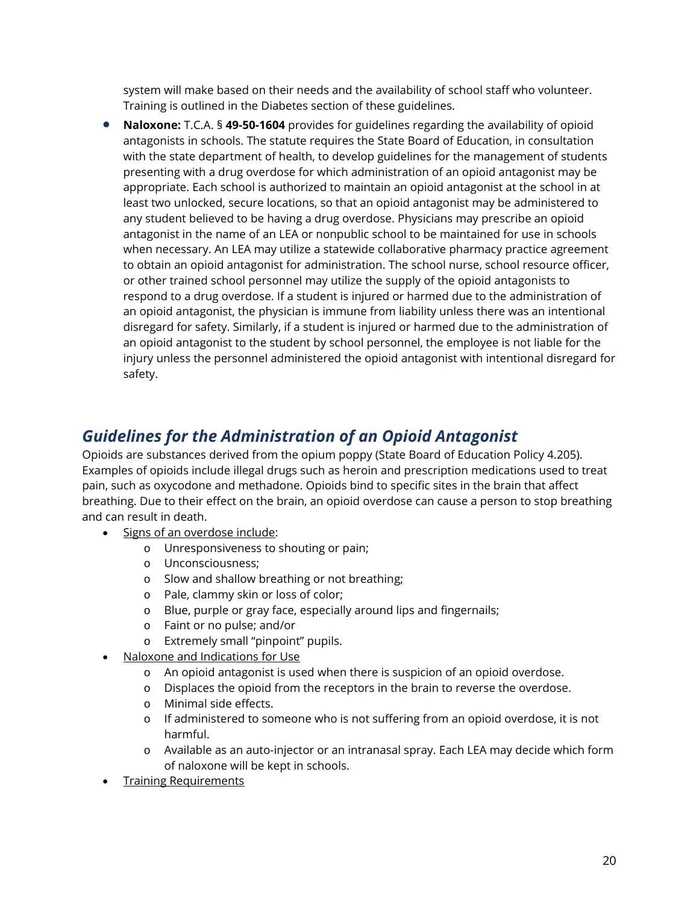system will make based on their needs and the availability of school staff who volunteer. Training is outlined in the Diabetes section of these guidelines.

- **Naloxone:** T.C.A. § **49-50-1604** provides for guidelines regarding the availability of opioid antagonists in schools. The statute requires the State Board of Education, in consultation with the state department of health, to develop guidelines for the management of students presenting with a drug overdose for which administration of an opioid antagonist may be appropriate. Each school is authorized to maintain an opioid antagonist at the school in at least two unlocked, secure locations, so that an opioid antagonist may be administered to any student believed to be having a drug overdose. Physicians may prescribe an opioid antagonist in the name of an LEA or nonpublic school to be maintained for use in schools when necessary. An LEA may utilize a statewide collaborative pharmacy practice agreement to obtain an opioid antagonist for administration. The school nurse, school resource officer, or other trained school personnel may utilize the supply of the opioid antagonists to respond to a drug overdose. If a student is injured or harmed due to the administration of an opioid antagonist, the physician is immune from liability unless there was an intentional disregard for safety. Similarly, if a student is injured or harmed due to the administration of an opioid antagonist to the student by school personnel, the employee is not liable for the injury unless the personnel administered the opioid antagonist with intentional disregard for safety.

## *Guidelines for the Administration of an Opioid Antagonist*

Opioids are substances derived from the opium poppy (State Board of Education Policy 4.205). Examples of opioids include illegal drugs such as heroin and prescription medications used to treat pain, such as oxycodone and methadone. Opioids bind to specific sites in the brain that affect breathing. Due to their effect on the brain, an opioid overdose can cause a person to stop breathing and can result in death.

- Signs of an overdose include:
  - Unresponsiveness to shouting or pain;
  - Unconsciousness;
  - Slow and shallow breathing or not breathing;
  - Pale, clammy skin or loss of color;
  - Blue, purple or gray face, especially around lips and fingernails;
  - Faint or no pulse; and/or
  - Extremely small "pinpoint" pupils.
- Naloxone and Indications for Use
  - An opioid antagonist is used when there is suspicion of an opioid overdose.
  - Displaces the opioid from the receptors in the brain to reverse the overdose.
  - Minimal side effects.
  - If administered to someone who is not suffering from an opioid overdose, it is not harmful.
  - Available as an auto-injector or an intranasal spray. Each LEA may decide which form of naloxone will be kept in schools.
- Training Requirements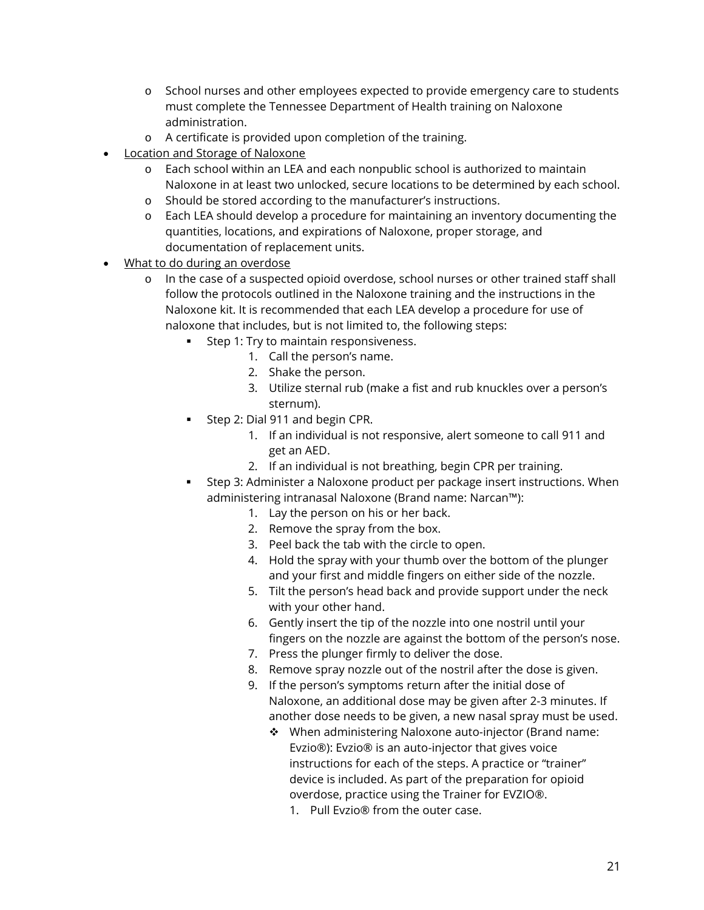- School nurses and other employees expected to provide emergency care to students must complete the Tennessee Department of Health training on Naloxone administration.
  - A certificate is provided upon completion of the training.
- <u>Location and Storage of Naloxone</u>
  - Each school within an LEA and each nonpublic school is authorized to maintain Naloxone in at least two unlocked, secure locations to be determined by each school.
  - Should be stored according to the manufacturer's instructions.
  - Each LEA should develop a procedure for maintaining an inventory documenting the quantities, locations, and expirations of Naloxone, proper storage, and documentation of replacement units.
- <u>What to do during an overdose</u>
  - In the case of a suspected opioid overdose, school nurses or other trained staff shall follow the protocols outlined in the Naloxone training and the instructions in the Naloxone kit. It is recommended that each LEA develop a procedure for use of naloxone that includes, but is not limited to, the following steps:
    - Step 1: Try to maintain responsiveness.
      1. Call the person's name.
      2. Shake the person.
      3. Utilize sternal rub (make a fist and rub knuckles over a person's sternum).
    - Step 2: Dial 911 and begin CPR.
      1. If an individual is not responsive, alert someone to call 911 and get an AED.
      2. If an individual is not breathing, begin CPR per training.
    - Step 3: Administer a Naloxone product per package insert instructions. When administering intranasal Naloxone (Brand name: Narcan™):
      1. Lay the person on his or her back.
      2. Remove the spray from the box.
      3. Peel back the tab with the circle to open.
      4. Hold the spray with your thumb over the bottom of the plunger and your first and middle fingers on either side of the nozzle.
      5. Tilt the person's head back and provide support under the neck with your other hand.
      6. Gently insert the tip of the nozzle into one nostril until your fingers on the nozzle are against the bottom of the person's nose.
      7. Press the plunger firmly to deliver the dose.
      8. Remove spray nozzle out of the nostril after the dose is given.
      9. If the person's symptoms return after the initial dose of Naloxone, an additional dose may be given after 2-3 minutes. If another dose needs to be given, a new nasal spray must be used.
         - When administering Naloxone auto-injector (Brand name: Evzio®): Evzio® is an auto-injector that gives voice instructions for each of the steps. A practice or "trainer" device is included. As part of the preparation for opioid overdose, practice using the Trainer for EVZIO®.
           1. Pull Evzio® from the outer case.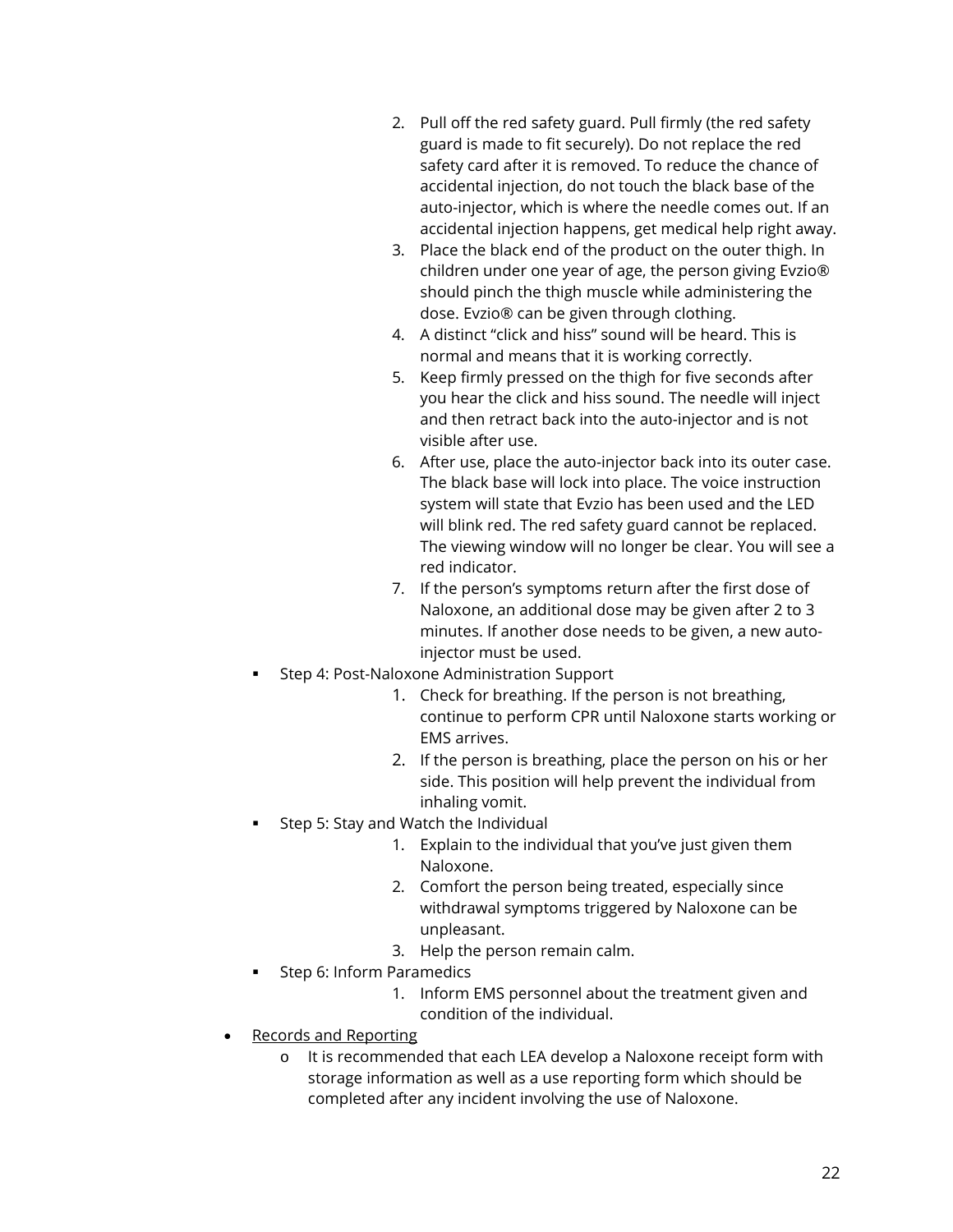2. Pull off the red safety guard. Pull firmly (the red safety guard is made to fit securely). Do not replace the red safety card after it is removed. To reduce the chance of accidental injection, do not touch the black base of the auto-injector, which is where the needle comes out. If an accidental injection happens, get medical help right away.
3. Place the black end of the product on the outer thigh. In children under one year of age, the person giving Evzio® should pinch the thigh muscle while administering the dose. Evzio® can be given through clothing.
4. A distinct "click and hiss" sound will be heard. This is normal and means that it is working correctly.
5. Keep firmly pressed on the thigh for five seconds after you hear the click and hiss sound. The needle will inject and then retract back into the auto-injector and is not visible after use.
6. After use, place the auto-injector back into its outer case. The black base will lock into place. The voice instruction system will state that Evzio has been used and the LED will blink red. The red safety guard cannot be replaced. The viewing window will no longer be clear. You will see a red indicator.
7. If the person's symptoms return after the first dose of Naloxone, an additional dose may be given after 2 to 3 minutes. If another dose needs to be given, a new auto-injector must be used.

- Step 4: Post-Naloxone Administration Support
  1. Check for breathing. If the person is not breathing, continue to perform CPR until Naloxone starts working or EMS arrives.
  2. If the person is breathing, place the person on his or her side. This position will help prevent the individual from inhaling vomit.
- Step 5: Stay and Watch the Individual
  1. Explain to the individual that you've just given them Naloxone.
  2. Comfort the person being treated, especially since withdrawal symptoms triggered by Naloxone can be unpleasant.
  3. Help the person remain calm.
- Step 6: Inform Paramedics
  1. Inform EMS personnel about the treatment given and condition of the individual.

- <u>Records and Reporting</u>
  - It is recommended that each LEA develop a Naloxone receipt form with storage information as well as a use reporting form which should be completed after any incident involving the use of Naloxone.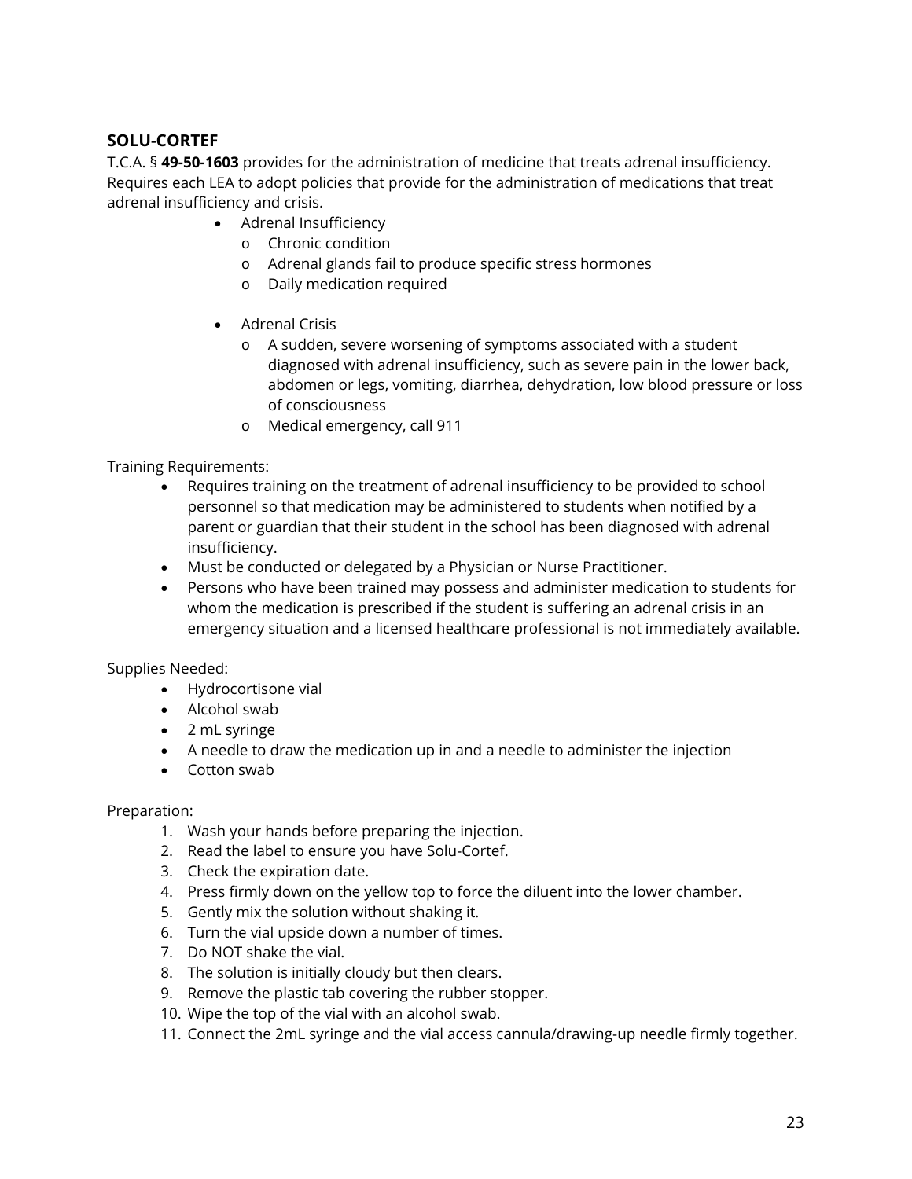## SOLU-CORTEF

T.C.A. § **49-50-1603** provides for the administration of medicine that treats adrenal insufficiency. Requires each LEA to adopt policies that provide for the administration of medications that treat adrenal insufficiency and crisis.

- Adrenal Insufficiency
  - Chronic condition
  - Adrenal glands fail to produce specific stress hormones
  - Daily medication required

- Adrenal Crisis
  - A sudden, severe worsening of symptoms associated with a student diagnosed with adrenal insufficiency, such as severe pain in the lower back, abdomen or legs, vomiting, diarrhea, dehydration, low blood pressure or loss of consciousness
  - Medical emergency, call 911

Training Requirements:

- Requires training on the treatment of adrenal insufficiency to be provided to school personnel so that medication may be administered to students when notified by a parent or guardian that their student in the school has been diagnosed with adrenal insufficiency.
- Must be conducted or delegated by a Physician or Nurse Practitioner.
- Persons who have been trained may possess and administer medication to students for whom the medication is prescribed if the student is suffering an adrenal crisis in an emergency situation and a licensed healthcare professional is not immediately available.

Supplies Needed:

- Hydrocortisone vial
- Alcohol swab
- 2 mL syringe
- A needle to draw the medication up in and a needle to administer the injection
- Cotton swab

Preparation:

1. Wash your hands before preparing the injection.
2. Read the label to ensure you have Solu-Cortef.
3. Check the expiration date.
4. Press firmly down on the yellow top to force the diluent into the lower chamber.
5. Gently mix the solution without shaking it.
6. Turn the vial upside down a number of times.
7. Do NOT shake the vial.
8. The solution is initially cloudy but then clears.
9. Remove the plastic tab covering the rubber stopper.
10. Wipe the top of the vial with an alcohol swab.
11. Connect the 2mL syringe and the vial access cannula/drawing-up needle firmly together.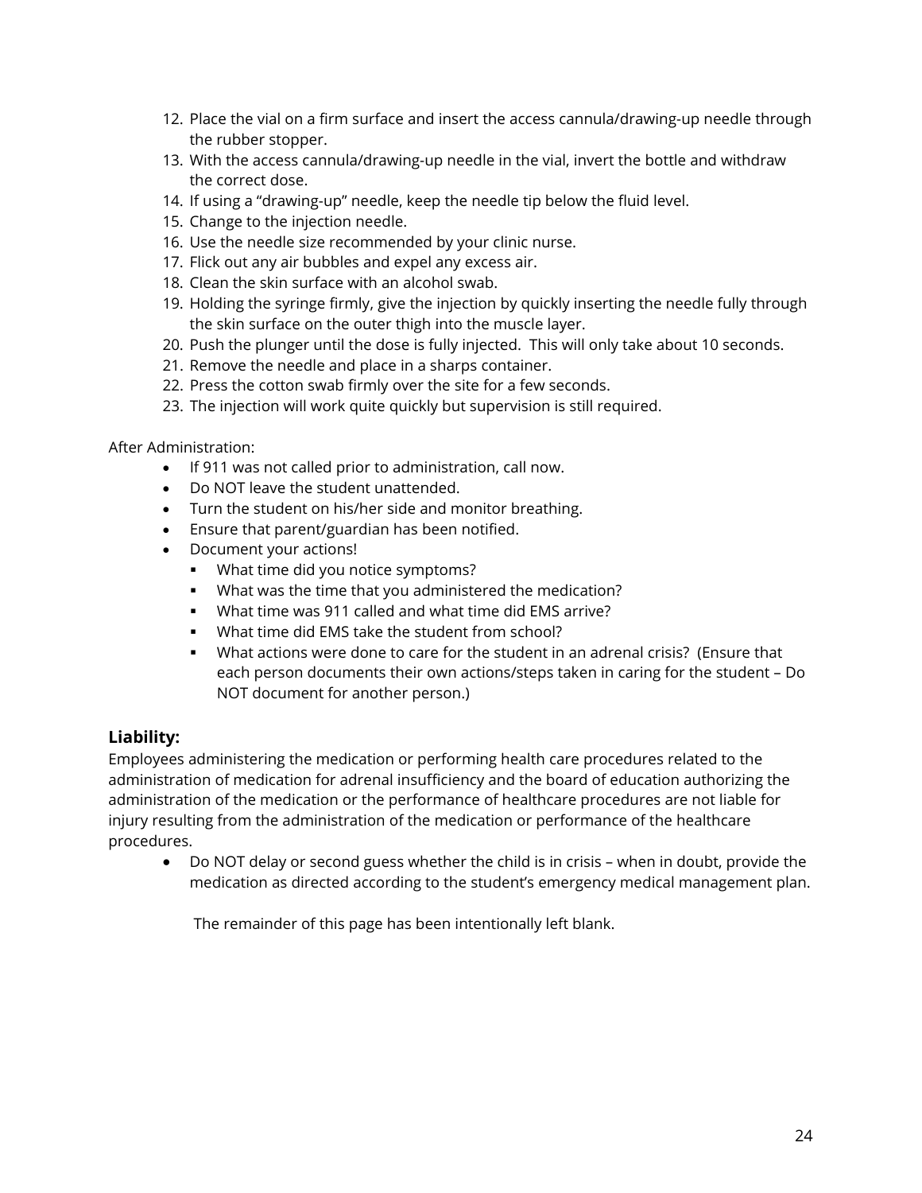12. Place the vial on a firm surface and insert the access cannula/drawing-up needle through the rubber stopper.
13. With the access cannula/drawing-up needle in the vial, invert the bottle and withdraw the correct dose.
14. If using a "drawing-up" needle, keep the needle tip below the fluid level.
15. Change to the injection needle.
16. Use the needle size recommended by your clinic nurse.
17. Flick out any air bubbles and expel any excess air.
18. Clean the skin surface with an alcohol swab.
19. Holding the syringe firmly, give the injection by quickly inserting the needle fully through the skin surface on the outer thigh into the muscle layer.
20. Push the plunger until the dose is fully injected. This will only take about 10 seconds.
21. Remove the needle and place in a sharps container.
22. Press the cotton swab firmly over the site for a few seconds.
23. The injection will work quite quickly but supervision is still required.

After Administration:

- If 911 was not called prior to administration, call now.
- Do NOT leave the student unattended.
- Turn the student on his/her side and monitor breathing.
- Ensure that parent/guardian has been notified.
- Document your actions!
  - What time did you notice symptoms?
  - What was the time that you administered the medication?
  - What time was 911 called and what time did EMS arrive?
  - What time did EMS take the student from school?
  - What actions were done to care for the student in an adrenal crisis? (Ensure that each person documents their own actions/steps taken in caring for the student – Do NOT document for another person.)

### Liability:

Employees administering the medication or performing health care procedures related to the administration of medication for adrenal insufficiency and the board of education authorizing the administration of the medication or the performance of healthcare procedures are not liable for injury resulting from the administration of the medication or performance of the healthcare procedures.

- Do NOT delay or second guess whether the child is in crisis – when in doubt, provide the medication as directed according to the student's emergency medical management plan.

The remainder of this page has been intentionally left blank.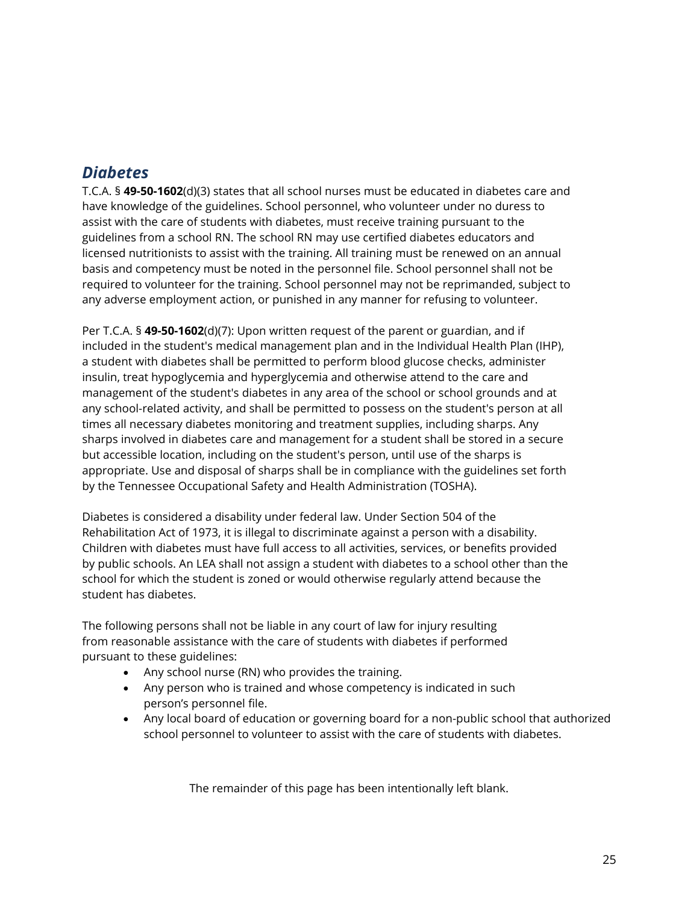## *Diabetes*

T.C.A. § **49-50-1602**(d)(3) states that all school nurses must be educated in diabetes care and have knowledge of the guidelines. School personnel, who volunteer under no duress to assist with the care of students with diabetes, must receive training pursuant to the guidelines from a school RN. The school RN may use certified diabetes educators and licensed nutritionists to assist with the training. All training must be renewed on an annual basis and competency must be noted in the personnel file. School personnel shall not be required to volunteer for the training. School personnel may not be reprimanded, subject to any adverse employment action, or punished in any manner for refusing to volunteer.

Per T.C.A. § **49-50-1602**(d)(7): Upon written request of the parent or guardian, and if included in the student's medical management plan and in the Individual Health Plan (IHP), a student with diabetes shall be permitted to perform blood glucose checks, administer insulin, treat hypoglycemia and hyperglycemia and otherwise attend to the care and management of the student's diabetes in any area of the school or school grounds and at any school-related activity, and shall be permitted to possess on the student's person at all times all necessary diabetes monitoring and treatment supplies, including sharps. Any sharps involved in diabetes care and management for a student shall be stored in a secure but accessible location, including on the student's person, until use of the sharps is appropriate. Use and disposal of sharps shall be in compliance with the guidelines set forth by the Tennessee Occupational Safety and Health Administration (TOSHA).

Diabetes is considered a disability under federal law. Under Section 504 of the Rehabilitation Act of 1973, it is illegal to discriminate against a person with a disability. Children with diabetes must have full access to all activities, services, or benefits provided by public schools. An LEA shall not assign a student with diabetes to a school other than the school for which the student is zoned or would otherwise regularly attend because the student has diabetes.

The following persons shall not be liable in any court of law for injury resulting from reasonable assistance with the care of students with diabetes if performed pursuant to these guidelines:

- Any school nurse (RN) who provides the training.
- Any person who is trained and whose competency is indicated in such person's personnel file.
- Any local board of education or governing board for a non-public school that authorized school personnel to volunteer to assist with the care of students with diabetes.

The remainder of this page has been intentionally left blank.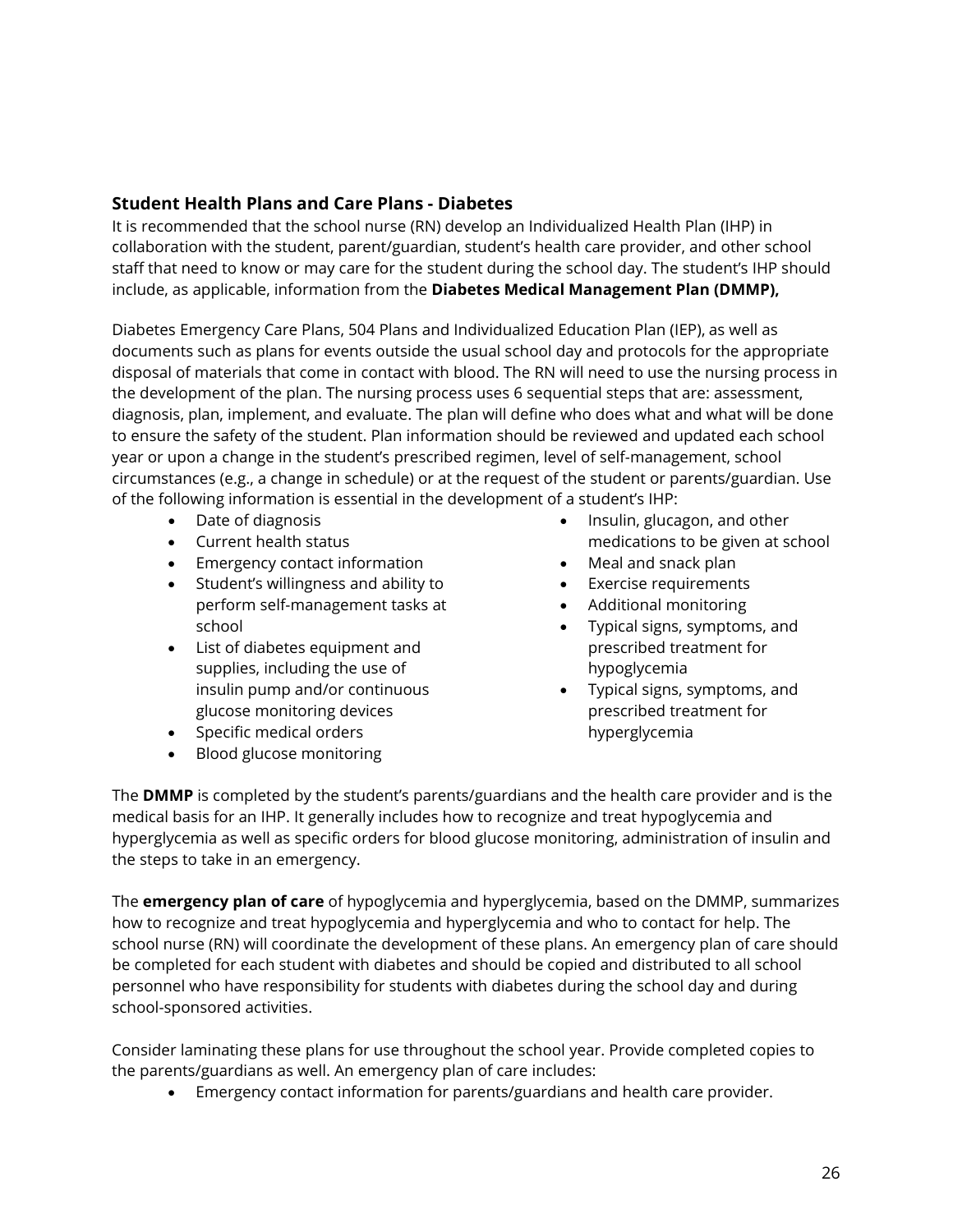### Student Health Plans and Care Plans - Diabetes

It is recommended that the school nurse (RN) develop an Individualized Health Plan (IHP) in collaboration with the student, parent/guardian, student's health care provider, and other school staff that need to know or may care for the student during the school day. The student's IHP should include, as applicable, information from the **Diabetes Medical Management Plan (DMMP),**

Diabetes Emergency Care Plans, 504 Plans and Individualized Education Plan (IEP), as well as documents such as plans for events outside the usual school day and protocols for the appropriate disposal of materials that come in contact with blood. The RN will need to use the nursing process in the development of the plan. The nursing process uses 6 sequential steps that are: assessment, diagnosis, plan, implement, and evaluate. The plan will define who does what and what will be done to ensure the safety of the student. Plan information should be reviewed and updated each school year or upon a change in the student's prescribed regimen, level of self-management, school circumstances (e.g., a change in schedule) or at the request of the student or parents/guardian. Use of the following information is essential in the development of a student's IHP:

- Date of diagnosis
- Current health status
- Emergency contact information
- Student's willingness and ability to perform self-management tasks at school
- List of diabetes equipment and supplies, including the use of insulin pump and/or continuous glucose monitoring devices
- Specific medical orders
- Blood glucose monitoring
- Insulin, glucagon, and other medications to be given at school
- Meal and snack plan
- Exercise requirements
- Additional monitoring
- Typical signs, symptoms, and prescribed treatment for hypoglycemia
- Typical signs, symptoms, and prescribed treatment for hyperglycemia

The **DMMP** is completed by the student's parents/guardians and the health care provider and is the medical basis for an IHP. It generally includes how to recognize and treat hypoglycemia and hyperglycemia as well as specific orders for blood glucose monitoring, administration of insulin and the steps to take in an emergency.

The **emergency plan of care** of hypoglycemia and hyperglycemia, based on the DMMP, summarizes how to recognize and treat hypoglycemia and hyperglycemia and who to contact for help. The school nurse (RN) will coordinate the development of these plans. An emergency plan of care should be completed for each student with diabetes and should be copied and distributed to all school personnel who have responsibility for students with diabetes during the school day and during school-sponsored activities.

Consider laminating these plans for use throughout the school year. Provide completed copies to the parents/guardians as well. An emergency plan of care includes:

- Emergency contact information for parents/guardians and health care provider.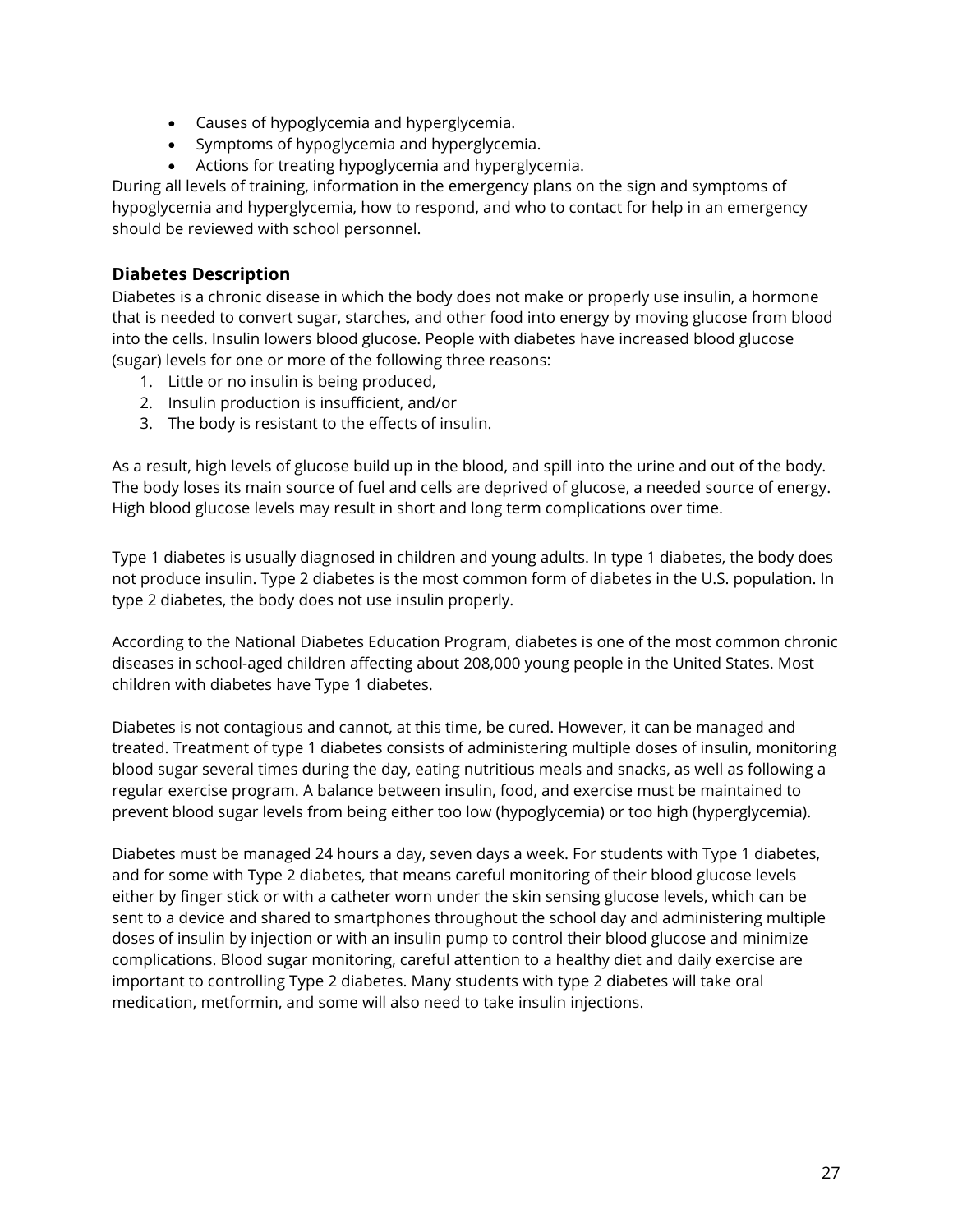- Causes of hypoglycemia and hyperglycemia.
- Symptoms of hypoglycemia and hyperglycemia.
- Actions for treating hypoglycemia and hyperglycemia.

During all levels of training, information in the emergency plans on the sign and symptoms of hypoglycemia and hyperglycemia, how to respond, and who to contact for help in an emergency should be reviewed with school personnel.

### Diabetes Description

Diabetes is a chronic disease in which the body does not make or properly use insulin, a hormone that is needed to convert sugar, starches, and other food into energy by moving glucose from blood into the cells. Insulin lowers blood glucose. People with diabetes have increased blood glucose (sugar) levels for one or more of the following three reasons:

1. Little or no insulin is being produced,
2. Insulin production is insufficient, and/or
3. The body is resistant to the effects of insulin.

As a result, high levels of glucose build up in the blood, and spill into the urine and out of the body. The body loses its main source of fuel and cells are deprived of glucose, a needed source of energy. High blood glucose levels may result in short and long term complications over time.

Type 1 diabetes is usually diagnosed in children and young adults. In type 1 diabetes, the body does not produce insulin. Type 2 diabetes is the most common form of diabetes in the U.S. population. In type 2 diabetes, the body does not use insulin properly.

According to the National Diabetes Education Program, diabetes is one of the most common chronic diseases in school-aged children affecting about 208,000 young people in the United States. Most children with diabetes have Type 1 diabetes.

Diabetes is not contagious and cannot, at this time, be cured. However, it can be managed and treated. Treatment of type 1 diabetes consists of administering multiple doses of insulin, monitoring blood sugar several times during the day, eating nutritious meals and snacks, as well as following a regular exercise program. A balance between insulin, food, and exercise must be maintained to prevent blood sugar levels from being either too low (hypoglycemia) or too high (hyperglycemia).

Diabetes must be managed 24 hours a day, seven days a week. For students with Type 1 diabetes, and for some with Type 2 diabetes, that means careful monitoring of their blood glucose levels either by finger stick or with a catheter worn under the skin sensing glucose levels, which can be sent to a device and shared to smartphones throughout the school day and administering multiple doses of insulin by injection or with an insulin pump to control their blood glucose and minimize complications. Blood sugar monitoring, careful attention to a healthy diet and daily exercise are important to controlling Type 2 diabetes. Many students with type 2 diabetes will take oral medication, metformin, and some will also need to take insulin injections.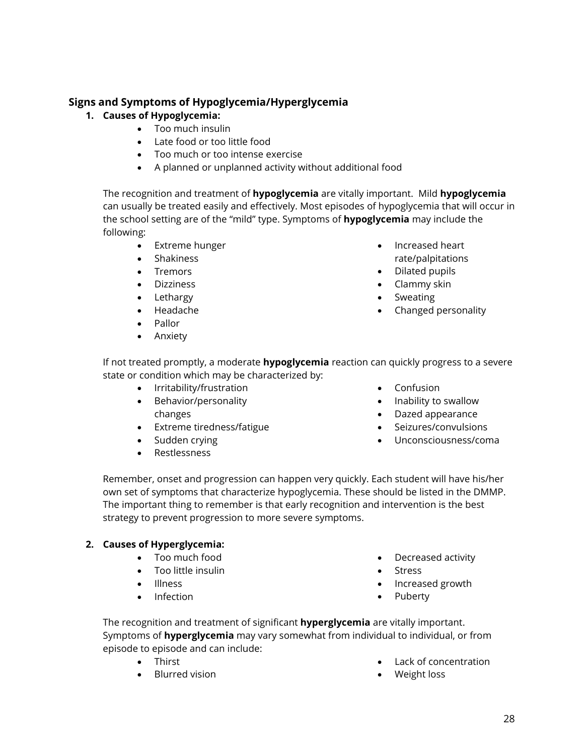## Signs and Symptoms of Hypoglycemia/Hyperglycemia

1. **Causes of Hypoglycemia:**
   - Too much insulin
   - Late food or too little food
   - Too much or too intense exercise
   - A planned or unplanned activity without additional food

   The recognition and treatment of **hypoglycemia** are vitally important. Mild **hypoglycemia** can usually be treated easily and effectively. Most episodes of hypoglycemia that will occur in the school setting are of the "mild" type. Symptoms of **hypoglycemia** may include the following:

   - Extreme hunger
   - Shakiness
   - Tremors
   - Dizziness
   - Lethargy
   - Headache
   - Pallor
   - Anxiety
   - Increased heart rate/palpitations
   - Dilated pupils
   - Clammy skin
   - Sweating
   - Changed personality

   If not treated promptly, a moderate **hypoglycemia** reaction can quickly progress to a severe state or condition which may be characterized by:

   - Irritability/frustration
   - Behavior/personality changes
   - Extreme tiredness/fatigue
   - Sudden crying
   - Restlessness
   - Confusion
   - Inability to swallow
   - Dazed appearance
   - Seizures/convulsions
   - Unconsciousness/coma

   Remember, onset and progression can happen very quickly. Each student will have his/her own set of symptoms that characterize hypoglycemia. These should be listed in the DMMP. The important thing to remember is that early recognition and intervention is the best strategy to prevent progression to more severe symptoms.

2. **Causes of Hyperglycemia:**
   - Too much food
   - Too little insulin
   - Illness
   - Infection
   - Decreased activity
   - Stress
   - Increased growth
   - Puberty

   The recognition and treatment of significant **hyperglycemia** are vitally important. Symptoms of **hyperglycemia** may vary somewhat from individual to individual, or from episode to episode and can include:

   - Thirst
   - Blurred vision
   - Lack of concentration
   - Weight loss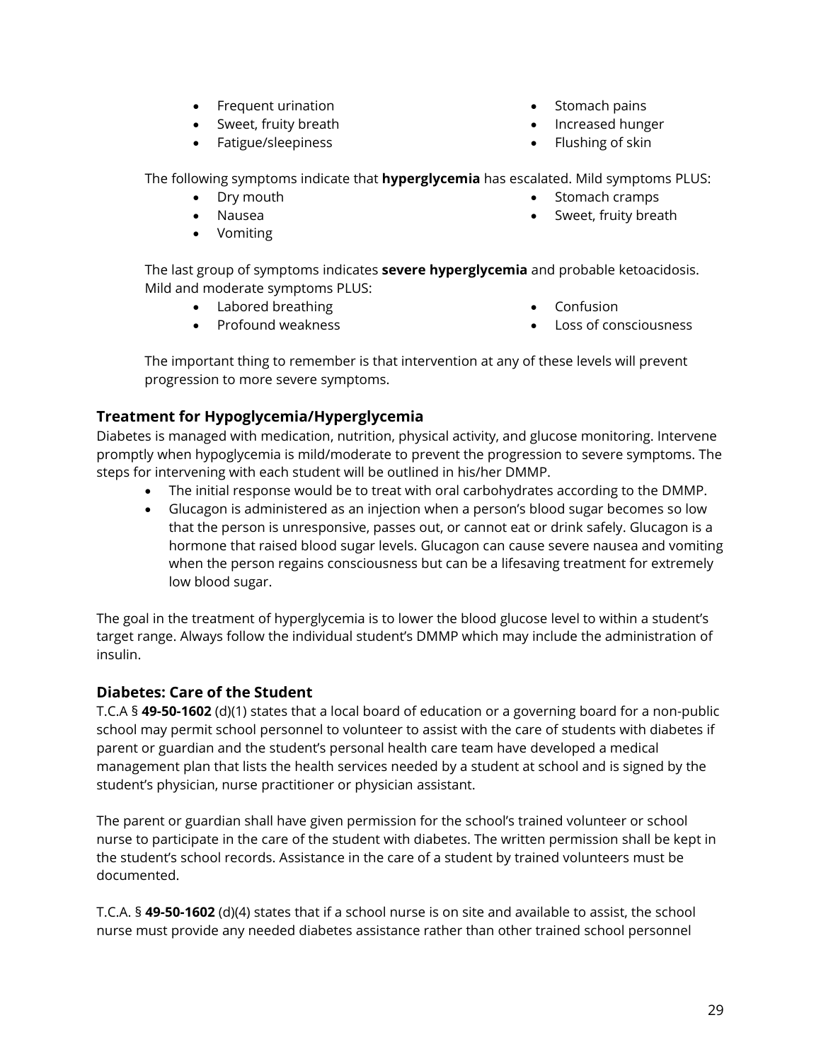- Frequent urination
- Sweet, fruity breath
- Fatigue/sleepiness
- Stomach pains
- Increased hunger
- Flushing of skin

The following symptoms indicate that **hyperglycemia** has escalated. Mild symptoms PLUS:

- Dry mouth
- Nausea
- Vomiting
- Stomach cramps
- Sweet, fruity breath

The last group of symptoms indicates **severe hyperglycemia** and probable ketoacidosis. Mild and moderate symptoms PLUS:

- Labored breathing
- Profound weakness
- Confusion
- Loss of consciousness

The important thing to remember is that intervention at any of these levels will prevent progression to more severe symptoms.

### Treatment for Hypoglycemia/Hyperglycemia

Diabetes is managed with medication, nutrition, physical activity, and glucose monitoring. Intervene promptly when hypoglycemia is mild/moderate to prevent the progression to severe symptoms. The steps for intervening with each student will be outlined in his/her DMMP.

- The initial response would be to treat with oral carbohydrates according to the DMMP.
- Glucagon is administered as an injection when a person's blood sugar becomes so low that the person is unresponsive, passes out, or cannot eat or drink safely. Glucagon is a hormone that raised blood sugar levels. Glucagon can cause severe nausea and vomiting when the person regains consciousness but can be a lifesaving treatment for extremely low blood sugar.

The goal in the treatment of hyperglycemia is to lower the blood glucose level to within a student's target range. Always follow the individual student's DMMP which may include the administration of insulin.

### Diabetes: Care of the Student

T.C.A § **49-50-1602** (d)(1) states that a local board of education or a governing board for a non-public school may permit school personnel to volunteer to assist with the care of students with diabetes if parent or guardian and the student's personal health care team have developed a medical management plan that lists the health services needed by a student at school and is signed by the student's physician, nurse practitioner or physician assistant.

The parent or guardian shall have given permission for the school's trained volunteer or school nurse to participate in the care of the student with diabetes. The written permission shall be kept in the student's school records. Assistance in the care of a student by trained volunteers must be documented.

T.C.A. § **49-50-1602** (d)(4) states that if a school nurse is on site and available to assist, the school nurse must provide any needed diabetes assistance rather than other trained school personnel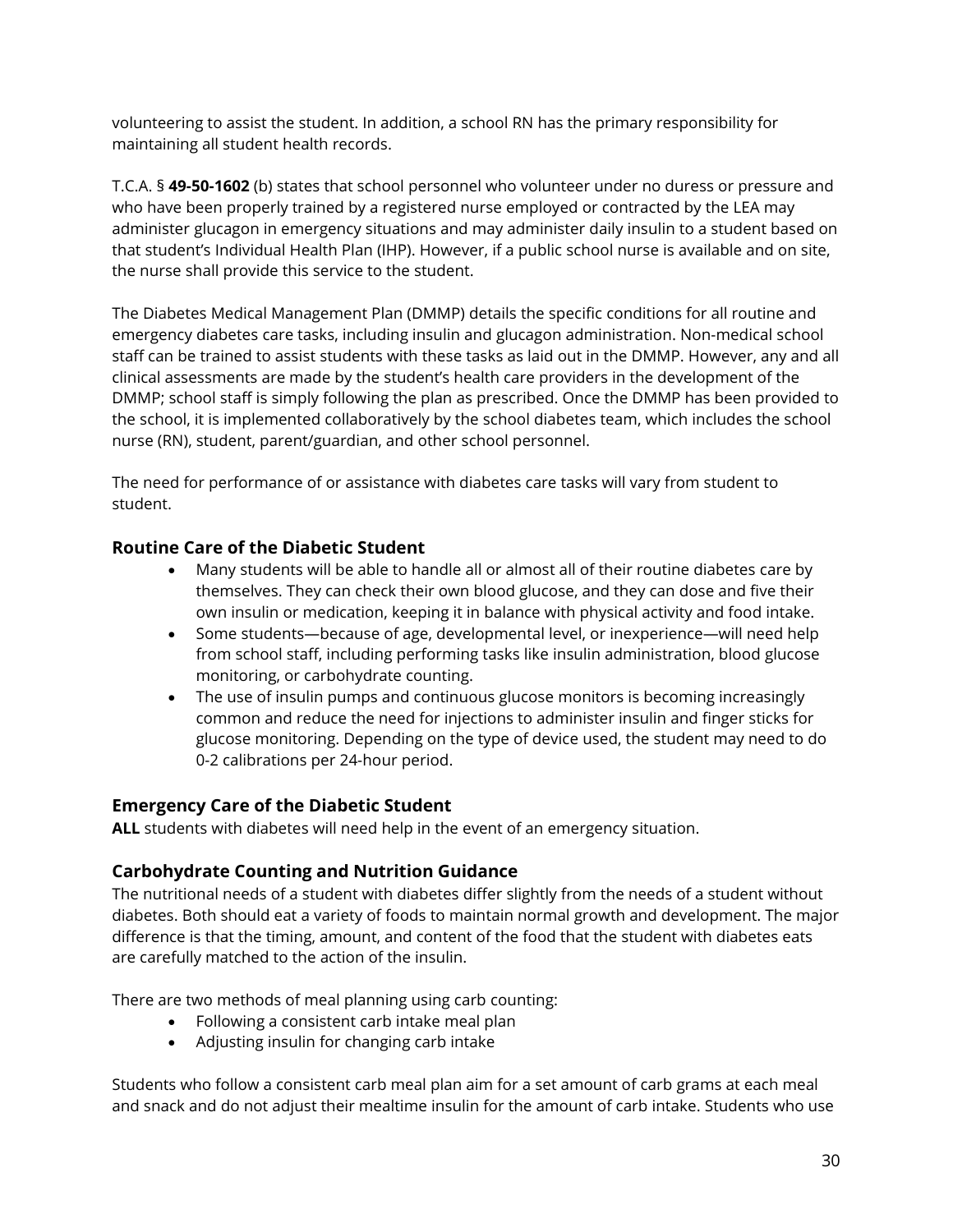volunteering to assist the student. In addition, a school RN has the primary responsibility for maintaining all student health records.

T.C.A. § **49-50-1602** (b) states that school personnel who volunteer under no duress or pressure and who have been properly trained by a registered nurse employed or contracted by the LEA may administer glucagon in emergency situations and may administer daily insulin to a student based on that student's Individual Health Plan (IHP). However, if a public school nurse is available and on site, the nurse shall provide this service to the student.

The Diabetes Medical Management Plan (DMMP) details the specific conditions for all routine and emergency diabetes care tasks, including insulin and glucagon administration. Non-medical school staff can be trained to assist students with these tasks as laid out in the DMMP. However, any and all clinical assessments are made by the student's health care providers in the development of the DMMP; school staff is simply following the plan as prescribed. Once the DMMP has been provided to the school, it is implemented collaboratively by the school diabetes team, which includes the school nurse (RN), student, parent/guardian, and other school personnel.

The need for performance of or assistance with diabetes care tasks will vary from student to student.

### Routine Care of the Diabetic Student

- Many students will be able to handle all or almost all of their routine diabetes care by themselves. They can check their own blood glucose, and they can dose and five their own insulin or medication, keeping it in balance with physical activity and food intake.
- Some students—because of age, developmental level, or inexperience—will need help from school staff, including performing tasks like insulin administration, blood glucose monitoring, or carbohydrate counting.
- The use of insulin pumps and continuous glucose monitors is becoming increasingly common and reduce the need for injections to administer insulin and finger sticks for glucose monitoring. Depending on the type of device used, the student may need to do 0-2 calibrations per 24-hour period.

### Emergency Care of the Diabetic Student

**ALL** students with diabetes will need help in the event of an emergency situation.

### Carbohydrate Counting and Nutrition Guidance

The nutritional needs of a student with diabetes differ slightly from the needs of a student without diabetes. Both should eat a variety of foods to maintain normal growth and development. The major difference is that the timing, amount, and content of the food that the student with diabetes eats are carefully matched to the action of the insulin.

There are two methods of meal planning using carb counting:

- Following a consistent carb intake meal plan
- Adjusting insulin for changing carb intake

Students who follow a consistent carb meal plan aim for a set amount of carb grams at each meal and snack and do not adjust their mealtime insulin for the amount of carb intake. Students who use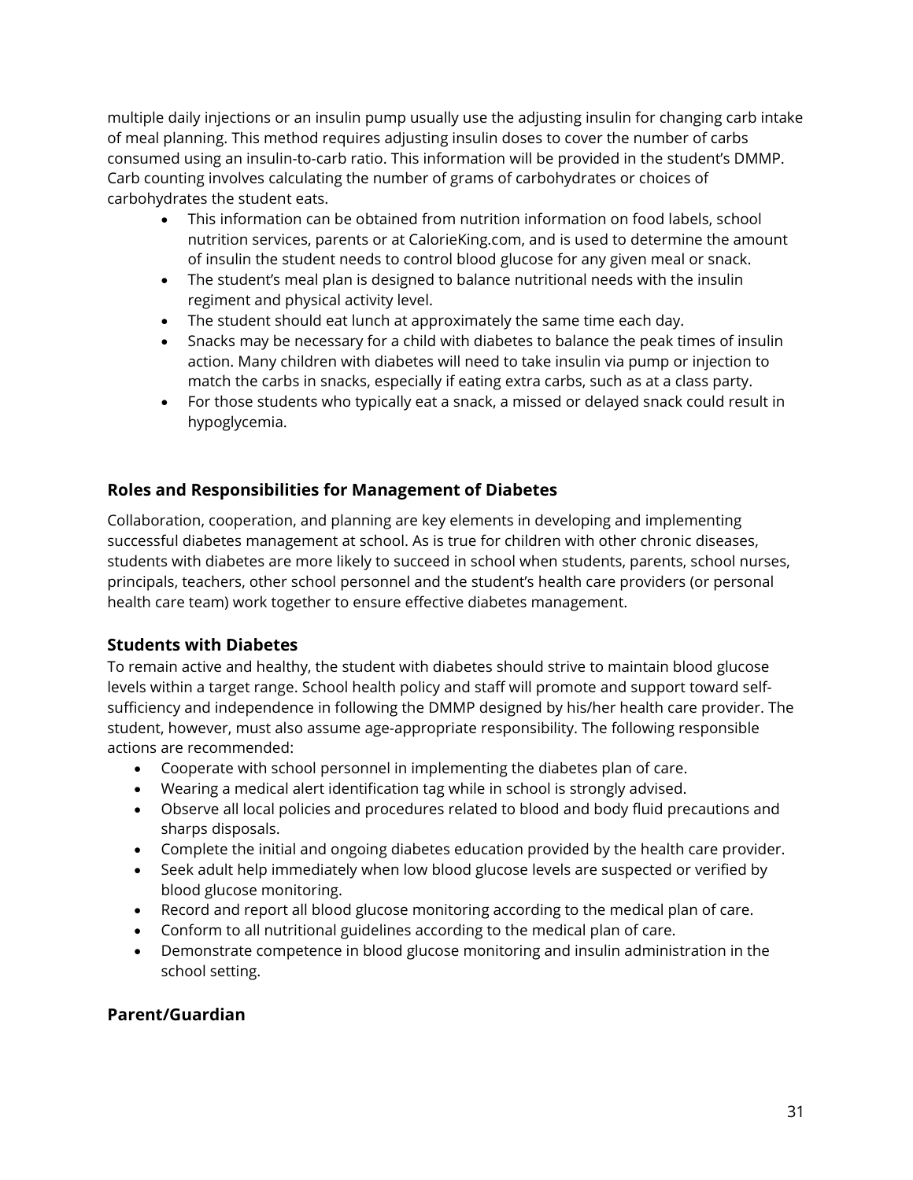multiple daily injections or an insulin pump usually use the adjusting insulin for changing carb intake of meal planning. This method requires adjusting insulin doses to cover the number of carbs consumed using an insulin-to-carb ratio. This information will be provided in the student's DMMP. Carb counting involves calculating the number of grams of carbohydrates or choices of carbohydrates the student eats.

- This information can be obtained from nutrition information on food labels, school nutrition services, parents or at CalorieKing.com, and is used to determine the amount of insulin the student needs to control blood glucose for any given meal or snack.
- The student's meal plan is designed to balance nutritional needs with the insulin regiment and physical activity level.
- The student should eat lunch at approximately the same time each day.
- Snacks may be necessary for a child with diabetes to balance the peak times of insulin action. Many children with diabetes will need to take insulin via pump or injection to match the carbs in snacks, especially if eating extra carbs, such as at a class party.
- For those students who typically eat a snack, a missed or delayed snack could result in hypoglycemia.

## Roles and Responsibilities for Management of Diabetes

Collaboration, cooperation, and planning are key elements in developing and implementing successful diabetes management at school. As is true for children with other chronic diseases, students with diabetes are more likely to succeed in school when students, parents, school nurses, principals, teachers, other school personnel and the student's health care providers (or personal health care team) work together to ensure effective diabetes management.

### Students with Diabetes

To remain active and healthy, the student with diabetes should strive to maintain blood glucose levels within a target range. School health policy and staff will promote and support toward self-sufficiency and independence in following the DMMP designed by his/her health care provider. The student, however, must also assume age-appropriate responsibility. The following responsible actions are recommended:

- Cooperate with school personnel in implementing the diabetes plan of care.
- Wearing a medical alert identification tag while in school is strongly advised.
- Observe all local policies and procedures related to blood and body fluid precautions and sharps disposals.
- Complete the initial and ongoing diabetes education provided by the health care provider.
- Seek adult help immediately when low blood glucose levels are suspected or verified by blood glucose monitoring.
- Record and report all blood glucose monitoring according to the medical plan of care.
- Conform to all nutritional guidelines according to the medical plan of care.
- Demonstrate competence in blood glucose monitoring and insulin administration in the school setting.

### Parent/Guardian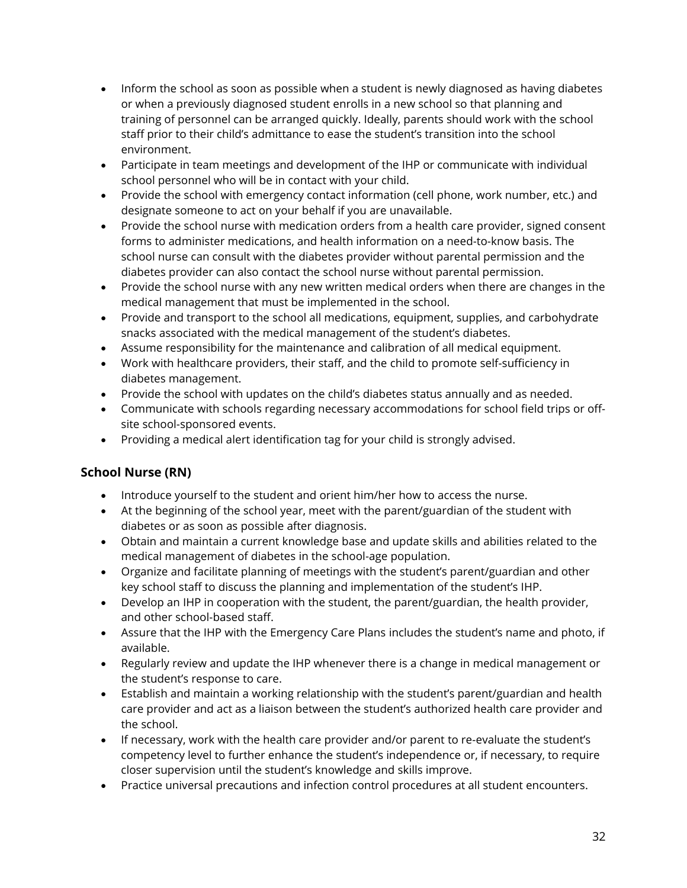- Inform the school as soon as possible when a student is newly diagnosed as having diabetes or when a previously diagnosed student enrolls in a new school so that planning and training of personnel can be arranged quickly. Ideally, parents should work with the school staff prior to their child's admittance to ease the student's transition into the school environment.
- Participate in team meetings and development of the IHP or communicate with individual school personnel who will be in contact with your child.
- Provide the school with emergency contact information (cell phone, work number, etc.) and designate someone to act on your behalf if you are unavailable.
- Provide the school nurse with medication orders from a health care provider, signed consent forms to administer medications, and health information on a need-to-know basis. The school nurse can consult with the diabetes provider without parental permission and the diabetes provider can also contact the school nurse without parental permission.
- Provide the school nurse with any new written medical orders when there are changes in the medical management that must be implemented in the school.
- Provide and transport to the school all medications, equipment, supplies, and carbohydrate snacks associated with the medical management of the student's diabetes.
- Assume responsibility for the maintenance and calibration of all medical equipment.
- Work with healthcare providers, their staff, and the child to promote self-sufficiency in diabetes management.
- Provide the school with updates on the child's diabetes status annually and as needed.
- Communicate with schools regarding necessary accommodations for school field trips or off-site school-sponsored events.
- Providing a medical alert identification tag for your child is strongly advised.

### School Nurse (RN)

- Introduce yourself to the student and orient him/her how to access the nurse.
- At the beginning of the school year, meet with the parent/guardian of the student with diabetes or as soon as possible after diagnosis.
- Obtain and maintain a current knowledge base and update skills and abilities related to the medical management of diabetes in the school-age population.
- Organize and facilitate planning of meetings with the student's parent/guardian and other key school staff to discuss the planning and implementation of the student's IHP.
- Develop an IHP in cooperation with the student, the parent/guardian, the health provider, and other school-based staff.
- Assure that the IHP with the Emergency Care Plans includes the student's name and photo, if available.
- Regularly review and update the IHP whenever there is a change in medical management or the student's response to care.
- Establish and maintain a working relationship with the student's parent/guardian and health care provider and act as a liaison between the student's authorized health care provider and the school.
- If necessary, work with the health care provider and/or parent to re-evaluate the student's competency level to further enhance the student's independence or, if necessary, to require closer supervision until the student's knowledge and skills improve.
- Practice universal precautions and infection control procedures at all student encounters.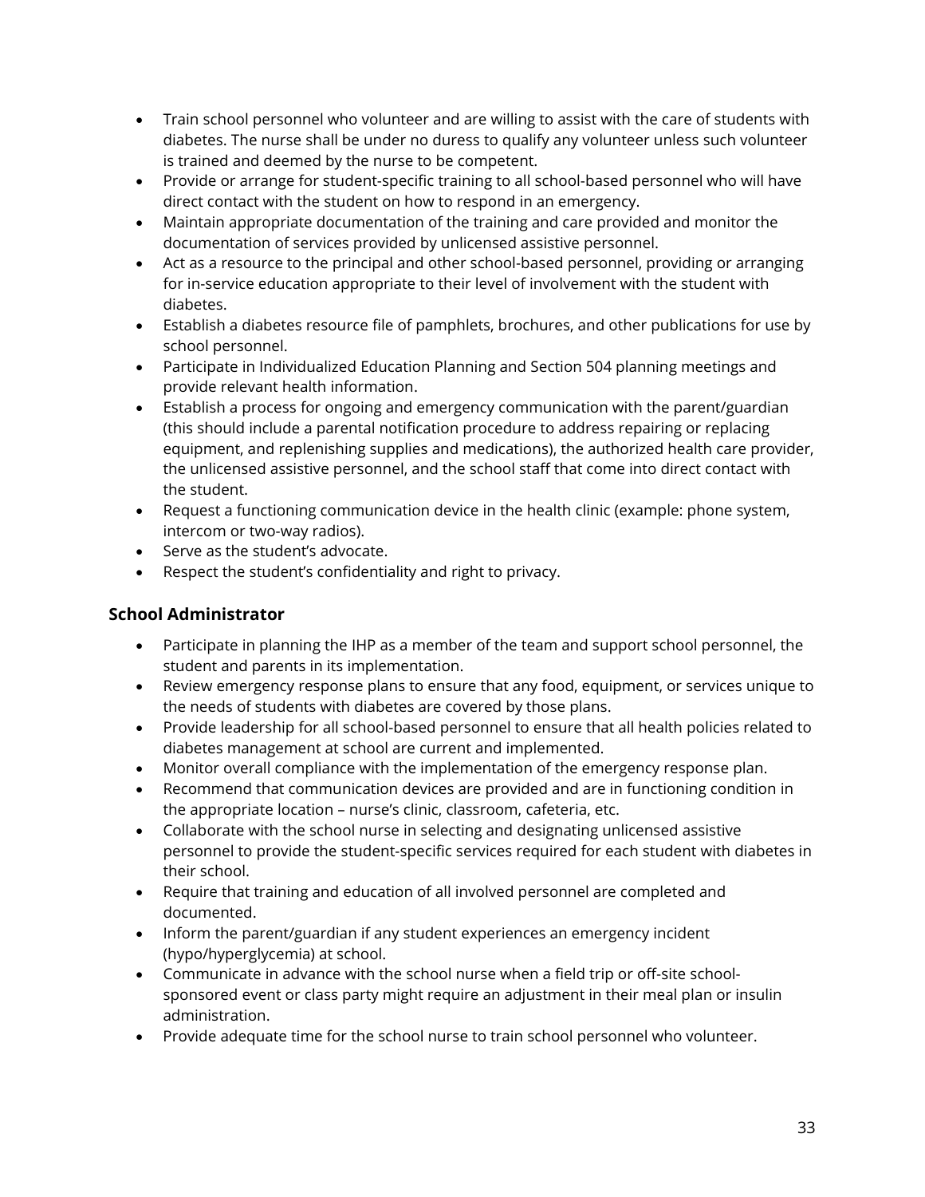- Train school personnel who volunteer and are willing to assist with the care of students with diabetes. The nurse shall be under no duress to qualify any volunteer unless such volunteer is trained and deemed by the nurse to be competent.
- Provide or arrange for student-specific training to all school-based personnel who will have direct contact with the student on how to respond in an emergency.
- Maintain appropriate documentation of the training and care provided and monitor the documentation of services provided by unlicensed assistive personnel.
- Act as a resource to the principal and other school-based personnel, providing or arranging for in-service education appropriate to their level of involvement with the student with diabetes.
- Establish a diabetes resource file of pamphlets, brochures, and other publications for use by school personnel.
- Participate in Individualized Education Planning and Section 504 planning meetings and provide relevant health information.
- Establish a process for ongoing and emergency communication with the parent/guardian (this should include a parental notification procedure to address repairing or replacing equipment, and replenishing supplies and medications), the authorized health care provider, the unlicensed assistive personnel, and the school staff that come into direct contact with the student.
- Request a functioning communication device in the health clinic (example: phone system, intercom or two-way radios).
- Serve as the student's advocate.
- Respect the student's confidentiality and right to privacy.

## School Administrator

- Participate in planning the IHP as a member of the team and support school personnel, the student and parents in its implementation.
- Review emergency response plans to ensure that any food, equipment, or services unique to the needs of students with diabetes are covered by those plans.
- Provide leadership for all school-based personnel to ensure that all health policies related to diabetes management at school are current and implemented.
- Monitor overall compliance with the implementation of the emergency response plan.
- Recommend that communication devices are provided and are in functioning condition in the appropriate location – nurse's clinic, classroom, cafeteria, etc.
- Collaborate with the school nurse in selecting and designating unlicensed assistive personnel to provide the student-specific services required for each student with diabetes in their school.
- Require that training and education of all involved personnel are completed and documented.
- Inform the parent/guardian if any student experiences an emergency incident (hypo/hyperglycemia) at school.
- Communicate in advance with the school nurse when a field trip or off-site school-sponsored event or class party might require an adjustment in their meal plan or insulin administration.
- Provide adequate time for the school nurse to train school personnel who volunteer.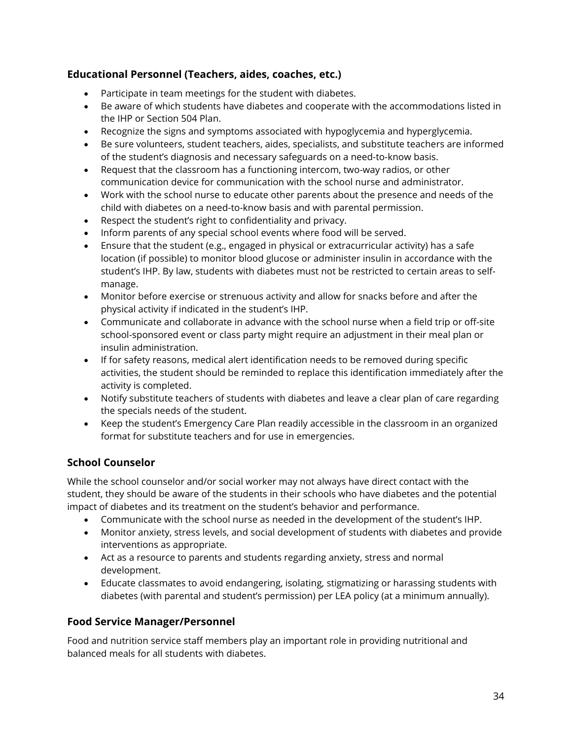### Educational Personnel (Teachers, aides, coaches, etc.)

- Participate in team meetings for the student with diabetes.
- Be aware of which students have diabetes and cooperate with the accommodations listed in the IHP or Section 504 Plan.
- Recognize the signs and symptoms associated with hypoglycemia and hyperglycemia.
- Be sure volunteers, student teachers, aides, specialists, and substitute teachers are informed of the student's diagnosis and necessary safeguards on a need-to-know basis.
- Request that the classroom has a functioning intercom, two-way radios, or other communication device for communication with the school nurse and administrator.
- Work with the school nurse to educate other parents about the presence and needs of the child with diabetes on a need-to-know basis and with parental permission.
- Respect the student's right to confidentiality and privacy.
- Inform parents of any special school events where food will be served.
- Ensure that the student (e.g., engaged in physical or extracurricular activity) has a safe location (if possible) to monitor blood glucose or administer insulin in accordance with the student's IHP. By law, students with diabetes must not be restricted to certain areas to self-manage.
- Monitor before exercise or strenuous activity and allow for snacks before and after the physical activity if indicated in the student's IHP.
- Communicate and collaborate in advance with the school nurse when a field trip or off-site school-sponsored event or class party might require an adjustment in their meal plan or insulin administration.
- If for safety reasons, medical alert identification needs to be removed during specific activities, the student should be reminded to replace this identification immediately after the activity is completed.
- Notify substitute teachers of students with diabetes and leave a clear plan of care regarding the specials needs of the student.
- Keep the student's Emergency Care Plan readily accessible in the classroom in an organized format for substitute teachers and for use in emergencies.

### School Counselor

While the school counselor and/or social worker may not always have direct contact with the student, they should be aware of the students in their schools who have diabetes and the potential impact of diabetes and its treatment on the student's behavior and performance.

- Communicate with the school nurse as needed in the development of the student's IHP.
- Monitor anxiety, stress levels, and social development of students with diabetes and provide interventions as appropriate.
- Act as a resource to parents and students regarding anxiety, stress and normal development.
- Educate classmates to avoid endangering, isolating, stigmatizing or harassing students with diabetes (with parental and student's permission) per LEA policy (at a minimum annually).

### Food Service Manager/Personnel

Food and nutrition service staff members play an important role in providing nutritional and balanced meals for all students with diabetes.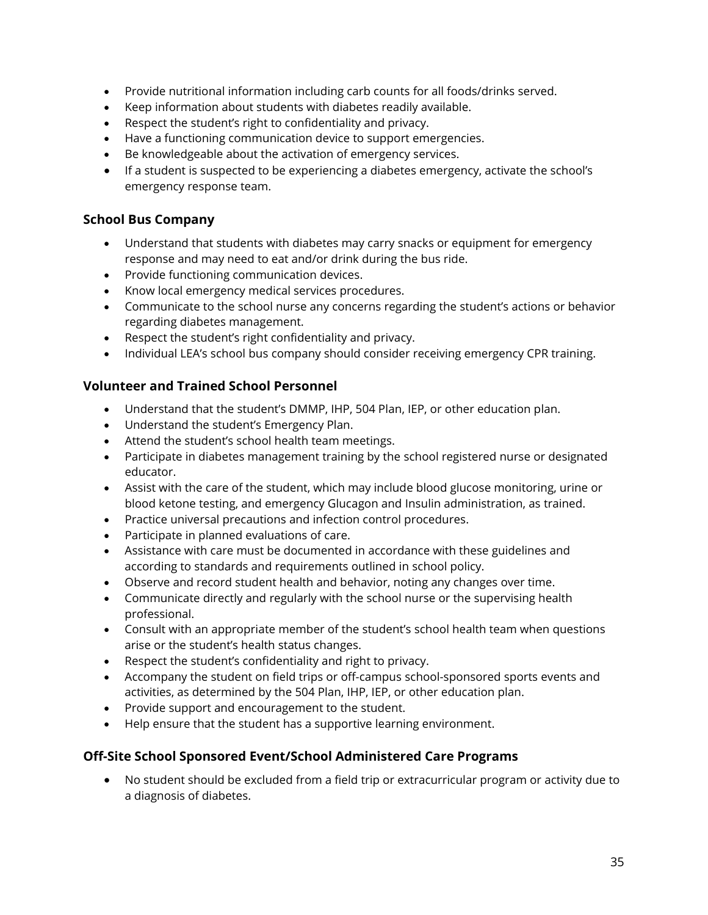- Provide nutritional information including carb counts for all foods/drinks served.
- Keep information about students with diabetes readily available.
- Respect the student's right to confidentiality and privacy.
- Have a functioning communication device to support emergencies.
- Be knowledgeable about the activation of emergency services.
- If a student is suspected to be experiencing a diabetes emergency, activate the school's emergency response team.

### School Bus Company

- Understand that students with diabetes may carry snacks or equipment for emergency response and may need to eat and/or drink during the bus ride.
- Provide functioning communication devices.
- Know local emergency medical services procedures.
- Communicate to the school nurse any concerns regarding the student's actions or behavior regarding diabetes management.
- Respect the student's right confidentiality and privacy.
- Individual LEA's school bus company should consider receiving emergency CPR training.

### Volunteer and Trained School Personnel

- Understand that the student's DMMP, IHP, 504 Plan, IEP, or other education plan.
- Understand the student's Emergency Plan.
- Attend the student's school health team meetings.
- Participate in diabetes management training by the school registered nurse or designated educator.
- Assist with the care of the student, which may include blood glucose monitoring, urine or blood ketone testing, and emergency Glucagon and Insulin administration, as trained.
- Practice universal precautions and infection control procedures.
- Participate in planned evaluations of care.
- Assistance with care must be documented in accordance with these guidelines and according to standards and requirements outlined in school policy.
- Observe and record student health and behavior, noting any changes over time.
- Communicate directly and regularly with the school nurse or the supervising health professional.
- Consult with an appropriate member of the student's school health team when questions arise or the student's health status changes.
- Respect the student's confidentiality and right to privacy.
- Accompany the student on field trips or off-campus school-sponsored sports events and activities, as determined by the 504 Plan, IHP, IEP, or other education plan.
- Provide support and encouragement to the student.
- Help ensure that the student has a supportive learning environment.

### Off-Site School Sponsored Event/School Administered Care Programs

- No student should be excluded from a field trip or extracurricular program or activity due to a diagnosis of diabetes.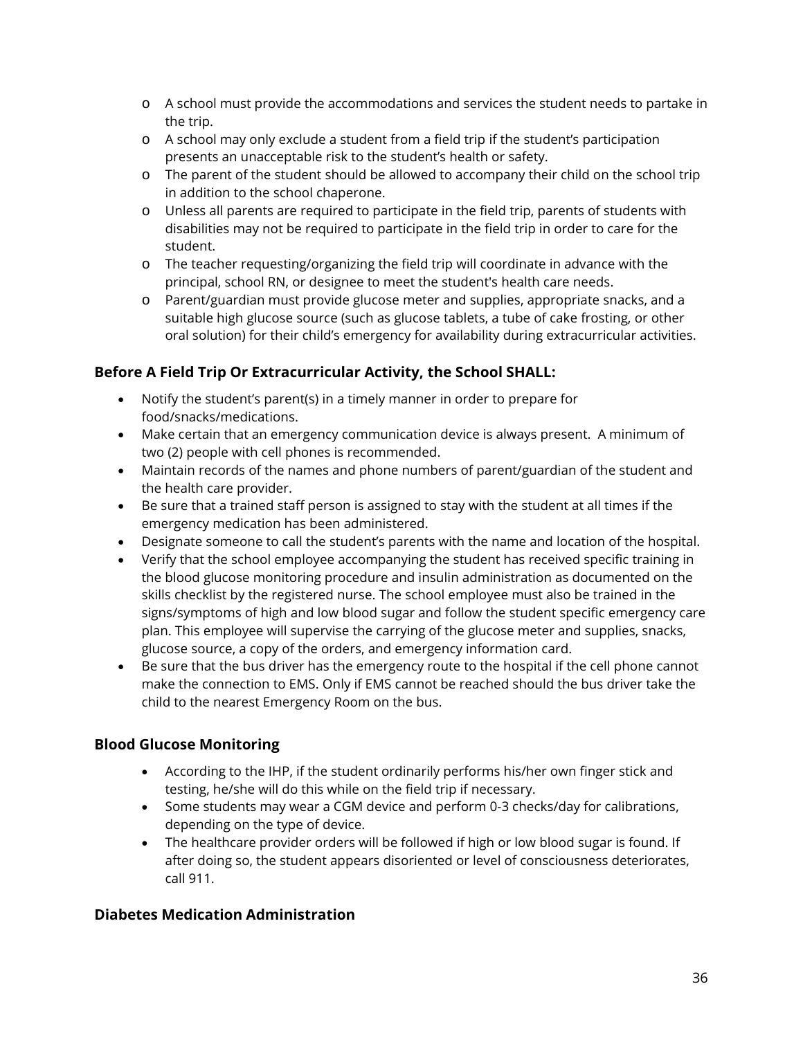- A school must provide the accommodations and services the student needs to partake in the trip.
- A school may only exclude a student from a field trip if the student's participation presents an unacceptable risk to the student's health or safety.
- The parent of the student should be allowed to accompany their child on the school trip in addition to the school chaperone.
- Unless all parents are required to participate in the field trip, parents of students with disabilities may not be required to participate in the field trip in order to care for the student.
- The teacher requesting/organizing the field trip will coordinate in advance with the principal, school RN, or designee to meet the student's health care needs.
- Parent/guardian must provide glucose meter and supplies, appropriate snacks, and a suitable high glucose source (such as glucose tablets, a tube of cake frosting, or other oral solution) for their child's emergency for availability during extracurricular activities.

### Before A Field Trip Or Extracurricular Activity, the School SHALL:

- Notify the student's parent(s) in a timely manner in order to prepare for food/snacks/medications.
- Make certain that an emergency communication device is always present. A minimum of two (2) people with cell phones is recommended.
- Maintain records of the names and phone numbers of parent/guardian of the student and the health care provider.
- Be sure that a trained staff person is assigned to stay with the student at all times if the emergency medication has been administered.
- Designate someone to call the student's parents with the name and location of the hospital.
- Verify that the school employee accompanying the student has received specific training in the blood glucose monitoring procedure and insulin administration as documented on the skills checklist by the registered nurse. The school employee must also be trained in the signs/symptoms of high and low blood sugar and follow the student specific emergency care plan. This employee will supervise the carrying of the glucose meter and supplies, snacks, glucose source, a copy of the orders, and emergency information card.
- Be sure that the bus driver has the emergency route to the hospital if the cell phone cannot make the connection to EMS. Only if EMS cannot be reached should the bus driver take the child to the nearest Emergency Room on the bus.

### Blood Glucose Monitoring

- According to the IHP, if the student ordinarily performs his/her own finger stick and testing, he/she will do this while on the field trip if necessary.
- Some students may wear a CGM device and perform 0-3 checks/day for calibrations, depending on the type of device.
- The healthcare provider orders will be followed if high or low blood sugar is found. If after doing so, the student appears disoriented or level of consciousness deteriorates, call 911.

### Diabetes Medication Administration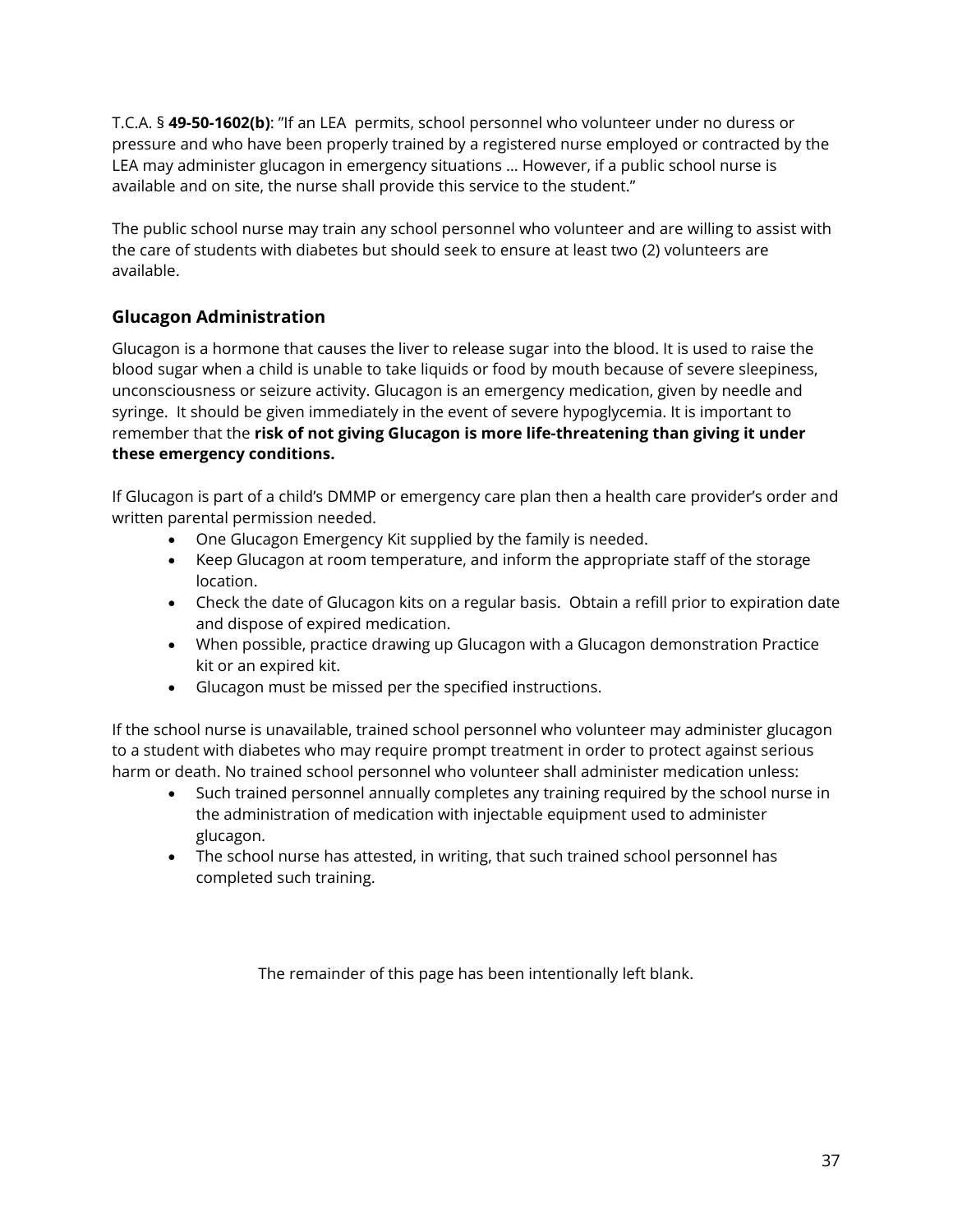T.C.A. § **49-50-1602(b)**: "If an LEA permits, school personnel who volunteer under no duress or pressure and who have been properly trained by a registered nurse employed or contracted by the LEA may administer glucagon in emergency situations … However, if a public school nurse is available and on site, the nurse shall provide this service to the student."

The public school nurse may train any school personnel who volunteer and are willing to assist with the care of students with diabetes but should seek to ensure at least two (2) volunteers are available.

## Glucagon Administration

Glucagon is a hormone that causes the liver to release sugar into the blood. It is used to raise the blood sugar when a child is unable to take liquids or food by mouth because of severe sleepiness, unconsciousness or seizure activity. Glucagon is an emergency medication, given by needle and syringe. It should be given immediately in the event of severe hypoglycemia. It is important to remember that the **risk of not giving Glucagon is more life-threatening than giving it under these emergency conditions.**

If Glucagon is part of a child's DMMP or emergency care plan then a health care provider's order and written parental permission needed.

- One Glucagon Emergency Kit supplied by the family is needed.
- Keep Glucagon at room temperature, and inform the appropriate staff of the storage location.
- Check the date of Glucagon kits on a regular basis. Obtain a refill prior to expiration date and dispose of expired medication.
- When possible, practice drawing up Glucagon with a Glucagon demonstration Practice kit or an expired kit.
- Glucagon must be missed per the specified instructions.

If the school nurse is unavailable, trained school personnel who volunteer may administer glucagon to a student with diabetes who may require prompt treatment in order to protect against serious harm or death. No trained school personnel who volunteer shall administer medication unless:

- Such trained personnel annually completes any training required by the school nurse in the administration of medication with injectable equipment used to administer glucagon.
- The school nurse has attested, in writing, that such trained school personnel has completed such training.

The remainder of this page has been intentionally left blank.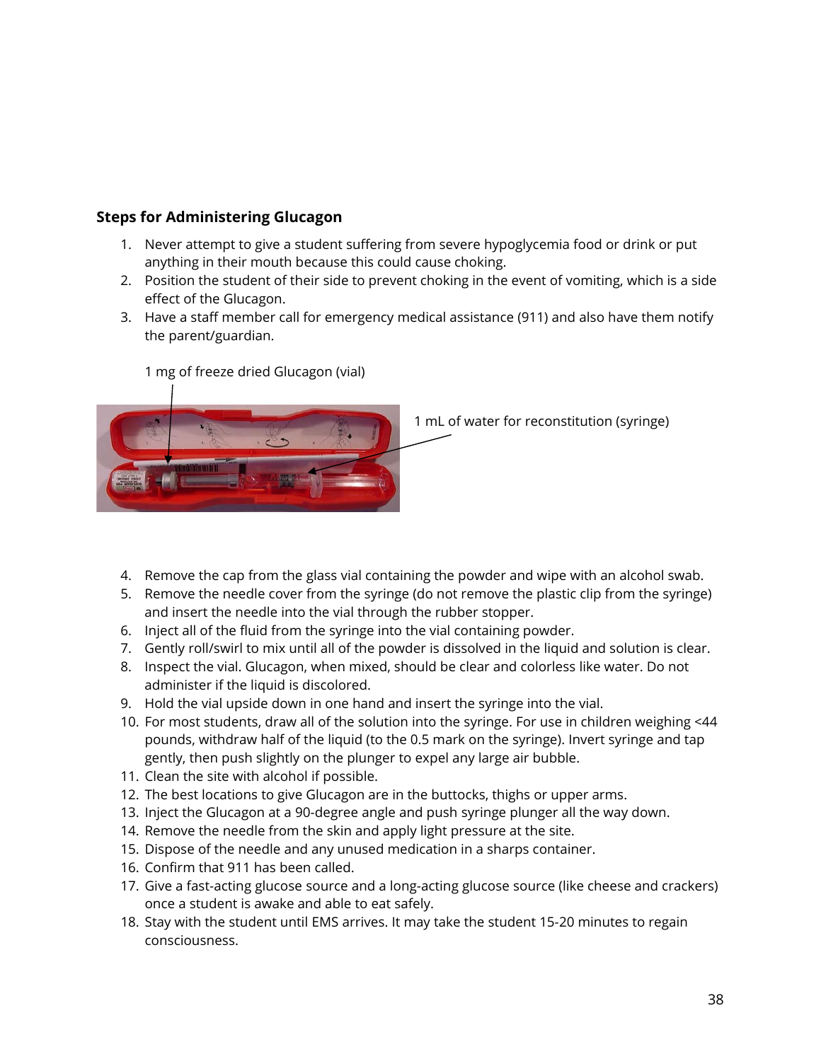### Steps for Administering Glucagon

1. Never attempt to give a student suffering from severe hypoglycemia food or drink or put anything in their mouth because this could cause choking.
2. Position the student of their side to prevent choking in the event of vomiting, which is a side effect of the Glucagon.
3. Have a staff member call for emergency medical assistance (911) and also have them notify the parent/guardian.

1 mg of freeze dried Glucagon (vial)

1 mL of water for reconstitution (syringe)

4. Remove the cap from the glass vial containing the powder and wipe with an alcohol swab.
5. Remove the needle cover from the syringe (do not remove the plastic clip from the syringe) and insert the needle into the vial through the rubber stopper.
6. Inject all of the fluid from the syringe into the vial containing powder.
7. Gently roll/swirl to mix until all of the powder is dissolved in the liquid and solution is clear.
8. Inspect the vial. Glucagon, when mixed, should be clear and colorless like water. Do not administer if the liquid is discolored.
9. Hold the vial upside down in one hand and insert the syringe into the vial.
10. For most students, draw all of the solution into the syringe. For use in children weighing <44 pounds, withdraw half of the liquid (to the 0.5 mark on the syringe). Invert syringe and tap gently, then push slightly on the plunger to expel any large air bubble.
11. Clean the site with alcohol if possible.
12. The best locations to give Glucagon are in the buttocks, thighs or upper arms.
13. Inject the Glucagon at a 90-degree angle and push syringe plunger all the way down.
14. Remove the needle from the skin and apply light pressure at the site.
15. Dispose of the needle and any unused medication in a sharps container.
16. Confirm that 911 has been called.
17. Give a fast-acting glucose source and a long-acting glucose source (like cheese and crackers) once a student is awake and able to eat safely.
18. Stay with the student until EMS arrives. It may take the student 15-20 minutes to regain consciousness.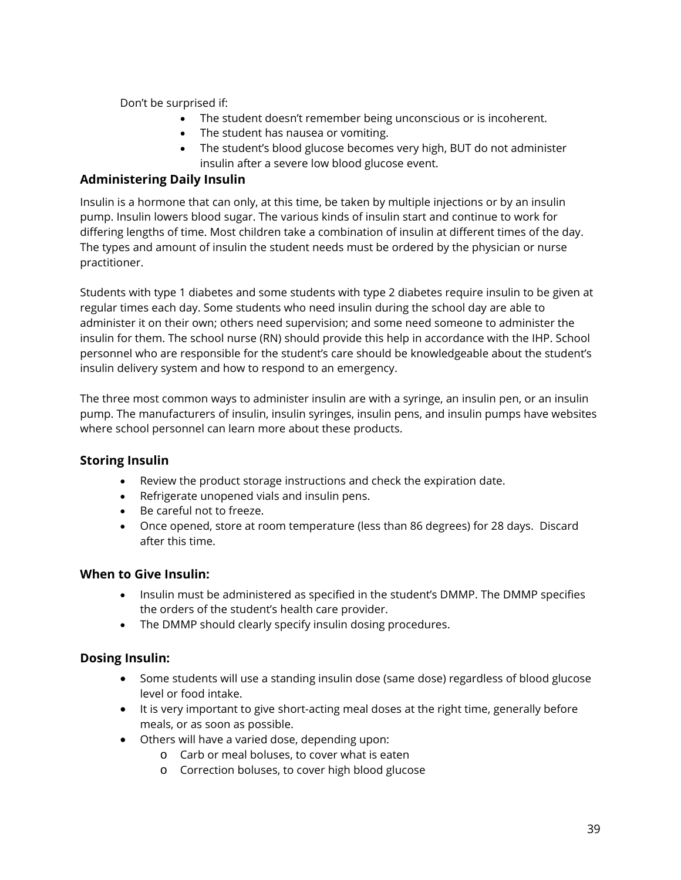Don't be surprised if:

- The student doesn't remember being unconscious or is incoherent.
- The student has nausea or vomiting.
- The student's blood glucose becomes very high, BUT do not administer insulin after a severe low blood glucose event.

### Administering Daily Insulin

Insulin is a hormone that can only, at this time, be taken by multiple injections or by an insulin pump. Insulin lowers blood sugar. The various kinds of insulin start and continue to work for differing lengths of time. Most children take a combination of insulin at different times of the day. The types and amount of insulin the student needs must be ordered by the physician or nurse practitioner.

Students with type 1 diabetes and some students with type 2 diabetes require insulin to be given at regular times each day. Some students who need insulin during the school day are able to administer it on their own; others need supervision; and some need someone to administer the insulin for them. The school nurse (RN) should provide this help in accordance with the IHP. School personnel who are responsible for the student's care should be knowledgeable about the student's insulin delivery system and how to respond to an emergency.

The three most common ways to administer insulin are with a syringe, an insulin pen, or an insulin pump. The manufacturers of insulin, insulin syringes, insulin pens, and insulin pumps have websites where school personnel can learn more about these products.

### Storing Insulin

- Review the product storage instructions and check the expiration date.
- Refrigerate unopened vials and insulin pens.
- Be careful not to freeze.
- Once opened, store at room temperature (less than 86 degrees) for 28 days. Discard after this time.

### When to Give Insulin:

- Insulin must be administered as specified in the student's DMMP. The DMMP specifies the orders of the student's health care provider.
- The DMMP should clearly specify insulin dosing procedures.

### Dosing Insulin:

- Some students will use a standing insulin dose (same dose) regardless of blood glucose level or food intake.
- It is very important to give short-acting meal doses at the right time, generally before meals, or as soon as possible.
- Others will have a varied dose, depending upon:
  - Carb or meal boluses, to cover what is eaten
  - Correction boluses, to cover high blood glucose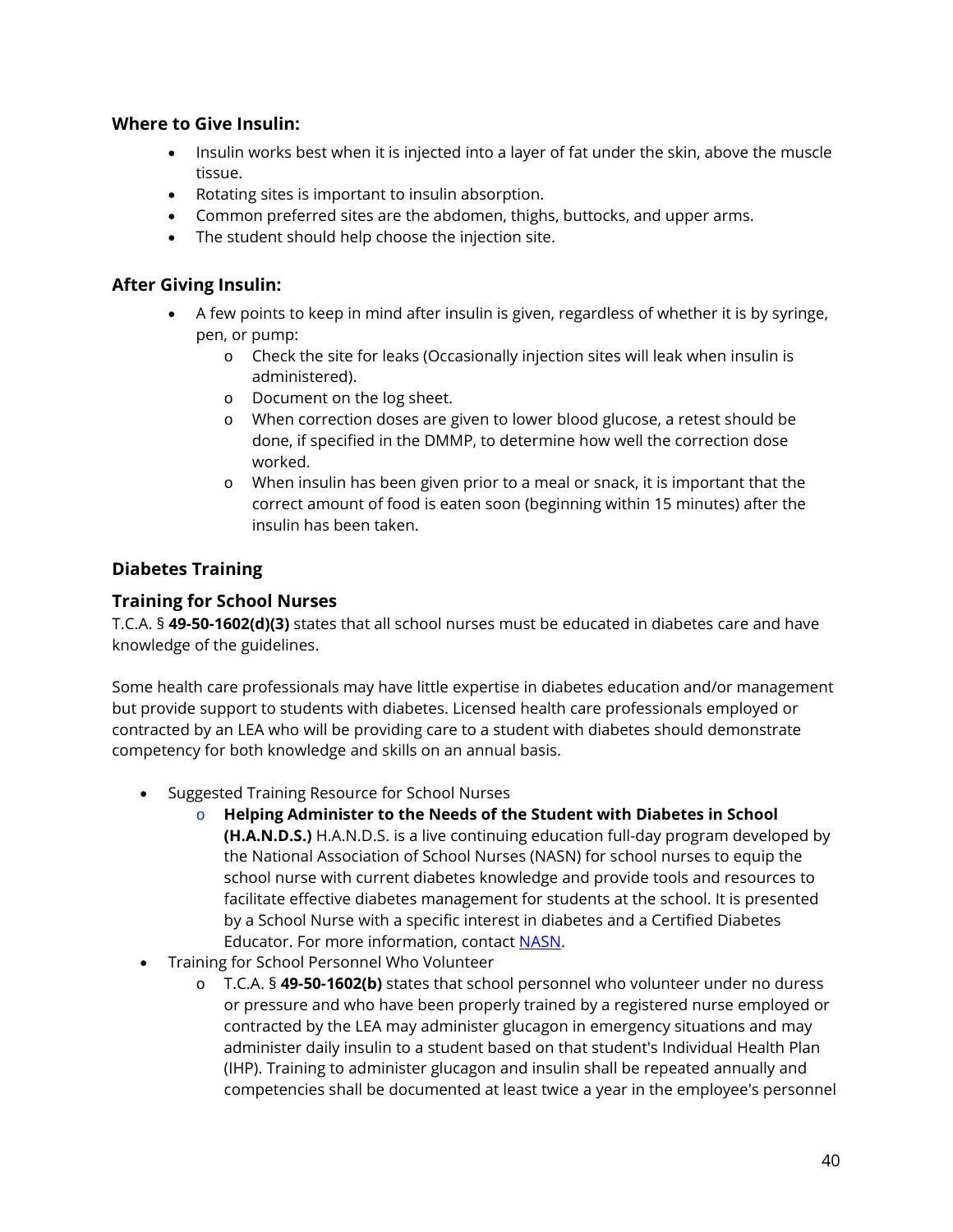### Where to Give Insulin:

- Insulin works best when it is injected into a layer of fat under the skin, above the muscle tissue.
- Rotating sites is important to insulin absorption.
- Common preferred sites are the abdomen, thighs, buttocks, and upper arms.
- The student should help choose the injection site.

### After Giving Insulin:

- A few points to keep in mind after insulin is given, regardless of whether it is by syringe, pen, or pump:
  - Check the site for leaks (Occasionally injection sites will leak when insulin is administered).
  - Document on the log sheet.
  - When correction doses are given to lower blood glucose, a retest should be done, if specified in the DMMP, to determine how well the correction dose worked.
  - When insulin has been given prior to a meal or snack, it is important that the correct amount of food is eaten soon (beginning within 15 minutes) after the insulin has been taken.

## Diabetes Training

### Training for School Nurses

T.C.A. § **49-50-1602(d)(3)** states that all school nurses must be educated in diabetes care and have knowledge of the guidelines.

Some health care professionals may have little expertise in diabetes education and/or management but provide support to students with diabetes. Licensed health care professionals employed or contracted by an LEA who will be providing care to a student with diabetes should demonstrate competency for both knowledge and skills on an annual basis.

- Suggested Training Resource for School Nurses
  - **Helping Administer to the Needs of the Student with Diabetes in School (H.A.N.D.S.)** H.A.N.D.S. is a live continuing education full-day program developed by the National Association of School Nurses (NASN) for school nurses to equip the school nurse with current diabetes knowledge and provide tools and resources to facilitate effective diabetes management for students at the school. It is presented by a School Nurse with a specific interest in diabetes and a Certified Diabetes Educator. For more information, contact NASN.
- Training for School Personnel Who Volunteer
  - T.C.A. § **49-50-1602(b)** states that school personnel who volunteer under no duress or pressure and who have been properly trained by a registered nurse employed or contracted by the LEA may administer glucagon in emergency situations and may administer daily insulin to a student based on that student's Individual Health Plan (IHP). Training to administer glucagon and insulin shall be repeated annually and competencies shall be documented at least twice a year in the employee's personnel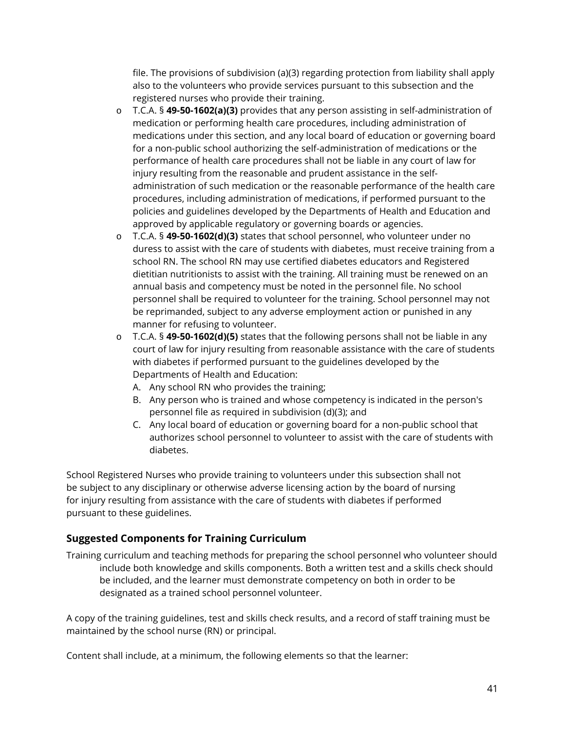file. The provisions of subdivision (a)(3) regarding protection from liability shall apply also to the volunteers who provide services pursuant to this subsection and the registered nurses who provide their training.

- T.C.A. § **49-50-1602(a)(3)** provides that any person assisting in self-administration of medication or performing health care procedures, including administration of medications under this section, and any local board of education or governing board for a non-public school authorizing the self-administration of medications or the performance of health care procedures shall not be liable in any court of law for injury resulting from the reasonable and prudent assistance in the self-administration of such medication or the reasonable performance of the health care procedures, including administration of medications, if performed pursuant to the policies and guidelines developed by the Departments of Health and Education and approved by applicable regulatory or governing boards or agencies.
- T.C.A. § **49-50-1602(d)(3)** states that school personnel, who volunteer under no duress to assist with the care of students with diabetes, must receive training from a school RN. The school RN may use certified diabetes educators and Registered dietitian nutritionists to assist with the training. All training must be renewed on an annual basis and competency must be noted in the personnel file. No school personnel shall be required to volunteer for the training. School personnel may not be reprimanded, subject to any adverse employment action or punished in any manner for refusing to volunteer.
- T.C.A. § **49-50-1602(d)(5)** states that the following persons shall not be liable in any court of law for injury resulting from reasonable assistance with the care of students with diabetes if performed pursuant to the guidelines developed by the Departments of Health and Education:
  A. Any school RN who provides the training;
  B. Any person who is trained and whose competency is indicated in the person's personnel file as required in subdivision (d)(3); and
  C. Any local board of education or governing board for a non-public school that authorizes school personnel to volunteer to assist with the care of students with diabetes.

School Registered Nurses who provide training to volunteers under this subsection shall not be subject to any disciplinary or otherwise adverse licensing action by the board of nursing for injury resulting from assistance with the care of students with diabetes if performed pursuant to these guidelines.

## Suggested Components for Training Curriculum

Training curriculum and teaching methods for preparing the school personnel who volunteer should include both knowledge and skills components. Both a written test and a skills check should be included, and the learner must demonstrate competency on both in order to be designated as a trained school personnel volunteer.

A copy of the training guidelines, test and skills check results, and a record of staff training must be maintained by the school nurse (RN) or principal.

Content shall include, at a minimum, the following elements so that the learner: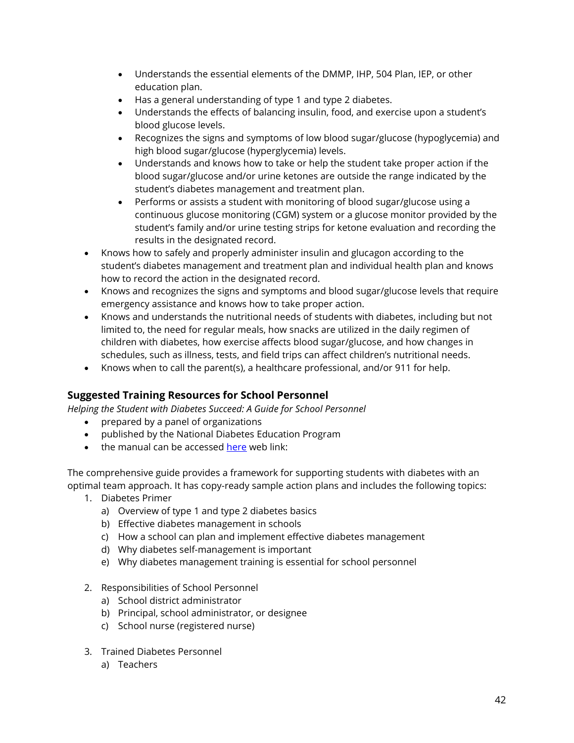- Understands the essential elements of the DMMP, IHP, 504 Plan, IEP, or other education plan.
    - Has a general understanding of type 1 and type 2 diabetes.
    - Understands the effects of balancing insulin, food, and exercise upon a student's blood glucose levels.
    - Recognizes the signs and symptoms of low blood sugar/glucose (hypoglycemia) and high blood sugar/glucose (hyperglycemia) levels.
    - Understands and knows how to take or help the student take proper action if the blood sugar/glucose and/or urine ketones are outside the range indicated by the student's diabetes management and treatment plan.
    - Performs or assists a student with monitoring of blood sugar/glucose using a continuous glucose monitoring (CGM) system or a glucose monitor provided by the student's family and/or urine testing strips for ketone evaluation and recording the results in the designated record.
- Knows how to safely and properly administer insulin and glucagon according to the student's diabetes management and treatment plan and individual health plan and knows how to record the action in the designated record.
- Knows and recognizes the signs and symptoms and blood sugar/glucose levels that require emergency assistance and knows how to take proper action.
- Knows and understands the nutritional needs of students with diabetes, including but not limited to, the need for regular meals, how snacks are utilized in the daily regimen of children with diabetes, how exercise affects blood sugar/glucose, and how changes in schedules, such as illness, tests, and field trips can affect children's nutritional needs.
- Knows when to call the parent(s), a healthcare professional, and/or 911 for help.

### Suggested Training Resources for School Personnel

*Helping the Student with Diabetes Succeed: A Guide for School Personnel*

- prepared by a panel of organizations
- published by the National Diabetes Education Program
- the manual can be accessed here web link:

The comprehensive guide provides a framework for supporting students with diabetes with an optimal team approach. It has copy-ready sample action plans and includes the following topics:

1. Diabetes Primer
   a) Overview of type 1 and type 2 diabetes basics
   b) Effective diabetes management in schools
   c) How a school can plan and implement effective diabetes management
   d) Why diabetes self-management is important
   e) Why diabetes management training is essential for school personnel

2. Responsibilities of School Personnel
   a) School district administrator
   b) Principal, school administrator, or designee
   c) School nurse (registered nurse)

3. Trained Diabetes Personnel
   a) Teachers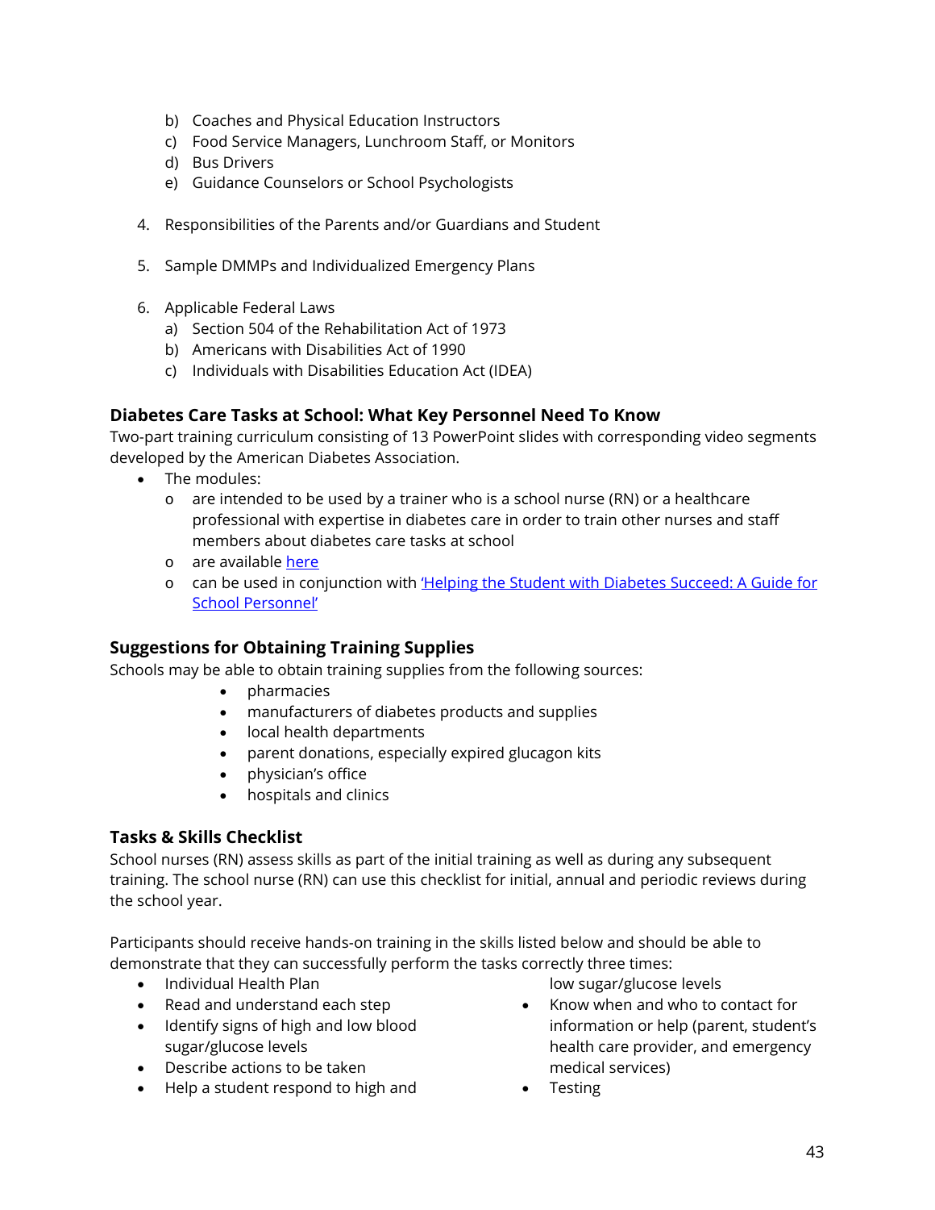b) Coaches and Physical Education Instructors
   c) Food Service Managers, Lunchroom Staff, or Monitors
   d) Bus Drivers
   e) Guidance Counselors or School Psychologists

4. Responsibilities of the Parents and/or Guardians and Student

5. Sample DMMPs and Individualized Emergency Plans

6. Applicable Federal Laws
   a) Section 504 of the Rehabilitation Act of 1973
   b) Americans with Disabilities Act of 1990
   c) Individuals with Disabilities Education Act (IDEA)

### Diabetes Care Tasks at School: What Key Personnel Need To Know

Two-part training curriculum consisting of 13 PowerPoint slides with corresponding video segments developed by the American Diabetes Association.

- The modules:
  - are intended to be used by a trainer who is a school nurse (RN) or a healthcare professional with expertise in diabetes care in order to train other nurses and staff members about diabetes care tasks at school
  - are available here
  - can be used in conjunction with 'Helping the Student with Diabetes Succeed: A Guide for School Personnel'

### Suggestions for Obtaining Training Supplies

Schools may be able to obtain training supplies from the following sources:

- pharmacies
- manufacturers of diabetes products and supplies
- local health departments
- parent donations, especially expired glucagon kits
- physician's office
- hospitals and clinics

### Tasks & Skills Checklist

School nurses (RN) assess skills as part of the initial training as well as during any subsequent training. The school nurse (RN) can use this checklist for initial, annual and periodic reviews during the school year.

Participants should receive hands-on training in the skills listed below and should be able to demonstrate that they can successfully perform the tasks correctly three times:

- Individual Health Plan
- Read and understand each step
- Identify signs of high and low blood sugar/glucose levels
- Describe actions to be taken
- Help a student respond to high and low sugar/glucose levels
- Know when and who to contact for information or help (parent, student's health care provider, and emergency medical services)
- Testing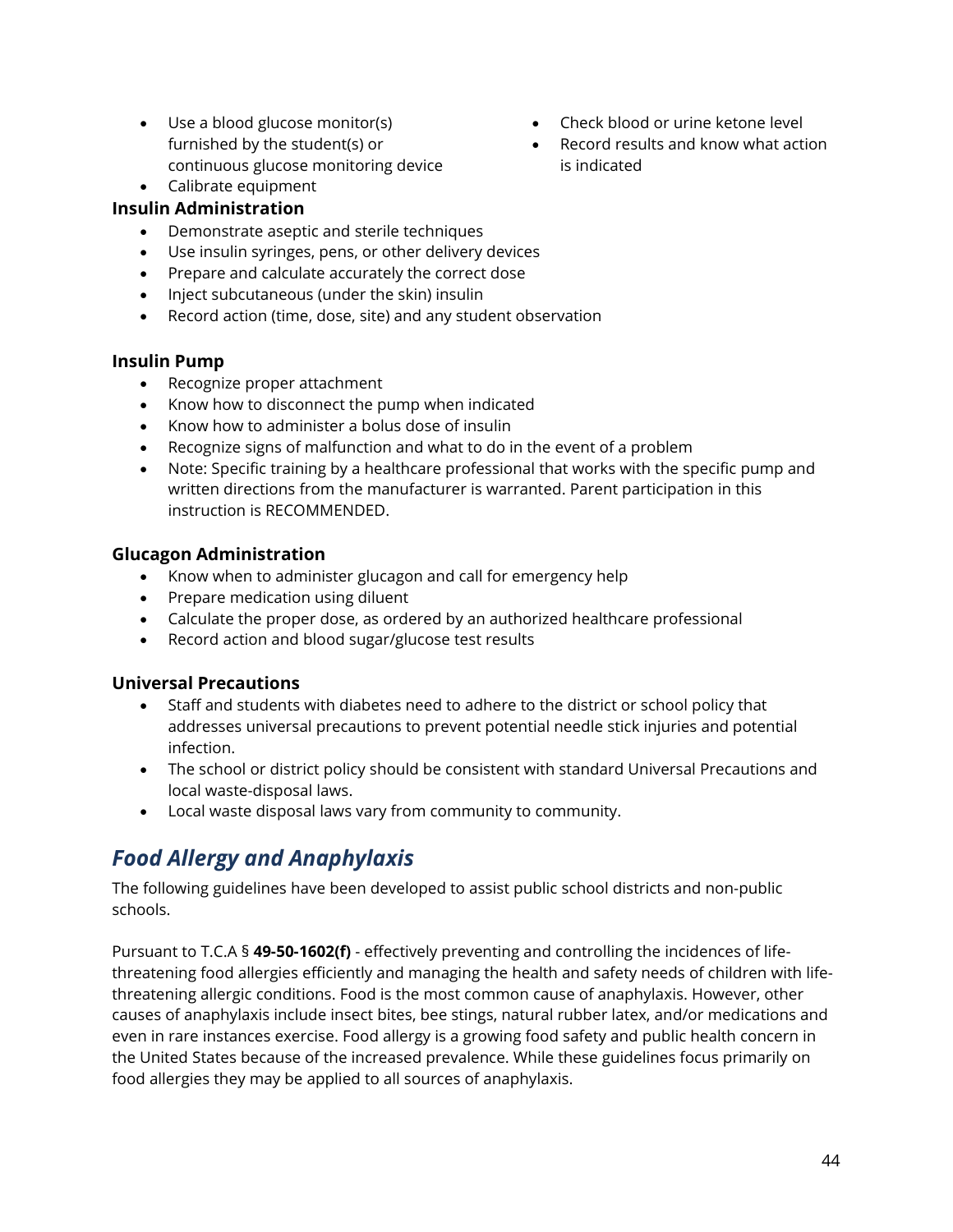- Use a blood glucose monitor(s) furnished by the student(s) or continuous glucose monitoring device
- Calibrate equipment
- Check blood or urine ketone level
- Record results and know what action is indicated

### Insulin Administration

- Demonstrate aseptic and sterile techniques
- Use insulin syringes, pens, or other delivery devices
- Prepare and calculate accurately the correct dose
- Inject subcutaneous (under the skin) insulin
- Record action (time, dose, site) and any student observation

### Insulin Pump

- Recognize proper attachment
- Know how to disconnect the pump when indicated
- Know how to administer a bolus dose of insulin
- Recognize signs of malfunction and what to do in the event of a problem
- Note: Specific training by a healthcare professional that works with the specific pump and written directions from the manufacturer is warranted. Parent participation in this instruction is RECOMMENDED.

### Glucagon Administration

- Know when to administer glucagon and call for emergency help
- Prepare medication using diluent
- Calculate the proper dose, as ordered by an authorized healthcare professional
- Record action and blood sugar/glucose test results

### Universal Precautions

- Staff and students with diabetes need to adhere to the district or school policy that addresses universal precautions to prevent potential needle stick injuries and potential infection.
- The school or district policy should be consistent with standard Universal Precautions and local waste-disposal laws.
- Local waste disposal laws vary from community to community.

## *Food Allergy and Anaphylaxis*

The following guidelines have been developed to assist public school districts and non-public schools.

Pursuant to T.C.A § **49-50-1602(f)** - effectively preventing and controlling the incidences of life-threatening food allergies efficiently and managing the health and safety needs of children with life-threatening allergic conditions. Food is the most common cause of anaphylaxis. However, other causes of anaphylaxis include insect bites, bee stings, natural rubber latex, and/or medications and even in rare instances exercise. Food allergy is a growing food safety and public health concern in the United States because of the increased prevalence. While these guidelines focus primarily on food allergies they may be applied to all sources of anaphylaxis.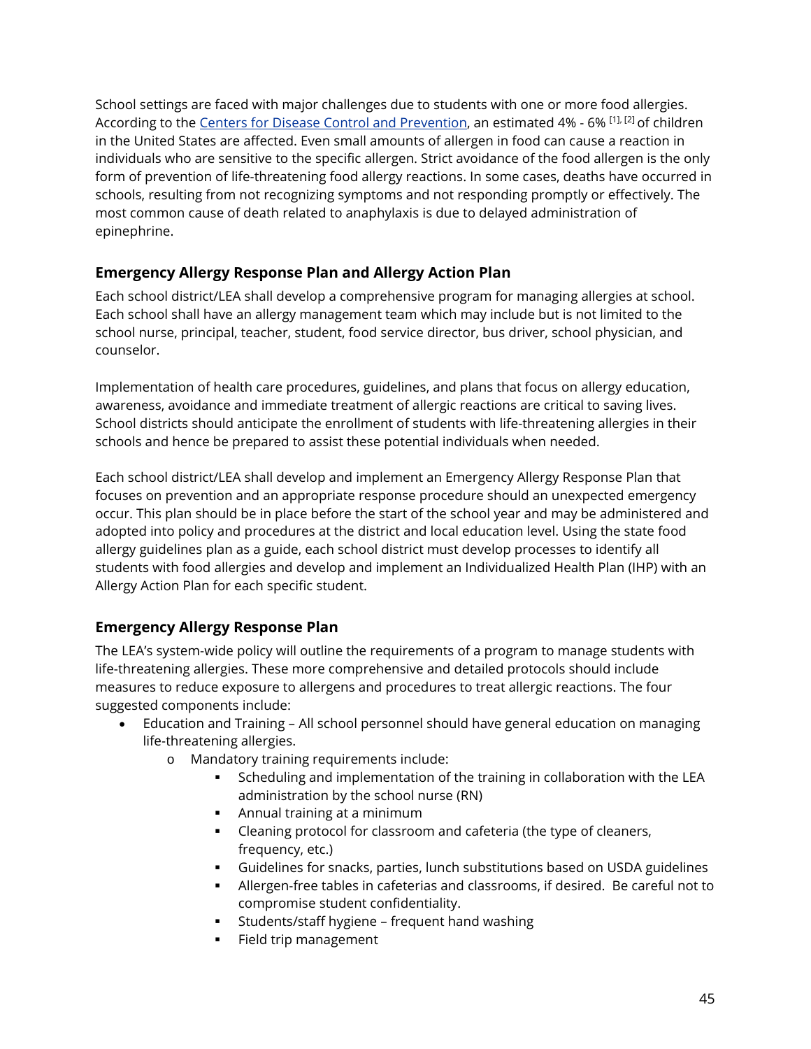School settings are faced with major challenges due to students with one or more food allergies. According to the [Centers for Disease Control and Prevention](), an estimated 4% - 6% [1], [2] of children in the United States are affected. Even small amounts of allergen in food can cause a reaction in individuals who are sensitive to the specific allergen. Strict avoidance of the food allergen is the only form of prevention of life-threatening food allergy reactions. In some cases, deaths have occurred in schools, resulting from not recognizing symptoms and not responding promptly or effectively. The most common cause of death related to anaphylaxis is due to delayed administration of epinephrine.

### Emergency Allergy Response Plan and Allergy Action Plan

Each school district/LEA shall develop a comprehensive program for managing allergies at school. Each school shall have an allergy management team which may include but is not limited to the school nurse, principal, teacher, student, food service director, bus driver, school physician, and counselor.

Implementation of health care procedures, guidelines, and plans that focus on allergy education, awareness, avoidance and immediate treatment of allergic reactions are critical to saving lives. School districts should anticipate the enrollment of students with life-threatening allergies in their schools and hence be prepared to assist these potential individuals when needed.

Each school district/LEA shall develop and implement an Emergency Allergy Response Plan that focuses on prevention and an appropriate response procedure should an unexpected emergency occur. This plan should be in place before the start of the school year and may be administered and adopted into policy and procedures at the district and local education level. Using the state food allergy guidelines plan as a guide, each school district must develop processes to identify all students with food allergies and develop and implement an Individualized Health Plan (IHP) with an Allergy Action Plan for each specific student.

### Emergency Allergy Response Plan

The LEA's system-wide policy will outline the requirements of a program to manage students with life-threatening allergies. These more comprehensive and detailed protocols should include measures to reduce exposure to allergens and procedures to treat allergic reactions. The four suggested components include:

- Education and Training – All school personnel should have general education on managing life-threatening allergies.
  - Mandatory training requirements include:
    - Scheduling and implementation of the training in collaboration with the LEA administration by the school nurse (RN)
    - Annual training at a minimum
    - Cleaning protocol for classroom and cafeteria (the type of cleaners, frequency, etc.)
    - Guidelines for snacks, parties, lunch substitutions based on USDA guidelines
    - Allergen-free tables in cafeterias and classrooms, if desired. Be careful not to compromise student confidentiality.
    - Students/staff hygiene – frequent hand washing
    - Field trip management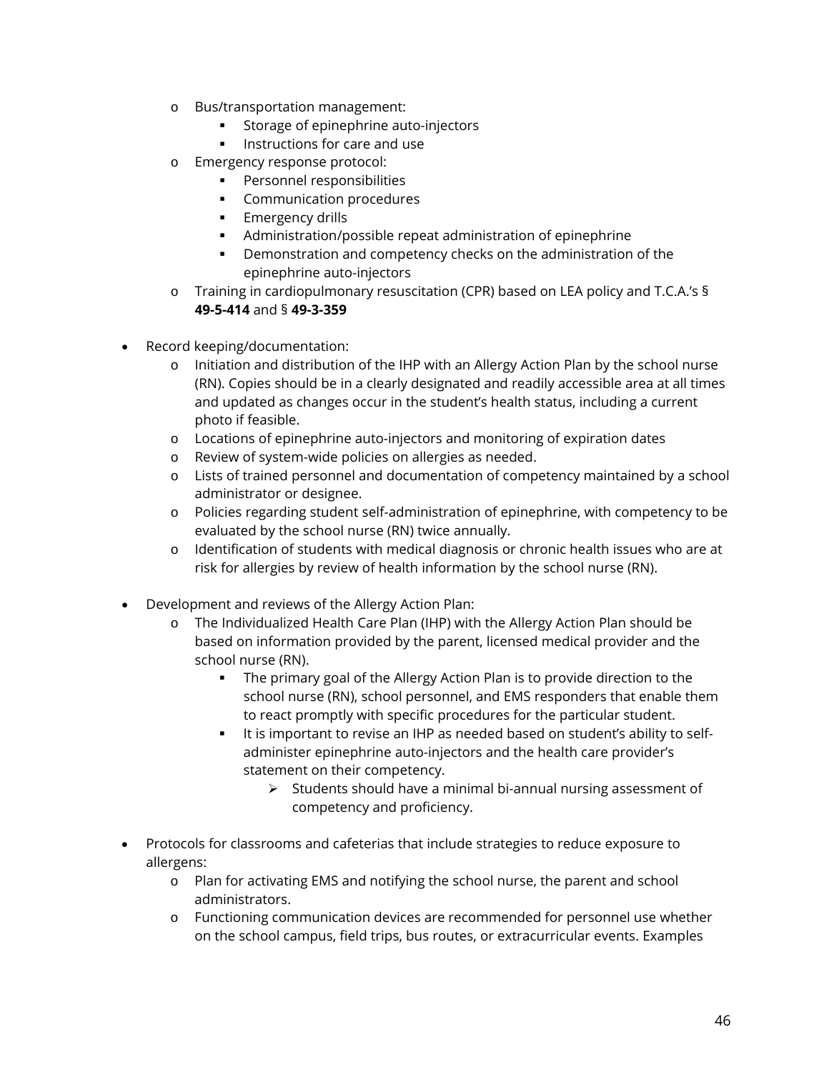- Bus/transportation management:
    - Storage of epinephrine auto-injectors
    - Instructions for care and use
  - Emergency response protocol:
    - Personnel responsibilities
    - Communication procedures
    - Emergency drills
    - Administration/possible repeat administration of epinephrine
    - Demonstration and competency checks on the administration of the epinephrine auto-injectors
  - Training in cardiopulmonary resuscitation (CPR) based on LEA policy and T.C.A.'s § **49-5-414** and § **49-3-359**

- Record keeping/documentation:
  - Initiation and distribution of the IHP with an Allergy Action Plan by the school nurse (RN). Copies should be in a clearly designated and readily accessible area at all times and updated as changes occur in the student's health status, including a current photo if feasible.
  - Locations of epinephrine auto-injectors and monitoring of expiration dates
  - Review of system-wide policies on allergies as needed.
  - Lists of trained personnel and documentation of competency maintained by a school administrator or designee.
  - Policies regarding student self-administration of epinephrine, with competency to be evaluated by the school nurse (RN) twice annually.
  - Identification of students with medical diagnosis or chronic health issues who are at risk for allergies by review of health information by the school nurse (RN).

- Development and reviews of the Allergy Action Plan:
  - The Individualized Health Care Plan (IHP) with the Allergy Action Plan should be based on information provided by the parent, licensed medical provider and the school nurse (RN).
    - The primary goal of the Allergy Action Plan is to provide direction to the school nurse (RN), school personnel, and EMS responders that enable them to react promptly with specific procedures for the particular student.
    - It is important to revise an IHP as needed based on student's ability to self-administer epinephrine auto-injectors and the health care provider's statement on their competency.
      - Students should have a minimal bi-annual nursing assessment of competency and proficiency.

- Protocols for classrooms and cafeterias that include strategies to reduce exposure to allergens:
  - Plan for activating EMS and notifying the school nurse, the parent and school administrators.
  - Functioning communication devices are recommended for personnel use whether on the school campus, field trips, bus routes, or extracurricular events. Examples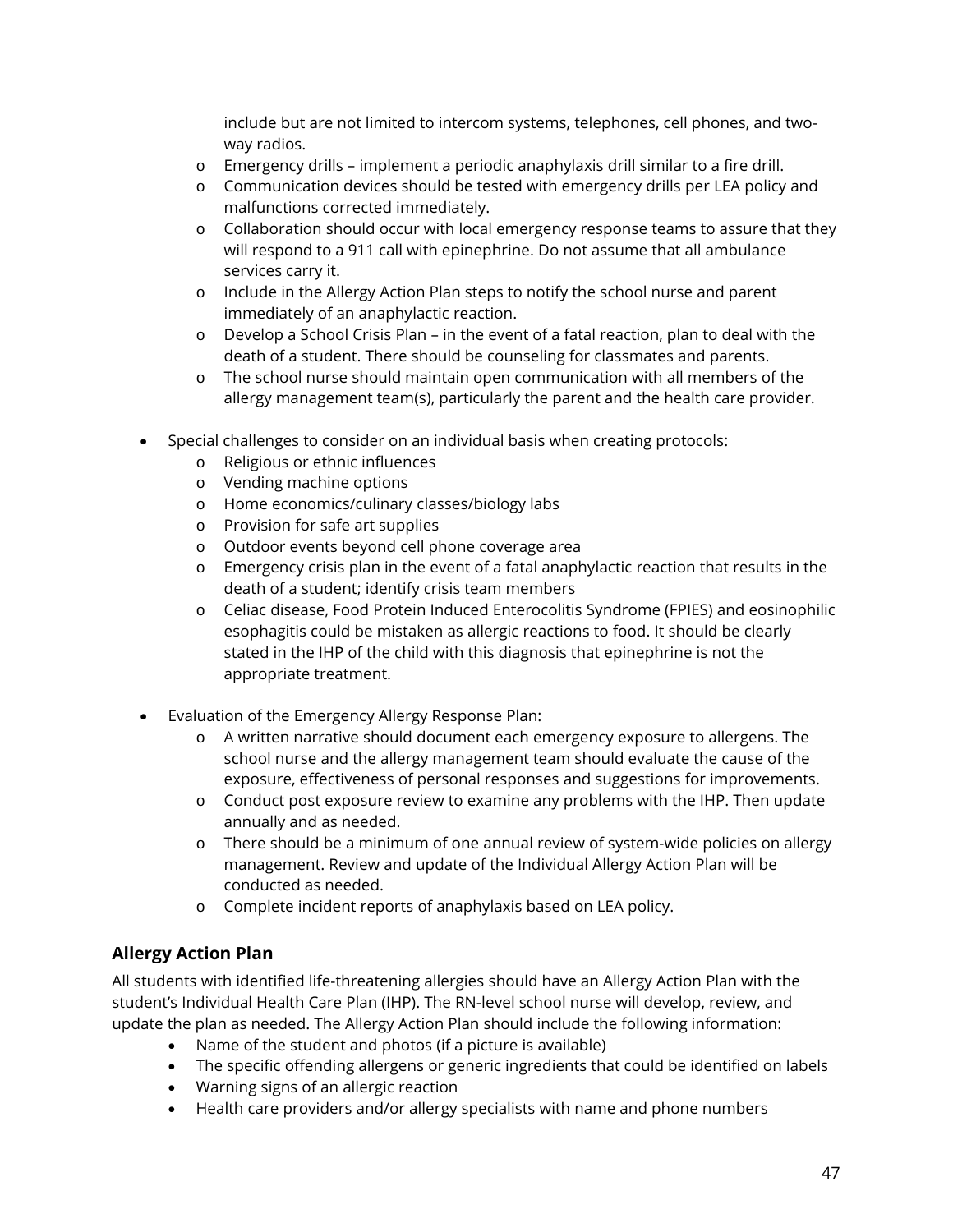include but are not limited to intercom systems, telephones, cell phones, and two-way radios.
    - Emergency drills – implement a periodic anaphylaxis drill similar to a fire drill.
    - Communication devices should be tested with emergency drills per LEA policy and malfunctions corrected immediately.
    - Collaboration should occur with local emergency response teams to assure that they will respond to a 911 call with epinephrine. Do not assume that all ambulance services carry it.
    - Include in the Allergy Action Plan steps to notify the school nurse and parent immediately of an anaphylactic reaction.
    - Develop a School Crisis Plan – in the event of a fatal reaction, plan to deal with the death of a student. There should be counseling for classmates and parents.
    - The school nurse should maintain open communication with all members of the allergy management team(s), particularly the parent and the health care provider.

- Special challenges to consider on an individual basis when creating protocols:
    - Religious or ethnic influences
    - Vending machine options
    - Home economics/culinary classes/biology labs
    - Provision for safe art supplies
    - Outdoor events beyond cell phone coverage area
    - Emergency crisis plan in the event of a fatal anaphylactic reaction that results in the death of a student; identify crisis team members
    - Celiac disease, Food Protein Induced Enterocolitis Syndrome (FPIES) and eosinophilic esophagitis could be mistaken as allergic reactions to food. It should be clearly stated in the IHP of the child with this diagnosis that epinephrine is not the appropriate treatment.

- Evaluation of the Emergency Allergy Response Plan:
    - A written narrative should document each emergency exposure to allergens. The school nurse and the allergy management team should evaluate the cause of the exposure, effectiveness of personal responses and suggestions for improvements.
    - Conduct post exposure review to examine any problems with the IHP. Then update annually and as needed.
    - There should be a minimum of one annual review of system-wide policies on allergy management. Review and update of the Individual Allergy Action Plan will be conducted as needed.
    - Complete incident reports of anaphylaxis based on LEA policy.

## Allergy Action Plan

All students with identified life-threatening allergies should have an Allergy Action Plan with the student's Individual Health Care Plan (IHP). The RN-level school nurse will develop, review, and update the plan as needed. The Allergy Action Plan should include the following information:

- Name of the student and photos (if a picture is available)
- The specific offending allergens or generic ingredients that could be identified on labels
- Warning signs of an allergic reaction
- Health care providers and/or allergy specialists with name and phone numbers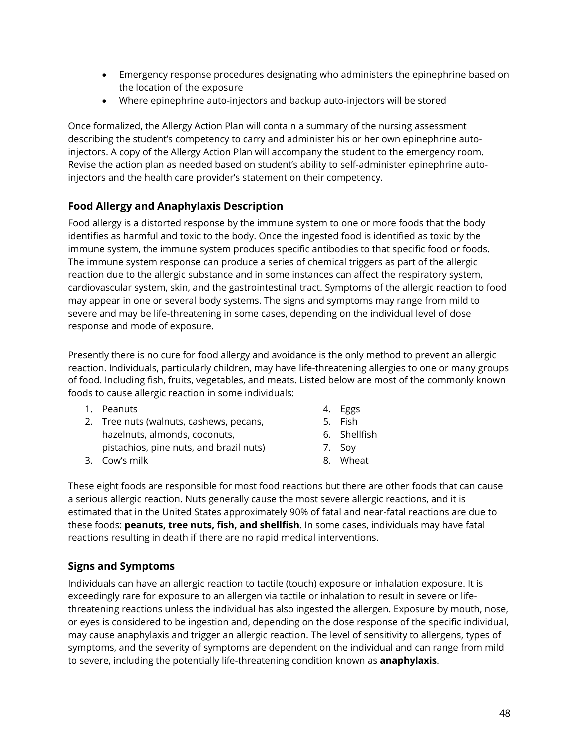- Emergency response procedures designating who administers the epinephrine based on the location of the exposure
- Where epinephrine auto-injectors and backup auto-injectors will be stored

Once formalized, the Allergy Action Plan will contain a summary of the nursing assessment describing the student's competency to carry and administer his or her own epinephrine auto-injectors. A copy of the Allergy Action Plan will accompany the student to the emergency room. Revise the action plan as needed based on student's ability to self-administer epinephrine auto-injectors and the health care provider's statement on their competency.

### Food Allergy and Anaphylaxis Description

Food allergy is a distorted response by the immune system to one or more foods that the body identifies as harmful and toxic to the body. Once the ingested food is identified as toxic by the immune system, the immune system produces specific antibodies to that specific food or foods. The immune system response can produce a series of chemical triggers as part of the allergic reaction due to the allergic substance and in some instances can affect the respiratory system, cardiovascular system, skin, and the gastrointestinal tract. Symptoms of the allergic reaction to food may appear in one or several body systems. The signs and symptoms may range from mild to severe and may be life-threatening in some cases, depending on the individual level of dose response and mode of exposure.

Presently there is no cure for food allergy and avoidance is the only method to prevent an allergic reaction. Individuals, particularly children, may have life-threatening allergies to one or many groups of food. Including fish, fruits, vegetables, and meats. Listed below are most of the commonly known foods to cause allergic reaction in some individuals:

1. Peanuts
2. Tree nuts (walnuts, cashews, pecans, hazelnuts, almonds, coconuts, pistachios, pine nuts, and brazil nuts)
3. Cow's milk
4. Eggs
5. Fish
6. Shellfish
7. Soy
8. Wheat

These eight foods are responsible for most food reactions but there are other foods that can cause a serious allergic reaction. Nuts generally cause the most severe allergic reactions, and it is estimated that in the United States approximately 90% of fatal and near-fatal reactions are due to these foods: **peanuts, tree nuts, fish, and shellfish**. In some cases, individuals may have fatal reactions resulting in death if there are no rapid medical interventions.

### Signs and Symptoms

Individuals can have an allergic reaction to tactile (touch) exposure or inhalation exposure. It is exceedingly rare for exposure to an allergen via tactile or inhalation to result in severe or life-threatening reactions unless the individual has also ingested the allergen. Exposure by mouth, nose, or eyes is considered to be ingestion and, depending on the dose response of the specific individual, may cause anaphylaxis and trigger an allergic reaction. The level of sensitivity to allergens, types of symptoms, and the severity of symptoms are dependent on the individual and can range from mild to severe, including the potentially life-threatening condition known as **anaphylaxis**.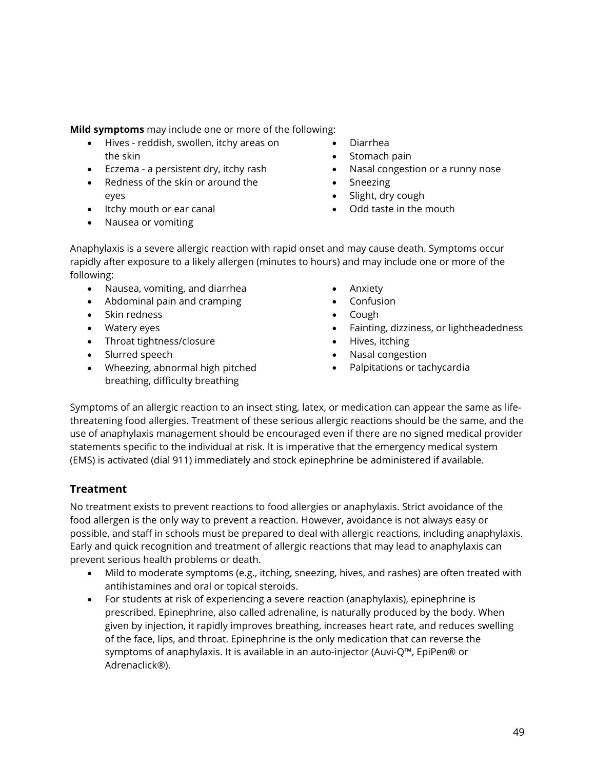**Mild symptoms** may include one or more of the following:

- Hives - reddish, swollen, itchy areas on the skin
- Eczema - a persistent dry, itchy rash
- Redness of the skin or around the eyes
- Itchy mouth or ear canal
- Nausea or vomiting
- Diarrhea
- Stomach pain
- Nasal congestion or a runny nose
- Sneezing
- Slight, dry cough
- Odd taste in the mouth

<u>Anaphylaxis is a severe allergic reaction with rapid onset and may cause death</u>. Symptoms occur rapidly after exposure to a likely allergen (minutes to hours) and may include one or more of the following:

- Nausea, vomiting, and diarrhea
- Abdominal pain and cramping
- Skin redness
- Watery eyes
- Throat tightness/closure
- Slurred speech
- Wheezing, abnormal high pitched breathing, difficulty breathing
- Anxiety
- Confusion
- Cough
- Fainting, dizziness, or lightheadedness
- Hives, itching
- Nasal congestion
- Palpitations or tachycardia

Symptoms of an allergic reaction to an insect sting, latex, or medication can appear the same as life-threatening food allergies. Treatment of these serious allergic reactions should be the same, and the use of anaphylaxis management should be encouraged even if there are no signed medical provider statements specific to the individual at risk. It is imperative that the emergency medical system (EMS) is activated (dial 911) immediately and stock epinephrine be administered if available.

## Treatment

No treatment exists to prevent reactions to food allergies or anaphylaxis. Strict avoidance of the food allergen is the only way to prevent a reaction. However, avoidance is not always easy or possible, and staff in schools must be prepared to deal with allergic reactions, including anaphylaxis. Early and quick recognition and treatment of allergic reactions that may lead to anaphylaxis can prevent serious health problems or death.

- Mild to moderate symptoms (e.g., itching, sneezing, hives, and rashes) are often treated with antihistamines and oral or topical steroids.
- For students at risk of experiencing a severe reaction (anaphylaxis), epinephrine is prescribed. Epinephrine, also called adrenaline, is naturally produced by the body. When given by injection, it rapidly improves breathing, increases heart rate, and reduces swelling of the face, lips, and throat. Epinephrine is the only medication that can reverse the symptoms of anaphylaxis. It is available in an auto-injector (Auvi-Q™, EpiPen® or Adrenaclick®).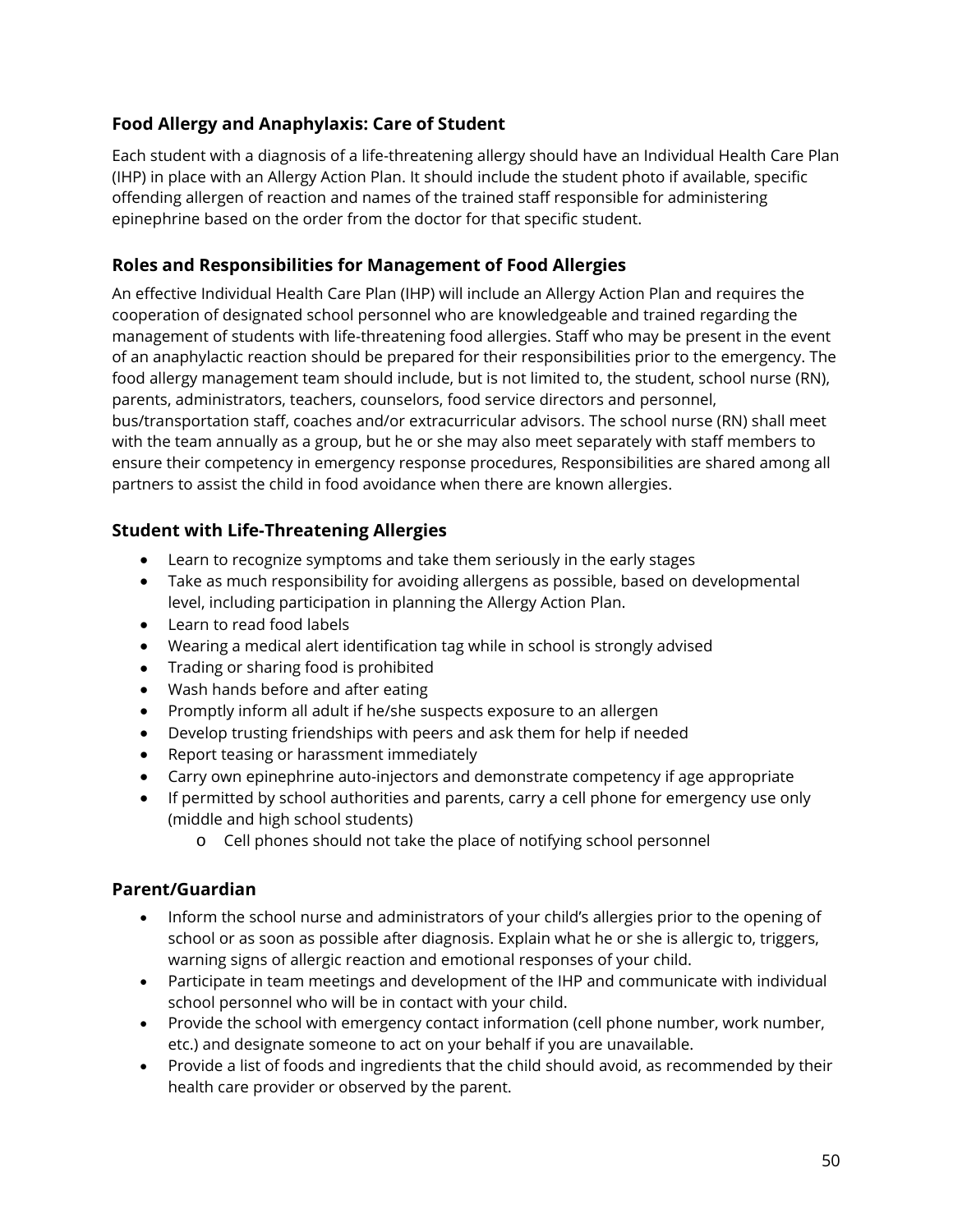### Food Allergy and Anaphylaxis: Care of Student

Each student with a diagnosis of a life-threatening allergy should have an Individual Health Care Plan (IHP) in place with an Allergy Action Plan. It should include the student photo if available, specific offending allergen of reaction and names of the trained staff responsible for administering epinephrine based on the order from the doctor for that specific student.

### Roles and Responsibilities for Management of Food Allergies

An effective Individual Health Care Plan (IHP) will include an Allergy Action Plan and requires the cooperation of designated school personnel who are knowledgeable and trained regarding the management of students with life-threatening food allergies. Staff who may be present in the event of an anaphylactic reaction should be prepared for their responsibilities prior to the emergency. The food allergy management team should include, but is not limited to, the student, school nurse (RN), parents, administrators, teachers, counselors, food service directors and personnel, bus/transportation staff, coaches and/or extracurricular advisors. The school nurse (RN) shall meet with the team annually as a group, but he or she may also meet separately with staff members to ensure their competency in emergency response procedures, Responsibilities are shared among all partners to assist the child in food avoidance when there are known allergies.

### Student with Life-Threatening Allergies

- Learn to recognize symptoms and take them seriously in the early stages
- Take as much responsibility for avoiding allergens as possible, based on developmental level, including participation in planning the Allergy Action Plan.
- Learn to read food labels
- Wearing a medical alert identification tag while in school is strongly advised
- Trading or sharing food is prohibited
- Wash hands before and after eating
- Promptly inform all adult if he/she suspects exposure to an allergen
- Develop trusting friendships with peers and ask them for help if needed
- Report teasing or harassment immediately
- Carry own epinephrine auto-injectors and demonstrate competency if age appropriate
- If permitted by school authorities and parents, carry a cell phone for emergency use only (middle and high school students)
  - Cell phones should not take the place of notifying school personnel

### Parent/Guardian

- Inform the school nurse and administrators of your child's allergies prior to the opening of school or as soon as possible after diagnosis. Explain what he or she is allergic to, triggers, warning signs of allergic reaction and emotional responses of your child.
- Participate in team meetings and development of the IHP and communicate with individual school personnel who will be in contact with your child.
- Provide the school with emergency contact information (cell phone number, work number, etc.) and designate someone to act on your behalf if you are unavailable.
- Provide a list of foods and ingredients that the child should avoid, as recommended by their health care provider or observed by the parent.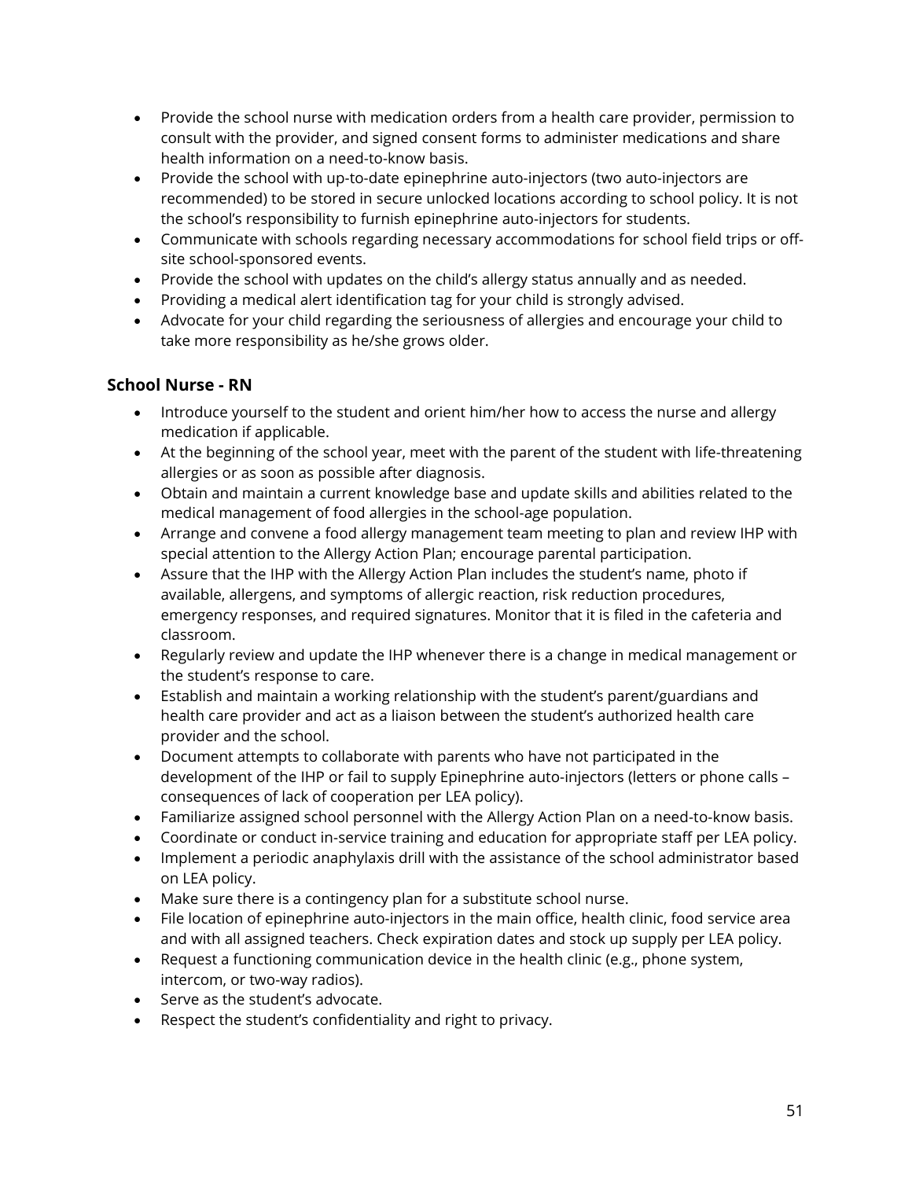- Provide the school nurse with medication orders from a health care provider, permission to consult with the provider, and signed consent forms to administer medications and share health information on a need-to-know basis.
- Provide the school with up-to-date epinephrine auto-injectors (two auto-injectors are recommended) to be stored in secure unlocked locations according to school policy. It is not the school's responsibility to furnish epinephrine auto-injectors for students.
- Communicate with schools regarding necessary accommodations for school field trips or off-site school-sponsored events.
- Provide the school with updates on the child's allergy status annually and as needed.
- Providing a medical alert identification tag for your child is strongly advised.
- Advocate for your child regarding the seriousness of allergies and encourage your child to take more responsibility as he/she grows older.

### School Nurse - RN

- Introduce yourself to the student and orient him/her how to access the nurse and allergy medication if applicable.
- At the beginning of the school year, meet with the parent of the student with life-threatening allergies or as soon as possible after diagnosis.
- Obtain and maintain a current knowledge base and update skills and abilities related to the medical management of food allergies in the school-age population.
- Arrange and convene a food allergy management team meeting to plan and review IHP with special attention to the Allergy Action Plan; encourage parental participation.
- Assure that the IHP with the Allergy Action Plan includes the student's name, photo if available, allergens, and symptoms of allergic reaction, risk reduction procedures, emergency responses, and required signatures. Monitor that it is filed in the cafeteria and classroom.
- Regularly review and update the IHP whenever there is a change in medical management or the student's response to care.
- Establish and maintain a working relationship with the student's parent/guardians and health care provider and act as a liaison between the student's authorized health care provider and the school.
- Document attempts to collaborate with parents who have not participated in the development of the IHP or fail to supply Epinephrine auto-injectors (letters or phone calls – consequences of lack of cooperation per LEA policy).
- Familiarize assigned school personnel with the Allergy Action Plan on a need-to-know basis.
- Coordinate or conduct in-service training and education for appropriate staff per LEA policy.
- Implement a periodic anaphylaxis drill with the assistance of the school administrator based on LEA policy.
- Make sure there is a contingency plan for a substitute school nurse.
- File location of epinephrine auto-injectors in the main office, health clinic, food service area and with all assigned teachers. Check expiration dates and stock up supply per LEA policy.
- Request a functioning communication device in the health clinic (e.g., phone system, intercom, or two-way radios).
- Serve as the student's advocate.
- Respect the student's confidentiality and right to privacy.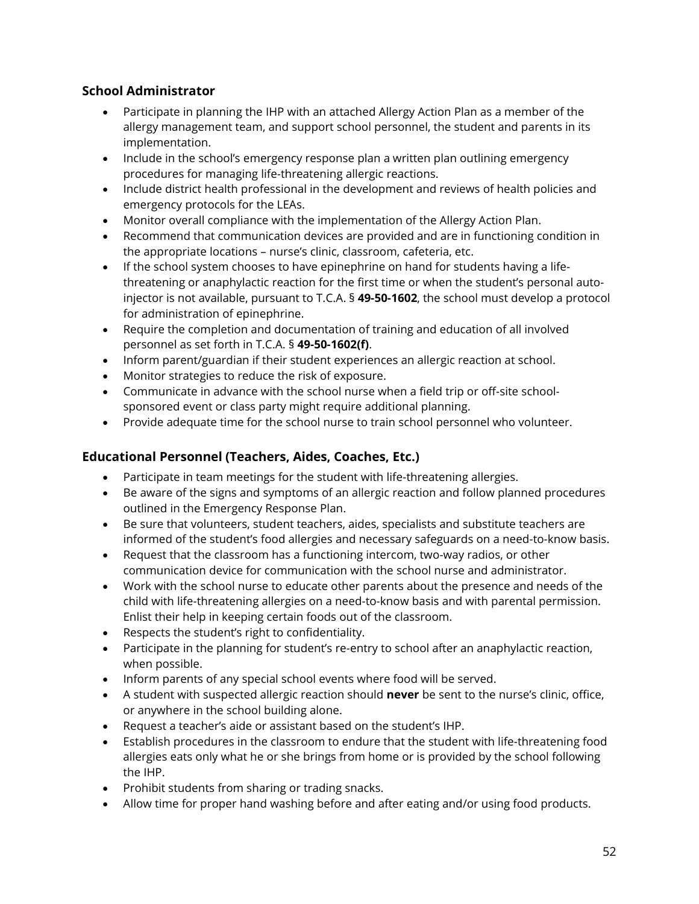### School Administrator

- Participate in planning the IHP with an attached Allergy Action Plan as a member of the allergy management team, and support school personnel, the student and parents in its implementation.
- Include in the school's emergency response plan a written plan outlining emergency procedures for managing life-threatening allergic reactions.
- Include district health professional in the development and reviews of health policies and emergency protocols for the LEAs.
- Monitor overall compliance with the implementation of the Allergy Action Plan.
- Recommend that communication devices are provided and are in functioning condition in the appropriate locations – nurse's clinic, classroom, cafeteria, etc.
- If the school system chooses to have epinephrine on hand for students having a life-threatening or anaphylactic reaction for the first time or when the student's personal auto-injector is not available, pursuant to T.C.A. § **49-50-1602**, the school must develop a protocol for administration of epinephrine.
- Require the completion and documentation of training and education of all involved personnel as set forth in T.C.A. § **49-50-1602(f)**.
- Inform parent/guardian if their student experiences an allergic reaction at school.
- Monitor strategies to reduce the risk of exposure.
- Communicate in advance with the school nurse when a field trip or off-site school-sponsored event or class party might require additional planning.
- Provide adequate time for the school nurse to train school personnel who volunteer.

### Educational Personnel (Teachers, Aides, Coaches, Etc.)

- Participate in team meetings for the student with life-threatening allergies.
- Be aware of the signs and symptoms of an allergic reaction and follow planned procedures outlined in the Emergency Response Plan.
- Be sure that volunteers, student teachers, aides, specialists and substitute teachers are informed of the student's food allergies and necessary safeguards on a need-to-know basis.
- Request that the classroom has a functioning intercom, two-way radios, or other communication device for communication with the school nurse and administrator.
- Work with the school nurse to educate other parents about the presence and needs of the child with life-threatening allergies on a need-to-know basis and with parental permission. Enlist their help in keeping certain foods out of the classroom.
- Respects the student's right to confidentiality.
- Participate in the planning for student's re-entry to school after an anaphylactic reaction, when possible.
- Inform parents of any special school events where food will be served.
- A student with suspected allergic reaction should **never** be sent to the nurse's clinic, office, or anywhere in the school building alone.
- Request a teacher's aide or assistant based on the student's IHP.
- Establish procedures in the classroom to endure that the student with life-threatening food allergies eats only what he or she brings from home or is provided by the school following the IHP.
- Prohibit students from sharing or trading snacks.
- Allow time for proper hand washing before and after eating and/or using food products.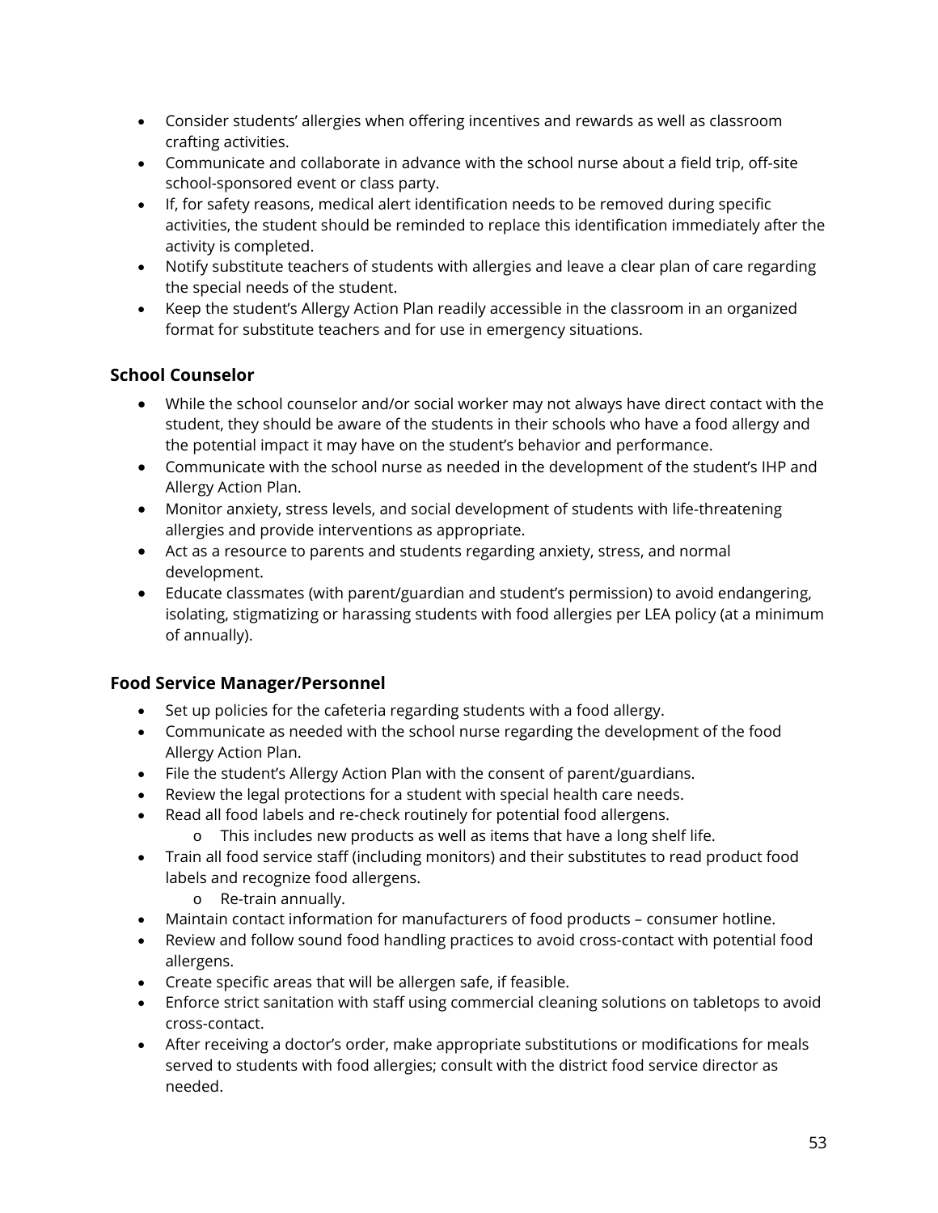- Consider students' allergies when offering incentives and rewards as well as classroom crafting activities.
- Communicate and collaborate in advance with the school nurse about a field trip, off-site school-sponsored event or class party.
- If, for safety reasons, medical alert identification needs to be removed during specific activities, the student should be reminded to replace this identification immediately after the activity is completed.
- Notify substitute teachers of students with allergies and leave a clear plan of care regarding the special needs of the student.
- Keep the student's Allergy Action Plan readily accessible in the classroom in an organized format for substitute teachers and for use in emergency situations.

### School Counselor

- While the school counselor and/or social worker may not always have direct contact with the student, they should be aware of the students in their schools who have a food allergy and the potential impact it may have on the student's behavior and performance.
- Communicate with the school nurse as needed in the development of the student's IHP and Allergy Action Plan.
- Monitor anxiety, stress levels, and social development of students with life-threatening allergies and provide interventions as appropriate.
- Act as a resource to parents and students regarding anxiety, stress, and normal development.
- Educate classmates (with parent/guardian and student's permission) to avoid endangering, isolating, stigmatizing or harassing students with food allergies per LEA policy (at a minimum of annually).

### Food Service Manager/Personnel

- Set up policies for the cafeteria regarding students with a food allergy.
- Communicate as needed with the school nurse regarding the development of the food Allergy Action Plan.
- File the student's Allergy Action Plan with the consent of parent/guardians.
- Review the legal protections for a student with special health care needs.
- Read all food labels and re-check routinely for potential food allergens.
  - This includes new products as well as items that have a long shelf life.
- Train all food service staff (including monitors) and their substitutes to read product food labels and recognize food allergens.
  - Re-train annually.
- Maintain contact information for manufacturers of food products – consumer hotline.
- Review and follow sound food handling practices to avoid cross-contact with potential food allergens.
- Create specific areas that will be allergen safe, if feasible.
- Enforce strict sanitation with staff using commercial cleaning solutions on tabletops to avoid cross-contact.
- After receiving a doctor's order, make appropriate substitutions or modifications for meals served to students with food allergies; consult with the district food service director as needed.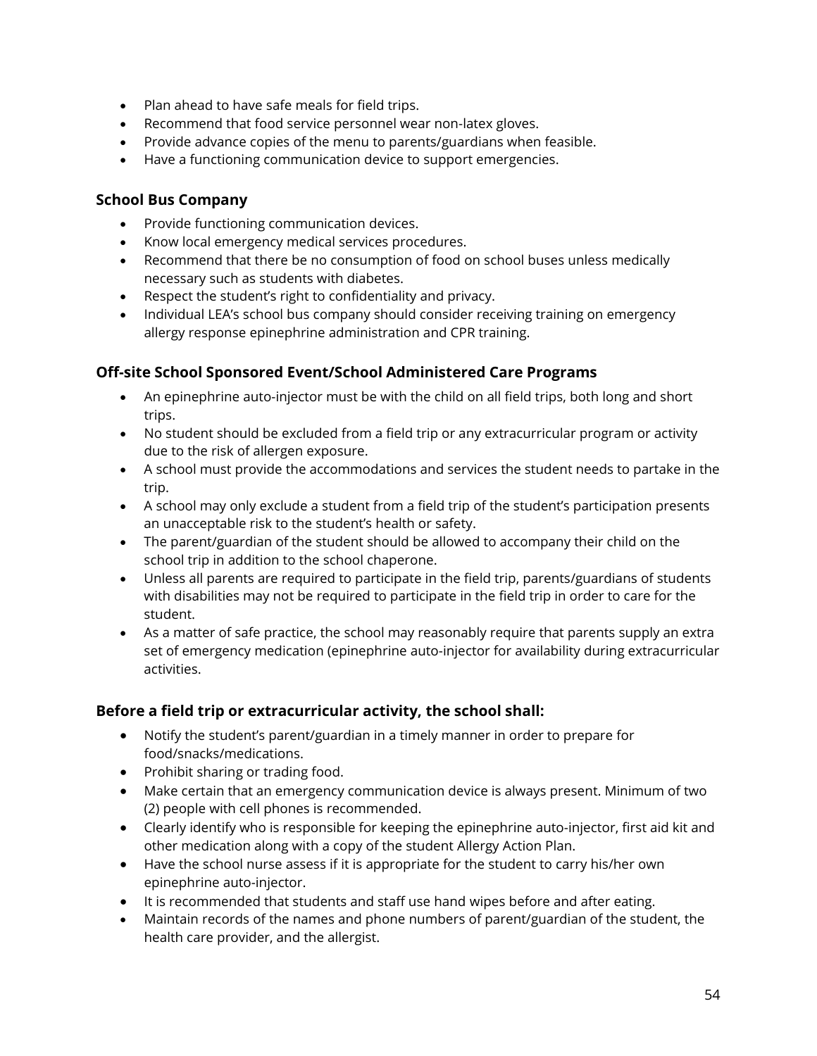- Plan ahead to have safe meals for field trips.
- Recommend that food service personnel wear non-latex gloves.
- Provide advance copies of the menu to parents/guardians when feasible.
- Have a functioning communication device to support emergencies.

### School Bus Company

- Provide functioning communication devices.
- Know local emergency medical services procedures.
- Recommend that there be no consumption of food on school buses unless medically necessary such as students with diabetes.
- Respect the student's right to confidentiality and privacy.
- Individual LEA's school bus company should consider receiving training on emergency allergy response epinephrine administration and CPR training.

### Off-site School Sponsored Event/School Administered Care Programs

- An epinephrine auto-injector must be with the child on all field trips, both long and short trips.
- No student should be excluded from a field trip or any extracurricular program or activity due to the risk of allergen exposure.
- A school must provide the accommodations and services the student needs to partake in the trip.
- A school may only exclude a student from a field trip of the student's participation presents an unacceptable risk to the student's health or safety.
- The parent/guardian of the student should be allowed to accompany their child on the school trip in addition to the school chaperone.
- Unless all parents are required to participate in the field trip, parents/guardians of students with disabilities may not be required to participate in the field trip in order to care for the student.
- As a matter of safe practice, the school may reasonably require that parents supply an extra set of emergency medication (epinephrine auto-injector for availability during extracurricular activities.

### Before a field trip or extracurricular activity, the school shall:

- Notify the student's parent/guardian in a timely manner in order to prepare for food/snacks/medications.
- Prohibit sharing or trading food.
- Make certain that an emergency communication device is always present. Minimum of two (2) people with cell phones is recommended.
- Clearly identify who is responsible for keeping the epinephrine auto-injector, first aid kit and other medication along with a copy of the student Allergy Action Plan.
- Have the school nurse assess if it is appropriate for the student to carry his/her own epinephrine auto-injector.
- It is recommended that students and staff use hand wipes before and after eating.
- Maintain records of the names and phone numbers of parent/guardian of the student, the health care provider, and the allergist.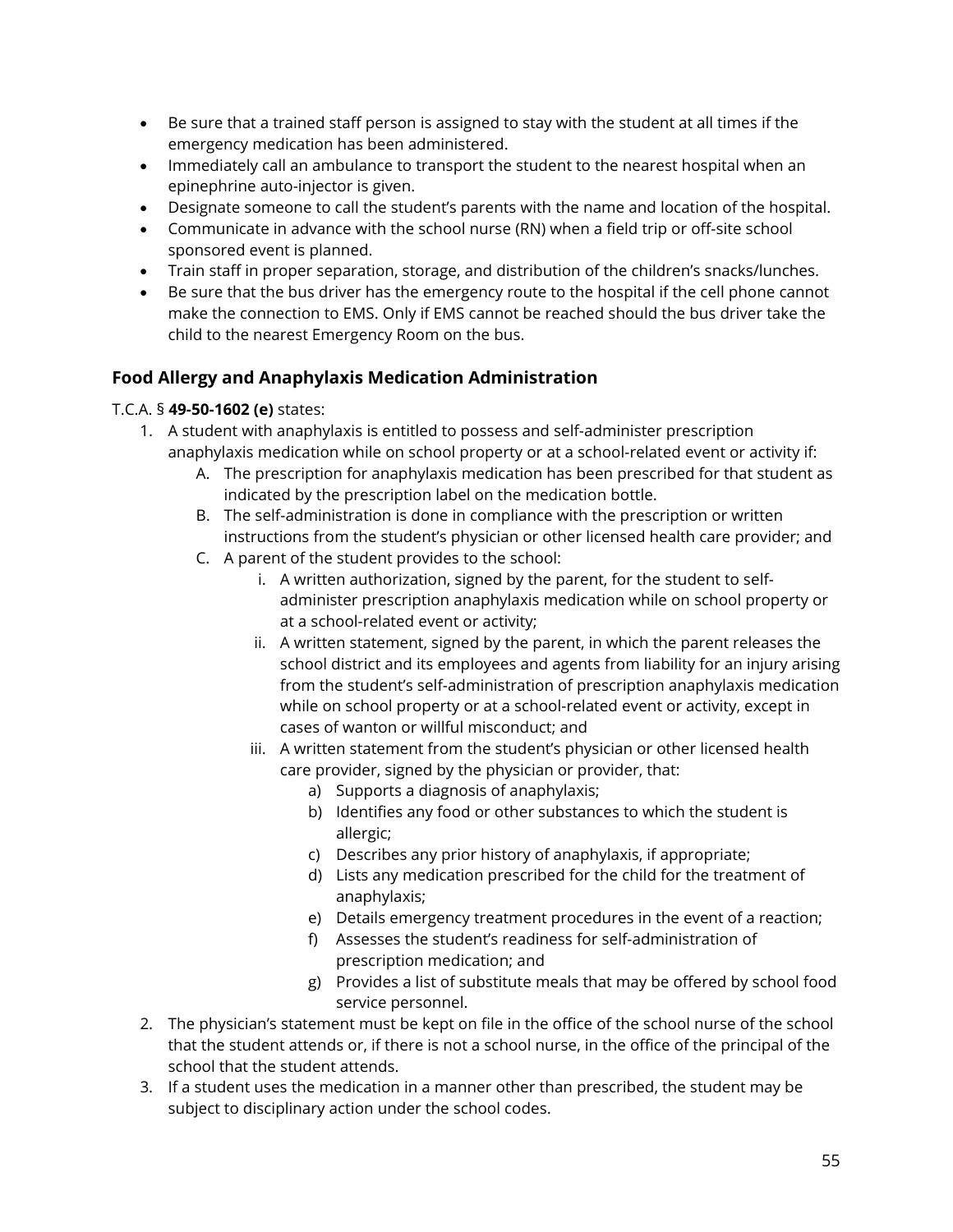- Be sure that a trained staff person is assigned to stay with the student at all times if the emergency medication has been administered.
- Immediately call an ambulance to transport the student to the nearest hospital when an epinephrine auto-injector is given.
- Designate someone to call the student's parents with the name and location of the hospital.
- Communicate in advance with the school nurse (RN) when a field trip or off-site school sponsored event is planned.
- Train staff in proper separation, storage, and distribution of the children's snacks/lunches.
- Be sure that the bus driver has the emergency route to the hospital if the cell phone cannot make the connection to EMS. Only if EMS cannot be reached should the bus driver take the child to the nearest Emergency Room on the bus.

### Food Allergy and Anaphylaxis Medication Administration

T.C.A. § **49-50-1602 (e)** states:

1. A student with anaphylaxis is entitled to possess and self-administer prescription anaphylaxis medication while on school property or at a school-related event or activity if:
   A. The prescription for anaphylaxis medication has been prescribed for that student as indicated by the prescription label on the medication bottle.
   B. The self-administration is done in compliance with the prescription or written instructions from the student's physician or other licensed health care provider; and
   C. A parent of the student provides to the school:
      i. A written authorization, signed by the parent, for the student to self-administer prescription anaphylaxis medication while on school property or at a school-related event or activity;
      ii. A written statement, signed by the parent, in which the parent releases the school district and its employees and agents from liability for an injury arising from the student's self-administration of prescription anaphylaxis medication while on school property or at a school-related event or activity, except in cases of wanton or willful misconduct; and
      iii. A written statement from the student's physician or other licensed health care provider, signed by the physician or provider, that:
         a) Supports a diagnosis of anaphylaxis;
         b) Identifies any food or other substances to which the student is allergic;
         c) Describes any prior history of anaphylaxis, if appropriate;
         d) Lists any medication prescribed for the child for the treatment of anaphylaxis;
         e) Details emergency treatment procedures in the event of a reaction;
         f) Assesses the student's readiness for self-administration of prescription medication; and
         g) Provides a list of substitute meals that may be offered by school food service personnel.
2. The physician's statement must be kept on file in the office of the school nurse of the school that the student attends or, if there is not a school nurse, in the office of the principal of the school that the student attends.
3. If a student uses the medication in a manner other than prescribed, the student may be subject to disciplinary action under the school codes.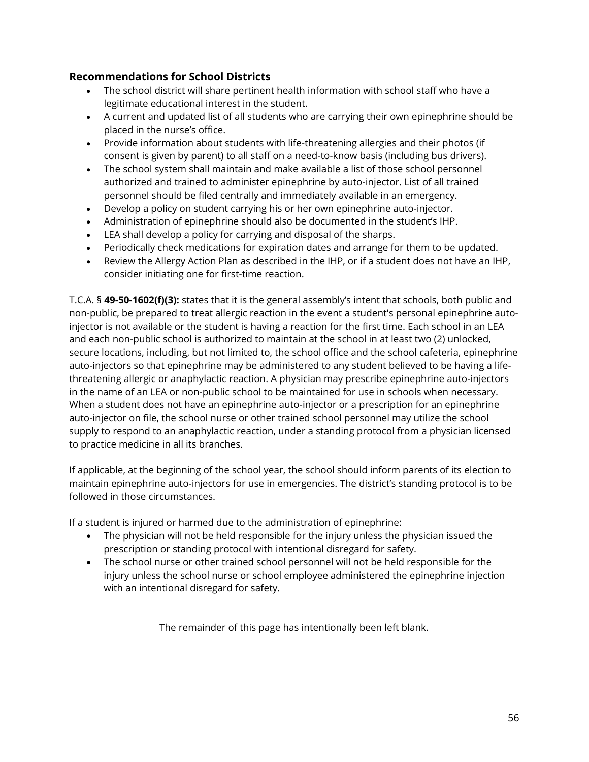### Recommendations for School Districts

- The school district will share pertinent health information with school staff who have a legitimate educational interest in the student.
- A current and updated list of all students who are carrying their own epinephrine should be placed in the nurse's office.
- Provide information about students with life-threatening allergies and their photos (if consent is given by parent) to all staff on a need-to-know basis (including bus drivers).
- The school system shall maintain and make available a list of those school personnel authorized and trained to administer epinephrine by auto-injector. List of all trained personnel should be filed centrally and immediately available in an emergency.
- Develop a policy on student carrying his or her own epinephrine auto-injector.
- Administration of epinephrine should also be documented in the student's IHP.
- LEA shall develop a policy for carrying and disposal of the sharps.
- Periodically check medications for expiration dates and arrange for them to be updated.
- Review the Allergy Action Plan as described in the IHP, or if a student does not have an IHP, consider initiating one for first-time reaction.

T.C.A. § **49-50-1602(f)(3):** states that it is the general assembly's intent that schools, both public and non-public, be prepared to treat allergic reaction in the event a student's personal epinephrine auto-injector is not available or the student is having a reaction for the first time. Each school in an LEA and each non-public school is authorized to maintain at the school in at least two (2) unlocked, secure locations, including, but not limited to, the school office and the school cafeteria, epinephrine auto-injectors so that epinephrine may be administered to any student believed to be having a life-threatening allergic or anaphylactic reaction. A physician may prescribe epinephrine auto-injectors in the name of an LEA or non-public school to be maintained for use in schools when necessary. When a student does not have an epinephrine auto-injector or a prescription for an epinephrine auto-injector on file, the school nurse or other trained school personnel may utilize the school supply to respond to an anaphylactic reaction, under a standing protocol from a physician licensed to practice medicine in all its branches.

If applicable, at the beginning of the school year, the school should inform parents of its election to maintain epinephrine auto-injectors for use in emergencies. The district's standing protocol is to be followed in those circumstances.

If a student is injured or harmed due to the administration of epinephrine:

- The physician will not be held responsible for the injury unless the physician issued the prescription or standing protocol with intentional disregard for safety.
- The school nurse or other trained school personnel will not be held responsible for the injury unless the school nurse or school employee administered the epinephrine injection with an intentional disregard for safety.

The remainder of this page has intentionally been left blank.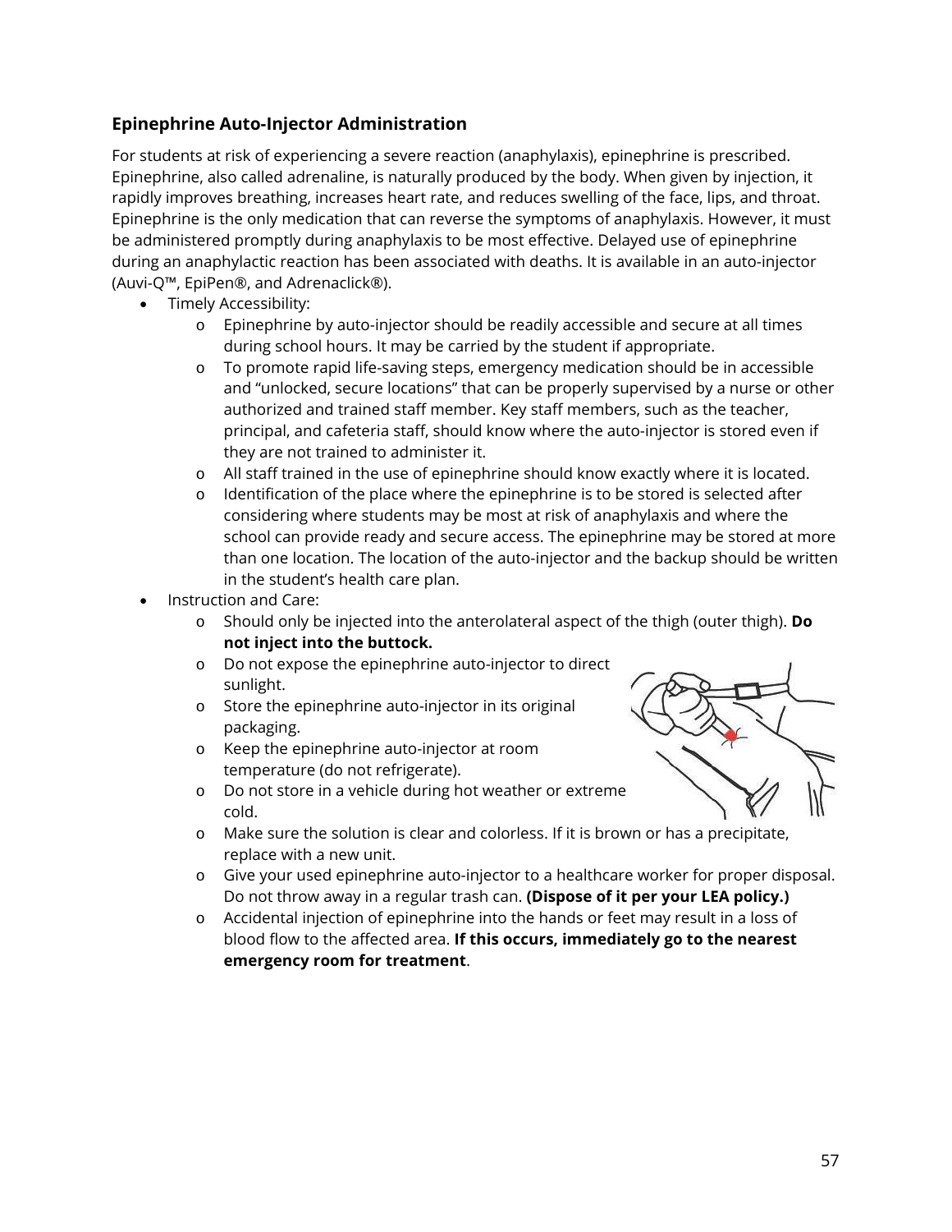### Epinephrine Auto-Injector Administration

For students at risk of experiencing a severe reaction (anaphylaxis), epinephrine is prescribed. Epinephrine, also called adrenaline, is naturally produced by the body. When given by injection, it rapidly improves breathing, increases heart rate, and reduces swelling of the face, lips, and throat. Epinephrine is the only medication that can reverse the symptoms of anaphylaxis. However, it must be administered promptly during anaphylaxis to be most effective. Delayed use of epinephrine during an anaphylactic reaction has been associated with deaths. It is available in an auto-injector (Auvi-Q™, EpiPen®, and Adrenaclick®).

- Timely Accessibility:
  - Epinephrine by auto-injector should be readily accessible and secure at all times during school hours. It may be carried by the student if appropriate.
  - To promote rapid life-saving steps, emergency medication should be in accessible and "unlocked, secure locations" that can be properly supervised by a nurse or other authorized and trained staff member. Key staff members, such as the teacher, principal, and cafeteria staff, should know where the auto-injector is stored even if they are not trained to administer it.
  - All staff trained in the use of epinephrine should know exactly where it is located.
  - Identification of the place where the epinephrine is to be stored is selected after considering where students may be most at risk of anaphylaxis and where the school can provide ready and secure access. The epinephrine may be stored at more than one location. The location of the auto-injector and the backup should be written in the student's health care plan.
- Instruction and Care:
  - Should only be injected into the anterolateral aspect of the thigh (outer thigh). **Do not inject into the buttock.**
  - Do not expose the epinephrine auto-injector to direct sunlight.
  - Store the epinephrine auto-injector in its original packaging.
  - Keep the epinephrine auto-injector at room temperature (do not refrigerate).
  - Do not store in a vehicle during hot weather or extreme cold.
  - Make sure the solution is clear and colorless. If it is brown or has a precipitate, replace with a new unit.
  - Give your used epinephrine auto-injector to a healthcare worker for proper disposal. Do not throw away in a regular trash can. **(Dispose of it per your LEA policy.)**
  - Accidental injection of epinephrine into the hands or feet may result in a loss of blood flow to the affected area. **If this occurs, immediately go to the nearest emergency room for treatment**.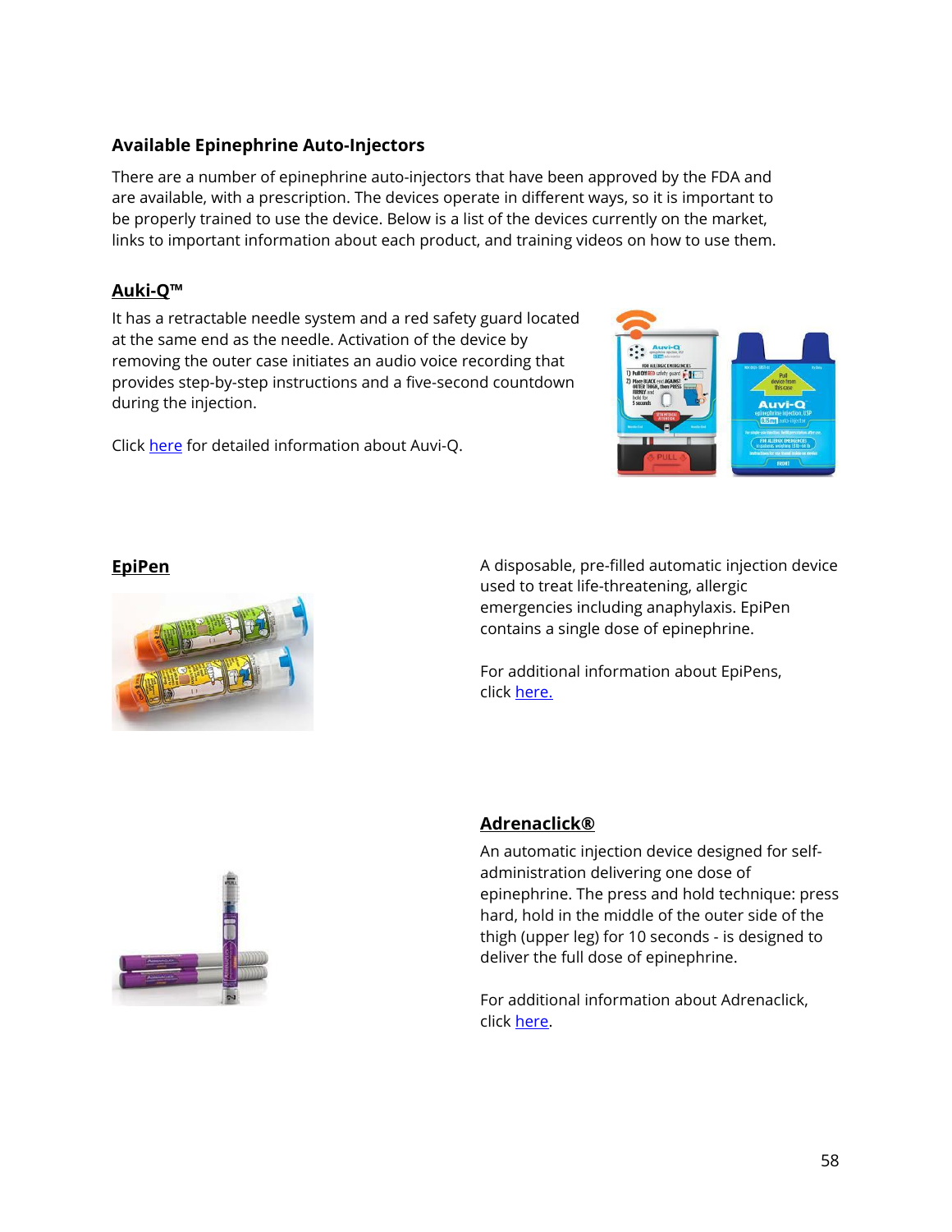### Available Epinephrine Auto-Injectors

There are a number of epinephrine auto-injectors that have been approved by the FDA and are available, with a prescription. The devices operate in different ways, so it is important to be properly trained to use the device. Below is a list of the devices currently on the market, links to important information about each product, and training videos on how to use them.

#### Auki-Q™

It has a retractable needle system and a red safety guard located at the same end as the needle. Activation of the device by removing the outer case initiates an audio voice recording that provides step-by-step instructions and a five-second countdown during the injection.

Click here for detailed information about Auvi-Q.

#### EpiPen

A disposable, pre-filled automatic injection device used to treat life-threatening, allergic emergencies including anaphylaxis. EpiPen contains a single dose of epinephrine.

For additional information about EpiPens, click here.

#### Adrenaclick®

An automatic injection device designed for self-administration delivering one dose of epinephrine. The press and hold technique: press hard, hold in the middle of the outer side of the thigh (upper leg) for 10 seconds - is designed to deliver the full dose of epinephrine.

For additional information about Adrenaclick, click here.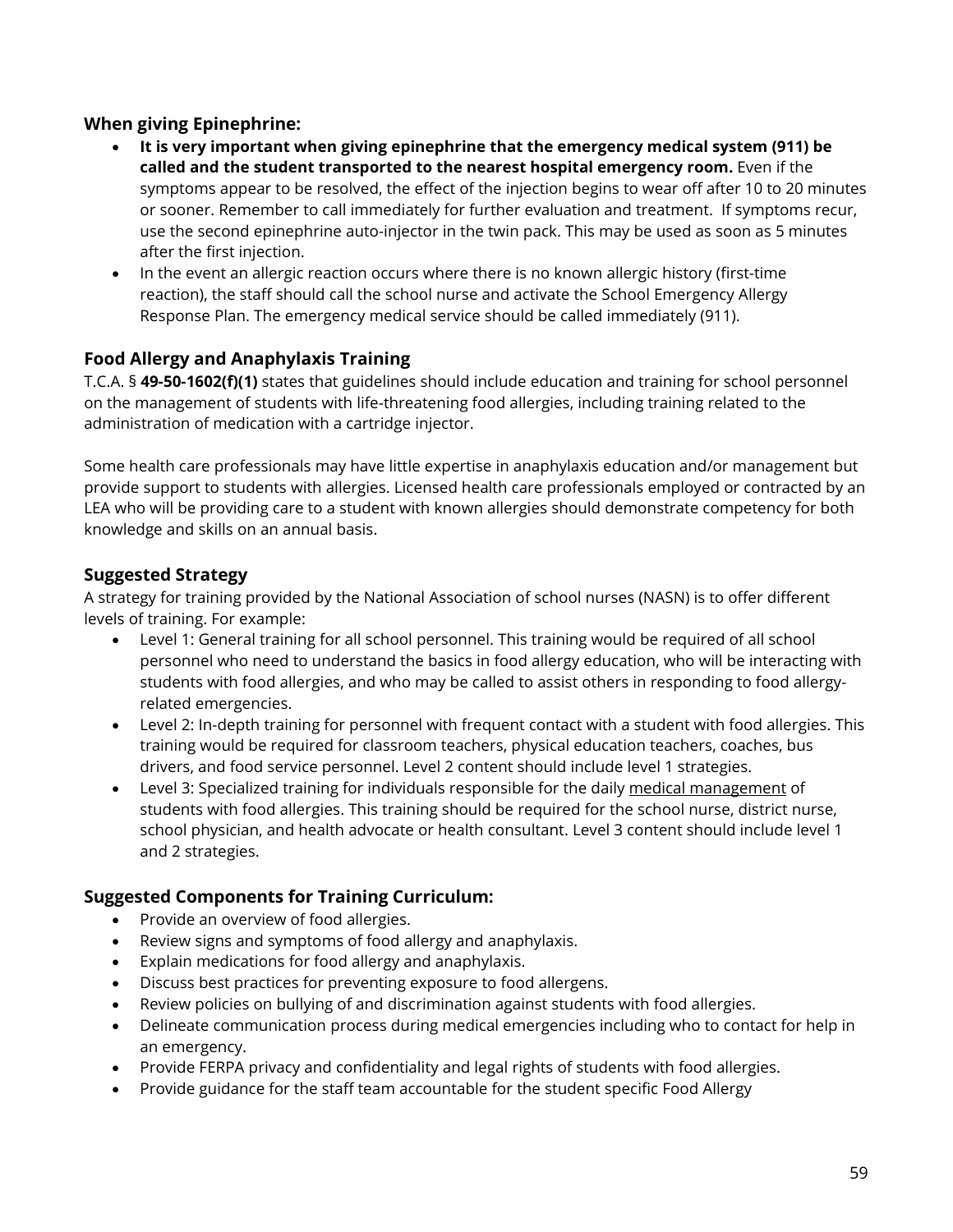### When giving Epinephrine:

- **It is very important when giving epinephrine that the emergency medical system (911) be called and the student transported to the nearest hospital emergency room.** Even if the symptoms appear to be resolved, the effect of the injection begins to wear off after 10 to 20 minutes or sooner. Remember to call immediately for further evaluation and treatment. If symptoms recur, use the second epinephrine auto-injector in the twin pack. This may be used as soon as 5 minutes after the first injection.
- In the event an allergic reaction occurs where there is no known allergic history (first-time reaction), the staff should call the school nurse and activate the School Emergency Allergy Response Plan. The emergency medical service should be called immediately (911).

### Food Allergy and Anaphylaxis Training

T.C.A. § **49-50-1602(f)(1)** states that guidelines should include education and training for school personnel on the management of students with life-threatening food allergies, including training related to the administration of medication with a cartridge injector.

Some health care professionals may have little expertise in anaphylaxis education and/or management but provide support to students with allergies. Licensed health care professionals employed or contracted by an LEA who will be providing care to a student with known allergies should demonstrate competency for both knowledge and skills on an annual basis.

### Suggested Strategy

A strategy for training provided by the National Association of school nurses (NASN) is to offer different levels of training. For example:

- Level 1: General training for all school personnel. This training would be required of all school personnel who need to understand the basics in food allergy education, who will be interacting with students with food allergies, and who may be called to assist others in responding to food allergy-related emergencies.
- Level 2: In-depth training for personnel with frequent contact with a student with food allergies. This training would be required for classroom teachers, physical education teachers, coaches, bus drivers, and food service personnel. Level 2 content should include level 1 strategies.
- Level 3: Specialized training for individuals responsible for the daily medical management of students with food allergies. This training should be required for the school nurse, district nurse, school physician, and health advocate or health consultant. Level 3 content should include level 1 and 2 strategies.

### Suggested Components for Training Curriculum:

- Provide an overview of food allergies.
- Review signs and symptoms of food allergy and anaphylaxis.
- Explain medications for food allergy and anaphylaxis.
- Discuss best practices for preventing exposure to food allergens.
- Review policies on bullying of and discrimination against students with food allergies.
- Delineate communication process during medical emergencies including who to contact for help in an emergency.
- Provide FERPA privacy and confidentiality and legal rights of students with food allergies.
- Provide guidance for the staff team accountable for the student specific Food Allergy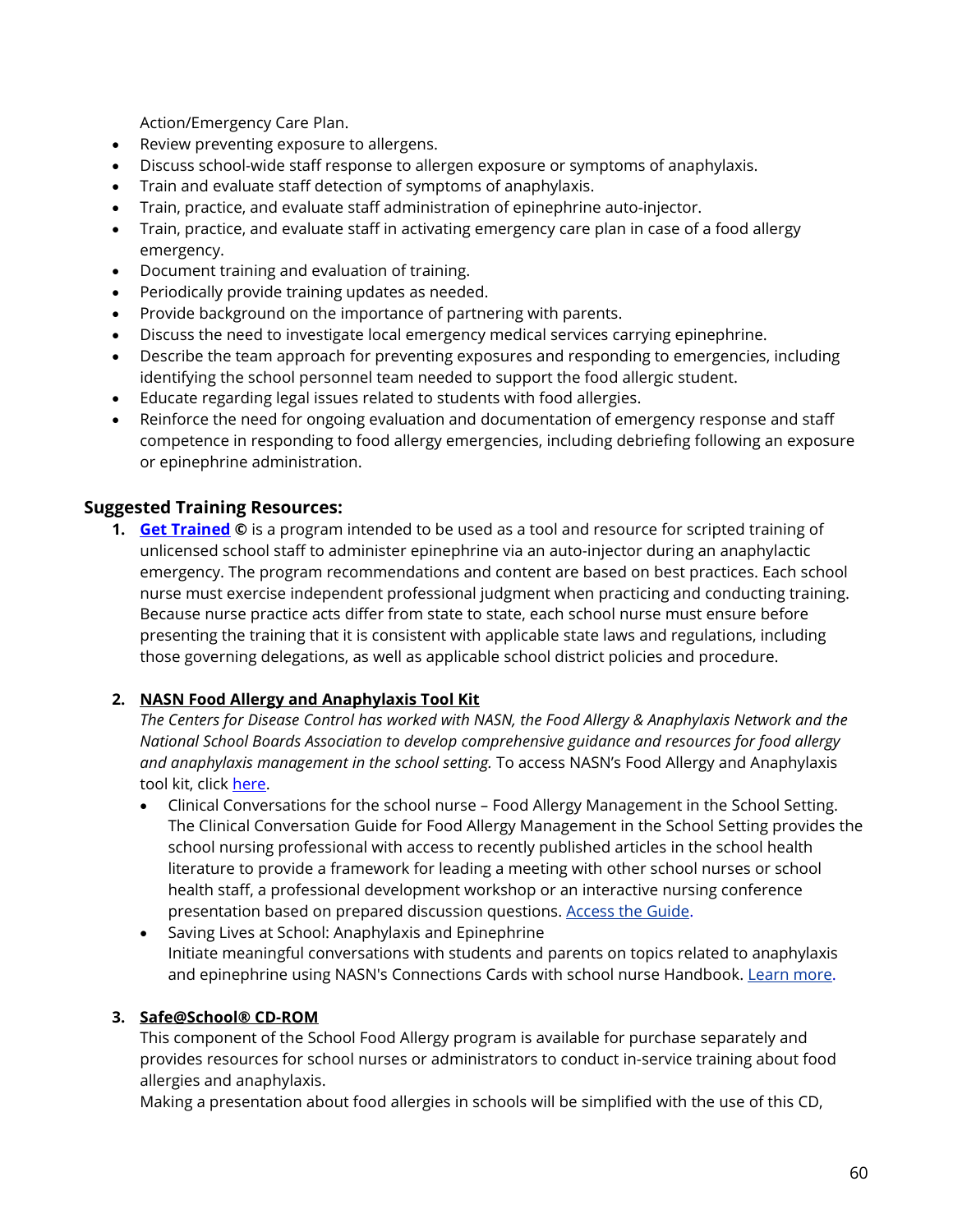Action/Emergency Care Plan.

- Review preventing exposure to allergens.
- Discuss school-wide staff response to allergen exposure or symptoms of anaphylaxis.
- Train and evaluate staff detection of symptoms of anaphylaxis.
- Train, practice, and evaluate staff administration of epinephrine auto-injector.
- Train, practice, and evaluate staff in activating emergency care plan in case of a food allergy emergency.
- Document training and evaluation of training.
- Periodically provide training updates as needed.
- Provide background on the importance of partnering with parents.
- Discuss the need to investigate local emergency medical services carrying epinephrine.
- Describe the team approach for preventing exposures and responding to emergencies, including identifying the school personnel team needed to support the food allergic student.
- Educate regarding legal issues related to students with food allergies.
- Reinforce the need for ongoing evaluation and documentation of emergency response and staff competence in responding to food allergy emergencies, including debriefing following an exposure or epinephrine administration.

### Suggested Training Resources:

1. **Get Trained ©** is a program intended to be used as a tool and resource for scripted training of unlicensed school staff to administer epinephrine via an auto-injector during an anaphylactic emergency. The program recommendations and content are based on best practices. Each school nurse must exercise independent professional judgment when practicing and conducting training. Because nurse practice acts differ from state to state, each school nurse must ensure before presenting the training that it is consistent with applicable state laws and regulations, including those governing delegations, as well as applicable school district policies and procedure.

2. **NASN Food Allergy and Anaphylaxis Tool Kit**
   *The Centers for Disease Control has worked with NASN, the Food Allergy & Anaphylaxis Network and the National School Boards Association to develop comprehensive guidance and resources for food allergy and anaphylaxis management in the school setting.* To access NASN's Food Allergy and Anaphylaxis tool kit, click here.
   - Clinical Conversations for the school nurse – Food Allergy Management in the School Setting. The Clinical Conversation Guide for Food Allergy Management in the School Setting provides the school nursing professional with access to recently published articles in the school health literature to provide a framework for leading a meeting with other school nurses or school health staff, a professional development workshop or an interactive nursing conference presentation based on prepared discussion questions. Access the Guide.
   - Saving Lives at School: Anaphylaxis and Epinephrine
     Initiate meaningful conversations with students and parents on topics related to anaphylaxis and epinephrine using NASN's Connections Cards with school nurse Handbook. Learn more.

3. **Safe@School® CD-ROM**
   This component of the School Food Allergy program is available for purchase separately and provides resources for school nurses or administrators to conduct in-service training about food allergies and anaphylaxis.
   Making a presentation about food allergies in schools will be simplified with the use of this CD,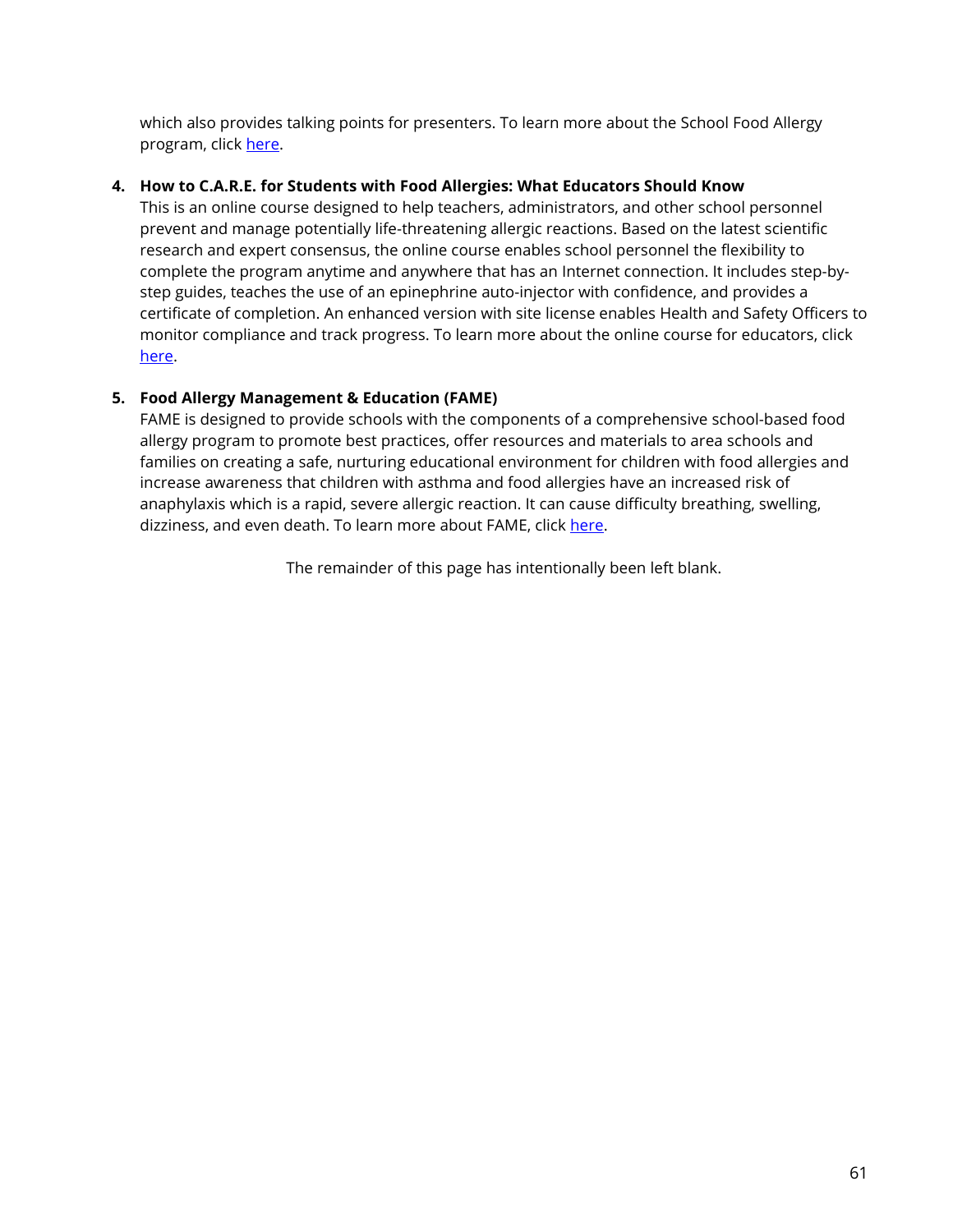which also provides talking points for presenters. To learn more about the School Food Allergy program, click here.

4. **How to C.A.R.E. for Students with Food Allergies: What Educators Should Know**
   This is an online course designed to help teachers, administrators, and other school personnel prevent and manage potentially life-threatening allergic reactions. Based on the latest scientific research and expert consensus, the online course enables school personnel the flexibility to complete the program anytime and anywhere that has an Internet connection. It includes step-by-step guides, teaches the use of an epinephrine auto-injector with confidence, and provides a certificate of completion. An enhanced version with site license enables Health and Safety Officers to monitor compliance and track progress. To learn more about the online course for educators, click here.

5. **Food Allergy Management & Education (FAME)**
   FAME is designed to provide schools with the components of a comprehensive school-based food allergy program to promote best practices, offer resources and materials to area schools and families on creating a safe, nurturing educational environment for children with food allergies and increase awareness that children with asthma and food allergies have an increased risk of anaphylaxis which is a rapid, severe allergic reaction. It can cause difficulty breathing, swelling, dizziness, and even death. To learn more about FAME, click here.

The remainder of this page has intentionally been left blank.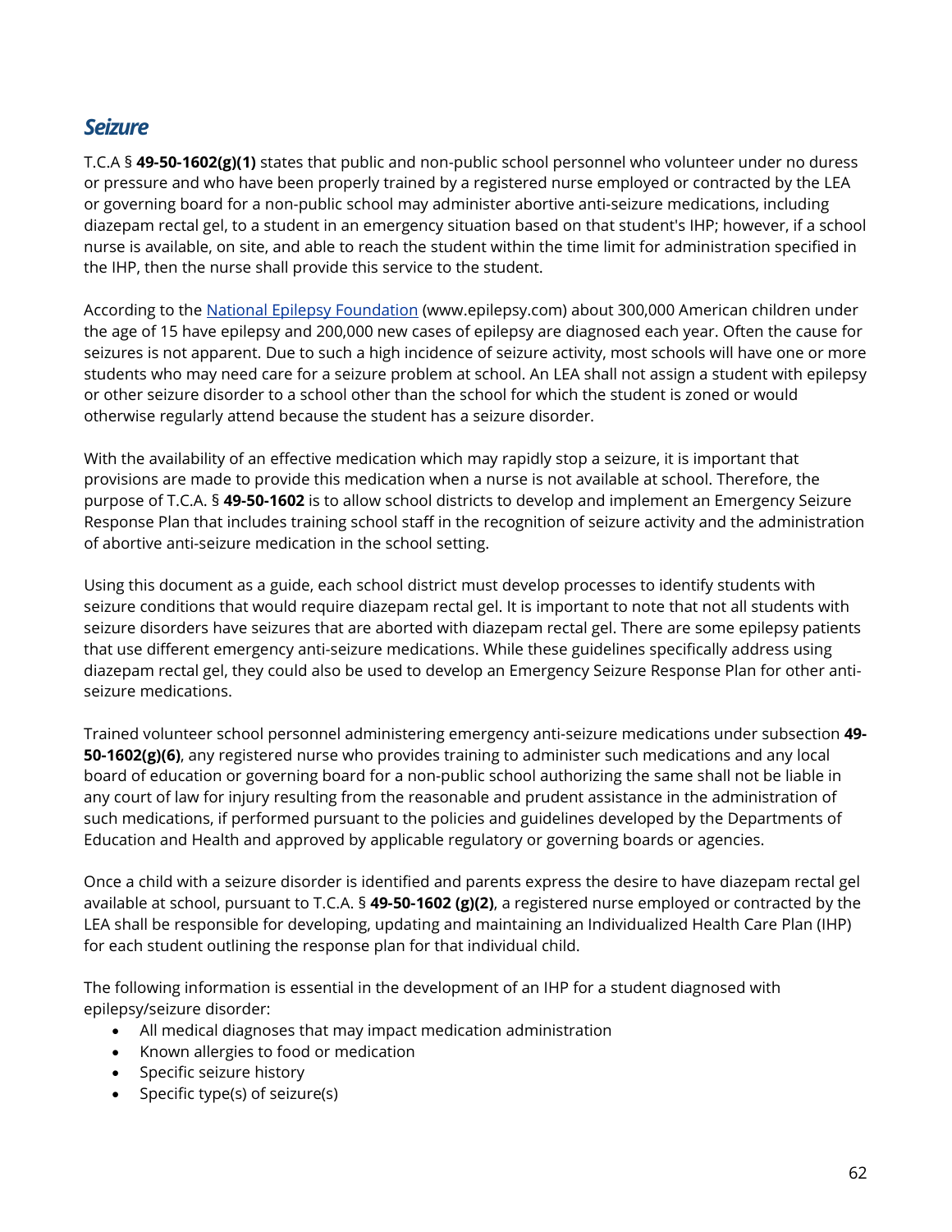## *Seizure*

T.C.A § **49-50-1602(g)(1)** states that public and non-public school personnel who volunteer under no duress or pressure and who have been properly trained by a registered nurse employed or contracted by the LEA or governing board for a non-public school may administer abortive anti-seizure medications, including diazepam rectal gel, to a student in an emergency situation based on that student's IHP; however, if a school nurse is available, on site, and able to reach the student within the time limit for administration specified in the IHP, then the nurse shall provide this service to the student.

According to the [National Epilepsy Foundation](www.epilepsy.com) (www.epilepsy.com) about 300,000 American children under the age of 15 have epilepsy and 200,000 new cases of epilepsy are diagnosed each year. Often the cause for seizures is not apparent. Due to such a high incidence of seizure activity, most schools will have one or more students who may need care for a seizure problem at school. An LEA shall not assign a student with epilepsy or other seizure disorder to a school other than the school for which the student is zoned or would otherwise regularly attend because the student has a seizure disorder.

With the availability of an effective medication which may rapidly stop a seizure, it is important that provisions are made to provide this medication when a nurse is not available at school. Therefore, the purpose of T.C.A. § **49-50-1602** is to allow school districts to develop and implement an Emergency Seizure Response Plan that includes training school staff in the recognition of seizure activity and the administration of abortive anti-seizure medication in the school setting.

Using this document as a guide, each school district must develop processes to identify students with seizure conditions that would require diazepam rectal gel. It is important to note that not all students with seizure disorders have seizures that are aborted with diazepam rectal gel. There are some epilepsy patients that use different emergency anti-seizure medications. While these guidelines specifically address using diazepam rectal gel, they could also be used to develop an Emergency Seizure Response Plan for other anti-seizure medications.

Trained volunteer school personnel administering emergency anti-seizure medications under subsection **49-50-1602(g)(6)**, any registered nurse who provides training to administer such medications and any local board of education or governing board for a non-public school authorizing the same shall not be liable in any court of law for injury resulting from the reasonable and prudent assistance in the administration of such medications, if performed pursuant to the policies and guidelines developed by the Departments of Education and Health and approved by applicable regulatory or governing boards or agencies.

Once a child with a seizure disorder is identified and parents express the desire to have diazepam rectal gel available at school, pursuant to T.C.A. § **49-50-1602 (g)(2)**, a registered nurse employed or contracted by the LEA shall be responsible for developing, updating and maintaining an Individualized Health Care Plan (IHP) for each student outlining the response plan for that individual child.

The following information is essential in the development of an IHP for a student diagnosed with epilepsy/seizure disorder:

- All medical diagnoses that may impact medication administration
- Known allergies to food or medication
- Specific seizure history
- Specific type(s) of seizure(s)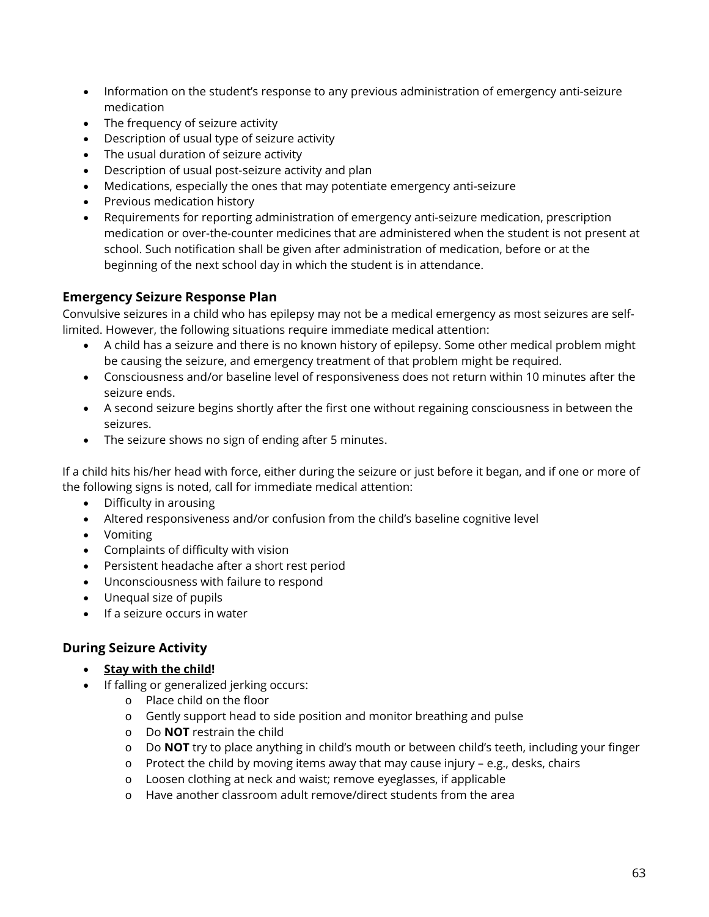- Information on the student's response to any previous administration of emergency anti-seizure medication
- The frequency of seizure activity
- Description of usual type of seizure activity
- The usual duration of seizure activity
- Description of usual post-seizure activity and plan
- Medications, especially the ones that may potentiate emergency anti-seizure
- Previous medication history
- Requirements for reporting administration of emergency anti-seizure medication, prescription medication or over-the-counter medicines that are administered when the student is not present at school. Such notification shall be given after administration of medication, before or at the beginning of the next school day in which the student is in attendance.

### Emergency Seizure Response Plan

Convulsive seizures in a child who has epilepsy may not be a medical emergency as most seizures are self-limited. However, the following situations require immediate medical attention:

- A child has a seizure and there is no known history of epilepsy. Some other medical problem might be causing the seizure, and emergency treatment of that problem might be required.
- Consciousness and/or baseline level of responsiveness does not return within 10 minutes after the seizure ends.
- A second seizure begins shortly after the first one without regaining consciousness in between the seizures.
- The seizure shows no sign of ending after 5 minutes.

If a child hits his/her head with force, either during the seizure or just before it began, and if one or more of the following signs is noted, call for immediate medical attention:

- Difficulty in arousing
- Altered responsiveness and/or confusion from the child's baseline cognitive level
- Vomiting
- Complaints of difficulty with vision
- Persistent headache after a short rest period
- Unconsciousness with failure to respond
- Unequal size of pupils
- If a seizure occurs in water

### During Seizure Activity

- **Stay with the child!**
- If falling or generalized jerking occurs:
  - Place child on the floor
  - Gently support head to side position and monitor breathing and pulse
  - Do **NOT** restrain the child
  - Do **NOT** try to place anything in child's mouth or between child's teeth, including your finger
  - Protect the child by moving items away that may cause injury – e.g., desks, chairs
  - Loosen clothing at neck and waist; remove eyeglasses, if applicable
  - Have another classroom adult remove/direct students from the area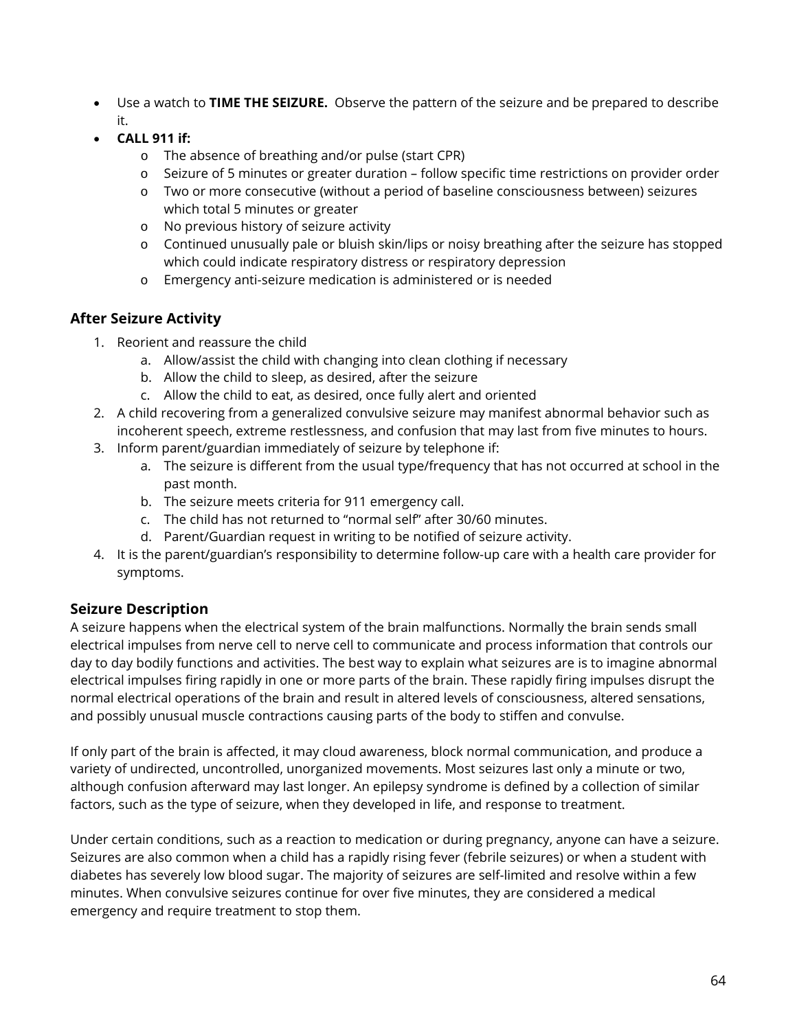- Use a watch to **TIME THE SEIZURE.** Observe the pattern of the seizure and be prepared to describe it.
- **CALL 911 if:**
  - The absence of breathing and/or pulse (start CPR)
  - Seizure of 5 minutes or greater duration – follow specific time restrictions on provider order
  - Two or more consecutive (without a period of baseline consciousness between) seizures which total 5 minutes or greater
  - No previous history of seizure activity
  - Continued unusually pale or bluish skin/lips or noisy breathing after the seizure has stopped which could indicate respiratory distress or respiratory depression
  - Emergency anti-seizure medication is administered or is needed

## After Seizure Activity

1. Reorient and reassure the child
   a. Allow/assist the child with changing into clean clothing if necessary
   b. Allow the child to sleep, as desired, after the seizure
   c. Allow the child to eat, as desired, once fully alert and oriented
2. A child recovering from a generalized convulsive seizure may manifest abnormal behavior such as incoherent speech, extreme restlessness, and confusion that may last from five minutes to hours.
3. Inform parent/guardian immediately of seizure by telephone if:
   a. The seizure is different from the usual type/frequency that has not occurred at school in the past month.
   b. The seizure meets criteria for 911 emergency call.
   c. The child has not returned to "normal self" after 30/60 minutes.
   d. Parent/Guardian request in writing to be notified of seizure activity.
4. It is the parent/guardian's responsibility to determine follow-up care with a health care provider for symptoms.

## Seizure Description

A seizure happens when the electrical system of the brain malfunctions. Normally the brain sends small electrical impulses from nerve cell to nerve cell to communicate and process information that controls our day to day bodily functions and activities. The best way to explain what seizures are is to imagine abnormal electrical impulses firing rapidly in one or more parts of the brain. These rapidly firing impulses disrupt the normal electrical operations of the brain and result in altered levels of consciousness, altered sensations, and possibly unusual muscle contractions causing parts of the body to stiffen and convulse.

If only part of the brain is affected, it may cloud awareness, block normal communication, and produce a variety of undirected, uncontrolled, unorganized movements. Most seizures last only a minute or two, although confusion afterward may last longer. An epilepsy syndrome is defined by a collection of similar factors, such as the type of seizure, when they developed in life, and response to treatment.

Under certain conditions, such as a reaction to medication or during pregnancy, anyone can have a seizure. Seizures are also common when a child has a rapidly rising fever (febrile seizures) or when a student with diabetes has severely low blood sugar. The majority of seizures are self-limited and resolve within a few minutes. When convulsive seizures continue for over five minutes, they are considered a medical emergency and require treatment to stop them.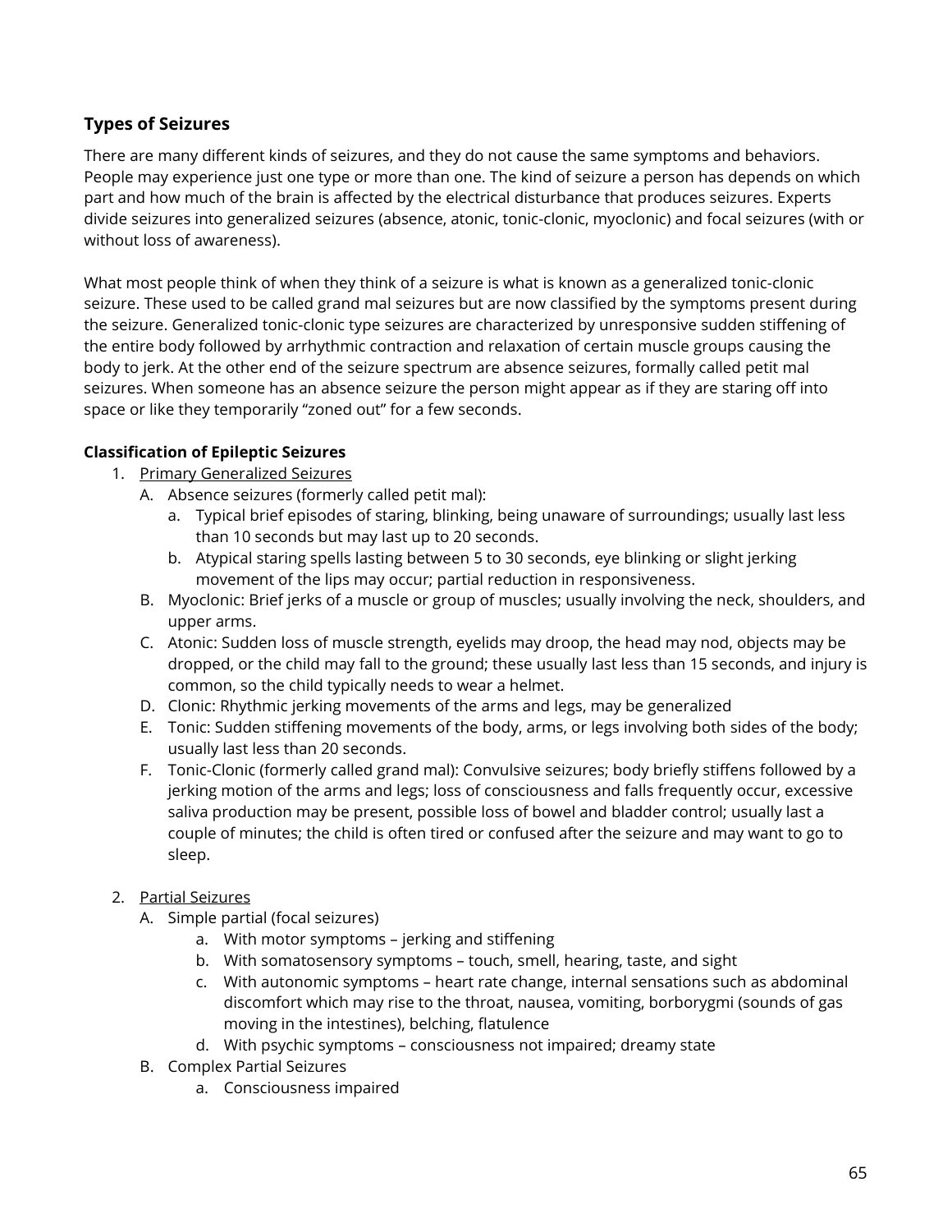## Types of Seizures

There are many different kinds of seizures, and they do not cause the same symptoms and behaviors. People may experience just one type or more than one. The kind of seizure a person has depends on which part and how much of the brain is affected by the electrical disturbance that produces seizures. Experts divide seizures into generalized seizures (absence, atonic, tonic-clonic, myoclonic) and focal seizures (with or without loss of awareness).

What most people think of when they think of a seizure is what is known as a generalized tonic-clonic seizure. These used to be called grand mal seizures but are now classified by the symptoms present during the seizure. Generalized tonic-clonic type seizures are characterized by unresponsive sudden stiffening of the entire body followed by arrhythmic contraction and relaxation of certain muscle groups causing the body to jerk. At the other end of the seizure spectrum are absence seizures, formally called petit mal seizures. When someone has an absence seizure the person might appear as if they are staring off into space or like they temporarily "zoned out" for a few seconds.

### Classification of Epileptic Seizures

1. Primary Generalized Seizures
   - A. Absence seizures (formerly called petit mal):
     - a. Typical brief episodes of staring, blinking, being unaware of surroundings; usually last less than 10 seconds but may last up to 20 seconds.
     - b. Atypical staring spells lasting between 5 to 30 seconds, eye blinking or slight jerking movement of the lips may occur; partial reduction in responsiveness.
   - B. Myoclonic: Brief jerks of a muscle or group of muscles; usually involving the neck, shoulders, and upper arms.
   - C. Atonic: Sudden loss of muscle strength, eyelids may droop, the head may nod, objects may be dropped, or the child may fall to the ground; these usually last less than 15 seconds, and injury is common, so the child typically needs to wear a helmet.
   - D. Clonic: Rhythmic jerking movements of the arms and legs, may be generalized
   - E. Tonic: Sudden stiffening movements of the body, arms, or legs involving both sides of the body; usually last less than 20 seconds.
   - F. Tonic-Clonic (formerly called grand mal): Convulsive seizures; body briefly stiffens followed by a jerking motion of the arms and legs; loss of consciousness and falls frequently occur, excessive saliva production may be present, possible loss of bowel and bladder control; usually last a couple of minutes; the child is often tired or confused after the seizure and may want to go to sleep.

2. Partial Seizures
   - A. Simple partial (focal seizures)
     - a. With motor symptoms – jerking and stiffening
     - b. With somatosensory symptoms – touch, smell, hearing, taste, and sight
     - c. With autonomic symptoms – heart rate change, internal sensations such as abdominal discomfort which may rise to the throat, nausea, vomiting, borborygmi (sounds of gas moving in the intestines), belching, flatulence
     - d. With psychic symptoms – consciousness not impaired; dreamy state
   - B. Complex Partial Seizures
     - a. Consciousness impaired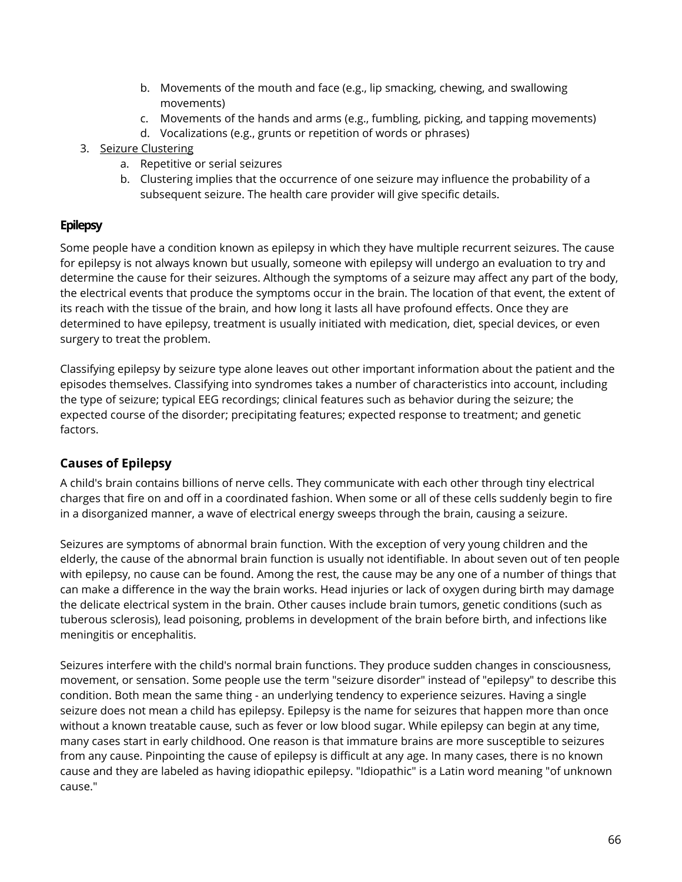b. Movements of the mouth and face (e.g., lip smacking, chewing, and swallowing movements)
   c. Movements of the hands and arms (e.g., fumbling, picking, and tapping movements)
   d. Vocalizations (e.g., grunts or repetition of words or phrases)
3. Seizure Clustering
   a. Repetitive or serial seizures
   b. Clustering implies that the occurrence of one seizure may influence the probability of a subsequent seizure. The health care provider will give specific details.

### Epilepsy

Some people have a condition known as epilepsy in which they have multiple recurrent seizures. The cause for epilepsy is not always known but usually, someone with epilepsy will undergo an evaluation to try and determine the cause for their seizures. Although the symptoms of a seizure may affect any part of the body, the electrical events that produce the symptoms occur in the brain. The location of that event, the extent of its reach with the tissue of the brain, and how long it lasts all have profound effects. Once they are determined to have epilepsy, treatment is usually initiated with medication, diet, special devices, or even surgery to treat the problem.

Classifying epilepsy by seizure type alone leaves out other important information about the patient and the episodes themselves. Classifying into syndromes takes a number of characteristics into account, including the type of seizure; typical EEG recordings; clinical features such as behavior during the seizure; the expected course of the disorder; precipitating features; expected response to treatment; and genetic factors.

## Causes of Epilepsy

A child's brain contains billions of nerve cells. They communicate with each other through tiny electrical charges that fire on and off in a coordinated fashion. When some or all of these cells suddenly begin to fire in a disorganized manner, a wave of electrical energy sweeps through the brain, causing a seizure.

Seizures are symptoms of abnormal brain function. With the exception of very young children and the elderly, the cause of the abnormal brain function is usually not identifiable. In about seven out of ten people with epilepsy, no cause can be found. Among the rest, the cause may be any one of a number of things that can make a difference in the way the brain works. Head injuries or lack of oxygen during birth may damage the delicate electrical system in the brain. Other causes include brain tumors, genetic conditions (such as tuberous sclerosis), lead poisoning, problems in development of the brain before birth, and infections like meningitis or encephalitis.

Seizures interfere with the child's normal brain functions. They produce sudden changes in consciousness, movement, or sensation. Some people use the term "seizure disorder" instead of "epilepsy" to describe this condition. Both mean the same thing - an underlying tendency to experience seizures. Having a single seizure does not mean a child has epilepsy. Epilepsy is the name for seizures that happen more than once without a known treatable cause, such as fever or low blood sugar. While epilepsy can begin at any time, many cases start in early childhood. One reason is that immature brains are more susceptible to seizures from any cause. Pinpointing the cause of epilepsy is difficult at any age. In many cases, there is no known cause and they are labeled as having idiopathic epilepsy. "Idiopathic" is a Latin word meaning "of unknown cause."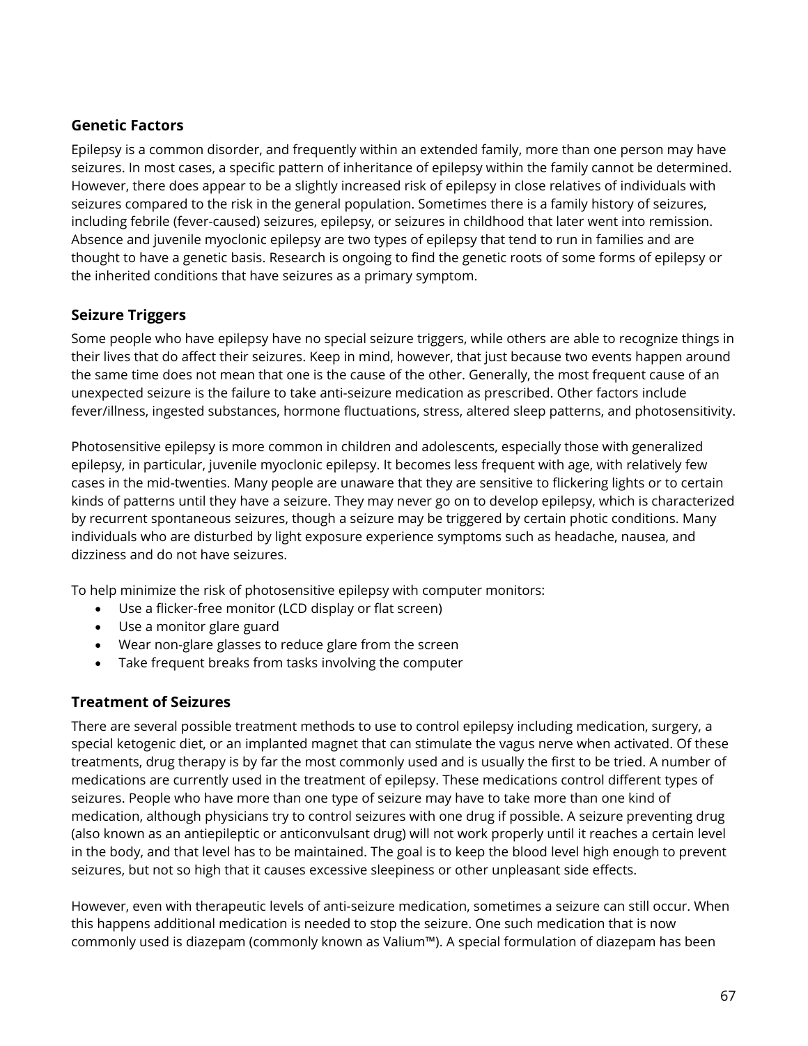## Genetic Factors

Epilepsy is a common disorder, and frequently within an extended family, more than one person may have seizures. In most cases, a specific pattern of inheritance of epilepsy within the family cannot be determined. However, there does appear to be a slightly increased risk of epilepsy in close relatives of individuals with seizures compared to the risk in the general population. Sometimes there is a family history of seizures, including febrile (fever-caused) seizures, epilepsy, or seizures in childhood that later went into remission. Absence and juvenile myoclonic epilepsy are two types of epilepsy that tend to run in families and are thought to have a genetic basis. Research is ongoing to find the genetic roots of some forms of epilepsy or the inherited conditions that have seizures as a primary symptom.

## Seizure Triggers

Some people who have epilepsy have no special seizure triggers, while others are able to recognize things in their lives that do affect their seizures. Keep in mind, however, that just because two events happen around the same time does not mean that one is the cause of the other. Generally, the most frequent cause of an unexpected seizure is the failure to take anti-seizure medication as prescribed. Other factors include fever/illness, ingested substances, hormone fluctuations, stress, altered sleep patterns, and photosensitivity.

Photosensitive epilepsy is more common in children and adolescents, especially those with generalized epilepsy, in particular, juvenile myoclonic epilepsy. It becomes less frequent with age, with relatively few cases in the mid-twenties. Many people are unaware that they are sensitive to flickering lights or to certain kinds of patterns until they have a seizure. They may never go on to develop epilepsy, which is characterized by recurrent spontaneous seizures, though a seizure may be triggered by certain photic conditions. Many individuals who are disturbed by light exposure experience symptoms such as headache, nausea, and dizziness and do not have seizures.

To help minimize the risk of photosensitive epilepsy with computer monitors:

- Use a flicker-free monitor (LCD display or flat screen)
- Use a monitor glare guard
- Wear non-glare glasses to reduce glare from the screen
- Take frequent breaks from tasks involving the computer

## Treatment of Seizures

There are several possible treatment methods to use to control epilepsy including medication, surgery, a special ketogenic diet, or an implanted magnet that can stimulate the vagus nerve when activated. Of these treatments, drug therapy is by far the most commonly used and is usually the first to be tried. A number of medications are currently used in the treatment of epilepsy. These medications control different types of seizures. People who have more than one type of seizure may have to take more than one kind of medication, although physicians try to control seizures with one drug if possible. A seizure preventing drug (also known as an antiepileptic or anticonvulsant drug) will not work properly until it reaches a certain level in the body, and that level has to be maintained. The goal is to keep the blood level high enough to prevent seizures, but not so high that it causes excessive sleepiness or other unpleasant side effects.

However, even with therapeutic levels of anti-seizure medication, sometimes a seizure can still occur. When this happens additional medication is needed to stop the seizure. One such medication that is now commonly used is diazepam (commonly known as Valium™). A special formulation of diazepam has been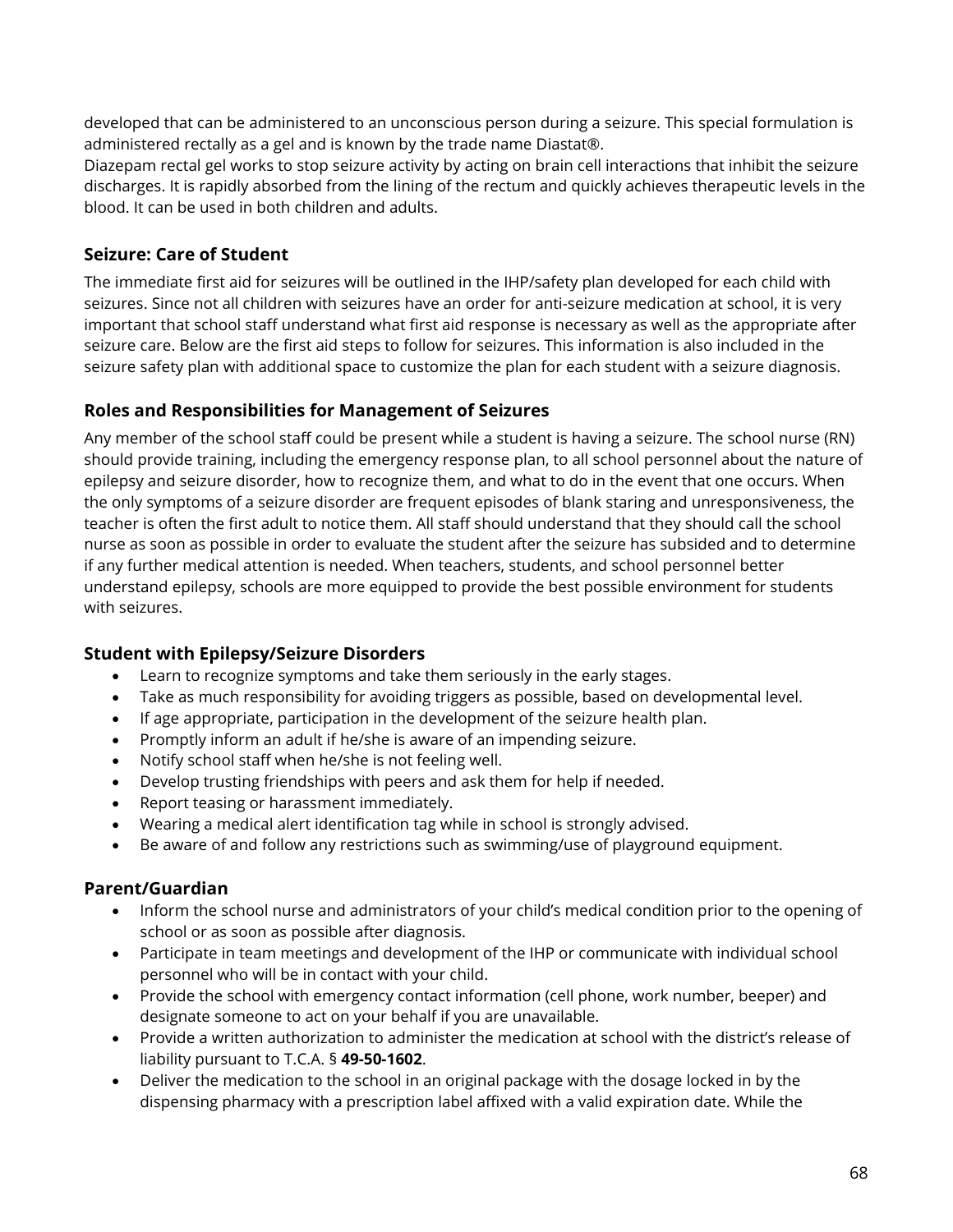developed that can be administered to an unconscious person during a seizure. This special formulation is administered rectally as a gel and is known by the trade name Diastat®.
Diazepam rectal gel works to stop seizure activity by acting on brain cell interactions that inhibit the seizure discharges. It is rapidly absorbed from the lining of the rectum and quickly achieves therapeutic levels in the blood. It can be used in both children and adults.

### Seizure: Care of Student

The immediate first aid for seizures will be outlined in the IHP/safety plan developed for each child with seizures. Since not all children with seizures have an order for anti-seizure medication at school, it is very important that school staff understand what first aid response is necessary as well as the appropriate after seizure care. Below are the first aid steps to follow for seizures. This information is also included in the seizure safety plan with additional space to customize the plan for each student with a seizure diagnosis.

### Roles and Responsibilities for Management of Seizures

Any member of the school staff could be present while a student is having a seizure. The school nurse (RN) should provide training, including the emergency response plan, to all school personnel about the nature of epilepsy and seizure disorder, how to recognize them, and what to do in the event that one occurs. When the only symptoms of a seizure disorder are frequent episodes of blank staring and unresponsiveness, the teacher is often the first adult to notice them. All staff should understand that they should call the school nurse as soon as possible in order to evaluate the student after the seizure has subsided and to determine if any further medical attention is needed. When teachers, students, and school personnel better understand epilepsy, schools are more equipped to provide the best possible environment for students with seizures.

### Student with Epilepsy/Seizure Disorders

- Learn to recognize symptoms and take them seriously in the early stages.
- Take as much responsibility for avoiding triggers as possible, based on developmental level.
- If age appropriate, participation in the development of the seizure health plan.
- Promptly inform an adult if he/she is aware of an impending seizure.
- Notify school staff when he/she is not feeling well.
- Develop trusting friendships with peers and ask them for help if needed.
- Report teasing or harassment immediately.
- Wearing a medical alert identification tag while in school is strongly advised.
- Be aware of and follow any restrictions such as swimming/use of playground equipment.

### Parent/Guardian

- Inform the school nurse and administrators of your child's medical condition prior to the opening of school or as soon as possible after diagnosis.
- Participate in team meetings and development of the IHP or communicate with individual school personnel who will be in contact with your child.
- Provide the school with emergency contact information (cell phone, work number, beeper) and designate someone to act on your behalf if you are unavailable.
- Provide a written authorization to administer the medication at school with the district's release of liability pursuant to T.C.A. § **49-50-1602**.
- Deliver the medication to the school in an original package with the dosage locked in by the dispensing pharmacy with a prescription label affixed with a valid expiration date. While the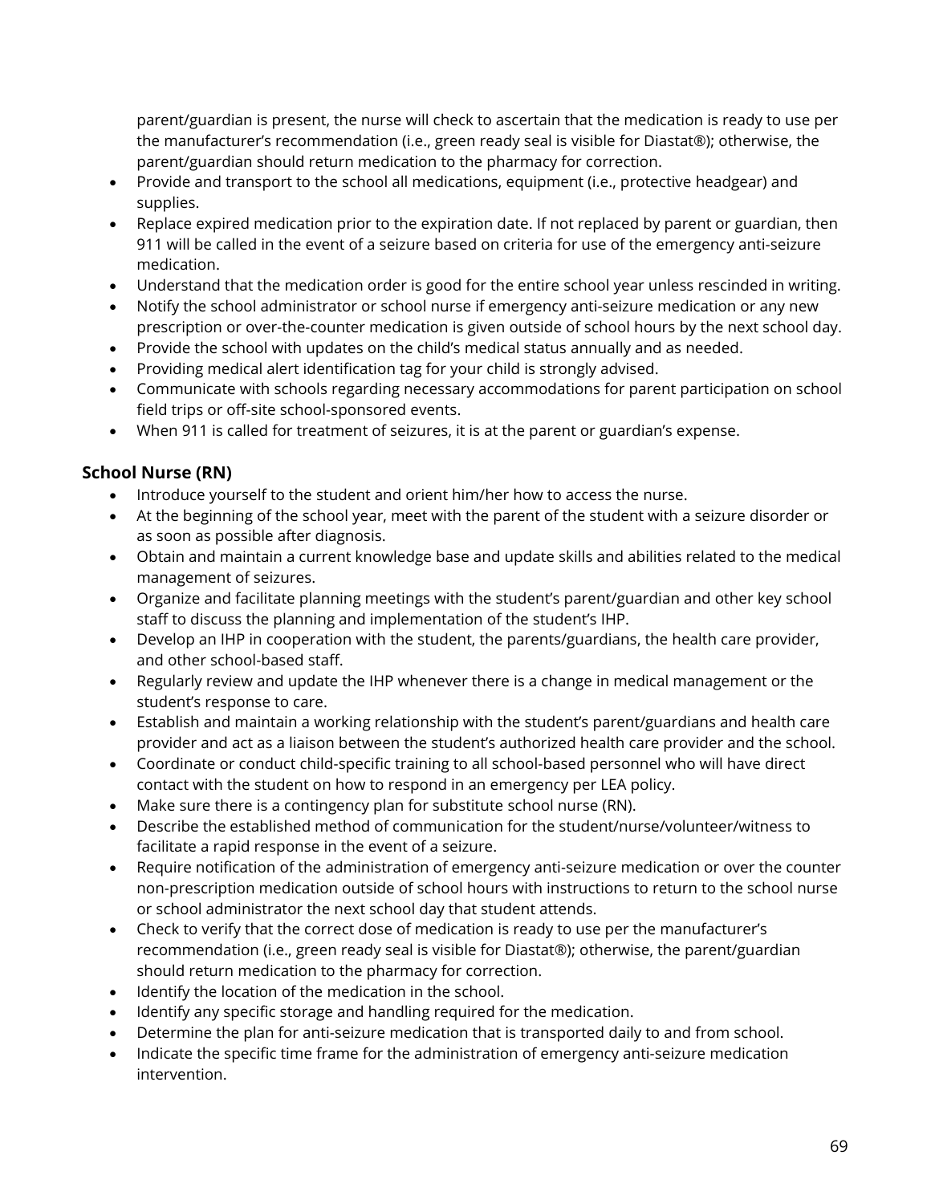parent/guardian is present, the nurse will check to ascertain that the medication is ready to use per the manufacturer's recommendation (i.e., green ready seal is visible for Diastat®); otherwise, the parent/guardian should return medication to the pharmacy for correction.

- Provide and transport to the school all medications, equipment (i.e., protective headgear) and supplies.
- Replace expired medication prior to the expiration date. If not replaced by parent or guardian, then 911 will be called in the event of a seizure based on criteria for use of the emergency anti-seizure medication.
- Understand that the medication order is good for the entire school year unless rescinded in writing.
- Notify the school administrator or school nurse if emergency anti-seizure medication or any new prescription or over-the-counter medication is given outside of school hours by the next school day.
- Provide the school with updates on the child's medical status annually and as needed.
- Providing medical alert identification tag for your child is strongly advised.
- Communicate with schools regarding necessary accommodations for parent participation on school field trips or off-site school-sponsored events.
- When 911 is called for treatment of seizures, it is at the parent or guardian's expense.

### School Nurse (RN)

- Introduce yourself to the student and orient him/her how to access the nurse.
- At the beginning of the school year, meet with the parent of the student with a seizure disorder or as soon as possible after diagnosis.
- Obtain and maintain a current knowledge base and update skills and abilities related to the medical management of seizures.
- Organize and facilitate planning meetings with the student's parent/guardian and other key school staff to discuss the planning and implementation of the student's IHP.
- Develop an IHP in cooperation with the student, the parents/guardians, the health care provider, and other school-based staff.
- Regularly review and update the IHP whenever there is a change in medical management or the student's response to care.
- Establish and maintain a working relationship with the student's parent/guardians and health care provider and act as a liaison between the student's authorized health care provider and the school.
- Coordinate or conduct child-specific training to all school-based personnel who will have direct contact with the student on how to respond in an emergency per LEA policy.
- Make sure there is a contingency plan for substitute school nurse (RN).
- Describe the established method of communication for the student/nurse/volunteer/witness to facilitate a rapid response in the event of a seizure.
- Require notification of the administration of emergency anti-seizure medication or over the counter non-prescription medication outside of school hours with instructions to return to the school nurse or school administrator the next school day that student attends.
- Check to verify that the correct dose of medication is ready to use per the manufacturer's recommendation (i.e., green ready seal is visible for Diastat®); otherwise, the parent/guardian should return medication to the pharmacy for correction.
- Identify the location of the medication in the school.
- Identify any specific storage and handling required for the medication.
- Determine the plan for anti-seizure medication that is transported daily to and from school.
- Indicate the specific time frame for the administration of emergency anti-seizure medication intervention.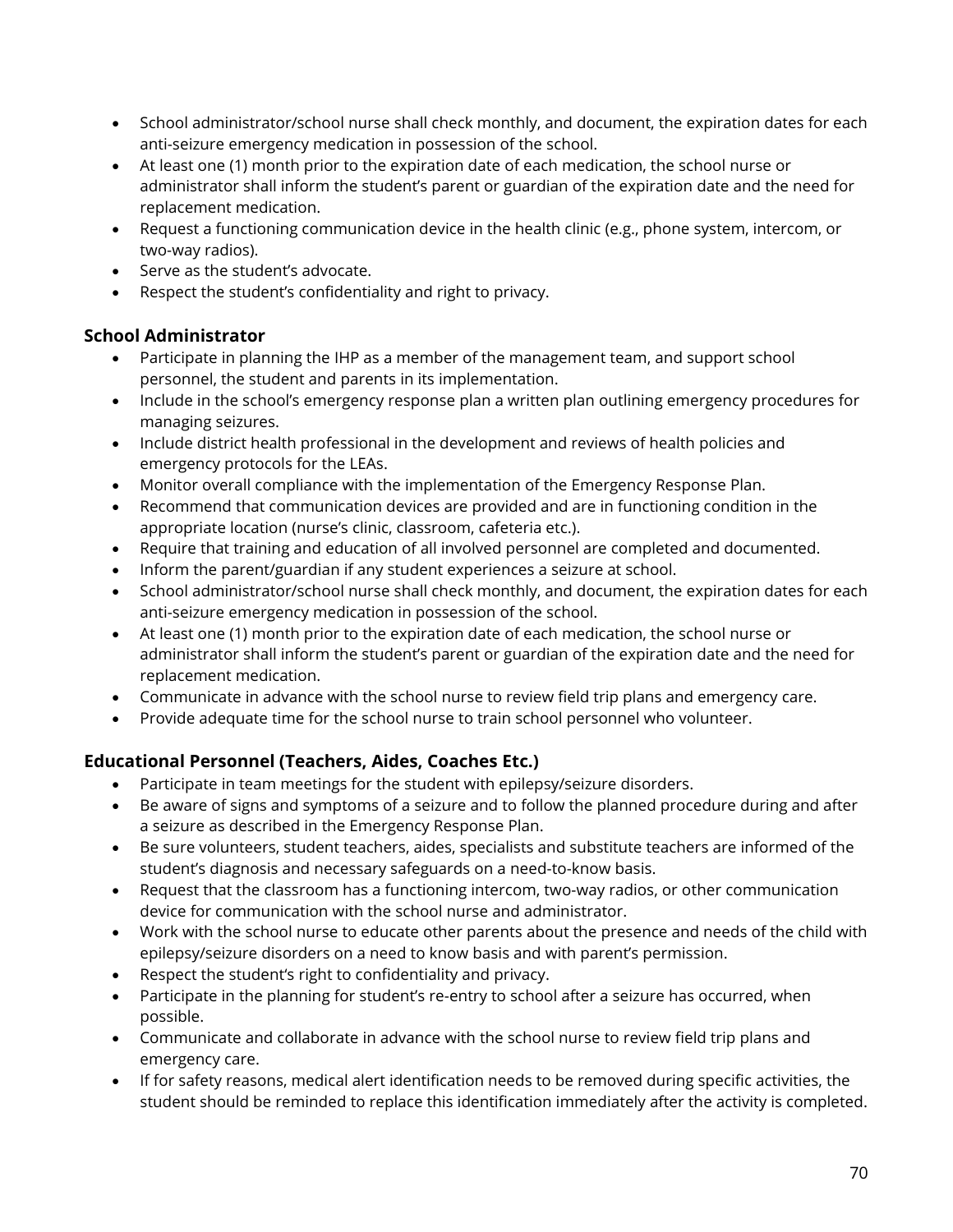- School administrator/school nurse shall check monthly, and document, the expiration dates for each anti-seizure emergency medication in possession of the school.
- At least one (1) month prior to the expiration date of each medication, the school nurse or administrator shall inform the student's parent or guardian of the expiration date and the need for replacement medication.
- Request a functioning communication device in the health clinic (e.g., phone system, intercom, or two-way radios).
- Serve as the student's advocate.
- Respect the student's confidentiality and right to privacy.

### School Administrator

- Participate in planning the IHP as a member of the management team, and support school personnel, the student and parents in its implementation.
- Include in the school's emergency response plan a written plan outlining emergency procedures for managing seizures.
- Include district health professional in the development and reviews of health policies and emergency protocols for the LEAs.
- Monitor overall compliance with the implementation of the Emergency Response Plan.
- Recommend that communication devices are provided and are in functioning condition in the appropriate location (nurse's clinic, classroom, cafeteria etc.).
- Require that training and education of all involved personnel are completed and documented.
- Inform the parent/guardian if any student experiences a seizure at school.
- School administrator/school nurse shall check monthly, and document, the expiration dates for each anti-seizure emergency medication in possession of the school.
- At least one (1) month prior to the expiration date of each medication, the school nurse or administrator shall inform the student's parent or guardian of the expiration date and the need for replacement medication.
- Communicate in advance with the school nurse to review field trip plans and emergency care.
- Provide adequate time for the school nurse to train school personnel who volunteer.

### Educational Personnel (Teachers, Aides, Coaches Etc.)

- Participate in team meetings for the student with epilepsy/seizure disorders.
- Be aware of signs and symptoms of a seizure and to follow the planned procedure during and after a seizure as described in the Emergency Response Plan.
- Be sure volunteers, student teachers, aides, specialists and substitute teachers are informed of the student's diagnosis and necessary safeguards on a need-to-know basis.
- Request that the classroom has a functioning intercom, two-way radios, or other communication device for communication with the school nurse and administrator.
- Work with the school nurse to educate other parents about the presence and needs of the child with epilepsy/seizure disorders on a need to know basis and with parent's permission.
- Respect the student's right to confidentiality and privacy.
- Participate in the planning for student's re-entry to school after a seizure has occurred, when possible.
- Communicate and collaborate in advance with the school nurse to review field trip plans and emergency care.
- If for safety reasons, medical alert identification needs to be removed during specific activities, the student should be reminded to replace this identification immediately after the activity is completed.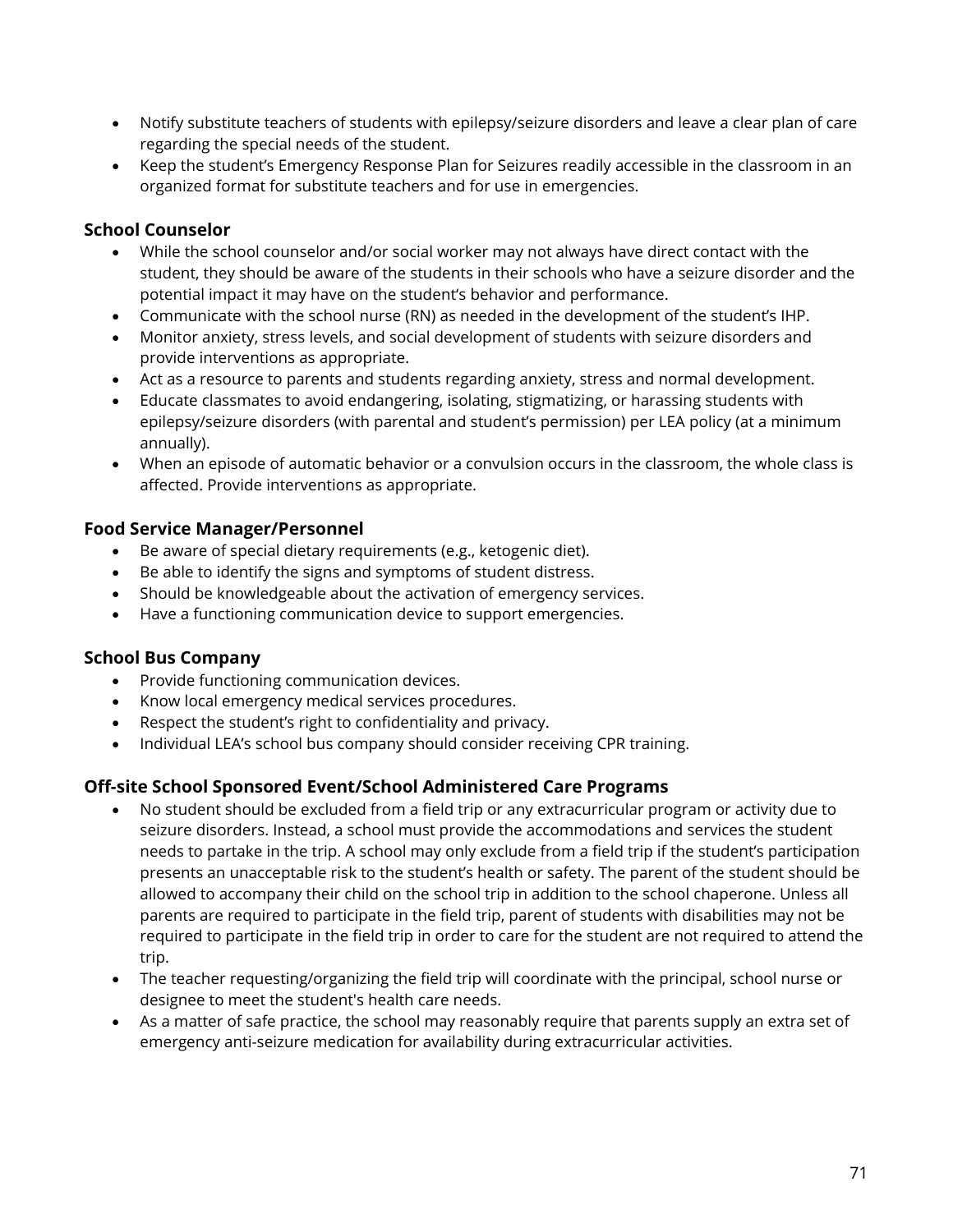- Notify substitute teachers of students with epilepsy/seizure disorders and leave a clear plan of care regarding the special needs of the student.
- Keep the student's Emergency Response Plan for Seizures readily accessible in the classroom in an organized format for substitute teachers and for use in emergencies.

### School Counselor

- While the school counselor and/or social worker may not always have direct contact with the student, they should be aware of the students in their schools who have a seizure disorder and the potential impact it may have on the student's behavior and performance.
- Communicate with the school nurse (RN) as needed in the development of the student's IHP.
- Monitor anxiety, stress levels, and social development of students with seizure disorders and provide interventions as appropriate.
- Act as a resource to parents and students regarding anxiety, stress and normal development.
- Educate classmates to avoid endangering, isolating, stigmatizing, or harassing students with epilepsy/seizure disorders (with parental and student's permission) per LEA policy (at a minimum annually).
- When an episode of automatic behavior or a convulsion occurs in the classroom, the whole class is affected. Provide interventions as appropriate.

### Food Service Manager/Personnel

- Be aware of special dietary requirements (e.g., ketogenic diet).
- Be able to identify the signs and symptoms of student distress.
- Should be knowledgeable about the activation of emergency services.
- Have a functioning communication device to support emergencies.

### School Bus Company

- Provide functioning communication devices.
- Know local emergency medical services procedures.
- Respect the student's right to confidentiality and privacy.
- Individual LEA's school bus company should consider receiving CPR training.

### Off-site School Sponsored Event/School Administered Care Programs

- No student should be excluded from a field trip or any extracurricular program or activity due to seizure disorders. Instead, a school must provide the accommodations and services the student needs to partake in the trip. A school may only exclude from a field trip if the student's participation presents an unacceptable risk to the student's health or safety. The parent of the student should be allowed to accompany their child on the school trip in addition to the school chaperone. Unless all parents are required to participate in the field trip, parent of students with disabilities may not be required to participate in the field trip in order to care for the student are not required to attend the trip.
- The teacher requesting/organizing the field trip will coordinate with the principal, school nurse or designee to meet the student's health care needs.
- As a matter of safe practice, the school may reasonably require that parents supply an extra set of emergency anti-seizure medication for availability during extracurricular activities.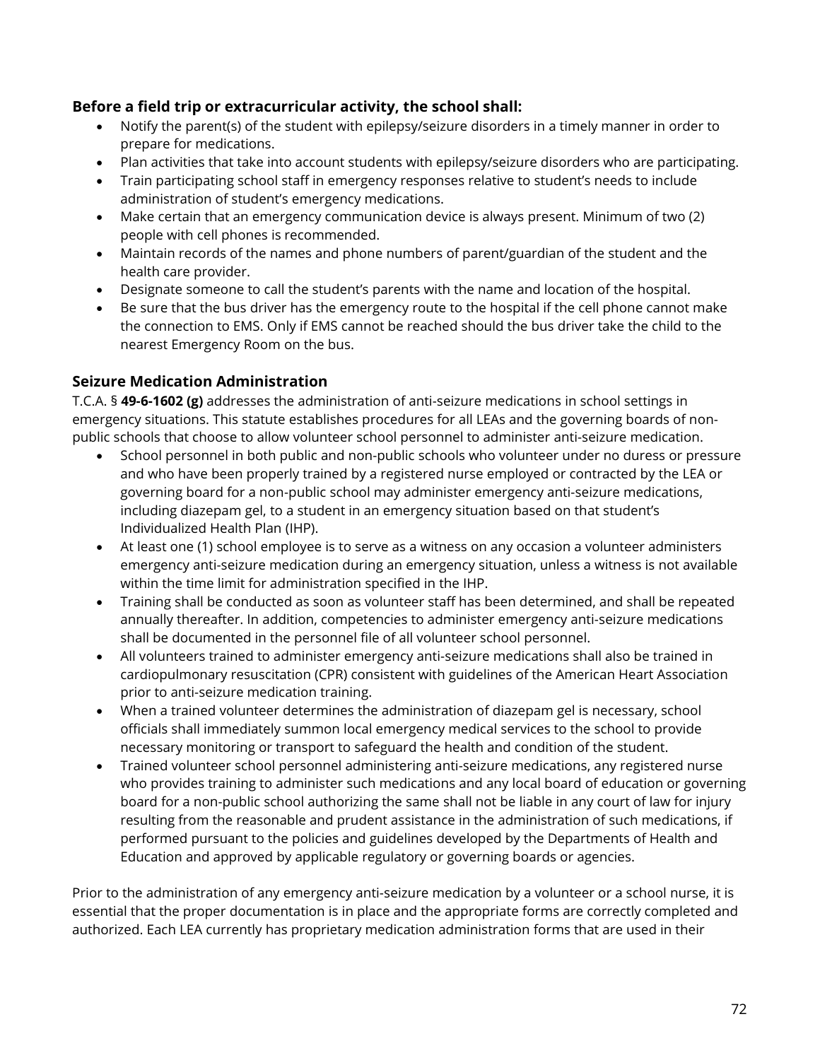### Before a field trip or extracurricular activity, the school shall:

- Notify the parent(s) of the student with epilepsy/seizure disorders in a timely manner in order to prepare for medications.
- Plan activities that take into account students with epilepsy/seizure disorders who are participating.
- Train participating school staff in emergency responses relative to student's needs to include administration of student's emergency medications.
- Make certain that an emergency communication device is always present. Minimum of two (2) people with cell phones is recommended.
- Maintain records of the names and phone numbers of parent/guardian of the student and the health care provider.
- Designate someone to call the student's parents with the name and location of the hospital.
- Be sure that the bus driver has the emergency route to the hospital if the cell phone cannot make the connection to EMS. Only if EMS cannot be reached should the bus driver take the child to the nearest Emergency Room on the bus.

### Seizure Medication Administration

T.C.A. § **49-6-1602 (g)** addresses the administration of anti-seizure medications in school settings in emergency situations. This statute establishes procedures for all LEAs and the governing boards of non-public schools that choose to allow volunteer school personnel to administer anti-seizure medication.

- School personnel in both public and non-public schools who volunteer under no duress or pressure and who have been properly trained by a registered nurse employed or contracted by the LEA or governing board for a non-public school may administer emergency anti-seizure medications, including diazepam gel, to a student in an emergency situation based on that student's Individualized Health Plan (IHP).
- At least one (1) school employee is to serve as a witness on any occasion a volunteer administers emergency anti-seizure medication during an emergency situation, unless a witness is not available within the time limit for administration specified in the IHP.
- Training shall be conducted as soon as volunteer staff has been determined, and shall be repeated annually thereafter. In addition, competencies to administer emergency anti-seizure medications shall be documented in the personnel file of all volunteer school personnel.
- All volunteers trained to administer emergency anti-seizure medications shall also be trained in cardiopulmonary resuscitation (CPR) consistent with guidelines of the American Heart Association prior to anti-seizure medication training.
- When a trained volunteer determines the administration of diazepam gel is necessary, school officials shall immediately summon local emergency medical services to the school to provide necessary monitoring or transport to safeguard the health and condition of the student.
- Trained volunteer school personnel administering anti-seizure medications, any registered nurse who provides training to administer such medications and any local board of education or governing board for a non-public school authorizing the same shall not be liable in any court of law for injury resulting from the reasonable and prudent assistance in the administration of such medications, if performed pursuant to the policies and guidelines developed by the Departments of Health and Education and approved by applicable regulatory or governing boards or agencies.

Prior to the administration of any emergency anti-seizure medication by a volunteer or a school nurse, it is essential that the proper documentation is in place and the appropriate forms are correctly completed and authorized. Each LEA currently has proprietary medication administration forms that are used in their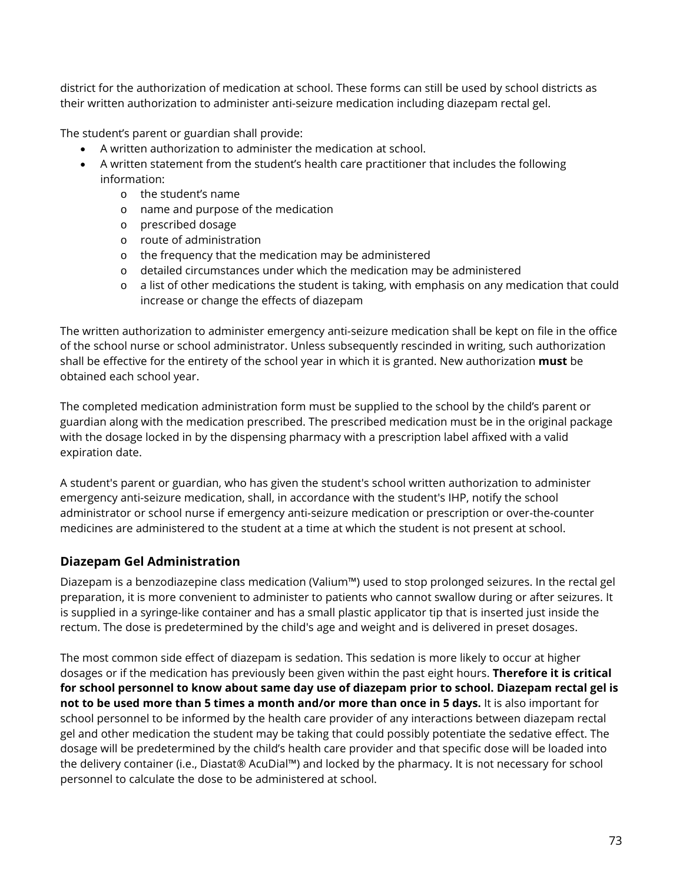district for the authorization of medication at school. These forms can still be used by school districts as their written authorization to administer anti-seizure medication including diazepam rectal gel.

The student's parent or guardian shall provide:

- A written authorization to administer the medication at school.
- A written statement from the student's health care practitioner that includes the following information:
  - the student's name
  - name and purpose of the medication
  - prescribed dosage
  - route of administration
  - the frequency that the medication may be administered
  - detailed circumstances under which the medication may be administered
  - a list of other medications the student is taking, with emphasis on any medication that could increase or change the effects of diazepam

The written authorization to administer emergency anti-seizure medication shall be kept on file in the office of the school nurse or school administrator. Unless subsequently rescinded in writing, such authorization shall be effective for the entirety of the school year in which it is granted. New authorization **must** be obtained each school year.

The completed medication administration form must be supplied to the school by the child's parent or guardian along with the medication prescribed. The prescribed medication must be in the original package with the dosage locked in by the dispensing pharmacy with a prescription label affixed with a valid expiration date.

A student's parent or guardian, who has given the student's school written authorization to administer emergency anti-seizure medication, shall, in accordance with the student's IHP, notify the school administrator or school nurse if emergency anti-seizure medication or prescription or over-the-counter medicines are administered to the student at a time at which the student is not present at school.

## Diazepam Gel Administration

Diazepam is a benzodiazepine class medication (Valium™) used to stop prolonged seizures. In the rectal gel preparation, it is more convenient to administer to patients who cannot swallow during or after seizures. It is supplied in a syringe-like container and has a small plastic applicator tip that is inserted just inside the rectum. The dose is predetermined by the child's age and weight and is delivered in preset dosages.

The most common side effect of diazepam is sedation. This sedation is more likely to occur at higher dosages or if the medication has previously been given within the past eight hours. **Therefore it is critical for school personnel to know about same day use of diazepam prior to school. Diazepam rectal gel is not to be used more than 5 times a month and/or more than once in 5 days.** It is also important for school personnel to be informed by the health care provider of any interactions between diazepam rectal gel and other medication the student may be taking that could possibly potentiate the sedative effect. The dosage will be predetermined by the child's health care provider and that specific dose will be loaded into the delivery container (i.e., Diastat® AcuDial™) and locked by the pharmacy. It is not necessary for school personnel to calculate the dose to be administered at school.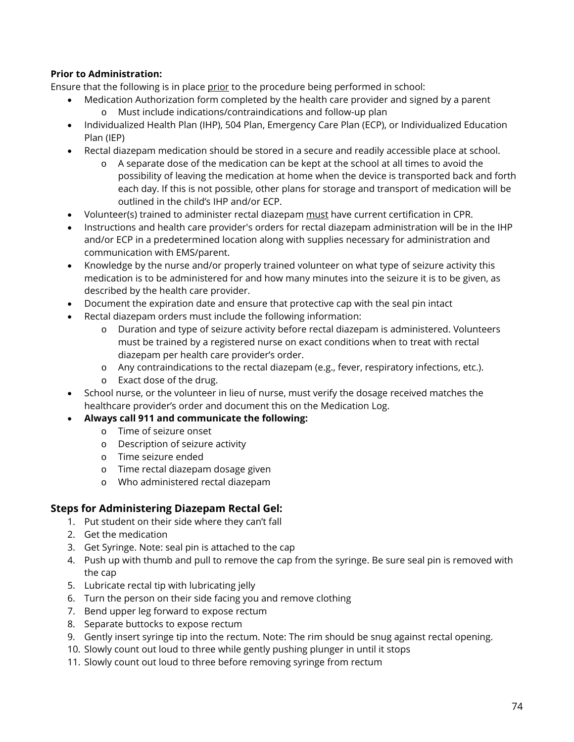**Prior to Administration:**

Ensure that the following is in place prior to the procedure being performed in school:

- Medication Authorization form completed by the health care provider and signed by a parent
  - Must include indications/contraindications and follow-up plan
- Individualized Health Plan (IHP), 504 Plan, Emergency Care Plan (ECP), or Individualized Education Plan (IEP)
- Rectal diazepam medication should be stored in a secure and readily accessible place at school.
  - A separate dose of the medication can be kept at the school at all times to avoid the possibility of leaving the medication at home when the device is transported back and forth each day. If this is not possible, other plans for storage and transport of medication will be outlined in the child's IHP and/or ECP.
- Volunteer(s) trained to administer rectal diazepam must have current certification in CPR.
- Instructions and health care provider's orders for rectal diazepam administration will be in the IHP and/or ECP in a predetermined location along with supplies necessary for administration and communication with EMS/parent.
- Knowledge by the nurse and/or properly trained volunteer on what type of seizure activity this medication is to be administered for and how many minutes into the seizure it is to be given, as described by the health care provider.
- Document the expiration date and ensure that protective cap with the seal pin intact
- Rectal diazepam orders must include the following information:
  - Duration and type of seizure activity before rectal diazepam is administered. Volunteers must be trained by a registered nurse on exact conditions when to treat with rectal diazepam per health care provider's order.
  - Any contraindications to the rectal diazepam (e.g., fever, respiratory infections, etc.).
  - Exact dose of the drug.
- School nurse, or the volunteer in lieu of nurse, must verify the dosage received matches the healthcare provider's order and document this on the Medication Log.
- **Always call 911 and communicate the following:**
  - Time of seizure onset
  - Description of seizure activity
  - Time seizure ended
  - Time rectal diazepam dosage given
  - Who administered rectal diazepam

## Steps for Administering Diazepam Rectal Gel:

1. Put student on their side where they can't fall
2. Get the medication
3. Get Syringe. Note: seal pin is attached to the cap
4. Push up with thumb and pull to remove the cap from the syringe. Be sure seal pin is removed with the cap
5. Lubricate rectal tip with lubricating jelly
6. Turn the person on their side facing you and remove clothing
7. Bend upper leg forward to expose rectum
8. Separate buttocks to expose rectum
9. Gently insert syringe tip into the rectum. Note: The rim should be snug against rectal opening.
10. Slowly count out loud to three while gently pushing plunger in until it stops
11. Slowly count out loud to three before removing syringe from rectum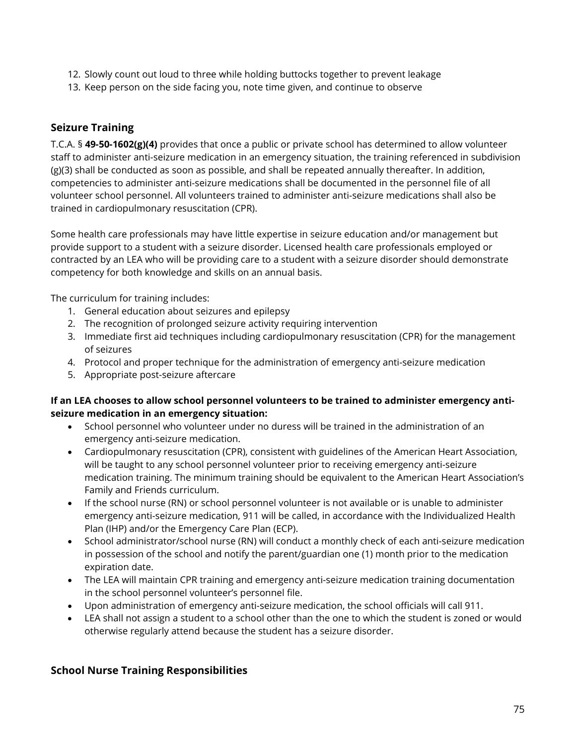12. Slowly count out loud to three while holding buttocks together to prevent leakage
13. Keep person on the side facing you, note time given, and continue to observe

## Seizure Training

T.C.A. § **49-50-1602(g)(4)** provides that once a public or private school has determined to allow volunteer staff to administer anti-seizure medication in an emergency situation, the training referenced in subdivision (g)(3) shall be conducted as soon as possible, and shall be repeated annually thereafter. In addition, competencies to administer anti-seizure medications shall be documented in the personnel file of all volunteer school personnel. All volunteers trained to administer anti-seizure medications shall also be trained in cardiopulmonary resuscitation (CPR).

Some health care professionals may have little expertise in seizure education and/or management but provide support to a student with a seizure disorder. Licensed health care professionals employed or contracted by an LEA who will be providing care to a student with a seizure disorder should demonstrate competency for both knowledge and skills on an annual basis.

The curriculum for training includes:

1. General education about seizures and epilepsy
2. The recognition of prolonged seizure activity requiring intervention
3. Immediate first aid techniques including cardiopulmonary resuscitation (CPR) for the management of seizures
4. Protocol and proper technique for the administration of emergency anti-seizure medication
5. Appropriate post-seizure aftercare

**If an LEA chooses to allow school personnel volunteers to be trained to administer emergency anti-seizure medication in an emergency situation:**

- School personnel who volunteer under no duress will be trained in the administration of an emergency anti-seizure medication.
- Cardiopulmonary resuscitation (CPR), consistent with guidelines of the American Heart Association, will be taught to any school personnel volunteer prior to receiving emergency anti-seizure medication training. The minimum training should be equivalent to the American Heart Association's Family and Friends curriculum.
- If the school nurse (RN) or school personnel volunteer is not available or is unable to administer emergency anti-seizure medication, 911 will be called, in accordance with the Individualized Health Plan (IHP) and/or the Emergency Care Plan (ECP).
- School administrator/school nurse (RN) will conduct a monthly check of each anti-seizure medication in possession of the school and notify the parent/guardian one (1) month prior to the medication expiration date.
- The LEA will maintain CPR training and emergency anti-seizure medication training documentation in the school personnel volunteer's personnel file.
- Upon administration of emergency anti-seizure medication, the school officials will call 911.
- LEA shall not assign a student to a school other than the one to which the student is zoned or would otherwise regularly attend because the student has a seizure disorder.

## School Nurse Training Responsibilities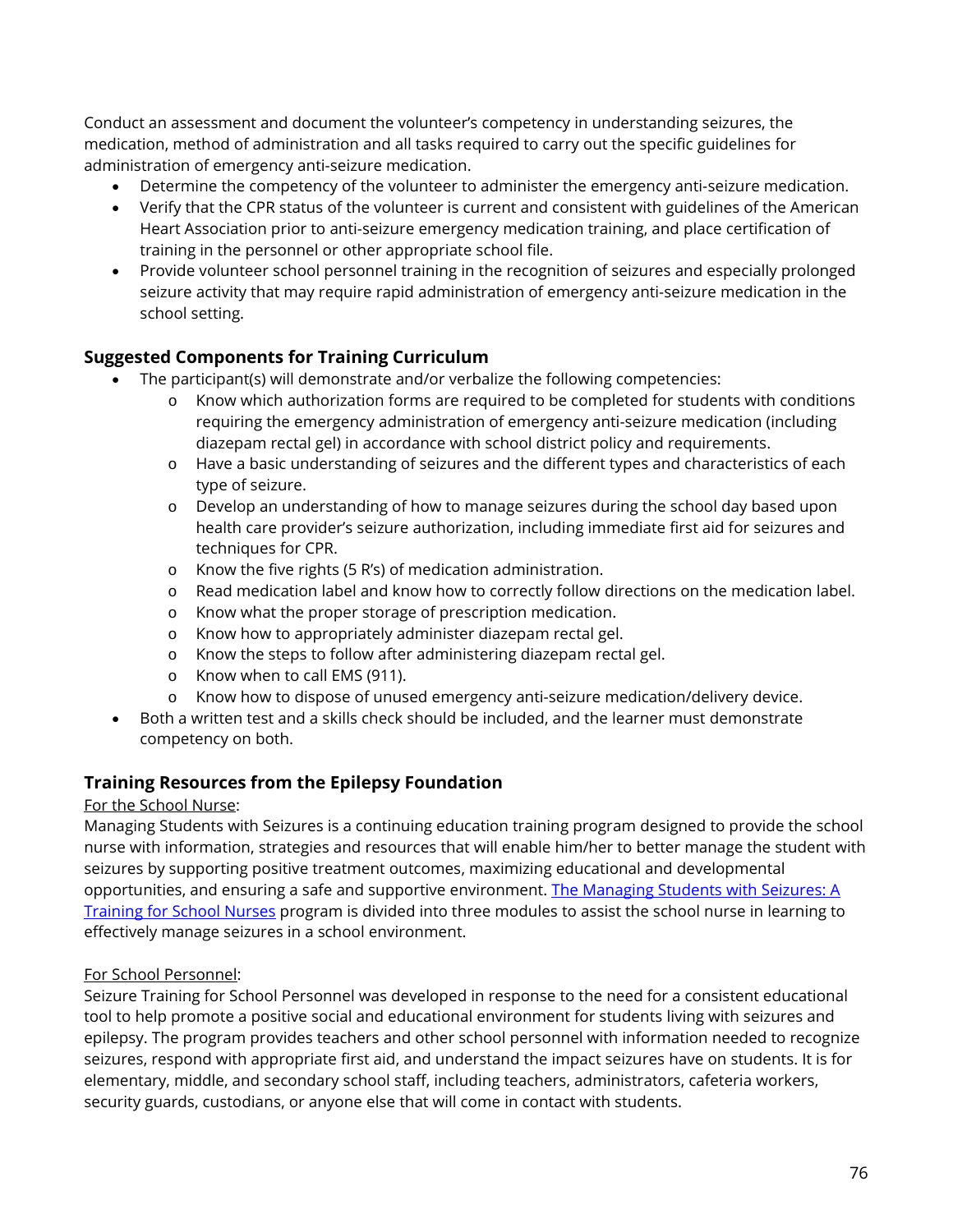Conduct an assessment and document the volunteer's competency in understanding seizures, the medication, method of administration and all tasks required to carry out the specific guidelines for administration of emergency anti-seizure medication.

- Determine the competency of the volunteer to administer the emergency anti-seizure medication.
- Verify that the CPR status of the volunteer is current and consistent with guidelines of the American Heart Association prior to anti-seizure emergency medication training, and place certification of training in the personnel or other appropriate school file.
- Provide volunteer school personnel training in the recognition of seizures and especially prolonged seizure activity that may require rapid administration of emergency anti-seizure medication in the school setting.

### Suggested Components for Training Curriculum

- The participant(s) will demonstrate and/or verbalize the following competencies:
  - Know which authorization forms are required to be completed for students with conditions requiring the emergency administration of emergency anti-seizure medication (including diazepam rectal gel) in accordance with school district policy and requirements.
  - Have a basic understanding of seizures and the different types and characteristics of each type of seizure.
  - Develop an understanding of how to manage seizures during the school day based upon health care provider's seizure authorization, including immediate first aid for seizures and techniques for CPR.
  - Know the five rights (5 R's) of medication administration.
  - Read medication label and know how to correctly follow directions on the medication label.
  - Know what the proper storage of prescription medication.
  - Know how to appropriately administer diazepam rectal gel.
  - Know the steps to follow after administering diazepam rectal gel.
  - Know when to call EMS (911).
  - Know how to dispose of unused emergency anti-seizure medication/delivery device.
- Both a written test and a skills check should be included, and the learner must demonstrate competency on both.

### Training Resources from the Epilepsy Foundation

For the School Nurse:

Managing Students with Seizures is a continuing education training program designed to provide the school nurse with information, strategies and resources that will enable him/her to better manage the student with seizures by supporting positive treatment outcomes, maximizing educational and developmental opportunities, and ensuring a safe and supportive environment. The Managing Students with Seizures: A Training for School Nurses program is divided into three modules to assist the school nurse in learning to effectively manage seizures in a school environment.

For School Personnel:

Seizure Training for School Personnel was developed in response to the need for a consistent educational tool to help promote a positive social and educational environment for students living with seizures and epilepsy. The program provides teachers and other school personnel with information needed to recognize seizures, respond with appropriate first aid, and understand the impact seizures have on students. It is for elementary, middle, and secondary school staff, including teachers, administrators, cafeteria workers, security guards, custodians, or anyone else that will come in contact with students.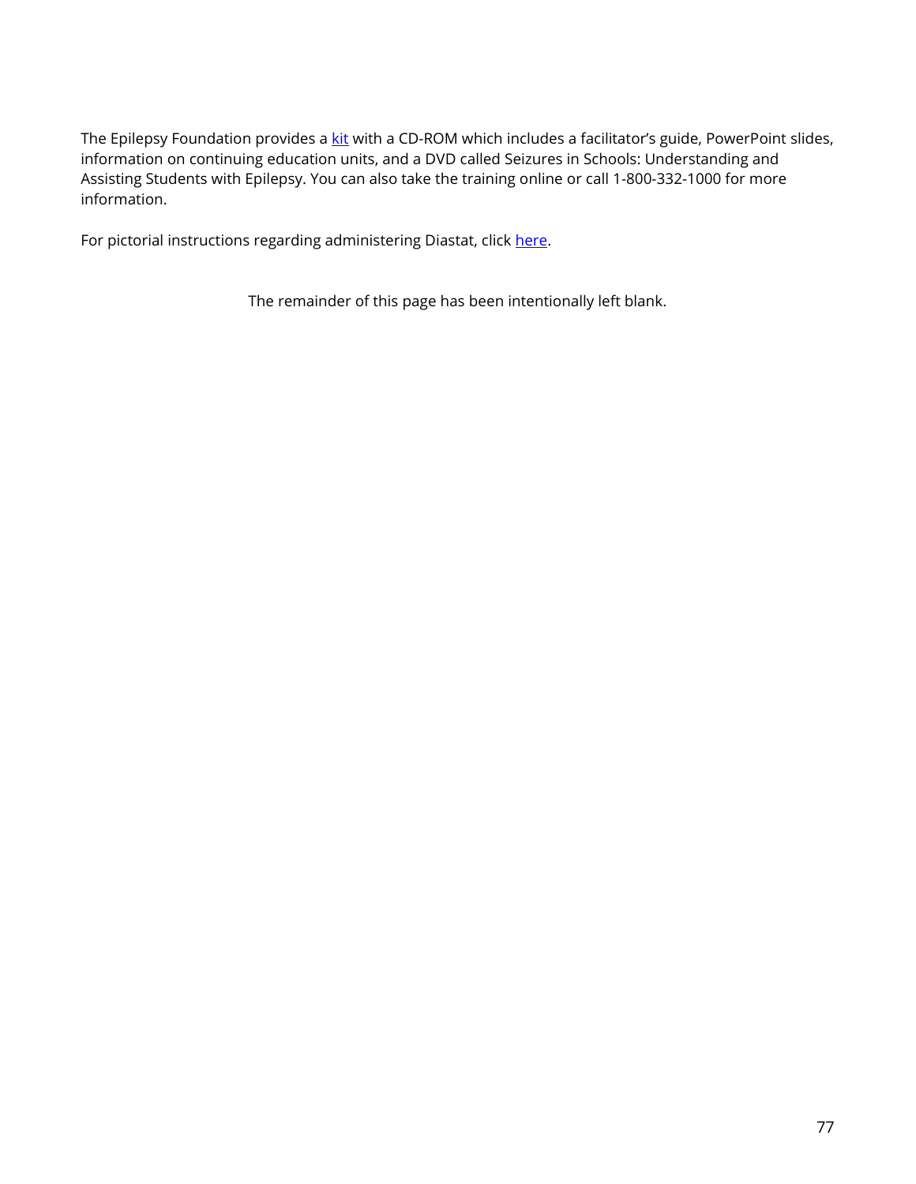The Epilepsy Foundation provides a kit with a CD-ROM which includes a facilitator's guide, PowerPoint slides, information on continuing education units, and a DVD called Seizures in Schools: Understanding and Assisting Students with Epilepsy. You can also take the training online or call 1-800-332-1000 for more information.

For pictorial instructions regarding administering Diastat, click here.

The remainder of this page has been intentionally left blank.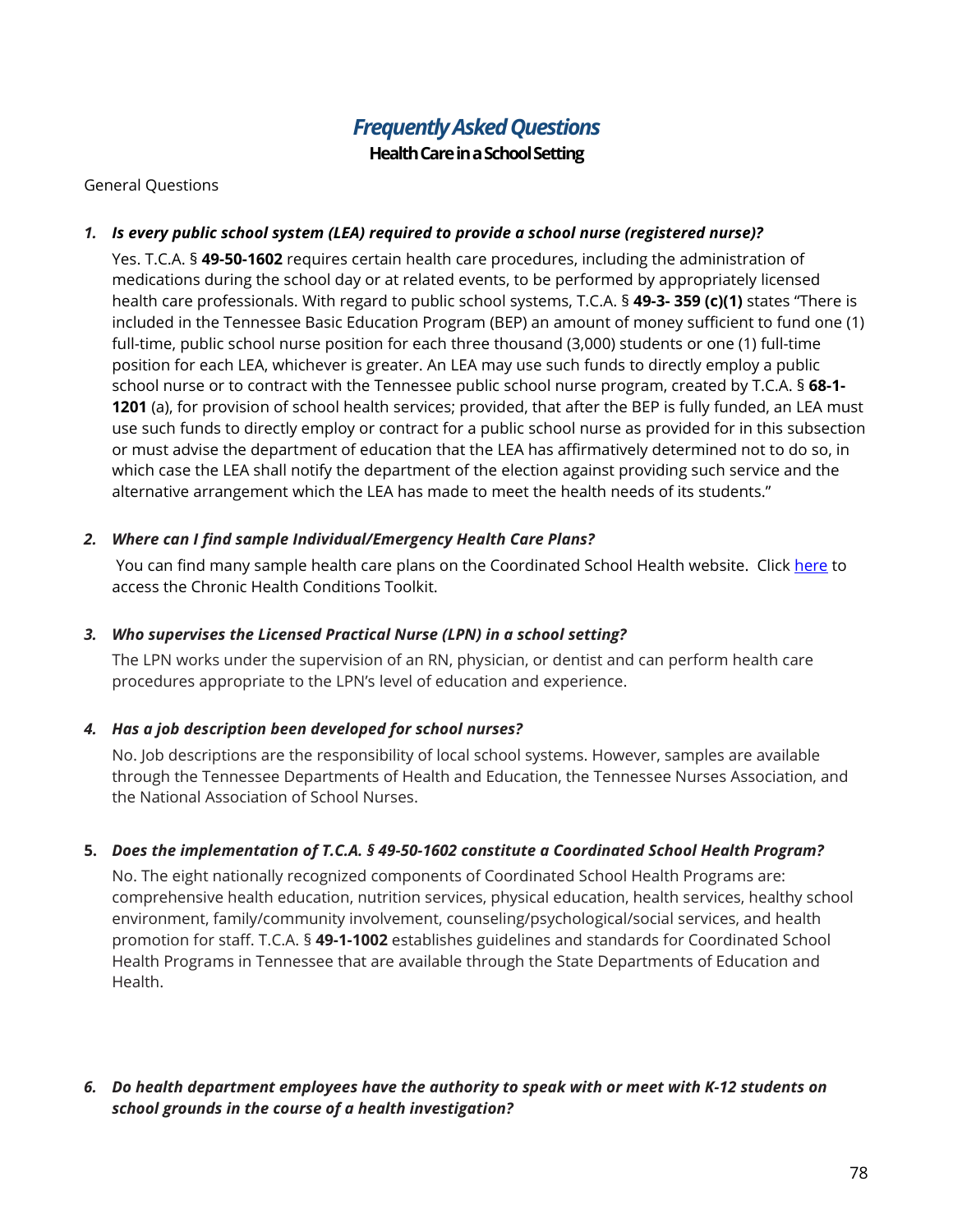# *Frequently Asked Questions*

## Health Care in a School Setting

General Questions

1. ***Is every public school system (LEA) required to provide a school nurse (registered nurse)?***

   Yes. T.C.A. § **49-50-1602** requires certain health care procedures, including the administration of medications during the school day or at related events, to be performed by appropriately licensed health care professionals. With regard to public school systems, T.C.A. § **49-3- 359 (c)(1)** states "There is included in the Tennessee Basic Education Program (BEP) an amount of money sufficient to fund one (1) full-time, public school nurse position for each three thousand (3,000) students or one (1) full-time position for each LEA, whichever is greater. An LEA may use such funds to directly employ a public school nurse or to contract with the Tennessee public school nurse program, created by T.C.A. § **68-1-1201** (a), for provision of school health services; provided, that after the BEP is fully funded, an LEA must use such funds to directly employ or contract for a public school nurse as provided for in this subsection or must advise the department of education that the LEA has affirmatively determined not to do so, in which case the LEA shall notify the department of the election against providing such service and the alternative arrangement which the LEA has made to meet the health needs of its students."

2. ***Where can I find sample Individual/Emergency Health Care Plans?***

   You can find many sample health care plans on the Coordinated School Health website. Click [here] to access the Chronic Health Conditions Toolkit.

3. ***Who supervises the Licensed Practical Nurse (LPN) in a school setting?***

   The LPN works under the supervision of an RN, physician, or dentist and can perform health care procedures appropriate to the LPN's level of education and experience.

4. ***Has a job description been developed for school nurses?***

   No. Job descriptions are the responsibility of local school systems. However, samples are available through the Tennessee Departments of Health and Education, the Tennessee Nurses Association, and the National Association of School Nurses.

5. ***Does the implementation of T.C.A. § 49-50-1602 constitute a Coordinated School Health Program?***

   No. The eight nationally recognized components of Coordinated School Health Programs are: comprehensive health education, nutrition services, physical education, health services, healthy school environment, family/community involvement, counseling/psychological/social services, and health promotion for staff. T.C.A. § **49-1-1002** establishes guidelines and standards for Coordinated School Health Programs in Tennessee that are available through the State Departments of Education and Health.

6. ***Do health department employees have the authority to speak with or meet with K-12 students on school grounds in the course of a health investigation?***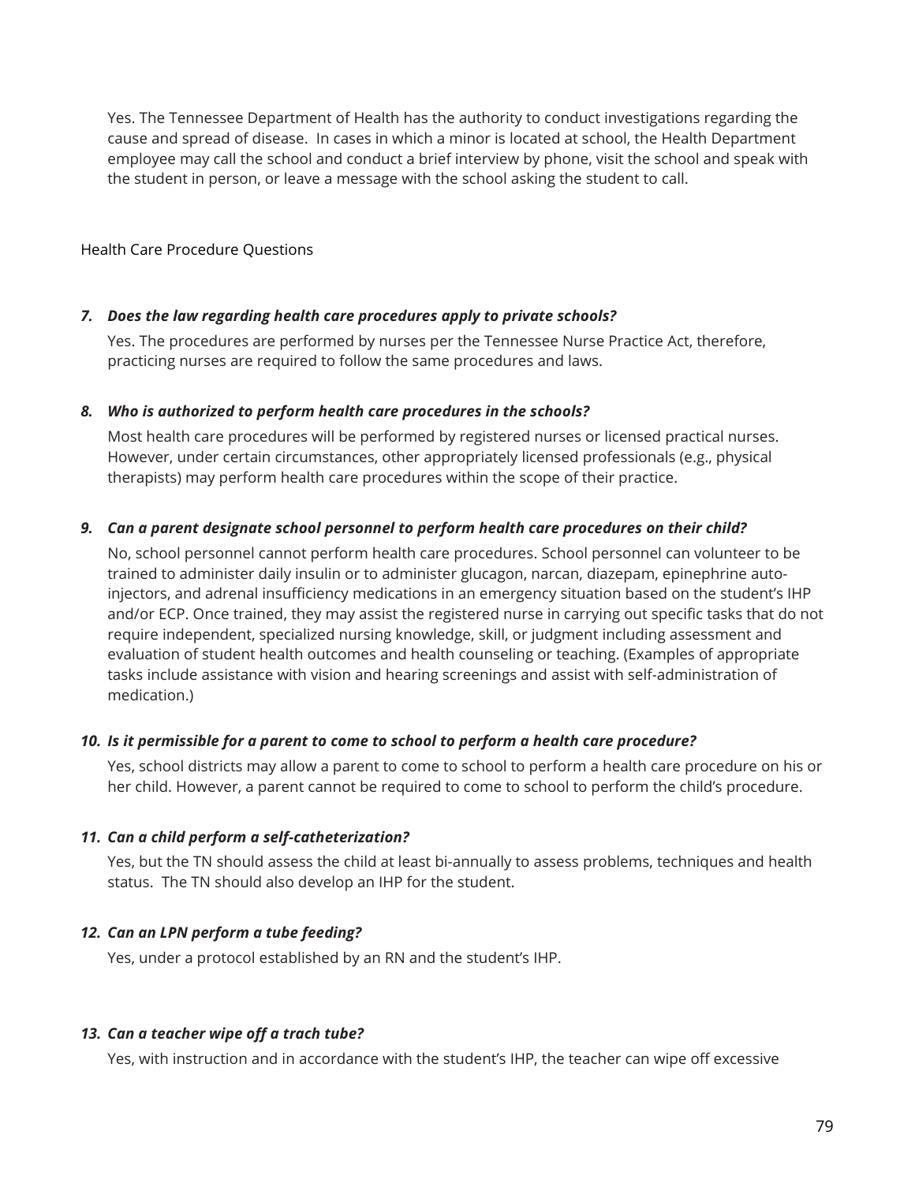Yes. The Tennessee Department of Health has the authority to conduct investigations regarding the cause and spread of disease. In cases in which a minor is located at school, the Health Department employee may call the school and conduct a brief interview by phone, visit the school and speak with the student in person, or leave a message with the school asking the student to call.

Health Care Procedure Questions

7. ***Does the law regarding health care procedures apply to private schools?***

   Yes. The procedures are performed by nurses per the Tennessee Nurse Practice Act, therefore, practicing nurses are required to follow the same procedures and laws.

8. ***Who is authorized to perform health care procedures in the schools?***

   Most health care procedures will be performed by registered nurses or licensed practical nurses. However, under certain circumstances, other appropriately licensed professionals (e.g., physical therapists) may perform health care procedures within the scope of their practice.

9. ***Can a parent designate school personnel to perform health care procedures on their child?***

   No, school personnel cannot perform health care procedures. School personnel can volunteer to be trained to administer daily insulin or to administer glucagon, narcan, diazepam, epinephrine auto-injectors, and adrenal insufficiency medications in an emergency situation based on the student's IHP and/or ECP. Once trained, they may assist the registered nurse in carrying out specific tasks that do not require independent, specialized nursing knowledge, skill, or judgment including assessment and evaluation of student health outcomes and health counseling or teaching. (Examples of appropriate tasks include assistance with vision and hearing screenings and assist with self-administration of medication.)

10. ***Is it permissible for a parent to come to school to perform a health care procedure?***

    Yes, school districts may allow a parent to come to school to perform a health care procedure on his or her child. However, a parent cannot be required to come to school to perform the child's procedure.

11. ***Can a child perform a self-catheterization?***

    Yes, but the TN should assess the child at least bi-annually to assess problems, techniques and health status. The TN should also develop an IHP for the student.

12. ***Can an LPN perform a tube feeding?***

    Yes, under a protocol established by an RN and the student's IHP.

13. ***Can a teacher wipe off a trach tube?***

    Yes, with instruction and in accordance with the student's IHP, the teacher can wipe off excessive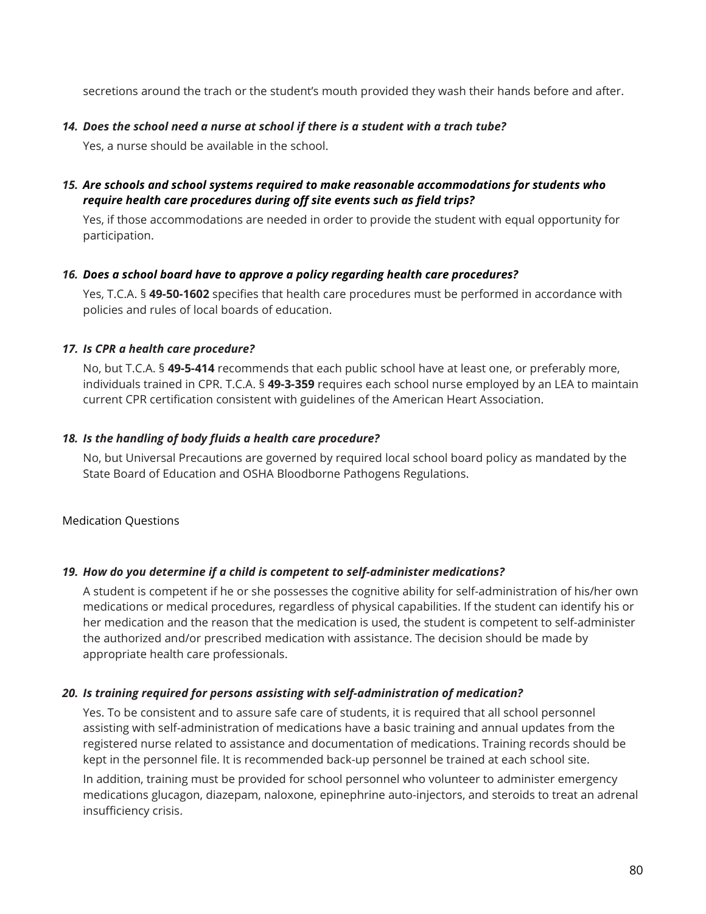secretions around the trach or the student's mouth provided they wash their hands before and after.

14. ***Does the school need a nurse at school if there is a student with a trach tube?***

    Yes, a nurse should be available in the school.

15. ***Are schools and school systems required to make reasonable accommodations for students who require health care procedures during off site events such as field trips?***

    Yes, if those accommodations are needed in order to provide the student with equal opportunity for participation.

16. ***Does a school board have to approve a policy regarding health care procedures?***

    Yes, T.C.A. § **49-50-1602** specifies that health care procedures must be performed in accordance with policies and rules of local boards of education.

17. ***Is CPR a health care procedure?***

    No, but T.C.A. § **49-5-414** recommends that each public school have at least one, or preferably more, individuals trained in CPR. T.C.A. § **49-3-359** requires each school nurse employed by an LEA to maintain current CPR certification consistent with guidelines of the American Heart Association.

18. ***Is the handling of body fluids a health care procedure?***

    No, but Universal Precautions are governed by required local school board policy as mandated by the State Board of Education and OSHA Bloodborne Pathogens Regulations.

Medication Questions

19. ***How do you determine if a child is competent to self-administer medications?***

    A student is competent if he or she possesses the cognitive ability for self-administration of his/her own medications or medical procedures, regardless of physical capabilities. If the student can identify his or her medication and the reason that the medication is used, the student is competent to self-administer the authorized and/or prescribed medication with assistance. The decision should be made by appropriate health care professionals.

20. ***Is training required for persons assisting with self-administration of medication?***

    Yes. To be consistent and to assure safe care of students, it is required that all school personnel assisting with self-administration of medications have a basic training and annual updates from the registered nurse related to assistance and documentation of medications. Training records should be kept in the personnel file. It is recommended back-up personnel be trained at each school site.

    In addition, training must be provided for school personnel who volunteer to administer emergency medications glucagon, diazepam, naloxone, epinephrine auto-injectors, and steroids to treat an adrenal insufficiency crisis.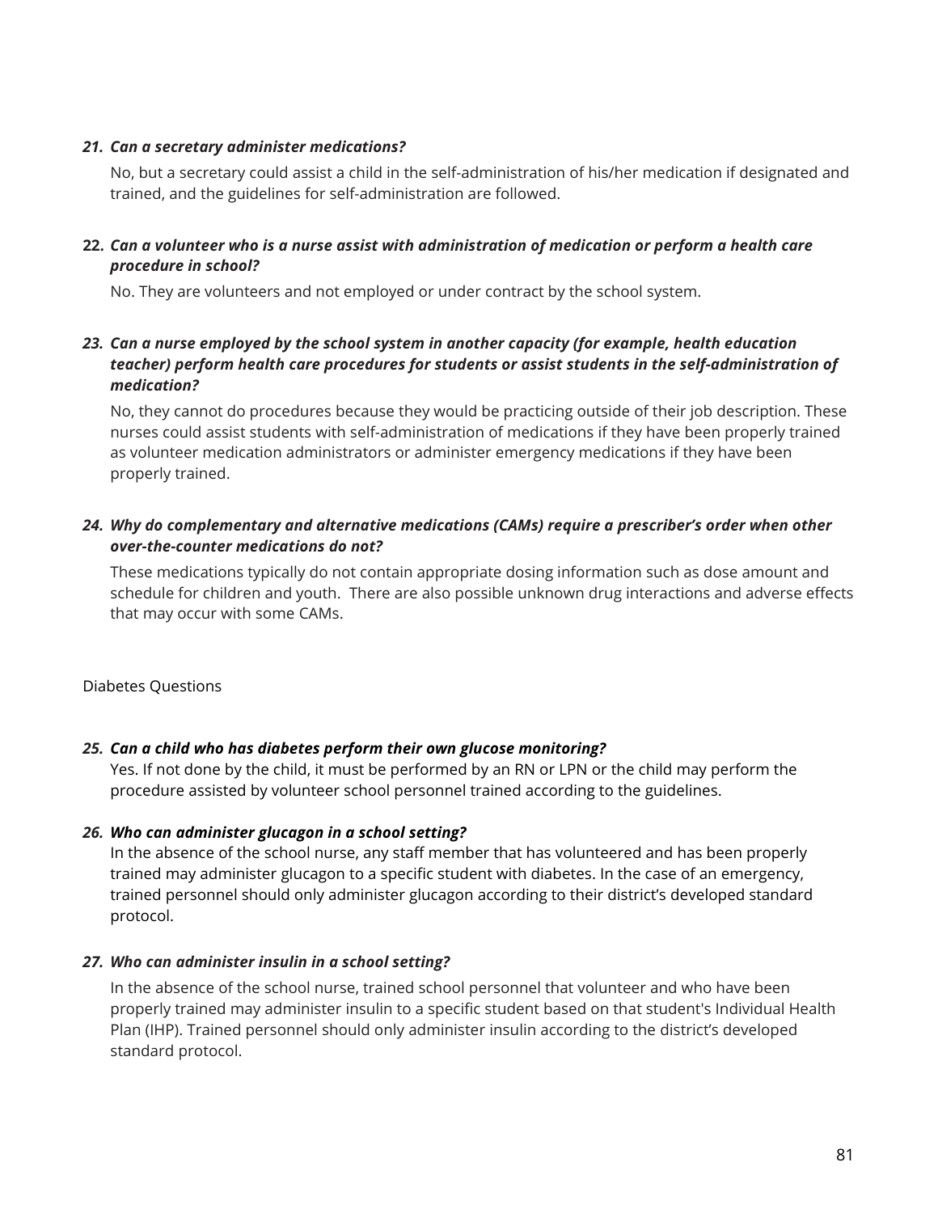***21. Can a secretary administer medications?***

No, but a secretary could assist a child in the self-administration of his/her medication if designated and trained, and the guidelines for self-administration are followed.

**22.** ***Can a volunteer who is a nurse assist with administration of medication or perform a health care procedure in school?***

No. They are volunteers and not employed or under contract by the school system.

***23. Can a nurse employed by the school system in another capacity (for example, health education teacher) perform health care procedures for students or assist students in the self-administration of medication?***

No, they cannot do procedures because they would be practicing outside of their job description. These nurses could assist students with self-administration of medications if they have been properly trained as volunteer medication administrators or administer emergency medications if they have been properly trained.

***24. Why do complementary and alternative medications (CAMs) require a prescriber's order when other over-the-counter medications do not?***

These medications typically do not contain appropriate dosing information such as dose amount and schedule for children and youth. There are also possible unknown drug interactions and adverse effects that may occur with some CAMs.

Diabetes Questions

***25. Can a child who has diabetes perform their own glucose monitoring?***

Yes. If not done by the child, it must be performed by an RN or LPN or the child may perform the procedure assisted by volunteer school personnel trained according to the guidelines.

***26. Who can administer glucagon in a school setting?***

In the absence of the school nurse, any staff member that has volunteered and has been properly trained may administer glucagon to a specific student with diabetes. In the case of an emergency, trained personnel should only administer glucagon according to their district's developed standard protocol.

***27. Who can administer insulin in a school setting?***

In the absence of the school nurse, trained school personnel that volunteer and who have been properly trained may administer insulin to a specific student based on that student's Individual Health Plan (IHP). Trained personnel should only administer insulin according to the district's developed standard protocol.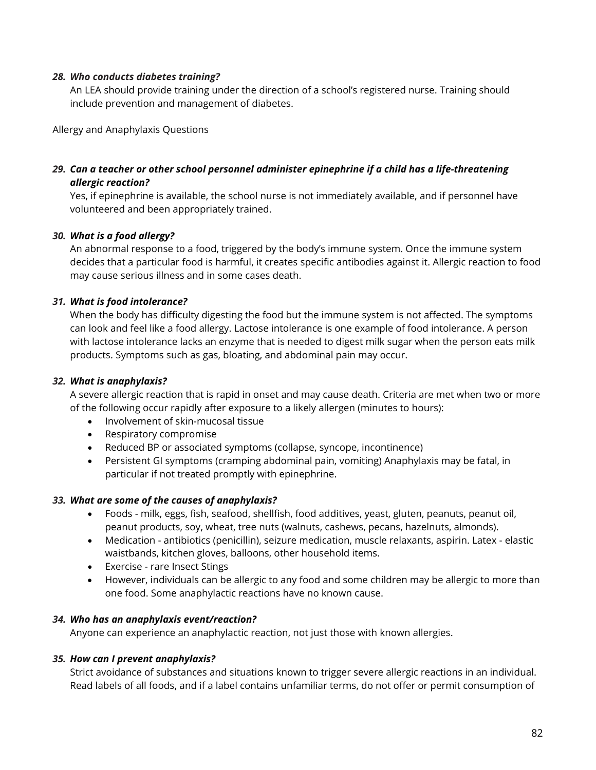***28. Who conducts diabetes training?***

An LEA should provide training under the direction of a school's registered nurse. Training should include prevention and management of diabetes.

Allergy and Anaphylaxis Questions

***29. Can a teacher or other school personnel administer epinephrine if a child has a life-threatening allergic reaction?***

Yes, if epinephrine is available, the school nurse is not immediately available, and if personnel have volunteered and been appropriately trained.

***30. What is a food allergy?***

An abnormal response to a food, triggered by the body's immune system. Once the immune system decides that a particular food is harmful, it creates specific antibodies against it. Allergic reaction to food may cause serious illness and in some cases death.

***31. What is food intolerance?***

When the body has difficulty digesting the food but the immune system is not affected. The symptoms can look and feel like a food allergy. Lactose intolerance is one example of food intolerance. A person with lactose intolerance lacks an enzyme that is needed to digest milk sugar when the person eats milk products. Symptoms such as gas, bloating, and abdominal pain may occur.

***32. What is anaphylaxis?***

A severe allergic reaction that is rapid in onset and may cause death. Criteria are met when two or more of the following occur rapidly after exposure to a likely allergen (minutes to hours):

- Involvement of skin-mucosal tissue
- Respiratory compromise
- Reduced BP or associated symptoms (collapse, syncope, incontinence)
- Persistent GI symptoms (cramping abdominal pain, vomiting) Anaphylaxis may be fatal, in particular if not treated promptly with epinephrine.

***33. What are some of the causes of anaphylaxis?***

- Foods - milk, eggs, fish, seafood, shellfish, food additives, yeast, gluten, peanuts, peanut oil, peanut products, soy, wheat, tree nuts (walnuts, cashews, pecans, hazelnuts, almonds).
- Medication - antibiotics (penicillin), seizure medication, muscle relaxants, aspirin. Latex - elastic waistbands, kitchen gloves, balloons, other household items.
- Exercise - rare Insect Stings
- However, individuals can be allergic to any food and some children may be allergic to more than one food. Some anaphylactic reactions have no known cause.

***34. Who has an anaphylaxis event/reaction?***

Anyone can experience an anaphylactic reaction, not just those with known allergies.

***35. How can I prevent anaphylaxis?***

Strict avoidance of substances and situations known to trigger severe allergic reactions in an individual. Read labels of all foods, and if a label contains unfamiliar terms, do not offer or permit consumption of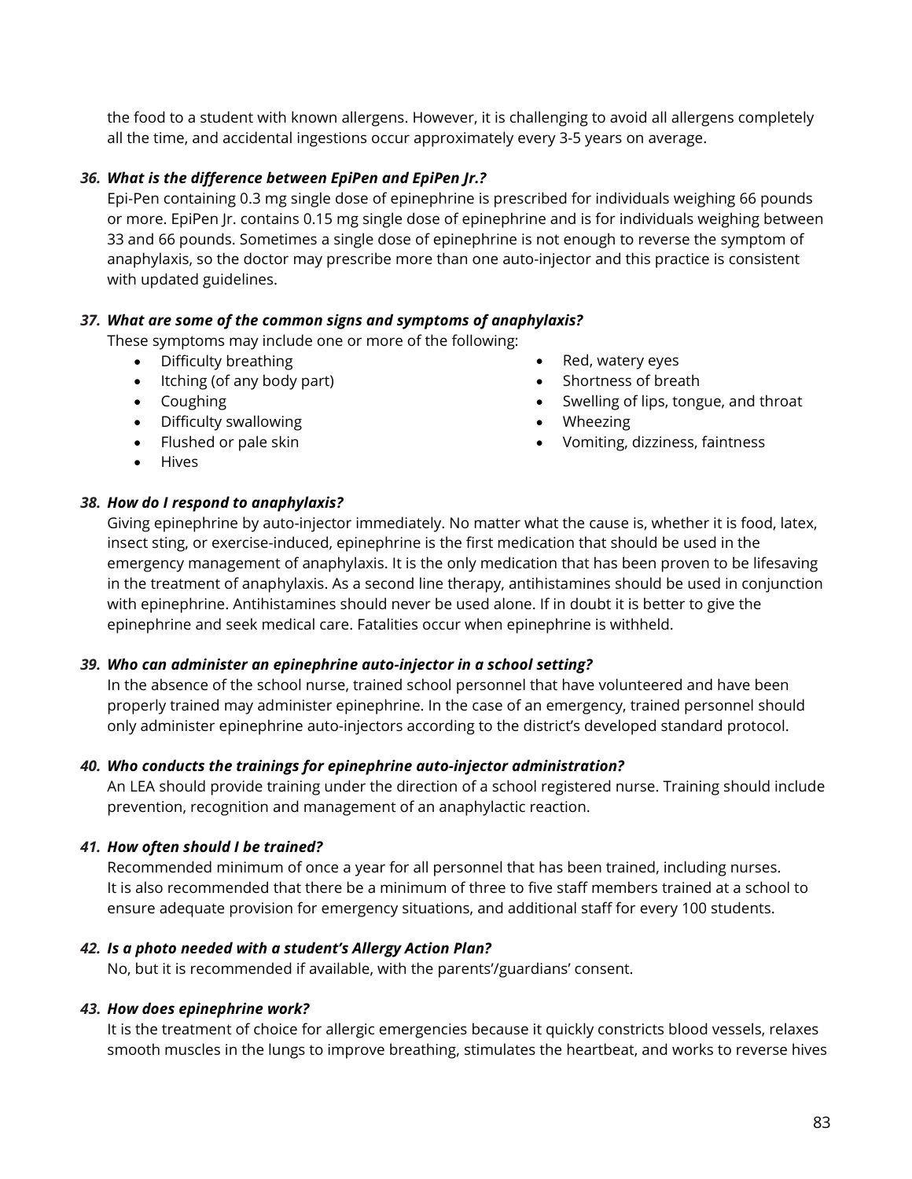the food to a student with known allergens. However, it is challenging to avoid all allergens completely all the time, and accidental ingestions occur approximately every 3-5 years on average.

***36. What is the difference between EpiPen and EpiPen Jr.?***

Epi-Pen containing 0.3 mg single dose of epinephrine is prescribed for individuals weighing 66 pounds or more. EpiPen Jr. contains 0.15 mg single dose of epinephrine and is for individuals weighing between 33 and 66 pounds. Sometimes a single dose of epinephrine is not enough to reverse the symptom of anaphylaxis, so the doctor may prescribe more than one auto-injector and this practice is consistent with updated guidelines.

***37. What are some of the common signs and symptoms of anaphylaxis?***

These symptoms may include one or more of the following:

- Difficulty breathing
- Itching (of any body part)
- Coughing
- Difficulty swallowing
- Flushed or pale skin
- Hives
- Red, watery eyes
- Shortness of breath
- Swelling of lips, tongue, and throat
- Wheezing
- Vomiting, dizziness, faintness

***38. How do I respond to anaphylaxis?***

Giving epinephrine by auto-injector immediately. No matter what the cause is, whether it is food, latex, insect sting, or exercise-induced, epinephrine is the first medication that should be used in the emergency management of anaphylaxis. It is the only medication that has been proven to be lifesaving in the treatment of anaphylaxis. As a second line therapy, antihistamines should be used in conjunction with epinephrine. Antihistamines should never be used alone. If in doubt it is better to give the epinephrine and seek medical care. Fatalities occur when epinephrine is withheld.

***39. Who can administer an epinephrine auto-injector in a school setting?***

In the absence of the school nurse, trained school personnel that have volunteered and have been properly trained may administer epinephrine. In the case of an emergency, trained personnel should only administer epinephrine auto-injectors according to the district's developed standard protocol.

***40. Who conducts the trainings for epinephrine auto-injector administration?***

An LEA should provide training under the direction of a school registered nurse. Training should include prevention, recognition and management of an anaphylactic reaction.

***41. How often should I be trained?***

Recommended minimum of once a year for all personnel that has been trained, including nurses. It is also recommended that there be a minimum of three to five staff members trained at a school to ensure adequate provision for emergency situations, and additional staff for every 100 students.

***42. Is a photo needed with a student's Allergy Action Plan?***

No, but it is recommended if available, with the parents'/guardians' consent.

***43. How does epinephrine work?***

It is the treatment of choice for allergic emergencies because it quickly constricts blood vessels, relaxes smooth muscles in the lungs to improve breathing, stimulates the heartbeat, and works to reverse hives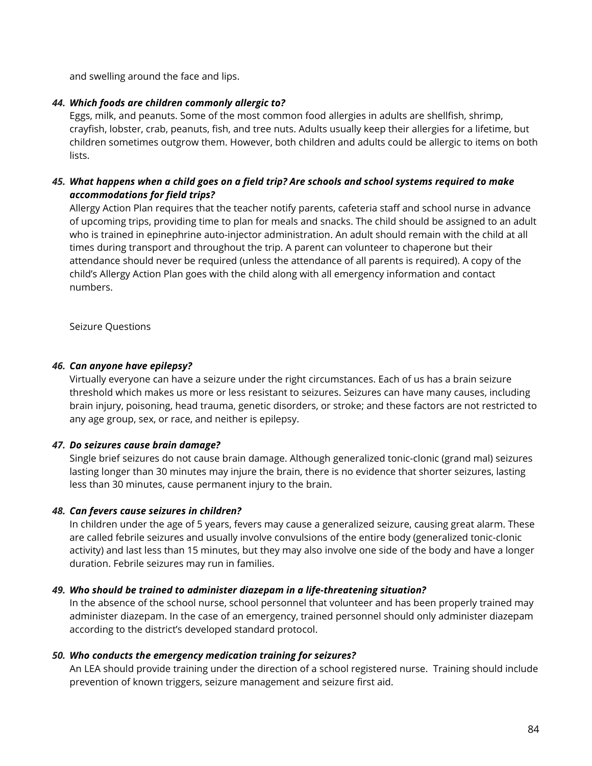and swelling around the face and lips.

***44. Which foods are children commonly allergic to?***

Eggs, milk, and peanuts. Some of the most common food allergies in adults are shellfish, shrimp, crayfish, lobster, crab, peanuts, fish, and tree nuts. Adults usually keep their allergies for a lifetime, but children sometimes outgrow them. However, both children and adults could be allergic to items on both lists.

***45. What happens when a child goes on a field trip? Are schools and school systems required to make accommodations for field trips?***

Allergy Action Plan requires that the teacher notify parents, cafeteria staff and school nurse in advance of upcoming trips, providing time to plan for meals and snacks. The child should be assigned to an adult who is trained in epinephrine auto-injector administration. An adult should remain with the child at all times during transport and throughout the trip. A parent can volunteer to chaperone but their attendance should never be required (unless the attendance of all parents is required). A copy of the child's Allergy Action Plan goes with the child along with all emergency information and contact numbers.

Seizure Questions

***46. Can anyone have epilepsy?***

Virtually everyone can have a seizure under the right circumstances. Each of us has a brain seizure threshold which makes us more or less resistant to seizures. Seizures can have many causes, including brain injury, poisoning, head trauma, genetic disorders, or stroke; and these factors are not restricted to any age group, sex, or race, and neither is epilepsy.

***47. Do seizures cause brain damage?***

Single brief seizures do not cause brain damage. Although generalized tonic-clonic (grand mal) seizures lasting longer than 30 minutes may injure the brain, there is no evidence that shorter seizures, lasting less than 30 minutes, cause permanent injury to the brain.

***48. Can fevers cause seizures in children?***

In children under the age of 5 years, fevers may cause a generalized seizure, causing great alarm. These are called febrile seizures and usually involve convulsions of the entire body (generalized tonic-clonic activity) and last less than 15 minutes, but they may also involve one side of the body and have a longer duration. Febrile seizures may run in families.

***49. Who should be trained to administer diazepam in a life-threatening situation?***

In the absence of the school nurse, school personnel that volunteer and has been properly trained may administer diazepam. In the case of an emergency, trained personnel should only administer diazepam according to the district's developed standard protocol.

***50. Who conducts the emergency medication training for seizures?***

An LEA should provide training under the direction of a school registered nurse. Training should include prevention of known triggers, seizure management and seizure first aid.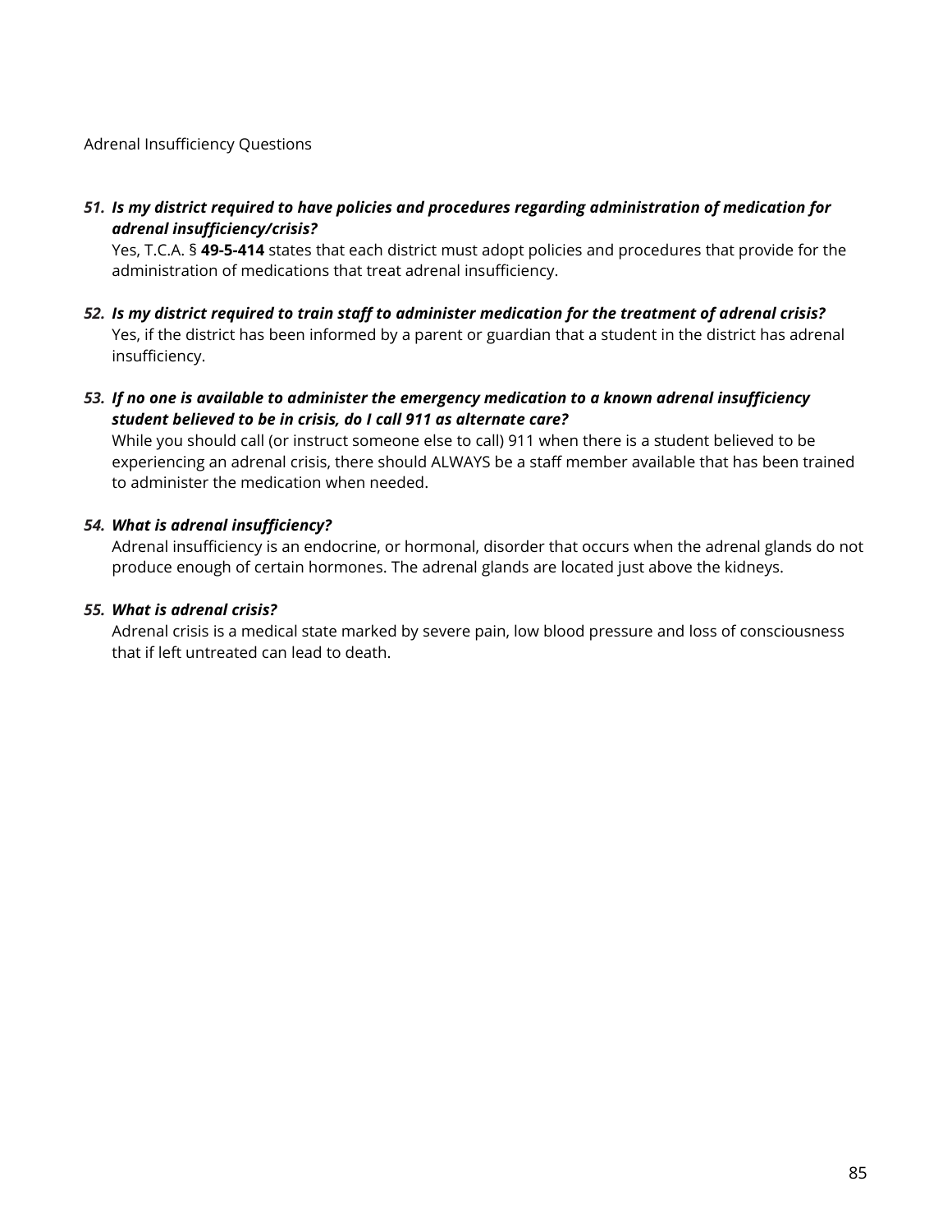Adrenal Insufficiency Questions

51. ***Is my district required to have policies and procedures regarding administration of medication for adrenal insufficiency/crisis?***
    Yes, T.C.A. § **49-5-414** states that each district must adopt policies and procedures that provide for the administration of medications that treat adrenal insufficiency.

52. ***Is my district required to train staff to administer medication for the treatment of adrenal crisis?***
    Yes, if the district has been informed by a parent or guardian that a student in the district has adrenal insufficiency.

53. ***If no one is available to administer the emergency medication to a known adrenal insufficiency student believed to be in crisis, do I call 911 as alternate care?***
    While you should call (or instruct someone else to call) 911 when there is a student believed to be experiencing an adrenal crisis, there should ALWAYS be a staff member available that has been trained to administer the medication when needed.

54. ***What is adrenal insufficiency?***
    Adrenal insufficiency is an endocrine, or hormonal, disorder that occurs when the adrenal glands do not produce enough of certain hormones. The adrenal glands are located just above the kidneys.

55. ***What is adrenal crisis?***
    Adrenal crisis is a medical state marked by severe pain, low blood pressure and loss of consciousness that if left untreated can lead to death.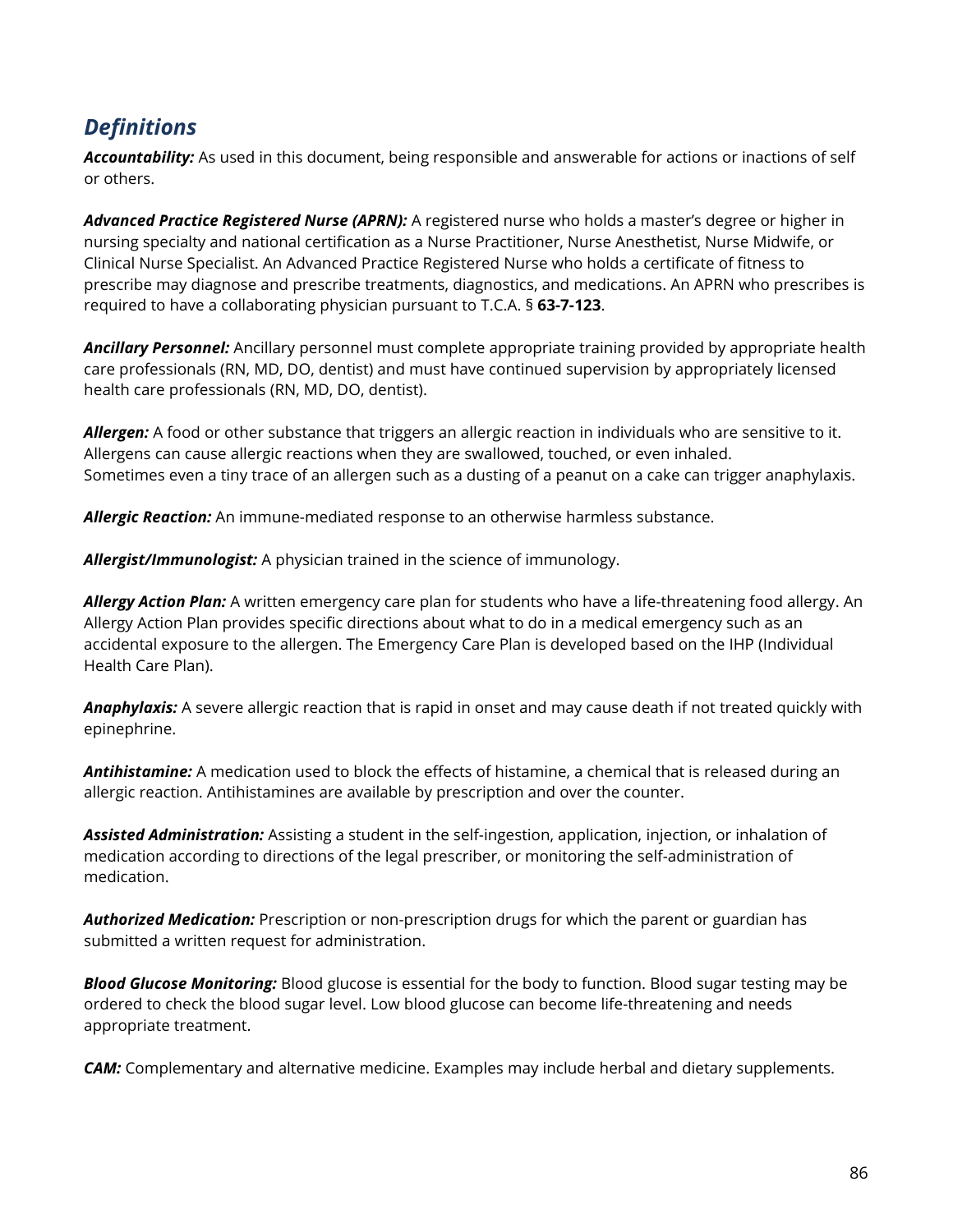## *Definitions*

***Accountability:*** As used in this document, being responsible and answerable for actions or inactions of self or others.

***Advanced Practice Registered Nurse (APRN):*** A registered nurse who holds a master's degree or higher in nursing specialty and national certification as a Nurse Practitioner, Nurse Anesthetist, Nurse Midwife, or Clinical Nurse Specialist. An Advanced Practice Registered Nurse who holds a certificate of fitness to prescribe may diagnose and prescribe treatments, diagnostics, and medications. An APRN who prescribes is required to have a collaborating physician pursuant to T.C.A. § **63-7-123**.

***Ancillary Personnel:*** Ancillary personnel must complete appropriate training provided by appropriate health care professionals (RN, MD, DO, dentist) and must have continued supervision by appropriately licensed health care professionals (RN, MD, DO, dentist).

***Allergen:*** A food or other substance that triggers an allergic reaction in individuals who are sensitive to it. Allergens can cause allergic reactions when they are swallowed, touched, or even inhaled. Sometimes even a tiny trace of an allergen such as a dusting of a peanut on a cake can trigger anaphylaxis.

***Allergic Reaction:*** An immune-mediated response to an otherwise harmless substance.

***Allergist/Immunologist:*** A physician trained in the science of immunology.

***Allergy Action Plan:*** A written emergency care plan for students who have a life-threatening food allergy. An Allergy Action Plan provides specific directions about what to do in a medical emergency such as an accidental exposure to the allergen. The Emergency Care Plan is developed based on the IHP (Individual Health Care Plan).

***Anaphylaxis:*** A severe allergic reaction that is rapid in onset and may cause death if not treated quickly with epinephrine.

***Antihistamine:*** A medication used to block the effects of histamine, a chemical that is released during an allergic reaction. Antihistamines are available by prescription and over the counter.

***Assisted Administration:*** Assisting a student in the self-ingestion, application, injection, or inhalation of medication according to directions of the legal prescriber, or monitoring the self-administration of medication.

***Authorized Medication:*** Prescription or non-prescription drugs for which the parent or guardian has submitted a written request for administration.

***Blood Glucose Monitoring:*** Blood glucose is essential for the body to function. Blood sugar testing may be ordered to check the blood sugar level. Low blood glucose can become life-threatening and needs appropriate treatment.

***CAM:*** Complementary and alternative medicine. Examples may include herbal and dietary supplements.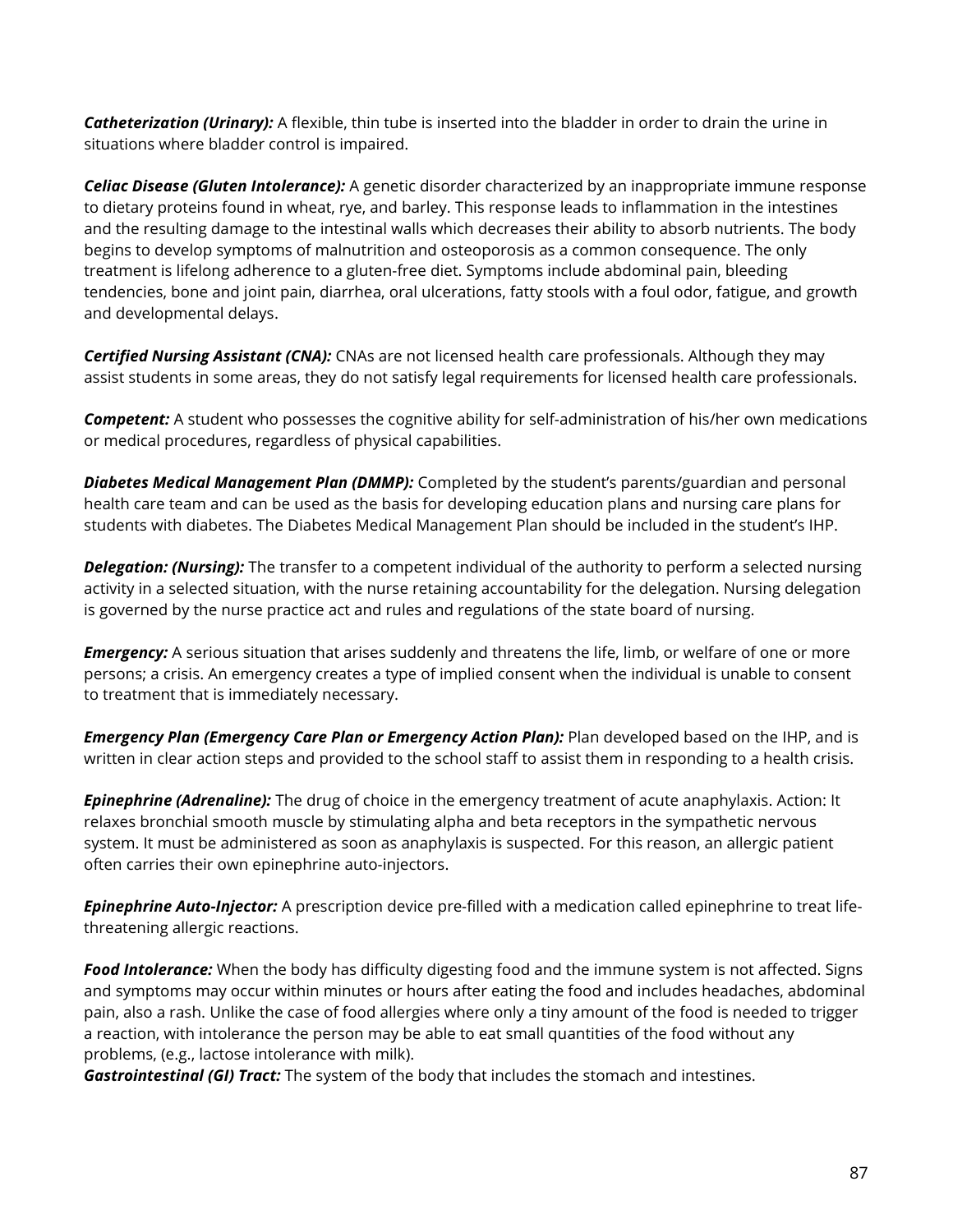***Catheterization (Urinary):*** A flexible, thin tube is inserted into the bladder in order to drain the urine in situations where bladder control is impaired.

***Celiac Disease (Gluten Intolerance):*** A genetic disorder characterized by an inappropriate immune response to dietary proteins found in wheat, rye, and barley. This response leads to inflammation in the intestines and the resulting damage to the intestinal walls which decreases their ability to absorb nutrients. The body begins to develop symptoms of malnutrition and osteoporosis as a common consequence. The only treatment is lifelong adherence to a gluten-free diet. Symptoms include abdominal pain, bleeding tendencies, bone and joint pain, diarrhea, oral ulcerations, fatty stools with a foul odor, fatigue, and growth and developmental delays.

***Certified Nursing Assistant (CNA):*** CNAs are not licensed health care professionals. Although they may assist students in some areas, they do not satisfy legal requirements for licensed health care professionals.

***Competent:*** A student who possesses the cognitive ability for self-administration of his/her own medications or medical procedures, regardless of physical capabilities.

***Diabetes Medical Management Plan (DMMP):*** Completed by the student's parents/guardian and personal health care team and can be used as the basis for developing education plans and nursing care plans for students with diabetes. The Diabetes Medical Management Plan should be included in the student's IHP.

***Delegation: (Nursing):*** The transfer to a competent individual of the authority to perform a selected nursing activity in a selected situation, with the nurse retaining accountability for the delegation. Nursing delegation is governed by the nurse practice act and rules and regulations of the state board of nursing.

***Emergency:*** A serious situation that arises suddenly and threatens the life, limb, or welfare of one or more persons; a crisis. An emergency creates a type of implied consent when the individual is unable to consent to treatment that is immediately necessary.

***Emergency Plan (Emergency Care Plan or Emergency Action Plan):*** Plan developed based on the IHP, and is written in clear action steps and provided to the school staff to assist them in responding to a health crisis.

***Epinephrine (Adrenaline):*** The drug of choice in the emergency treatment of acute anaphylaxis. Action: It relaxes bronchial smooth muscle by stimulating alpha and beta receptors in the sympathetic nervous system. It must be administered as soon as anaphylaxis is suspected. For this reason, an allergic patient often carries their own epinephrine auto-injectors.

***Epinephrine Auto-Injector:*** A prescription device pre-filled with a medication called epinephrine to treat life-threatening allergic reactions.

***Food Intolerance:*** When the body has difficulty digesting food and the immune system is not affected. Signs and symptoms may occur within minutes or hours after eating the food and includes headaches, abdominal pain, also a rash. Unlike the case of food allergies where only a tiny amount of the food is needed to trigger a reaction, with intolerance the person may be able to eat small quantities of the food without any problems, (e.g., lactose intolerance with milk).

***Gastrointestinal (GI) Tract:*** The system of the body that includes the stomach and intestines.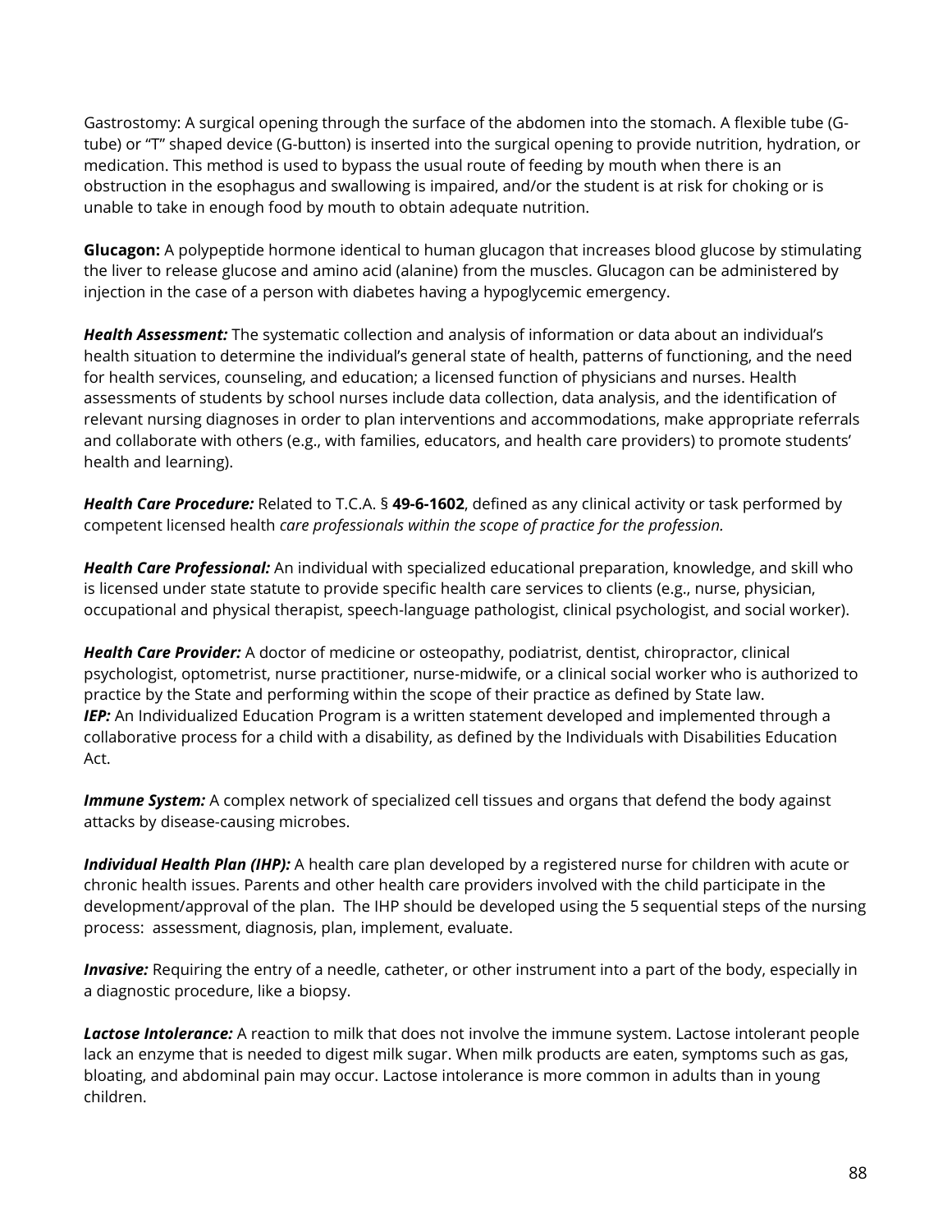Gastrostomy: A surgical opening through the surface of the abdomen into the stomach. A flexible tube (G-tube) or "T" shaped device (G-button) is inserted into the surgical opening to provide nutrition, hydration, or medication. This method is used to bypass the usual route of feeding by mouth when there is an obstruction in the esophagus and swallowing is impaired, and/or the student is at risk for choking or is unable to take in enough food by mouth to obtain adequate nutrition.

**Glucagon:** A polypeptide hormone identical to human glucagon that increases blood glucose by stimulating the liver to release glucose and amino acid (alanine) from the muscles. Glucagon can be administered by injection in the case of a person with diabetes having a hypoglycemic emergency.

***Health Assessment:*** The systematic collection and analysis of information or data about an individual's health situation to determine the individual's general state of health, patterns of functioning, and the need for health services, counseling, and education; a licensed function of physicians and nurses. Health assessments of students by school nurses include data collection, data analysis, and the identification of relevant nursing diagnoses in order to plan interventions and accommodations, make appropriate referrals and collaborate with others (e.g., with families, educators, and health care providers) to promote students' health and learning).

***Health Care Procedure:*** Related to T.C.A. § **49-6-1602**, defined as any clinical activity or task performed by competent licensed health *care professionals within the scope of practice for the profession.*

***Health Care Professional:*** An individual with specialized educational preparation, knowledge, and skill who is licensed under state statute to provide specific health care services to clients (e.g., nurse, physician, occupational and physical therapist, speech-language pathologist, clinical psychologist, and social worker).

***Health Care Provider:*** A doctor of medicine or osteopathy, podiatrist, dentist, chiropractor, clinical psychologist, optometrist, nurse practitioner, nurse-midwife, or a clinical social worker who is authorized to practice by the State and performing within the scope of their practice as defined by State law.
***IEP:*** An Individualized Education Program is a written statement developed and implemented through a collaborative process for a child with a disability, as defined by the Individuals with Disabilities Education Act.

***Immune System:*** A complex network of specialized cell tissues and organs that defend the body against attacks by disease-causing microbes.

***Individual Health Plan (IHP):*** A health care plan developed by a registered nurse for children with acute or chronic health issues. Parents and other health care providers involved with the child participate in the development/approval of the plan. The IHP should be developed using the 5 sequential steps of the nursing process: assessment, diagnosis, plan, implement, evaluate.

***Invasive:*** Requiring the entry of a needle, catheter, or other instrument into a part of the body, especially in a diagnostic procedure, like a biopsy.

***Lactose Intolerance:*** A reaction to milk that does not involve the immune system. Lactose intolerant people lack an enzyme that is needed to digest milk sugar. When milk products are eaten, symptoms such as gas, bloating, and abdominal pain may occur. Lactose intolerance is more common in adults than in young children.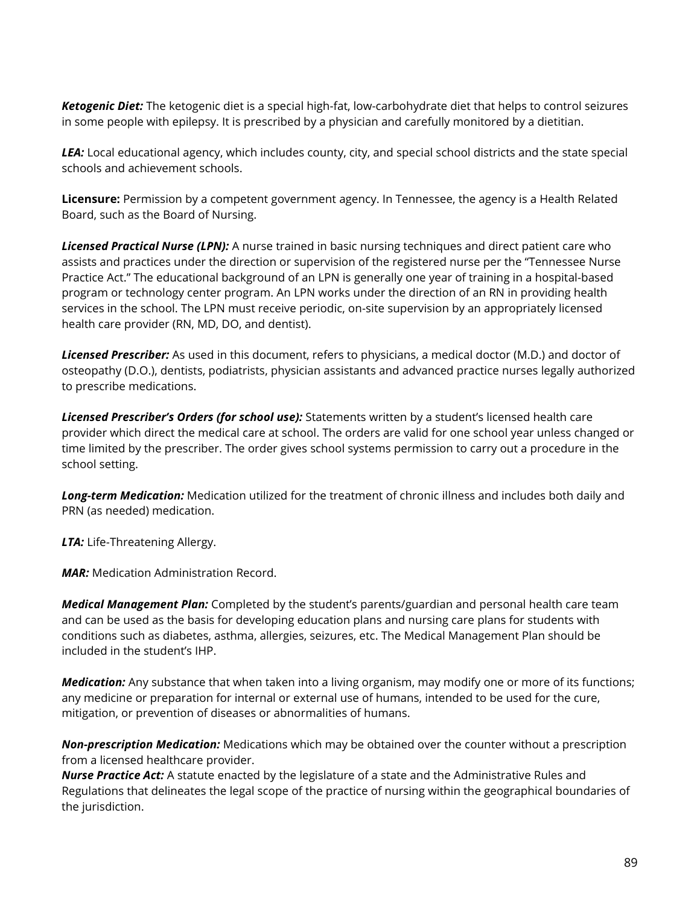***Ketogenic Diet:*** The ketogenic diet is a special high-fat, low-carbohydrate diet that helps to control seizures in some people with epilepsy. It is prescribed by a physician and carefully monitored by a dietitian.

***LEA:*** Local educational agency, which includes county, city, and special school districts and the state special schools and achievement schools.

**Licensure:** Permission by a competent government agency. In Tennessee, the agency is a Health Related Board, such as the Board of Nursing.

***Licensed Practical Nurse (LPN):*** A nurse trained in basic nursing techniques and direct patient care who assists and practices under the direction or supervision of the registered nurse per the "Tennessee Nurse Practice Act." The educational background of an LPN is generally one year of training in a hospital-based program or technology center program. An LPN works under the direction of an RN in providing health services in the school. The LPN must receive periodic, on-site supervision by an appropriately licensed health care provider (RN, MD, DO, and dentist).

***Licensed Prescriber:*** As used in this document, refers to physicians, a medical doctor (M.D.) and doctor of osteopathy (D.O.), dentists, podiatrists, physician assistants and advanced practice nurses legally authorized to prescribe medications.

***Licensed Prescriber's Orders (for school use):*** Statements written by a student's licensed health care provider which direct the medical care at school. The orders are valid for one school year unless changed or time limited by the prescriber. The order gives school systems permission to carry out a procedure in the school setting.

***Long-term Medication:*** Medication utilized for the treatment of chronic illness and includes both daily and PRN (as needed) medication.

***LTA:*** Life-Threatening Allergy.

***MAR:*** Medication Administration Record.

***Medical Management Plan:*** Completed by the student's parents/guardian and personal health care team and can be used as the basis for developing education plans and nursing care plans for students with conditions such as diabetes, asthma, allergies, seizures, etc. The Medical Management Plan should be included in the student's IHP.

***Medication:*** Any substance that when taken into a living organism, may modify one or more of its functions; any medicine or preparation for internal or external use of humans, intended to be used for the cure, mitigation, or prevention of diseases or abnormalities of humans.

***Non-prescription Medication:*** Medications which may be obtained over the counter without a prescription from a licensed healthcare provider.

***Nurse Practice Act:*** A statute enacted by the legislature of a state and the Administrative Rules and Regulations that delineates the legal scope of the practice of nursing within the geographical boundaries of the jurisdiction.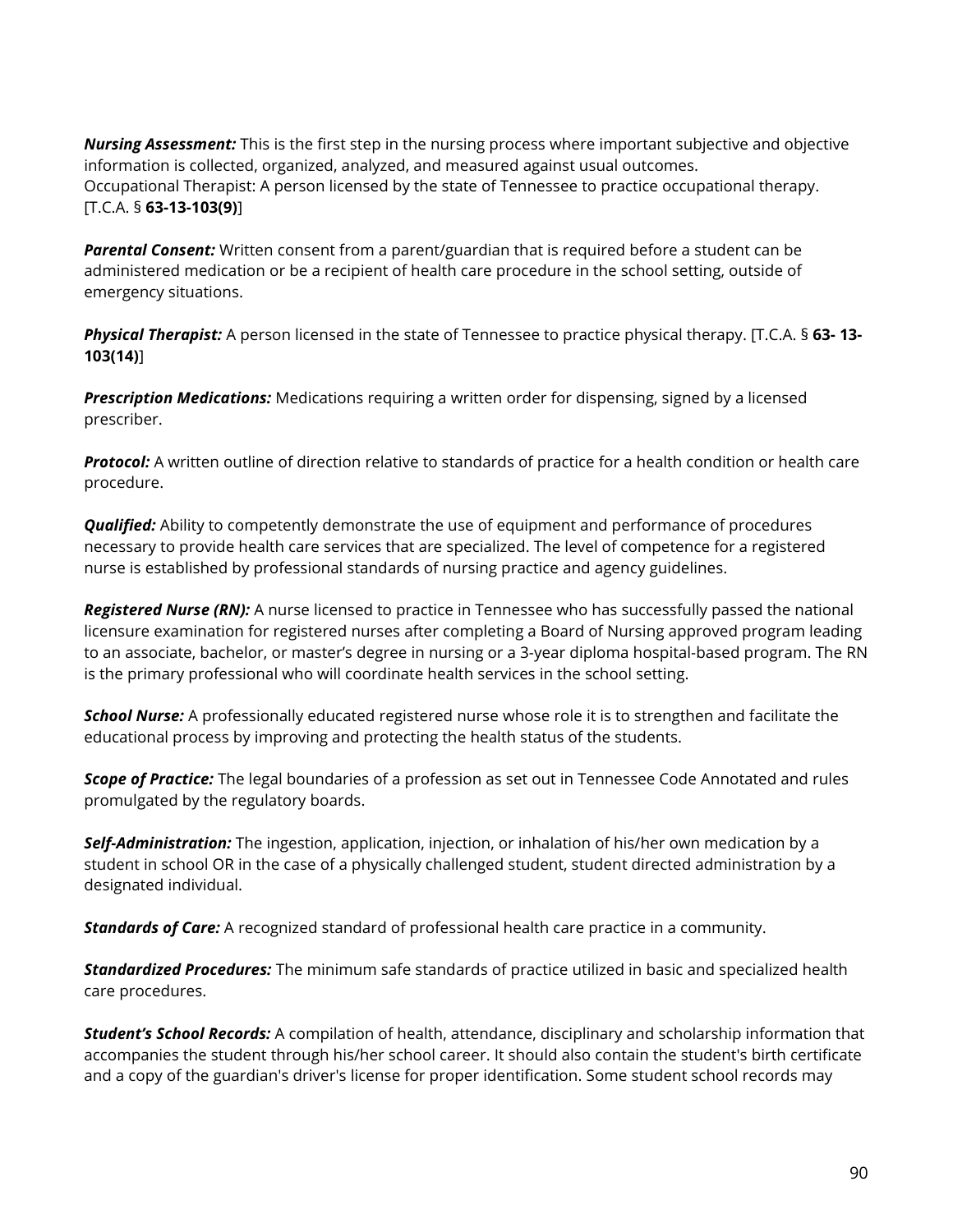***Nursing Assessment:*** This is the first step in the nursing process where important subjective and objective information is collected, organized, analyzed, and measured against usual outcomes.
Occupational Therapist: A person licensed by the state of Tennessee to practice occupational therapy. [T.C.A. § **63-13-103(9)**]

***Parental Consent:*** Written consent from a parent/guardian that is required before a student can be administered medication or be a recipient of health care procedure in the school setting, outside of emergency situations.

***Physical Therapist:*** A person licensed in the state of Tennessee to practice physical therapy. [T.C.A. § **63- 13-103(14)**]

***Prescription Medications:*** Medications requiring a written order for dispensing, signed by a licensed prescriber.

***Protocol:*** A written outline of direction relative to standards of practice for a health condition or health care procedure.

***Qualified:*** Ability to competently demonstrate the use of equipment and performance of procedures necessary to provide health care services that are specialized. The level of competence for a registered nurse is established by professional standards of nursing practice and agency guidelines.

***Registered Nurse (RN):*** A nurse licensed to practice in Tennessee who has successfully passed the national licensure examination for registered nurses after completing a Board of Nursing approved program leading to an associate, bachelor, or master's degree in nursing or a 3-year diploma hospital-based program. The RN is the primary professional who will coordinate health services in the school setting.

***School Nurse:*** A professionally educated registered nurse whose role it is to strengthen and facilitate the educational process by improving and protecting the health status of the students.

***Scope of Practice:*** The legal boundaries of a profession as set out in Tennessee Code Annotated and rules promulgated by the regulatory boards.

***Self-Administration:*** The ingestion, application, injection, or inhalation of his/her own medication by a student in school OR in the case of a physically challenged student, student directed administration by a designated individual.

***Standards of Care:*** A recognized standard of professional health care practice in a community.

***Standardized Procedures:*** The minimum safe standards of practice utilized in basic and specialized health care procedures.

***Student's School Records:*** A compilation of health, attendance, disciplinary and scholarship information that accompanies the student through his/her school career. It should also contain the student's birth certificate and a copy of the guardian's driver's license for proper identification. Some student school records may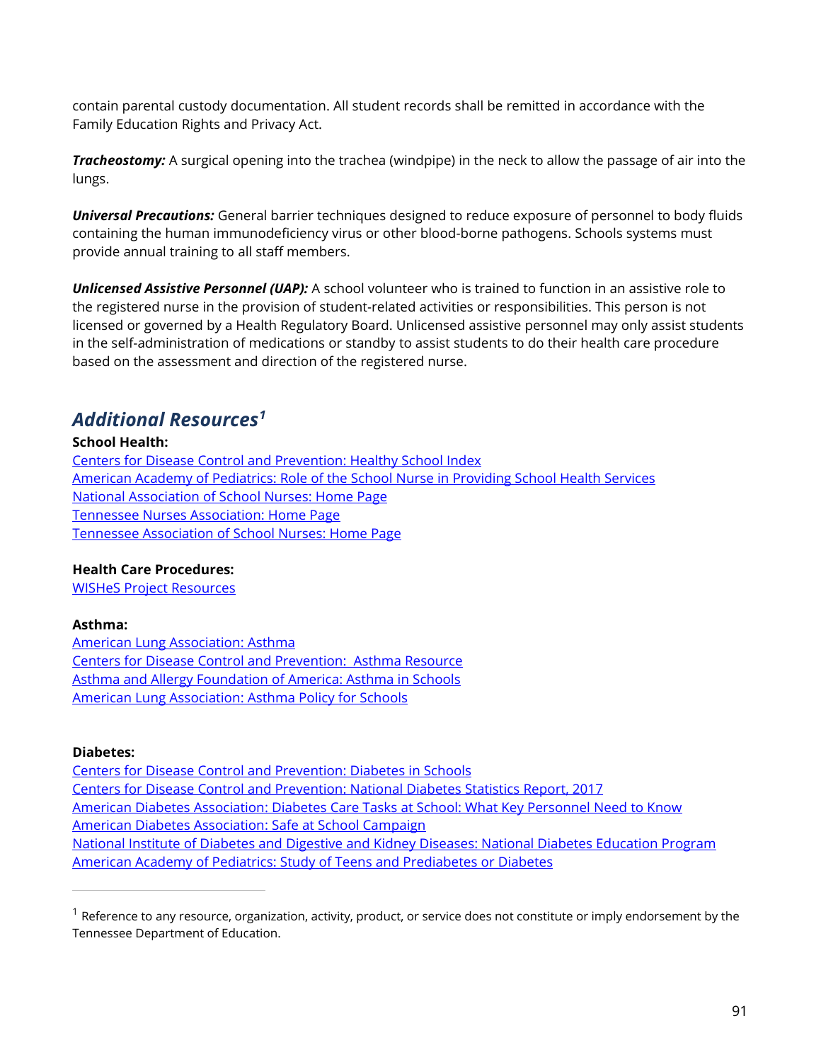contain parental custody documentation. All student records shall be remitted in accordance with the Family Education Rights and Privacy Act.

***Tracheostomy:*** A surgical opening into the trachea (windpipe) in the neck to allow the passage of air into the lungs.

***Universal Precautions:*** General barrier techniques designed to reduce exposure of personnel to body fluids containing the human immunodeficiency virus or other blood-borne pathogens. Schools systems must provide annual training to all staff members.

***Unlicensed Assistive Personnel (UAP):*** A school volunteer who is trained to function in an assistive role to the registered nurse in the provision of student-related activities or responsibilities. This person is not licensed or governed by a Health Regulatory Board. Unlicensed assistive personnel may only assist students in the self-administration of medications or standby to assist students to do their health care procedure based on the assessment and direction of the registered nurse.

## *Additional Resources*[1]

**School Health:**

Centers for Disease Control and Prevention: Healthy School Index
American Academy of Pediatrics: Role of the School Nurse in Providing School Health Services
National Association of School Nurses: Home Page
Tennessee Nurses Association: Home Page
Tennessee Association of School Nurses: Home Page

**Health Care Procedures:**

WISHeS Project Resources

**Asthma:**

American Lung Association: Asthma
Centers for Disease Control and Prevention: Asthma Resource
Asthma and Allergy Foundation of America: Asthma in Schools
American Lung Association: Asthma Policy for Schools

**Diabetes:**

Centers for Disease Control and Prevention: Diabetes in Schools
Centers for Disease Control and Prevention: National Diabetes Statistics Report, 2017
American Diabetes Association: Diabetes Care Tasks at School: What Key Personnel Need to Know
American Diabetes Association: Safe at School Campaign
National Institute of Diabetes and Digestive and Kidney Diseases: National Diabetes Education Program
American Academy of Pediatrics: Study of Teens and Prediabetes or Diabetes

---

[1] Reference to any resource, organization, activity, product, or service does not constitute or imply endorsement by the Tennessee Department of Education.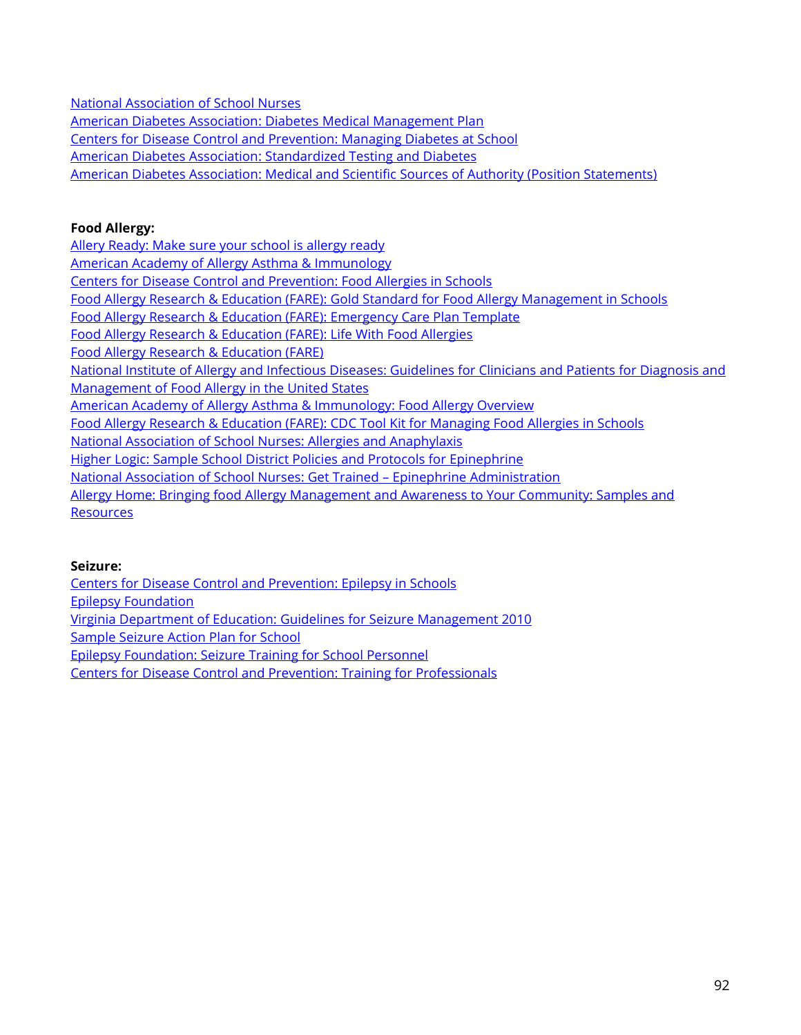National Association of School Nurses
American Diabetes Association: Diabetes Medical Management Plan
Centers for Disease Control and Prevention: Managing Diabetes at School
American Diabetes Association: Standardized Testing and Diabetes
American Diabetes Association: Medical and Scientific Sources of Authority (Position Statements)

**Food Allergy:**

Allery Ready: Make sure your school is allergy ready
American Academy of Allergy Asthma & Immunology
Centers for Disease Control and Prevention: Food Allergies in Schools
Food Allergy Research & Education (FARE): Gold Standard for Food Allergy Management in Schools
Food Allergy Research & Education (FARE): Emergency Care Plan Template
Food Allergy Research & Education (FARE): Life With Food Allergies
Food Allergy Research & Education (FARE)
National Institute of Allergy and Infectious Diseases: Guidelines for Clinicians and Patients for Diagnosis and Management of Food Allergy in the United States
American Academy of Allergy Asthma & Immunology: Food Allergy Overview
Food Allergy Research & Education (FARE): CDC Tool Kit for Managing Food Allergies in Schools
National Association of School Nurses: Allergies and Anaphylaxis
Higher Logic: Sample School District Policies and Protocols for Epinephrine
National Association of School Nurses: Get Trained – Epinephrine Administration
Allergy Home: Bringing food Allergy Management and Awareness to Your Community: Samples and Resources

**Seizure:**

Centers for Disease Control and Prevention: Epilepsy in Schools
Epilepsy Foundation
Virginia Department of Education: Guidelines for Seizure Management 2010
Sample Seizure Action Plan for School
Epilepsy Foundation: Seizure Training for School Personnel
Centers for Disease Control and Prevention: Training for Professionals